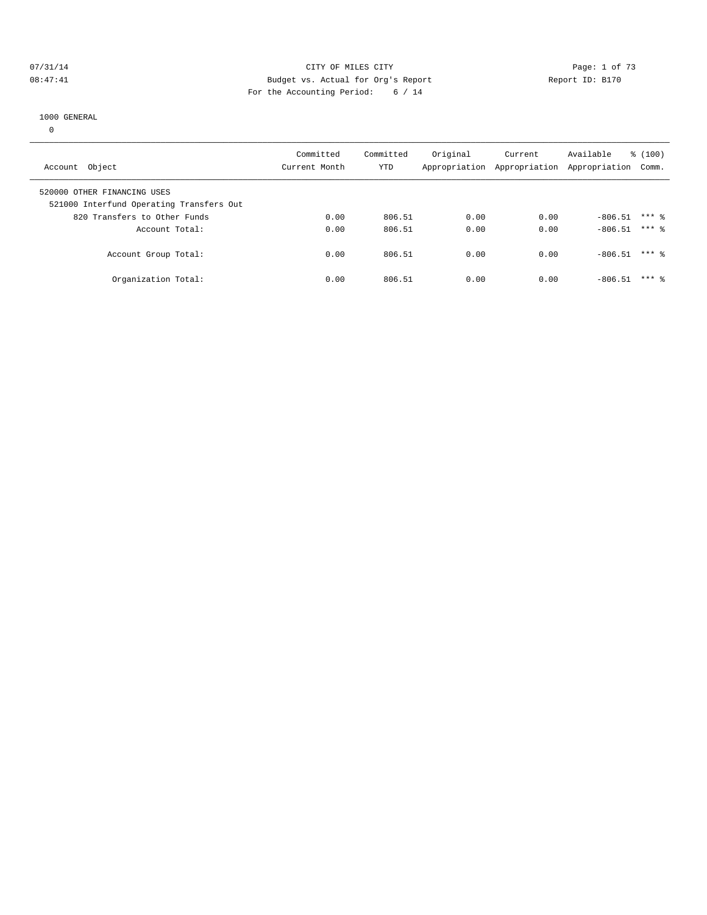CITY OF MILES CITY
Budget vs. Actual for Org's Report
For the Accounting Period: 6 / 14

07/31/14
08:47:41

Report ID: B170

1000 GENERAL
0

| Account Object | Committed Current Month | Committed YTD | Original Appropriation | Current Appropriation | Available Appropriation | % (100) Comm. |
|---|---|---|---|---|---|---|
| 520000 OTHER FINANCING USES | | | | | | |
| 521000 Interfund Operating Transfers Out | | | | | | |
| 820 Transfers to Other Funds | 0.00 | 806.51 | 0.00 | 0.00 | -806.51 | *** % |
| Account Total: | 0.00 | 806.51 | 0.00 | 0.00 | -806.51 | *** % |
| Account Group Total: | 0.00 | 806.51 | 0.00 | 0.00 | -806.51 | *** % |
| Organization Total: | 0.00 | 806.51 | 0.00 | 0.00 | -806.51 | *** % |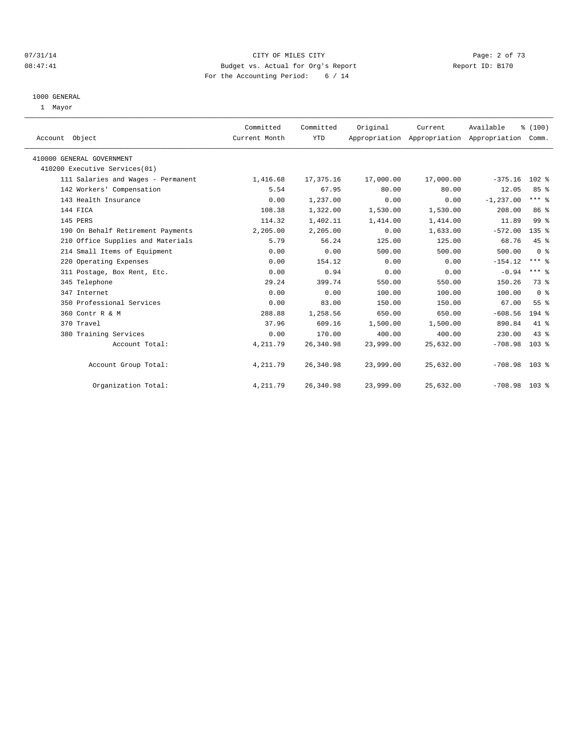07/31/14 CITY OF MILES CITY
08:47:41 Budget vs. Actual for Org's Report Report ID: B170
For the Accounting Period: 6 / 14

1000 GENERAL

1 Mayor

| Account Object | Committed Current Month | Committed YTD | Original Appropriation | Current Appropriation | Available Appropriation | % (100) Comm. |
|---|---|---|---|---|---|---|
| 410000 GENERAL GOVERNMENT | | | | | | |
| 410200 Executive Services(01) | | | | | | |
| 111 Salaries and Wages - Permanent | 1,416.68 | 17,375.16 | 17,000.00 | 17,000.00 | -375.16 | 102 % |
| 142 Workers' Compensation | 5.54 | 67.95 | 80.00 | 80.00 | 12.05 | 85 % |
| 143 Health Insurance | 0.00 | 1,237.00 | 0.00 | 0.00 | -1,237.00 | *** % |
| 144 FICA | 108.38 | 1,322.00 | 1,530.00 | 1,530.00 | 208.00 | 86 % |
| 145 PERS | 114.32 | 1,402.11 | 1,414.00 | 1,414.00 | 11.89 | 99 % |
| 190 On Behalf Retirement Payments | 2,205.00 | 2,205.00 | 0.00 | 1,633.00 | -572.00 | 135 % |
| 210 Office Supplies and Materials | 5.79 | 56.24 | 125.00 | 125.00 | 68.76 | 45 % |
| 214 Small Items of Equipment | 0.00 | 0.00 | 500.00 | 500.00 | 500.00 | 0 % |
| 220 Operating Expenses | 0.00 | 154.12 | 0.00 | 0.00 | -154.12 | *** % |
| 311 Postage, Box Rent, Etc. | 0.00 | 0.94 | 0.00 | 0.00 | -0.94 | *** % |
| 345 Telephone | 29.24 | 399.74 | 550.00 | 550.00 | 150.26 | 73 % |
| 347 Internet | 0.00 | 0.00 | 100.00 | 100.00 | 100.00 | 0 % |
| 350 Professional Services | 0.00 | 83.00 | 150.00 | 150.00 | 67.00 | 55 % |
| 360 Contr R & M | 288.88 | 1,258.56 | 650.00 | 650.00 | -608.56 | 194 % |
| 370 Travel | 37.96 | 609.16 | 1,500.00 | 1,500.00 | 890.84 | 41 % |
| 380 Training Services | 0.00 | 170.00 | 400.00 | 400.00 | 230.00 | 43 % |
| Account Total: | 4,211.79 | 26,340.98 | 23,999.00 | 25,632.00 | -708.98 | 103 % |
| Account Group Total: | 4,211.79 | 26,340.98 | 23,999.00 | 25,632.00 | -708.98 | 103 % |
| Organization Total: | 4,211.79 | 26,340.98 | 23,999.00 | 25,632.00 | -708.98 | 103 % |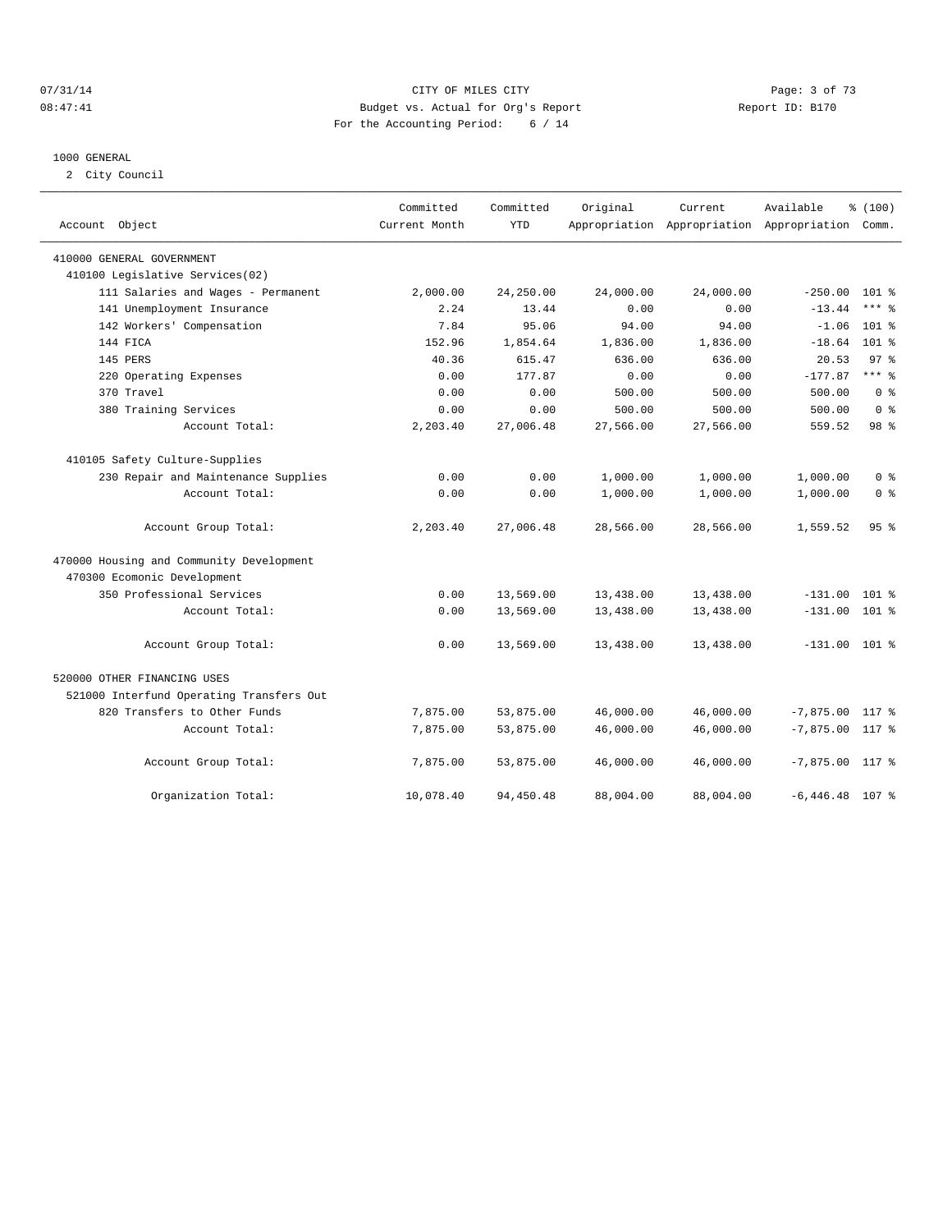CITY OF MILES CITY

Budget vs. Actual for Org's Report

For the Accounting Period: 6 / 14

1000 GENERAL

2 City Council

| Account Object | Committed Current Month | Committed YTD | Original Appropriation | Current Appropriation | Available Appropriation | % (100) Comm. |
|---|---|---|---|---|---|---|
| 410000 GENERAL GOVERNMENT | | | | | | |
| 410100 Legislative Services(02) | | | | | | |
| 111 Salaries and Wages - Permanent | 2,000.00 | 24,250.00 | 24,000.00 | 24,000.00 | -250.00 | 101 % |
| 141 Unemployment Insurance | 2.24 | 13.44 | 0.00 | 0.00 | -13.44 | *** % |
| 142 Workers' Compensation | 7.84 | 95.06 | 94.00 | 94.00 | -1.06 | 101 % |
| 144 FICA | 152.96 | 1,854.64 | 1,836.00 | 1,836.00 | -18.64 | 101 % |
| 145 PERS | 40.36 | 615.47 | 636.00 | 636.00 | 20.53 | 97 % |
| 220 Operating Expenses | 0.00 | 177.87 | 0.00 | 0.00 | -177.87 | *** % |
| 370 Travel | 0.00 | 0.00 | 500.00 | 500.00 | 500.00 | 0 % |
| 380 Training Services | 0.00 | 0.00 | 500.00 | 500.00 | 500.00 | 0 % |
| Account Total: | 2,203.40 | 27,006.48 | 27,566.00 | 27,566.00 | 559.52 | 98 % |
| 410105 Safety Culture-Supplies | | | | | | |
| 230 Repair and Maintenance Supplies | 0.00 | 0.00 | 1,000.00 | 1,000.00 | 1,000.00 | 0 % |
| Account Total: | 0.00 | 0.00 | 1,000.00 | 1,000.00 | 1,000.00 | 0 % |
| Account Group Total: | 2,203.40 | 27,006.48 | 28,566.00 | 28,566.00 | 1,559.52 | 95 % |
| 470000 Housing and Community Development | | | | | | |
| 470300 Ecomonic Development | | | | | | |
| 350 Professional Services | 0.00 | 13,569.00 | 13,438.00 | 13,438.00 | -131.00 | 101 % |
| Account Total: | 0.00 | 13,569.00 | 13,438.00 | 13,438.00 | -131.00 | 101 % |
| Account Group Total: | 0.00 | 13,569.00 | 13,438.00 | 13,438.00 | -131.00 | 101 % |
| 520000 OTHER FINANCING USES | | | | | | |
| 521000 Interfund Operating Transfers Out | | | | | | |
| 820 Transfers to Other Funds | 7,875.00 | 53,875.00 | 46,000.00 | 46,000.00 | -7,875.00 | 117 % |
| Account Total: | 7,875.00 | 53,875.00 | 46,000.00 | 46,000.00 | -7,875.00 | 117 % |
| Account Group Total: | 7,875.00 | 53,875.00 | 46,000.00 | 46,000.00 | -7,875.00 | 117 % |
| Organization Total: | 10,078.40 | 94,450.48 | 88,004.00 | 88,004.00 | -6,446.48 | 107 % |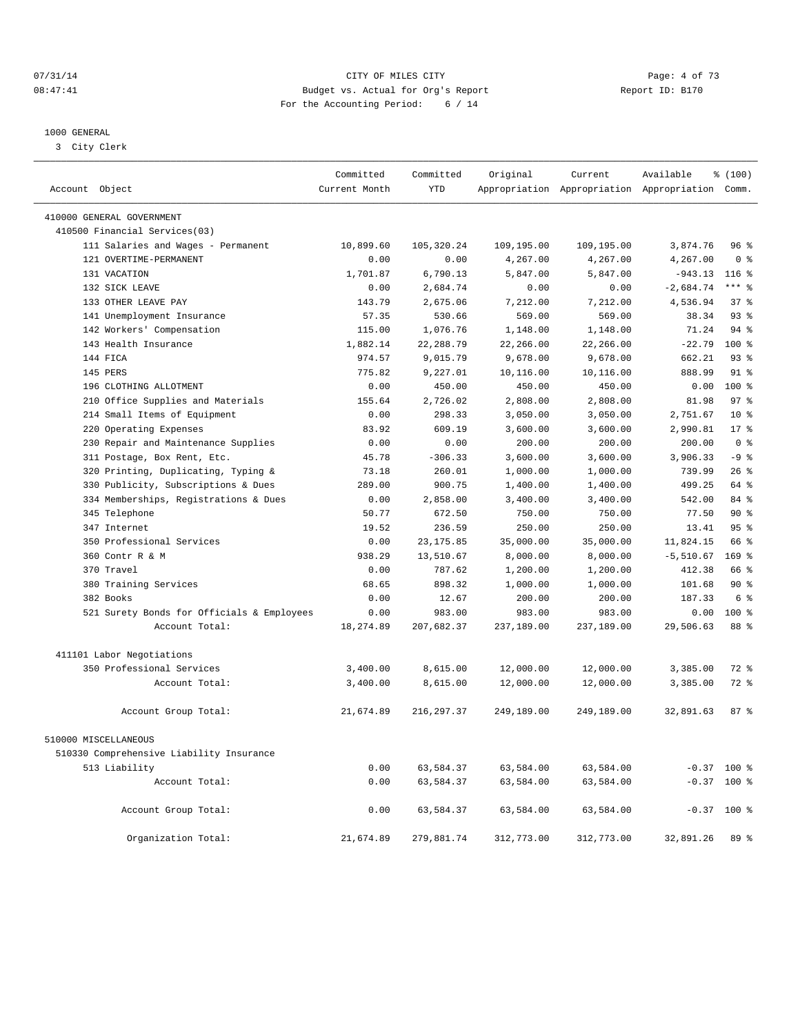CITY OF MILES CITY
Budget vs. Actual for Org's Report
For the Accounting Period: 6 / 14

07/31/14
08:47:41

Report ID: B170

1000 GENERAL
3 City Clerk

| Account Object | Committed Current Month | Committed YTD | Original Appropriation | Current Appropriation | Available Appropriation | % (100) Comm. |
|---|---|---|---|---|---|---|
| 410000 GENERAL GOVERNMENT | | | | | | |
| 410500 Financial Services(03) | | | | | | |
| 111 Salaries and Wages - Permanent | 10,899.60 | 105,320.24 | 109,195.00 | 109,195.00 | 3,874.76 | 96 % |
| 121 OVERTIME-PERMANENT | 0.00 | 0.00 | 4,267.00 | 4,267.00 | 4,267.00 | 0 % |
| 131 VACATION | 1,701.87 | 6,790.13 | 5,847.00 | 5,847.00 | -943.13 | 116 % |
| 132 SICK LEAVE | 0.00 | 2,684.74 | 0.00 | 0.00 | -2,684.74 | *** % |
| 133 OTHER LEAVE PAY | 143.79 | 2,675.06 | 7,212.00 | 7,212.00 | 4,536.94 | 37 % |
| 141 Unemployment Insurance | 57.35 | 530.66 | 569.00 | 569.00 | 38.34 | 93 % |
| 142 Workers' Compensation | 115.00 | 1,076.76 | 1,148.00 | 1,148.00 | 71.24 | 94 % |
| 143 Health Insurance | 1,882.14 | 22,288.79 | 22,266.00 | 22,266.00 | -22.79 | 100 % |
| 144 FICA | 974.57 | 9,015.79 | 9,678.00 | 9,678.00 | 662.21 | 93 % |
| 145 PERS | 775.82 | 9,227.01 | 10,116.00 | 10,116.00 | 888.99 | 91 % |
| 196 CLOTHING ALLOTMENT | 0.00 | 450.00 | 450.00 | 450.00 | 0.00 | 100 % |
| 210 Office Supplies and Materials | 155.64 | 2,726.02 | 2,808.00 | 2,808.00 | 81.98 | 97 % |
| 214 Small Items of Equipment | 0.00 | 298.33 | 3,050.00 | 3,050.00 | 2,751.67 | 10 % |
| 220 Operating Expenses | 83.92 | 609.19 | 3,600.00 | 3,600.00 | 2,990.81 | 17 % |
| 230 Repair and Maintenance Supplies | 0.00 | 0.00 | 200.00 | 200.00 | 200.00 | 0 % |
| 311 Postage, Box Rent, Etc. | 45.78 | -306.33 | 3,600.00 | 3,600.00 | 3,906.33 | -9 % |
| 320 Printing, Duplicating, Typing & | 73.18 | 260.01 | 1,000.00 | 1,000.00 | 739.99 | 26 % |
| 330 Publicity, Subscriptions & Dues | 289.00 | 900.75 | 1,400.00 | 1,400.00 | 499.25 | 64 % |
| 334 Memberships, Registrations & Dues | 0.00 | 2,858.00 | 3,400.00 | 3,400.00 | 542.00 | 84 % |
| 345 Telephone | 50.77 | 672.50 | 750.00 | 750.00 | 77.50 | 90 % |
| 347 Internet | 19.52 | 236.59 | 250.00 | 250.00 | 13.41 | 95 % |
| 350 Professional Services | 0.00 | 23,175.85 | 35,000.00 | 35,000.00 | 11,824.15 | 66 % |
| 360 Contr R & M | 938.29 | 13,510.67 | 8,000.00 | 8,000.00 | -5,510.67 | 169 % |
| 370 Travel | 0.00 | 787.62 | 1,200.00 | 1,200.00 | 412.38 | 66 % |
| 380 Training Services | 68.65 | 898.32 | 1,000.00 | 1,000.00 | 101.68 | 90 % |
| 382 Books | 0.00 | 12.67 | 200.00 | 200.00 | 187.33 | 6 % |
| 521 Surety Bonds for Officials & Employees | 0.00 | 983.00 | 983.00 | 983.00 | 0.00 | 100 % |
| Account Total: | 18,274.89 | 207,682.37 | 237,189.00 | 237,189.00 | 29,506.63 | 88 % |
| 411101 Labor Negotiations | | | | | | |
| 350 Professional Services | 3,400.00 | 8,615.00 | 12,000.00 | 12,000.00 | 3,385.00 | 72 % |
| Account Total: | 3,400.00 | 8,615.00 | 12,000.00 | 12,000.00 | 3,385.00 | 72 % |
| Account Group Total: | 21,674.89 | 216,297.37 | 249,189.00 | 249,189.00 | 32,891.63 | 87 % |
| 510000 MISCELLANEOUS | | | | | | |
| 510330 Comprehensive Liability Insurance | | | | | | |
| 513 Liability | 0.00 | 63,584.37 | 63,584.00 | 63,584.00 | -0.37 | 100 % |
| Account Total: | 0.00 | 63,584.37 | 63,584.00 | 63,584.00 | -0.37 | 100 % |
| Account Group Total: | 0.00 | 63,584.37 | 63,584.00 | 63,584.00 | -0.37 | 100 % |
| Organization Total: | 21,674.89 | 279,881.74 | 312,773.00 | 312,773.00 | 32,891.26 | 89 % |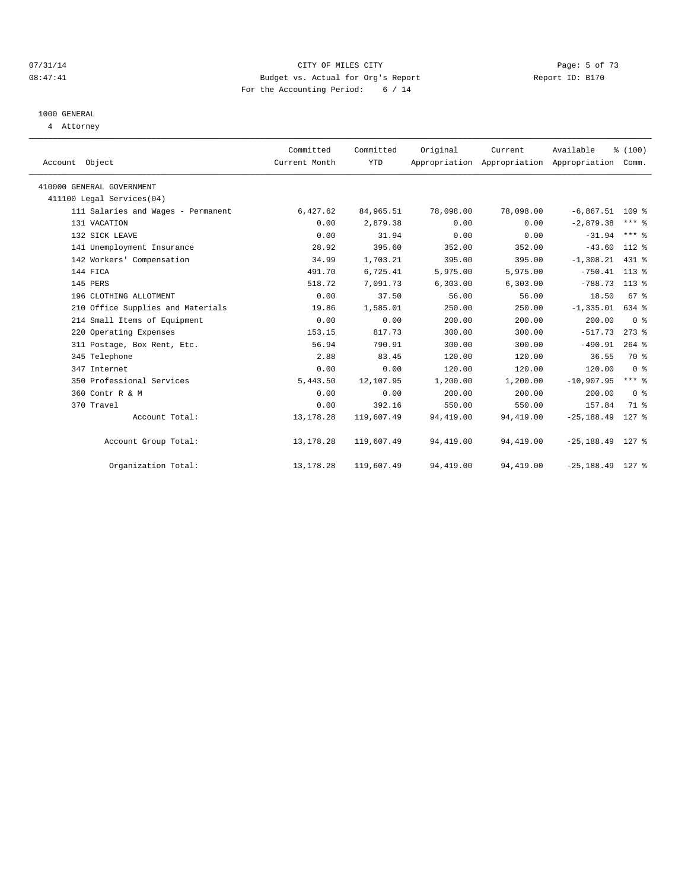CITY OF MILES CITY
Budget vs. Actual for Org's Report
For the Accounting Period: 6 / 14

07/31/14
08:47:41

Report ID: B170

1000 GENERAL
4 Attorney

| Account Object | Committed Current Month | Committed YTD | Original Appropriation | Current Appropriation | Available Appropriation | % (100) Comm. |
|---|---|---|---|---|---|---|
| 410000 GENERAL GOVERNMENT | | | | | | |
| 411100 Legal Services(04) | | | | | | |
| 111 Salaries and Wages - Permanent | 6,427.62 | 84,965.51 | 78,098.00 | 78,098.00 | -6,867.51 | 109 % |
| 131 VACATION | 0.00 | 2,879.38 | 0.00 | 0.00 | -2,879.38 | *** % |
| 132 SICK LEAVE | 0.00 | 31.94 | 0.00 | 0.00 | -31.94 | *** % |
| 141 Unemployment Insurance | 28.92 | 395.60 | 352.00 | 352.00 | -43.60 | 112 % |
| 142 Workers' Compensation | 34.99 | 1,703.21 | 395.00 | 395.00 | -1,308.21 | 431 % |
| 144 FICA | 491.70 | 6,725.41 | 5,975.00 | 5,975.00 | -750.41 | 113 % |
| 145 PERS | 518.72 | 7,091.73 | 6,303.00 | 6,303.00 | -788.73 | 113 % |
| 196 CLOTHING ALLOTMENT | 0.00 | 37.50 | 56.00 | 56.00 | 18.50 | 67 % |
| 210 Office Supplies and Materials | 19.86 | 1,585.01 | 250.00 | 250.00 | -1,335.01 | 634 % |
| 214 Small Items of Equipment | 0.00 | 0.00 | 200.00 | 200.00 | 200.00 | 0 % |
| 220 Operating Expenses | 153.15 | 817.73 | 300.00 | 300.00 | -517.73 | 273 % |
| 311 Postage, Box Rent, Etc. | 56.94 | 790.91 | 300.00 | 300.00 | -490.91 | 264 % |
| 345 Telephone | 2.88 | 83.45 | 120.00 | 120.00 | 36.55 | 70 % |
| 347 Internet | 0.00 | 0.00 | 120.00 | 120.00 | 120.00 | 0 % |
| 350 Professional Services | 5,443.50 | 12,107.95 | 1,200.00 | 1,200.00 | -10,907.95 | *** % |
| 360 Contr R & M | 0.00 | 0.00 | 200.00 | 200.00 | 200.00 | 0 % |
| 370 Travel | 0.00 | 392.16 | 550.00 | 550.00 | 157.84 | 71 % |
| Account Total: | 13,178.28 | 119,607.49 | 94,419.00 | 94,419.00 | -25,188.49 | 127 % |
| Account Group Total: | 13,178.28 | 119,607.49 | 94,419.00 | 94,419.00 | -25,188.49 | 127 % |
| Organization Total: | 13,178.28 | 119,607.49 | 94,419.00 | 94,419.00 | -25,188.49 | 127 % |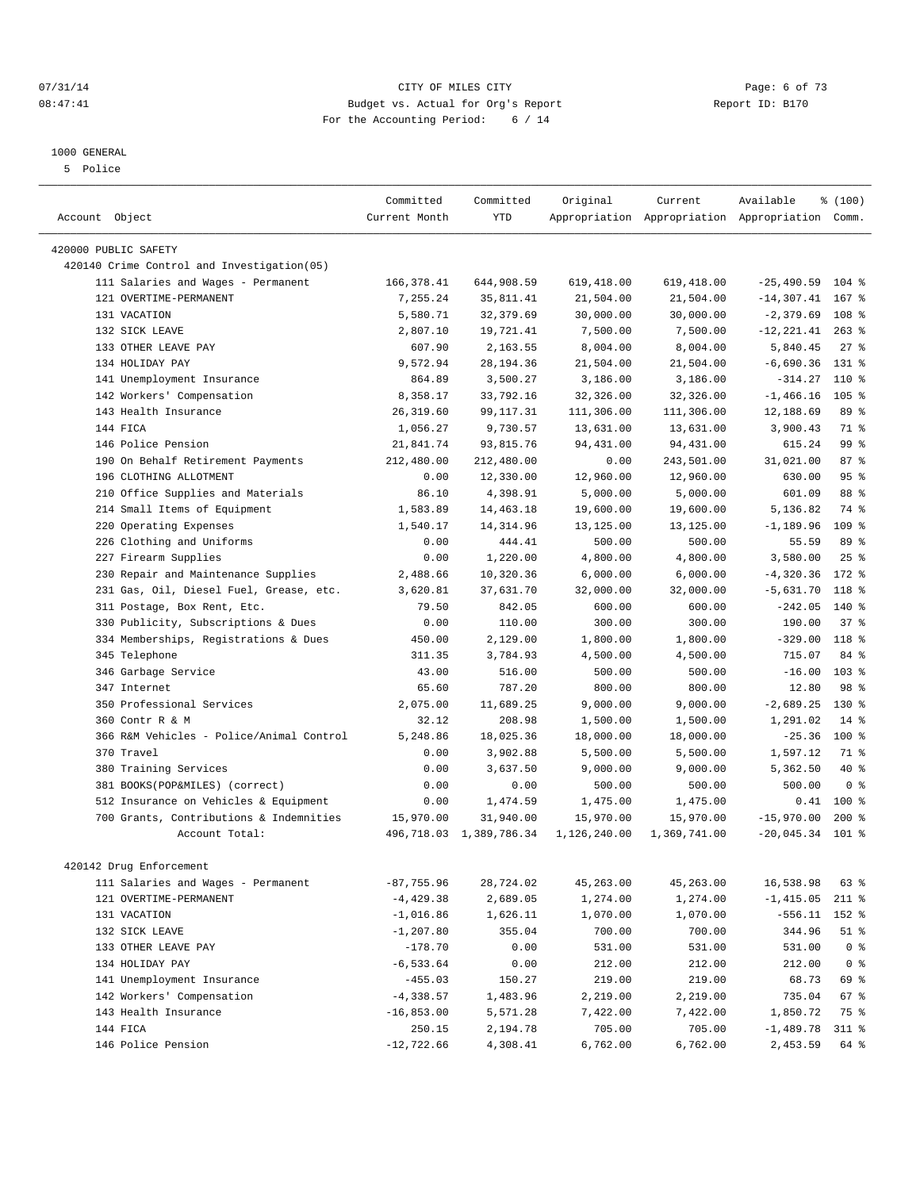CITY OF MILES CITY
Budget vs. Actual for Org's Report
For the Accounting Period: 6 / 14

1000 GENERAL
5 Police

| Account Object | Committed Current Month | Committed YTD | Original Appropriation | Current Appropriation | Available Appropriation | % (100) Comm. |
|---|---|---|---|---|---|---|
| 420000 PUBLIC SAFETY | | | | | | |
| 420140 Crime Control and Investigation(05) | | | | | | |
| 111 Salaries and Wages - Permanent | 166,378.41 | 644,908.59 | 619,418.00 | 619,418.00 | -25,490.59 | 104 % |
| 121 OVERTIME-PERMANENT | 7,255.24 | 35,811.41 | 21,504.00 | 21,504.00 | -14,307.41 | 167 % |
| 131 VACATION | 5,580.71 | 32,379.69 | 30,000.00 | 30,000.00 | -2,379.69 | 108 % |
| 132 SICK LEAVE | 2,807.10 | 19,721.41 | 7,500.00 | 7,500.00 | -12,221.41 | 263 % |
| 133 OTHER LEAVE PAY | 607.90 | 2,163.55 | 8,004.00 | 8,004.00 | 5,840.45 | 27 % |
| 134 HOLIDAY PAY | 9,572.94 | 28,194.36 | 21,504.00 | 21,504.00 | -6,690.36 | 131 % |
| 141 Unemployment Insurance | 864.89 | 3,500.27 | 3,186.00 | 3,186.00 | -314.27 | 110 % |
| 142 Workers' Compensation | 8,358.17 | 33,792.16 | 32,326.00 | 32,326.00 | -1,466.16 | 105 % |
| 143 Health Insurance | 26,319.60 | 99,117.31 | 111,306.00 | 111,306.00 | 12,188.69 | 89 % |
| 144 FICA | 1,056.27 | 9,730.57 | 13,631.00 | 13,631.00 | 3,900.43 | 71 % |
| 146 Police Pension | 21,841.74 | 93,815.76 | 94,431.00 | 94,431.00 | 615.24 | 99 % |
| 190 On Behalf Retirement Payments | 212,480.00 | 212,480.00 | 0.00 | 243,501.00 | 31,021.00 | 87 % |
| 196 CLOTHING ALLOTMENT | 0.00 | 12,330.00 | 12,960.00 | 12,960.00 | 630.00 | 95 % |
| 210 Office Supplies and Materials | 86.10 | 4,398.91 | 5,000.00 | 5,000.00 | 601.09 | 88 % |
| 214 Small Items of Equipment | 1,583.89 | 14,463.18 | 19,600.00 | 19,600.00 | 5,136.82 | 74 % |
| 220 Operating Expenses | 1,540.17 | 14,314.96 | 13,125.00 | 13,125.00 | -1,189.96 | 109 % |
| 226 Clothing and Uniforms | 0.00 | 444.41 | 500.00 | 500.00 | 55.59 | 89 % |
| 227 Firearm Supplies | 0.00 | 1,220.00 | 4,800.00 | 4,800.00 | 3,580.00 | 25 % |
| 230 Repair and Maintenance Supplies | 2,488.66 | 10,320.36 | 6,000.00 | 6,000.00 | -4,320.36 | 172 % |
| 231 Gas, Oil, Diesel Fuel, Grease, etc. | 3,620.81 | 37,631.70 | 32,000.00 | 32,000.00 | -5,631.70 | 118 % |
| 311 Postage, Box Rent, Etc. | 79.50 | 842.05 | 600.00 | 600.00 | -242.05 | 140 % |
| 330 Publicity, Subscriptions & Dues | 0.00 | 110.00 | 300.00 | 300.00 | 190.00 | 37 % |
| 334 Memberships, Registrations & Dues | 450.00 | 2,129.00 | 1,800.00 | 1,800.00 | -329.00 | 118 % |
| 345 Telephone | 311.35 | 3,784.93 | 4,500.00 | 4,500.00 | 715.07 | 84 % |
| 346 Garbage Service | 43.00 | 516.00 | 500.00 | 500.00 | -16.00 | 103 % |
| 347 Internet | 65.60 | 787.20 | 800.00 | 800.00 | 12.80 | 98 % |
| 350 Professional Services | 2,075.00 | 11,689.25 | 9,000.00 | 9,000.00 | -2,689.25 | 130 % |
| 360 Contr R & M | 32.12 | 208.98 | 1,500.00 | 1,500.00 | 1,291.02 | 14 % |
| 366 R&M Vehicles - Police/Animal Control | 5,248.86 | 18,025.36 | 18,000.00 | 18,000.00 | -25.36 | 100 % |
| 370 Travel | 0.00 | 3,902.88 | 5,500.00 | 5,500.00 | 1,597.12 | 71 % |
| 380 Training Services | 0.00 | 3,637.50 | 9,000.00 | 9,000.00 | 5,362.50 | 40 % |
| 381 BOOKS(POP&MILES) (correct) | 0.00 | 0.00 | 500.00 | 500.00 | 500.00 | 0 % |
| 512 Insurance on Vehicles & Equipment | 0.00 | 1,474.59 | 1,475.00 | 1,475.00 | 0.41 | 100 % |
| 700 Grants, Contributions & Indemnities | 15,970.00 | 31,940.00 | 15,970.00 | 15,970.00 | -15,970.00 | 200 % |
| Account Total: | 496,718.03 | 1,389,786.34 | 1,126,240.00 | 1,369,741.00 | -20,045.34 | 101 % |
| 420142 Drug Enforcement | | | | | | |
| 111 Salaries and Wages - Permanent | -87,755.96 | 28,724.02 | 45,263.00 | 45,263.00 | 16,538.98 | 63 % |
| 121 OVERTIME-PERMANENT | -4,429.38 | 2,689.05 | 1,274.00 | 1,274.00 | -1,415.05 | 211 % |
| 131 VACATION | -1,016.86 | 1,626.11 | 1,070.00 | 1,070.00 | -556.11 | 152 % |
| 132 SICK LEAVE | -1,207.80 | 355.04 | 700.00 | 700.00 | 344.96 | 51 % |
| 133 OTHER LEAVE PAY | -178.70 | 0.00 | 531.00 | 531.00 | 531.00 | 0 % |
| 134 HOLIDAY PAY | -6,533.64 | 0.00 | 212.00 | 212.00 | 212.00 | 0 % |
| 141 Unemployment Insurance | -455.03 | 150.27 | 219.00 | 219.00 | 68.73 | 69 % |
| 142 Workers' Compensation | -4,338.57 | 1,483.96 | 2,219.00 | 2,219.00 | 735.04 | 67 % |
| 143 Health Insurance | -16,853.00 | 5,571.28 | 7,422.00 | 7,422.00 | 1,850.72 | 75 % |
| 144 FICA | 250.15 | 2,194.78 | 705.00 | 705.00 | -1,489.78 | 311 % |
| 146 Police Pension | -12,722.66 | 4,308.41 | 6,762.00 | 6,762.00 | 2,453.59 | 64 % |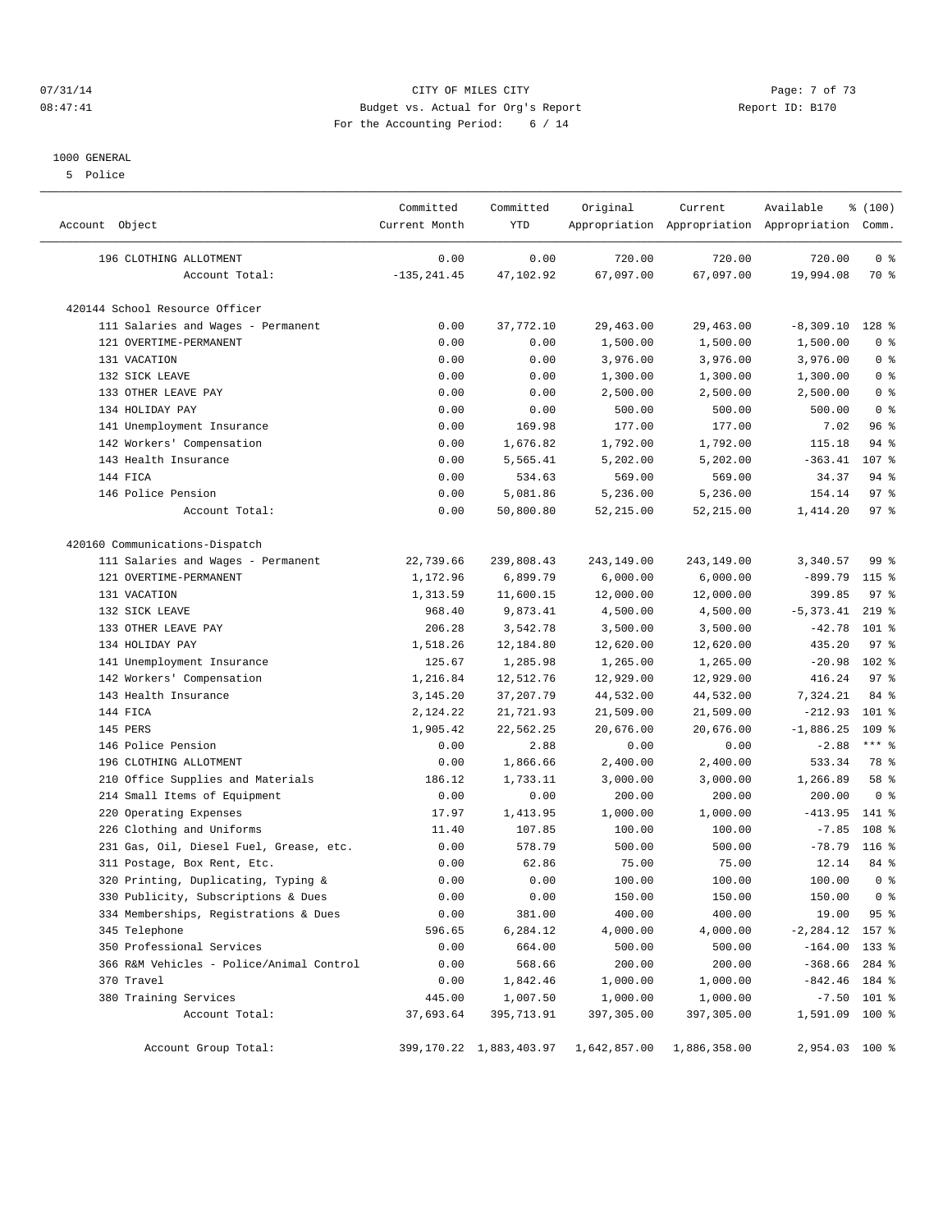CITY OF MILES CITY
Budget vs. Actual for Org's Report
For the Accounting Period: 6 / 14

07/31/14
08:47:41

Report ID: B170

1000 GENERAL

5 Police

| Account Object | Committed Current Month | Committed YTD | Original Appropriation | Current Appropriation | Available Appropriation | % (100) Comm. |
|---|---|---|---|---|---|---|
| 196 CLOTHING ALLOTMENT | 0.00 | 0.00 | 720.00 | 720.00 | 720.00 | 0 % |
| Account Total: | -135,241.45 | 47,102.92 | 67,097.00 | 67,097.00 | 19,994.08 | 70 % |
| **420144 School Resource Officer** | | | | | | |
| 111 Salaries and Wages - Permanent | 0.00 | 37,772.10 | 29,463.00 | 29,463.00 | -8,309.10 | 128 % |
| 121 OVERTIME-PERMANENT | 0.00 | 0.00 | 1,500.00 | 1,500.00 | 1,500.00 | 0 % |
| 131 VACATION | 0.00 | 0.00 | 3,976.00 | 3,976.00 | 3,976.00 | 0 % |
| 132 SICK LEAVE | 0.00 | 0.00 | 1,300.00 | 1,300.00 | 1,300.00 | 0 % |
| 133 OTHER LEAVE PAY | 0.00 | 0.00 | 2,500.00 | 2,500.00 | 2,500.00 | 0 % |
| 134 HOLIDAY PAY | 0.00 | 0.00 | 500.00 | 500.00 | 500.00 | 0 % |
| 141 Unemployment Insurance | 0.00 | 169.98 | 177.00 | 177.00 | 7.02 | 96 % |
| 142 Workers' Compensation | 0.00 | 1,676.82 | 1,792.00 | 1,792.00 | 115.18 | 94 % |
| 143 Health Insurance | 0.00 | 5,565.41 | 5,202.00 | 5,202.00 | -363.41 | 107 % |
| 144 FICA | 0.00 | 534.63 | 569.00 | 569.00 | 34.37 | 94 % |
| 146 Police Pension | 0.00 | 5,081.86 | 5,236.00 | 5,236.00 | 154.14 | 97 % |
| Account Total: | 0.00 | 50,800.80 | 52,215.00 | 52,215.00 | 1,414.20 | 97 % |
| **420160 Communications-Dispatch** | | | | | | |
| 111 Salaries and Wages - Permanent | 22,739.66 | 239,808.43 | 243,149.00 | 243,149.00 | 3,340.57 | 99 % |
| 121 OVERTIME-PERMANENT | 1,172.96 | 6,899.79 | 6,000.00 | 6,000.00 | -899.79 | 115 % |
| 131 VACATION | 1,313.59 | 11,600.15 | 12,000.00 | 12,000.00 | 399.85 | 97 % |
| 132 SICK LEAVE | 968.40 | 9,873.41 | 4,500.00 | 4,500.00 | -5,373.41 | 219 % |
| 133 OTHER LEAVE PAY | 206.28 | 3,542.78 | 3,500.00 | 3,500.00 | -42.78 | 101 % |
| 134 HOLIDAY PAY | 1,518.26 | 12,184.80 | 12,620.00 | 12,620.00 | 435.20 | 97 % |
| 141 Unemployment Insurance | 125.67 | 1,285.98 | 1,265.00 | 1,265.00 | -20.98 | 102 % |
| 142 Workers' Compensation | 1,216.84 | 12,512.76 | 12,929.00 | 12,929.00 | 416.24 | 97 % |
| 143 Health Insurance | 3,145.20 | 37,207.79 | 44,532.00 | 44,532.00 | 7,324.21 | 84 % |
| 144 FICA | 2,124.22 | 21,721.93 | 21,509.00 | 21,509.00 | -212.93 | 101 % |
| 145 PERS | 1,905.42 | 22,562.25 | 20,676.00 | 20,676.00 | -1,886.25 | 109 % |
| 146 Police Pension | 0.00 | 2.88 | 0.00 | 0.00 | -2.88 | *** % |
| 196 CLOTHING ALLOTMENT | 0.00 | 1,866.66 | 2,400.00 | 2,400.00 | 533.34 | 78 % |
| 210 Office Supplies and Materials | 186.12 | 1,733.11 | 3,000.00 | 3,000.00 | 1,266.89 | 58 % |
| 214 Small Items of Equipment | 0.00 | 0.00 | 200.00 | 200.00 | 200.00 | 0 % |
| 220 Operating Expenses | 17.97 | 1,413.95 | 1,000.00 | 1,000.00 | -413.95 | 141 % |
| 226 Clothing and Uniforms | 11.40 | 107.85 | 100.00 | 100.00 | -7.85 | 108 % |
| 231 Gas, Oil, Diesel Fuel, Grease, etc. | 0.00 | 578.79 | 500.00 | 500.00 | -78.79 | 116 % |
| 311 Postage, Box Rent, Etc. | 0.00 | 62.86 | 75.00 | 75.00 | 12.14 | 84 % |
| 320 Printing, Duplicating, Typing & | 0.00 | 0.00 | 100.00 | 100.00 | 100.00 | 0 % |
| 330 Publicity, Subscriptions & Dues | 0.00 | 0.00 | 150.00 | 150.00 | 150.00 | 0 % |
| 334 Memberships, Registrations & Dues | 0.00 | 381.00 | 400.00 | 400.00 | 19.00 | 95 % |
| 345 Telephone | 596.65 | 6,284.12 | 4,000.00 | 4,000.00 | -2,284.12 | 157 % |
| 350 Professional Services | 0.00 | 664.00 | 500.00 | 500.00 | -164.00 | 133 % |
| 366 R&M Vehicles - Police/Animal Control | 0.00 | 568.66 | 200.00 | 200.00 | -368.66 | 284 % |
| 370 Travel | 0.00 | 1,842.46 | 1,000.00 | 1,000.00 | -842.46 | 184 % |
| 380 Training Services | 445.00 | 1,007.50 | 1,000.00 | 1,000.00 | -7.50 | 101 % |
| Account Total: | 37,693.64 | 395,713.91 | 397,305.00 | 397,305.00 | 1,591.09 | 100 % |
| Account Group Total: | 399,170.22 | 1,883,403.97 | 1,642,857.00 | 1,886,358.00 | 2,954.03 | 100 % |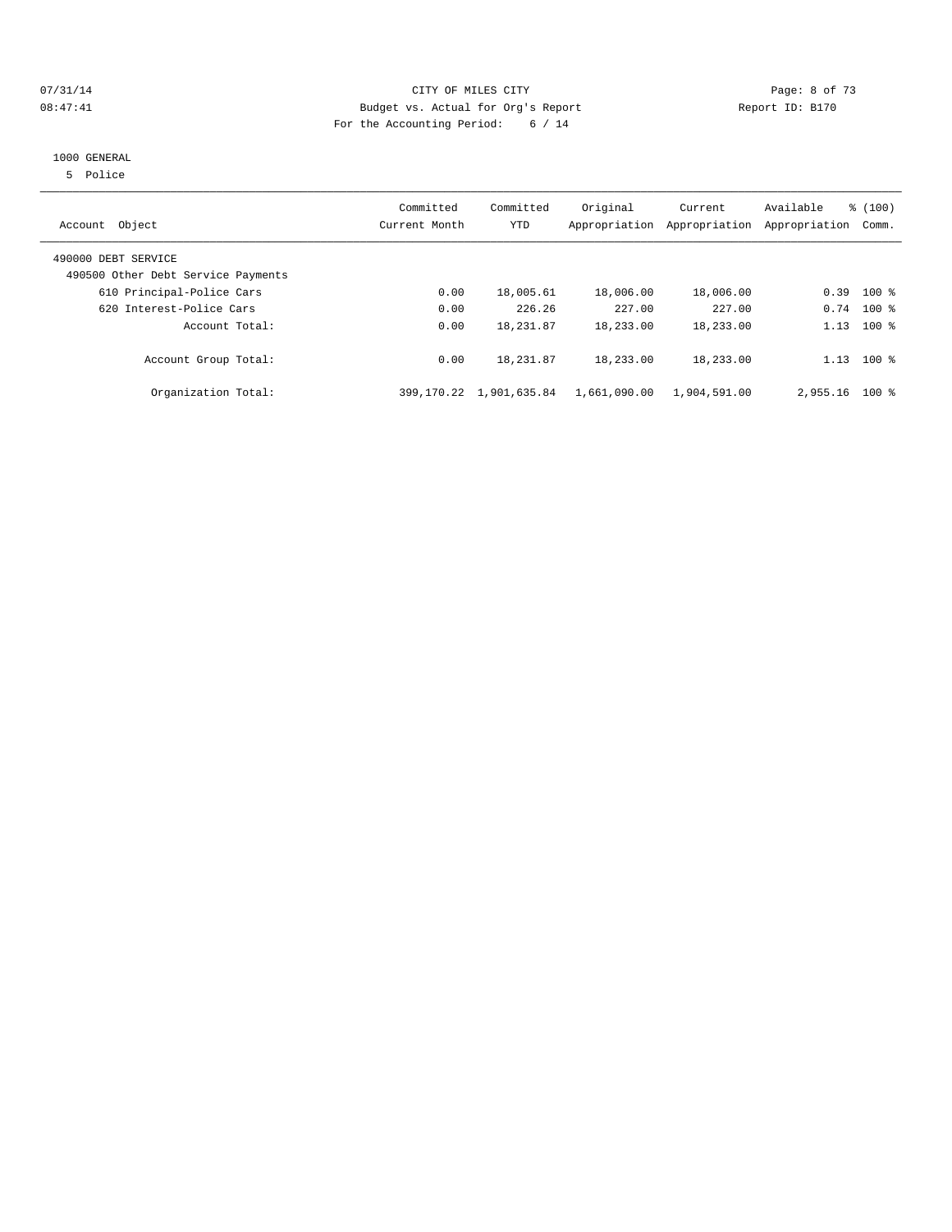CITY OF MILES CITY
Budget vs. Actual for Org's Report
For the Accounting Period: 6 / 14

07/31/14
08:47:41

Report ID: B170

1000 GENERAL
5 Police

| Account Object | Committed Current Month | Committed YTD | Original Appropriation | Current Appropriation | Available Appropriation | % (100) Comm. |
|---|---|---|---|---|---|---|
| 490000 DEBT SERVICE | | | | | | |
| 490500 Other Debt Service Payments | | | | | | |
| 610 Principal-Police Cars | 0.00 | 18,005.61 | 18,006.00 | 18,006.00 | 0.39 | 100 % |
| 620 Interest-Police Cars | 0.00 | 226.26 | 227.00 | 227.00 | 0.74 | 100 % |
| Account Total: | 0.00 | 18,231.87 | 18,233.00 | 18,233.00 | 1.13 | 100 % |
| Account Group Total: | 0.00 | 18,231.87 | 18,233.00 | 18,233.00 | 1.13 | 100 % |
| Organization Total: | 399,170.22 | 1,901,635.84 | 1,661,090.00 | 1,904,591.00 | 2,955.16 | 100 % |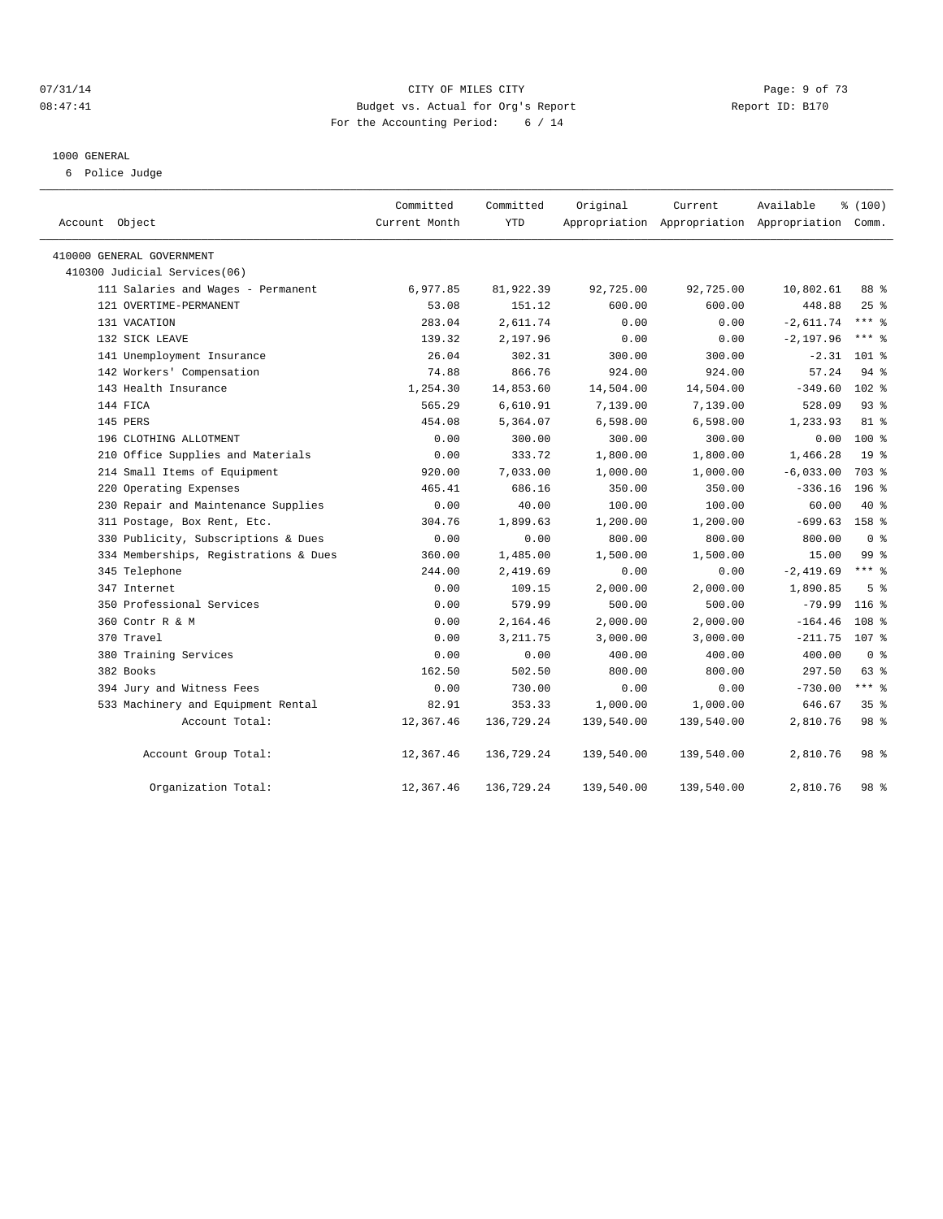CITY OF MILES CITY
Budget vs. Actual for Org's Report
For the Accounting Period: 6 / 14

1000 GENERAL
6 Police Judge

| Account Object | Committed Current Month | Committed YTD | Original Appropriation | Current Appropriation | Available Appropriation | % (100) Comm. |
|---|---|---|---|---|---|---|
| 410000 GENERAL GOVERNMENT | | | | | | |
| 410300 Judicial Services(06) | | | | | | |
| 111 Salaries and Wages - Permanent | 6,977.85 | 81,922.39 | 92,725.00 | 92,725.00 | 10,802.61 | 88 % |
| 121 OVERTIME-PERMANENT | 53.08 | 151.12 | 600.00 | 600.00 | 448.88 | 25 % |
| 131 VACATION | 283.04 | 2,611.74 | 0.00 | 0.00 | -2,611.74 | *** % |
| 132 SICK LEAVE | 139.32 | 2,197.96 | 0.00 | 0.00 | -2,197.96 | *** % |
| 141 Unemployment Insurance | 26.04 | 302.31 | 300.00 | 300.00 | -2.31 | 101 % |
| 142 Workers' Compensation | 74.88 | 866.76 | 924.00 | 924.00 | 57.24 | 94 % |
| 143 Health Insurance | 1,254.30 | 14,853.60 | 14,504.00 | 14,504.00 | -349.60 | 102 % |
| 144 FICA | 565.29 | 6,610.91 | 7,139.00 | 7,139.00 | 528.09 | 93 % |
| 145 PERS | 454.08 | 5,364.07 | 6,598.00 | 6,598.00 | 1,233.93 | 81 % |
| 196 CLOTHING ALLOTMENT | 0.00 | 300.00 | 300.00 | 300.00 | 0.00 | 100 % |
| 210 Office Supplies and Materials | 0.00 | 333.72 | 1,800.00 | 1,800.00 | 1,466.28 | 19 % |
| 214 Small Items of Equipment | 920.00 | 7,033.00 | 1,000.00 | 1,000.00 | -6,033.00 | 703 % |
| 220 Operating Expenses | 465.41 | 686.16 | 350.00 | 350.00 | -336.16 | 196 % |
| 230 Repair and Maintenance Supplies | 0.00 | 40.00 | 100.00 | 100.00 | 60.00 | 40 % |
| 311 Postage, Box Rent, Etc. | 304.76 | 1,899.63 | 1,200.00 | 1,200.00 | -699.63 | 158 % |
| 330 Publicity, Subscriptions & Dues | 0.00 | 0.00 | 800.00 | 800.00 | 800.00 | 0 % |
| 334 Memberships, Registrations & Dues | 360.00 | 1,485.00 | 1,500.00 | 1,500.00 | 15.00 | 99 % |
| 345 Telephone | 244.00 | 2,419.69 | 0.00 | 0.00 | -2,419.69 | *** % |
| 347 Internet | 0.00 | 109.15 | 2,000.00 | 2,000.00 | 1,890.85 | 5 % |
| 350 Professional Services | 0.00 | 579.99 | 500.00 | 500.00 | -79.99 | 116 % |
| 360 Contr R & M | 0.00 | 2,164.46 | 2,000.00 | 2,000.00 | -164.46 | 108 % |
| 370 Travel | 0.00 | 3,211.75 | 3,000.00 | 3,000.00 | -211.75 | 107 % |
| 380 Training Services | 0.00 | 0.00 | 400.00 | 400.00 | 400.00 | 0 % |
| 382 Books | 162.50 | 502.50 | 800.00 | 800.00 | 297.50 | 63 % |
| 394 Jury and Witness Fees | 0.00 | 730.00 | 0.00 | 0.00 | -730.00 | *** % |
| 533 Machinery and Equipment Rental | 82.91 | 353.33 | 1,000.00 | 1,000.00 | 646.67 | 35 % |
| Account Total: | 12,367.46 | 136,729.24 | 139,540.00 | 139,540.00 | 2,810.76 | 98 % |
| Account Group Total: | 12,367.46 | 136,729.24 | 139,540.00 | 139,540.00 | 2,810.76 | 98 % |
| Organization Total: | 12,367.46 | 136,729.24 | 139,540.00 | 139,540.00 | 2,810.76 | 98 % |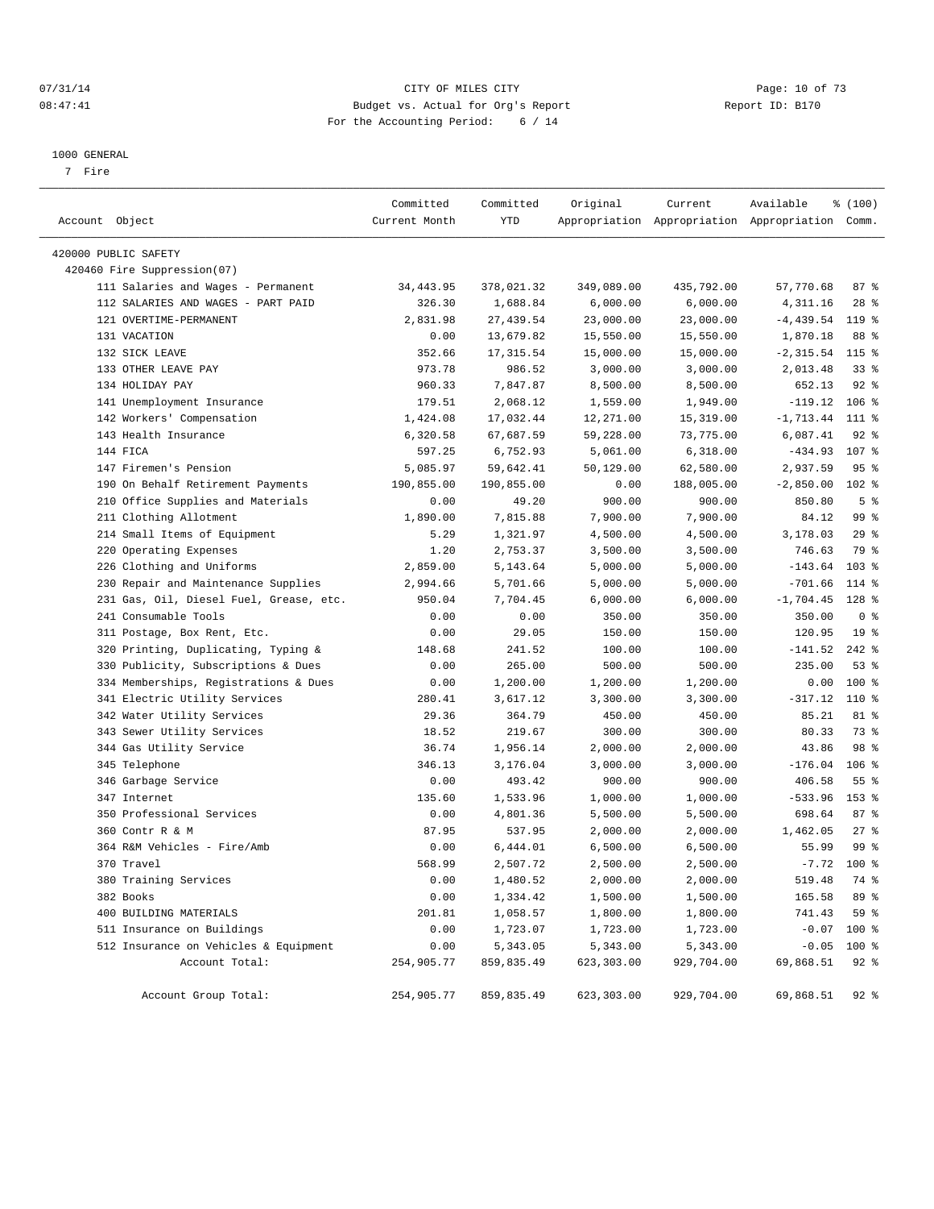CITY OF MILES CITY
Budget vs. Actual for Org's Report
For the Accounting Period: 6 / 14

07/31/14
08:47:41
Report ID: B170

1000 GENERAL
7 Fire

| Account Object | Committed Current Month | Committed YTD | Original Appropriation | Current Appropriation | Available Appropriation | % (100) Comm. |
|---|---|---|---|---|---|---|
| 420000 PUBLIC SAFETY | | | | | | |
| 420460 Fire Suppression(07) | | | | | | |
| 111 Salaries and Wages - Permanent | 34,443.95 | 378,021.32 | 349,089.00 | 435,792.00 | 57,770.68 | 87 % |
| 112 SALARIES AND WAGES - PART PAID | 326.30 | 1,688.84 | 6,000.00 | 6,000.00 | 4,311.16 | 28 % |
| 121 OVERTIME-PERMANENT | 2,831.98 | 27,439.54 | 23,000.00 | 23,000.00 | -4,439.54 | 119 % |
| 131 VACATION | 0.00 | 13,679.82 | 15,550.00 | 15,550.00 | 1,870.18 | 88 % |
| 132 SICK LEAVE | 352.66 | 17,315.54 | 15,000.00 | 15,000.00 | -2,315.54 | 115 % |
| 133 OTHER LEAVE PAY | 973.78 | 986.52 | 3,000.00 | 3,000.00 | 2,013.48 | 33 % |
| 134 HOLIDAY PAY | 960.33 | 7,847.87 | 8,500.00 | 8,500.00 | 652.13 | 92 % |
| 141 Unemployment Insurance | 179.51 | 2,068.12 | 1,559.00 | 1,949.00 | -119.12 | 106 % |
| 142 Workers' Compensation | 1,424.08 | 17,032.44 | 12,271.00 | 15,319.00 | -1,713.44 | 111 % |
| 143 Health Insurance | 6,320.58 | 67,687.59 | 59,228.00 | 73,775.00 | 6,087.41 | 92 % |
| 144 FICA | 597.25 | 6,752.93 | 5,061.00 | 6,318.00 | -434.93 | 107 % |
| 147 Firemen's Pension | 5,085.97 | 59,642.41 | 50,129.00 | 62,580.00 | 2,937.59 | 95 % |
| 190 On Behalf Retirement Payments | 190,855.00 | 190,855.00 | 0.00 | 188,005.00 | -2,850.00 | 102 % |
| 210 Office Supplies and Materials | 0.00 | 49.20 | 900.00 | 900.00 | 850.80 | 5 % |
| 211 Clothing Allotment | 1,890.00 | 7,815.88 | 7,900.00 | 7,900.00 | 84.12 | 99 % |
| 214 Small Items of Equipment | 5.29 | 1,321.97 | 4,500.00 | 4,500.00 | 3,178.03 | 29 % |
| 220 Operating Expenses | 1.20 | 2,753.37 | 3,500.00 | 3,500.00 | 746.63 | 79 % |
| 226 Clothing and Uniforms | 2,859.00 | 5,143.64 | 5,000.00 | 5,000.00 | -143.64 | 103 % |
| 230 Repair and Maintenance Supplies | 2,994.66 | 5,701.66 | 5,000.00 | 5,000.00 | -701.66 | 114 % |
| 231 Gas, Oil, Diesel Fuel, Grease, etc. | 950.04 | 7,704.45 | 6,000.00 | 6,000.00 | -1,704.45 | 128 % |
| 241 Consumable Tools | 0.00 | 0.00 | 350.00 | 350.00 | 350.00 | 0 % |
| 311 Postage, Box Rent, Etc. | 0.00 | 29.05 | 150.00 | 150.00 | 120.95 | 19 % |
| 320 Printing, Duplicating, Typing & | 148.68 | 241.52 | 100.00 | 100.00 | -141.52 | 242 % |
| 330 Publicity, Subscriptions & Dues | 0.00 | 265.00 | 500.00 | 500.00 | 235.00 | 53 % |
| 334 Memberships, Registrations & Dues | 0.00 | 1,200.00 | 1,200.00 | 1,200.00 | 0.00 | 100 % |
| 341 Electric Utility Services | 280.41 | 3,617.12 | 3,300.00 | 3,300.00 | -317.12 | 110 % |
| 342 Water Utility Services | 29.36 | 364.79 | 450.00 | 450.00 | 85.21 | 81 % |
| 343 Sewer Utility Services | 18.52 | 219.67 | 300.00 | 300.00 | 80.33 | 73 % |
| 344 Gas Utility Service | 36.74 | 1,956.14 | 2,000.00 | 2,000.00 | 43.86 | 98 % |
| 345 Telephone | 346.13 | 3,176.04 | 3,000.00 | 3,000.00 | -176.04 | 106 % |
| 346 Garbage Service | 0.00 | 493.42 | 900.00 | 900.00 | 406.58 | 55 % |
| 347 Internet | 135.60 | 1,533.96 | 1,000.00 | 1,000.00 | -533.96 | 153 % |
| 350 Professional Services | 0.00 | 4,801.36 | 5,500.00 | 5,500.00 | 698.64 | 87 % |
| 360 Contr R & M | 87.95 | 537.95 | 2,000.00 | 2,000.00 | 1,462.05 | 27 % |
| 364 R&M Vehicles - Fire/Amb | 0.00 | 6,444.01 | 6,500.00 | 6,500.00 | 55.99 | 99 % |
| 370 Travel | 568.99 | 2,507.72 | 2,500.00 | 2,500.00 | -7.72 | 100 % |
| 380 Training Services | 0.00 | 1,480.52 | 2,000.00 | 2,000.00 | 519.48 | 74 % |
| 382 Books | 0.00 | 1,334.42 | 1,500.00 | 1,500.00 | 165.58 | 89 % |
| 400 BUILDING MATERIALS | 201.81 | 1,058.57 | 1,800.00 | 1,800.00 | 741.43 | 59 % |
| 511 Insurance on Buildings | 0.00 | 1,723.07 | 1,723.00 | 1,723.00 | -0.07 | 100 % |
| 512 Insurance on Vehicles & Equipment | 0.00 | 5,343.05 | 5,343.00 | 5,343.00 | -0.05 | 100 % |
| Account Total: | 254,905.77 | 859,835.49 | 623,303.00 | 929,704.00 | 69,868.51 | 92 % |
| Account Group Total: | 254,905.77 | 859,835.49 | 623,303.00 | 929,704.00 | 69,868.51 | 92 % |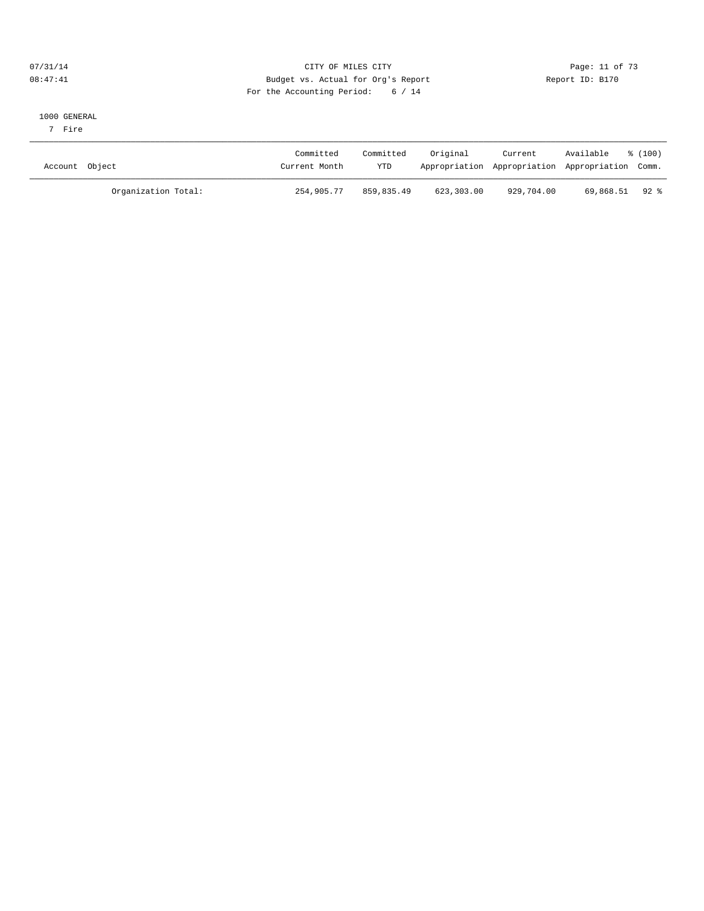1000 GENERAL

7 Fire

| Account | Object | Committed Current Month | Committed YTD | Original Appropriation | Current Appropriation | Available Appropriation | % (100) Comm. |
|---|---|---|---|---|---|---|---|
| | Organization Total: | 254,905.77 | 859,835.49 | 623,303.00 | 929,704.00 | 69,868.51 | 92 % |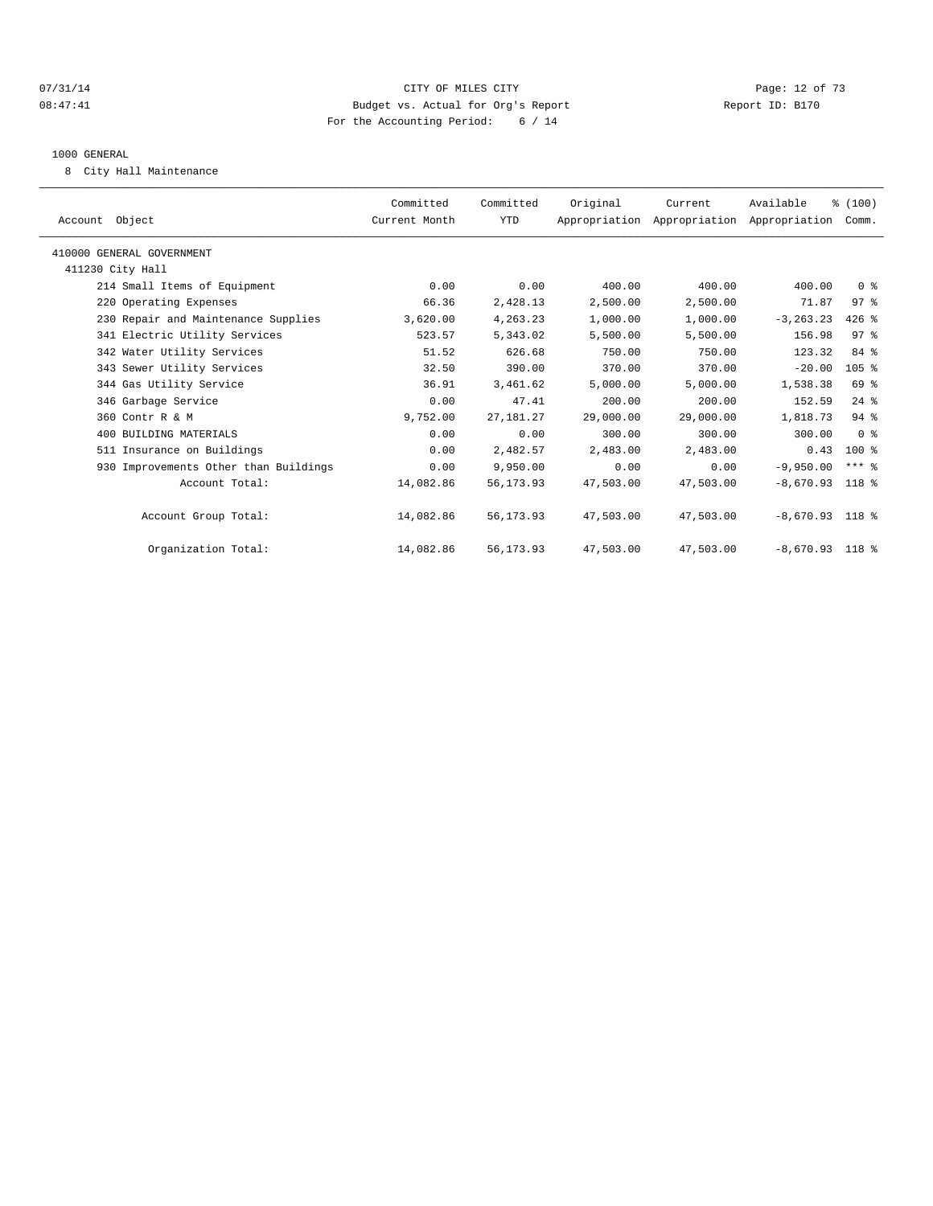CITY OF MILES CITY

Budget vs. Actual for Org's Report

For the Accounting Period: 6 / 14

07/31/14 08:47:41 Report ID: B170

1000 GENERAL

8 City Hall Maintenance

| Account Object | Committed Current Month | Committed YTD | Original Appropriation | Current Appropriation | Available Appropriation | % (100) Comm. |
|---|---|---|---|---|---|---|
| 410000 GENERAL GOVERNMENT | | | | | | |
| 411230 City Hall | | | | | | |
| 214 Small Items of Equipment | 0.00 | 0.00 | 400.00 | 400.00 | 400.00 | 0 % |
| 220 Operating Expenses | 66.36 | 2,428.13 | 2,500.00 | 2,500.00 | 71.87 | 97 % |
| 230 Repair and Maintenance Supplies | 3,620.00 | 4,263.23 | 1,000.00 | 1,000.00 | -3,263.23 | 426 % |
| 341 Electric Utility Services | 523.57 | 5,343.02 | 5,500.00 | 5,500.00 | 156.98 | 97 % |
| 342 Water Utility Services | 51.52 | 626.68 | 750.00 | 750.00 | 123.32 | 84 % |
| 343 Sewer Utility Services | 32.50 | 390.00 | 370.00 | 370.00 | -20.00 | 105 % |
| 344 Gas Utility Service | 36.91 | 3,461.62 | 5,000.00 | 5,000.00 | 1,538.38 | 69 % |
| 346 Garbage Service | 0.00 | 47.41 | 200.00 | 200.00 | 152.59 | 24 % |
| 360 Contr R & M | 9,752.00 | 27,181.27 | 29,000.00 | 29,000.00 | 1,818.73 | 94 % |
| 400 BUILDING MATERIALS | 0.00 | 0.00 | 300.00 | 300.00 | 300.00 | 0 % |
| 511 Insurance on Buildings | 0.00 | 2,482.57 | 2,483.00 | 2,483.00 | 0.43 | 100 % |
| 930 Improvements Other than Buildings | 0.00 | 9,950.00 | 0.00 | 0.00 | -9,950.00 | *** % |
| Account Total: | 14,082.86 | 56,173.93 | 47,503.00 | 47,503.00 | -8,670.93 | 118 % |
| Account Group Total: | 14,082.86 | 56,173.93 | 47,503.00 | 47,503.00 | -8,670.93 | 118 % |
| Organization Total: | 14,082.86 | 56,173.93 | 47,503.00 | 47,503.00 | -8,670.93 | 118 % |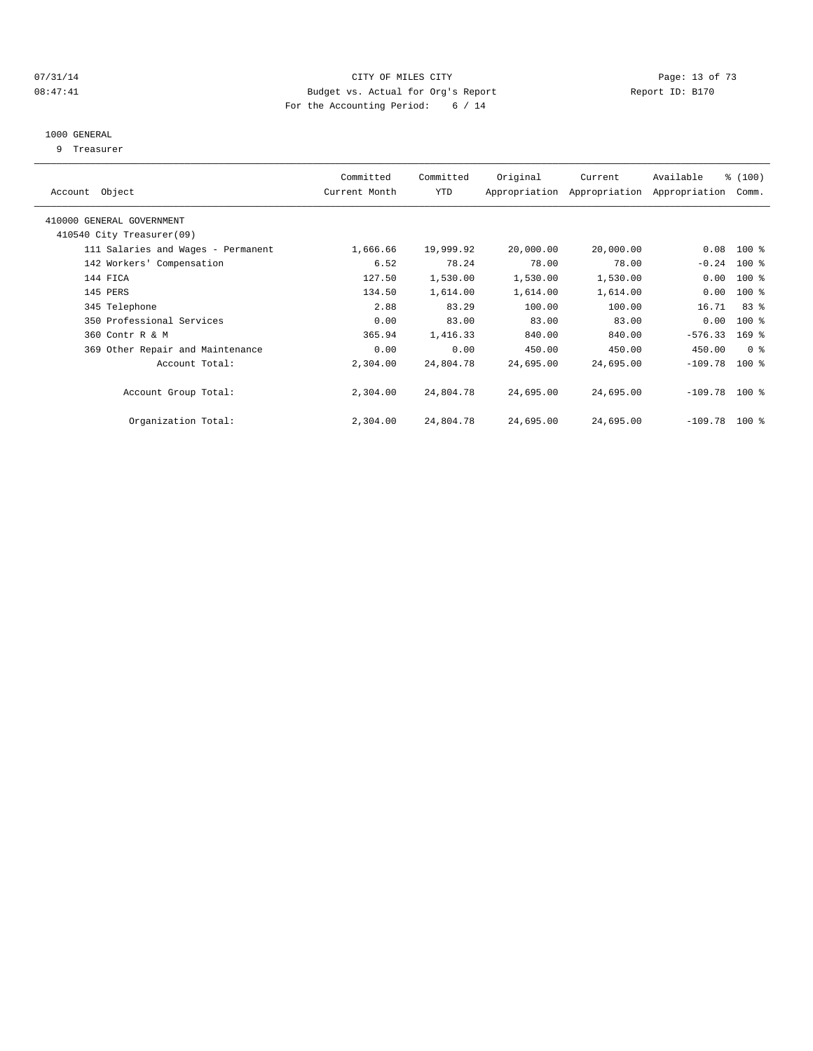CITY OF MILES CITY
Budget vs. Actual for Org's Report
For the Accounting Period: 6 / 14

07/31/14
08:47:41

Report ID: B170

1000 GENERAL
9 Treasurer

| Account Object | Committed Current Month | Committed YTD | Original Appropriation | Current Appropriation | Available Appropriation | % (100) Comm. |
|---|---|---|---|---|---|---|
| 410000 GENERAL GOVERNMENT | | | | | | |
| 410540 City Treasurer(09) | | | | | | |
| 111 Salaries and Wages - Permanent | 1,666.66 | 19,999.92 | 20,000.00 | 20,000.00 | 0.08 | 100 % |
| 142 Workers' Compensation | 6.52 | 78.24 | 78.00 | 78.00 | -0.24 | 100 % |
| 144 FICA | 127.50 | 1,530.00 | 1,530.00 | 1,530.00 | 0.00 | 100 % |
| 145 PERS | 134.50 | 1,614.00 | 1,614.00 | 1,614.00 | 0.00 | 100 % |
| 345 Telephone | 2.88 | 83.29 | 100.00 | 100.00 | 16.71 | 83 % |
| 350 Professional Services | 0.00 | 83.00 | 83.00 | 83.00 | 0.00 | 100 % |
| 360 Contr R & M | 365.94 | 1,416.33 | 840.00 | 840.00 | -576.33 | 169 % |
| 369 Other Repair and Maintenance | 0.00 | 0.00 | 450.00 | 450.00 | 450.00 | 0 % |
| Account Total: | 2,304.00 | 24,804.78 | 24,695.00 | 24,695.00 | -109.78 | 100 % |
| Account Group Total: | 2,304.00 | 24,804.78 | 24,695.00 | 24,695.00 | -109.78 | 100 % |
| Organization Total: | 2,304.00 | 24,804.78 | 24,695.00 | 24,695.00 | -109.78 | 100 % |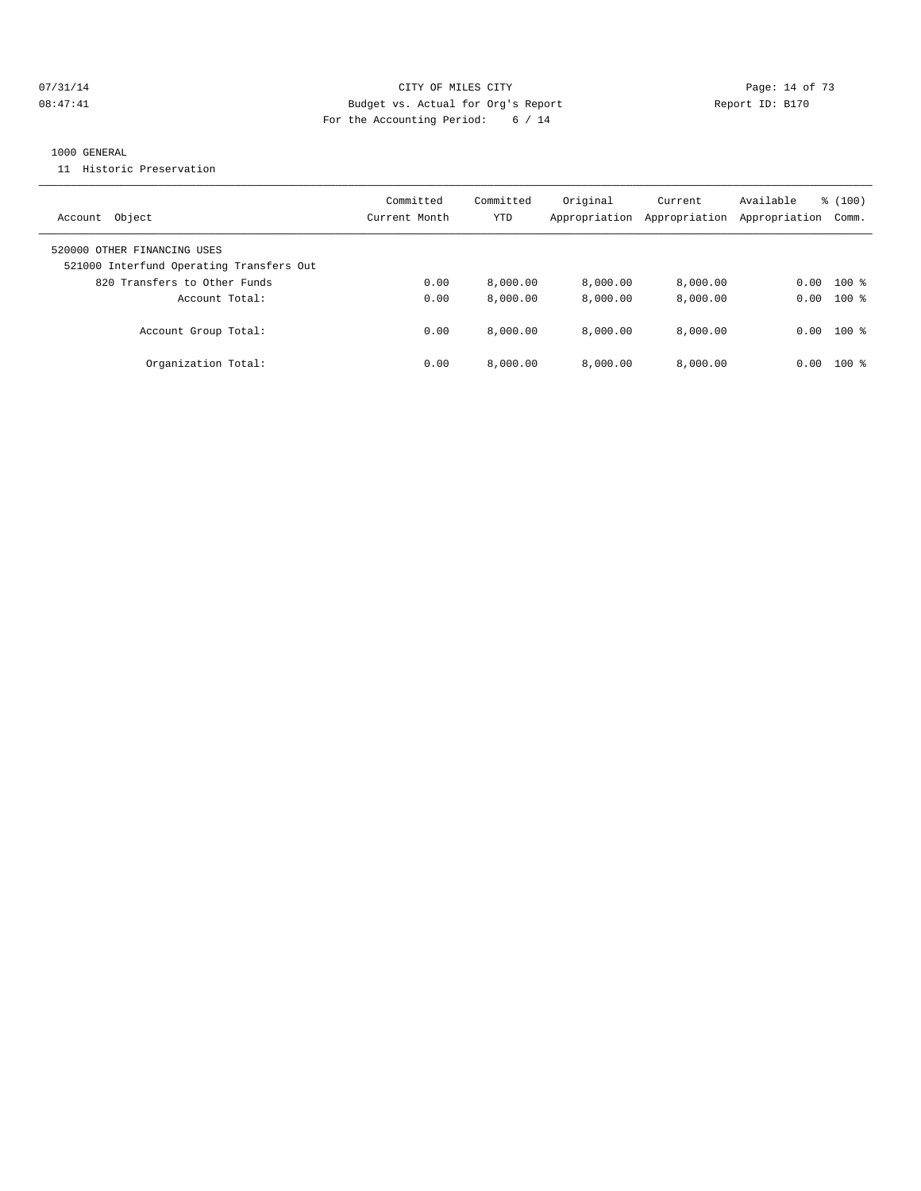07/31/14 CITY OF MILES CITY
08:47:41 Budget vs. Actual for Org's Report Report ID: B170
For the Accounting Period: 6 / 14

1000 GENERAL
11 Historic Preservation

| Account Object | Committed Current Month | Committed YTD | Original Appropriation | Current Appropriation | Available Appropriation | % (100) Comm. |
|---|---|---|---|---|---|---|
| 520000 OTHER FINANCING USES | | | | | | |
| 521000 Interfund Operating Transfers Out | | | | | | |
| 820 Transfers to Other Funds | 0.00 | 8,000.00 | 8,000.00 | 8,000.00 | 0.00 | 100 % |
| Account Total: | 0.00 | 8,000.00 | 8,000.00 | 8,000.00 | 0.00 | 100 % |
| Account Group Total: | 0.00 | 8,000.00 | 8,000.00 | 8,000.00 | 0.00 | 100 % |
| Organization Total: | 0.00 | 8,000.00 | 8,000.00 | 8,000.00 | 0.00 | 100 % |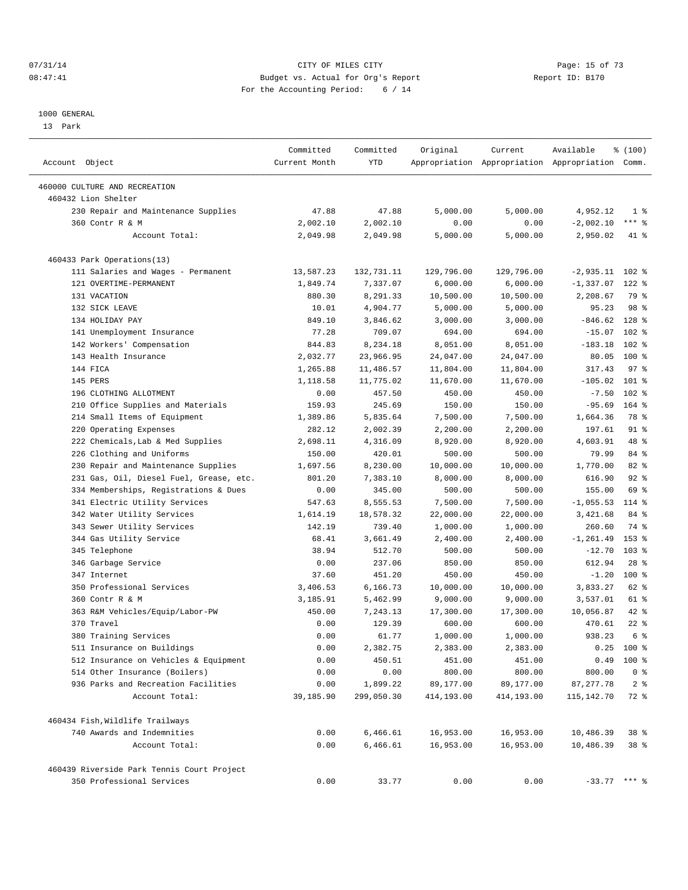07/31/14 CITY OF MILES CITY
08:47:41 Budget vs. Actual for Org's Report Report ID: B170
For the Accounting Period: 6 / 14

1000 GENERAL
13 Park

| Account Object | Committed Current Month | Committed YTD | Original Appropriation | Current Appropriation | Available Appropriation | % (100) Comm. |
|---|---|---|---|---|---|---|
| 460000 CULTURE AND RECREATION | | | | | | |
| 460432 Lion Shelter | | | | | | |
| 230 Repair and Maintenance Supplies | 47.88 | 47.88 | 5,000.00 | 5,000.00 | 4,952.12 | 1 % |
| 360 Contr R & M | 2,002.10 | 2,002.10 | 0.00 | 0.00 | -2,002.10 | *** % |
| Account Total: | 2,049.98 | 2,049.98 | 5,000.00 | 5,000.00 | 2,950.02 | 41 % |
| 460433 Park Operations(13) | | | | | | |
| 111 Salaries and Wages - Permanent | 13,587.23 | 132,731.11 | 129,796.00 | 129,796.00 | -2,935.11 | 102 % |
| 121 OVERTIME-PERMANENT | 1,849.74 | 7,337.07 | 6,000.00 | 6,000.00 | -1,337.07 | 122 % |
| 131 VACATION | 880.30 | 8,291.33 | 10,500.00 | 10,500.00 | 2,208.67 | 79 % |
| 132 SICK LEAVE | 10.01 | 4,904.77 | 5,000.00 | 5,000.00 | 95.23 | 98 % |
| 134 HOLIDAY PAY | 849.10 | 3,846.62 | 3,000.00 | 3,000.00 | -846.62 | 128 % |
| 141 Unemployment Insurance | 77.28 | 709.07 | 694.00 | 694.00 | -15.07 | 102 % |
| 142 Workers' Compensation | 844.83 | 8,234.18 | 8,051.00 | 8,051.00 | -183.18 | 102 % |
| 143 Health Insurance | 2,032.77 | 23,966.95 | 24,047.00 | 24,047.00 | 80.05 | 100 % |
| 144 FICA | 1,265.88 | 11,486.57 | 11,804.00 | 11,804.00 | 317.43 | 97 % |
| 145 PERS | 1,118.58 | 11,775.02 | 11,670.00 | 11,670.00 | -105.02 | 101 % |
| 196 CLOTHING ALLOTMENT | 0.00 | 457.50 | 450.00 | 450.00 | -7.50 | 102 % |
| 210 Office Supplies and Materials | 159.93 | 245.69 | 150.00 | 150.00 | -95.69 | 164 % |
| 214 Small Items of Equipment | 1,389.86 | 5,835.64 | 7,500.00 | 7,500.00 | 1,664.36 | 78 % |
| 220 Operating Expenses | 282.12 | 2,002.39 | 2,200.00 | 2,200.00 | 197.61 | 91 % |
| 222 Chemicals,Lab & Med Supplies | 2,698.11 | 4,316.09 | 8,920.00 | 8,920.00 | 4,603.91 | 48 % |
| 226 Clothing and Uniforms | 150.00 | 420.01 | 500.00 | 500.00 | 79.99 | 84 % |
| 230 Repair and Maintenance Supplies | 1,697.56 | 8,230.00 | 10,000.00 | 10,000.00 | 1,770.00 | 82 % |
| 231 Gas, Oil, Diesel Fuel, Grease, etc. | 801.20 | 7,383.10 | 8,000.00 | 8,000.00 | 616.90 | 92 % |
| 334 Memberships, Registrations & Dues | 0.00 | 345.00 | 500.00 | 500.00 | 155.00 | 69 % |
| 341 Electric Utility Services | 547.63 | 8,555.53 | 7,500.00 | 7,500.00 | -1,055.53 | 114 % |
| 342 Water Utility Services | 1,614.19 | 18,578.32 | 22,000.00 | 22,000.00 | 3,421.68 | 84 % |
| 343 Sewer Utility Services | 142.19 | 739.40 | 1,000.00 | 1,000.00 | 260.60 | 74 % |
| 344 Gas Utility Service | 68.41 | 3,661.49 | 2,400.00 | 2,400.00 | -1,261.49 | 153 % |
| 345 Telephone | 38.94 | 512.70 | 500.00 | 500.00 | -12.70 | 103 % |
| 346 Garbage Service | 0.00 | 237.06 | 850.00 | 850.00 | 612.94 | 28 % |
| 347 Internet | 37.60 | 451.20 | 450.00 | 450.00 | -1.20 | 100 % |
| 350 Professional Services | 3,406.53 | 6,166.73 | 10,000.00 | 10,000.00 | 3,833.27 | 62 % |
| 360 Contr R & M | 3,185.91 | 5,462.99 | 9,000.00 | 9,000.00 | 3,537.01 | 61 % |
| 363 R&M Vehicles/Equip/Labor-PW | 450.00 | 7,243.13 | 17,300.00 | 17,300.00 | 10,056.87 | 42 % |
| 370 Travel | 0.00 | 129.39 | 600.00 | 600.00 | 470.61 | 22 % |
| 380 Training Services | 0.00 | 61.77 | 1,000.00 | 1,000.00 | 938.23 | 6 % |
| 511 Insurance on Buildings | 0.00 | 2,382.75 | 2,383.00 | 2,383.00 | 0.25 | 100 % |
| 512 Insurance on Vehicles & Equipment | 0.00 | 450.51 | 451.00 | 451.00 | 0.49 | 100 % |
| 514 Other Insurance (Boilers) | 0.00 | 0.00 | 800.00 | 800.00 | 800.00 | 0 % |
| 936 Parks and Recreation Facilities | 0.00 | 1,899.22 | 89,177.00 | 89,177.00 | 87,277.78 | 2 % |
| Account Total: | 39,185.90 | 299,050.30 | 414,193.00 | 414,193.00 | 115,142.70 | 72 % |
| 460434 Fish,Wildlife Trailways | | | | | | |
| 740 Awards and Indemnities | 0.00 | 6,466.61 | 16,953.00 | 16,953.00 | 10,486.39 | 38 % |
| Account Total: | 0.00 | 6,466.61 | 16,953.00 | 16,953.00 | 10,486.39 | 38 % |
| 460439 Riverside Park Tennis Court Project | | | | | | |
| 350 Professional Services | 0.00 | 33.77 | 0.00 | 0.00 | -33.77 | *** % |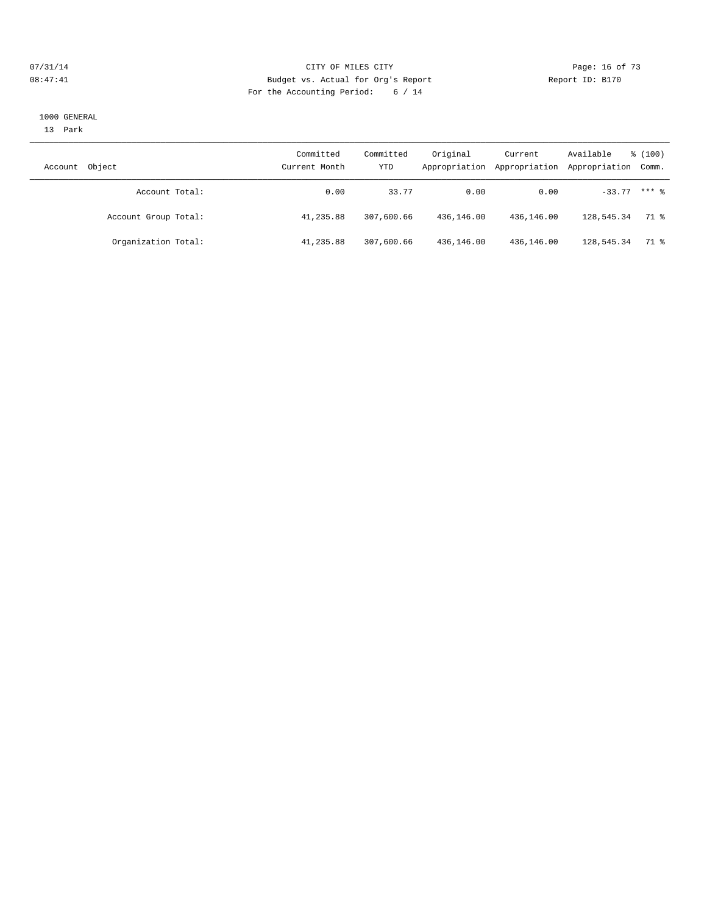CITY OF MILES CITY
Budget vs. Actual for Org's Report
For the Accounting Period: 6 / 14

07/31/14
08:47:41

Report ID: B170

1000 GENERAL
13 Park

| Account Object | Committed Current Month | Committed YTD | Original Appropriation | Current Appropriation | Available Appropriation | % (100) Comm. |
|---|---|---|---|---|---|---|
| Account Total: | 0.00 | 33.77 | 0.00 | 0.00 | -33.77 | *** % |
| Account Group Total: | 41,235.88 | 307,600.66 | 436,146.00 | 436,146.00 | 128,545.34 | 71 % |
| Organization Total: | 41,235.88 | 307,600.66 | 436,146.00 | 436,146.00 | 128,545.34 | 71 % |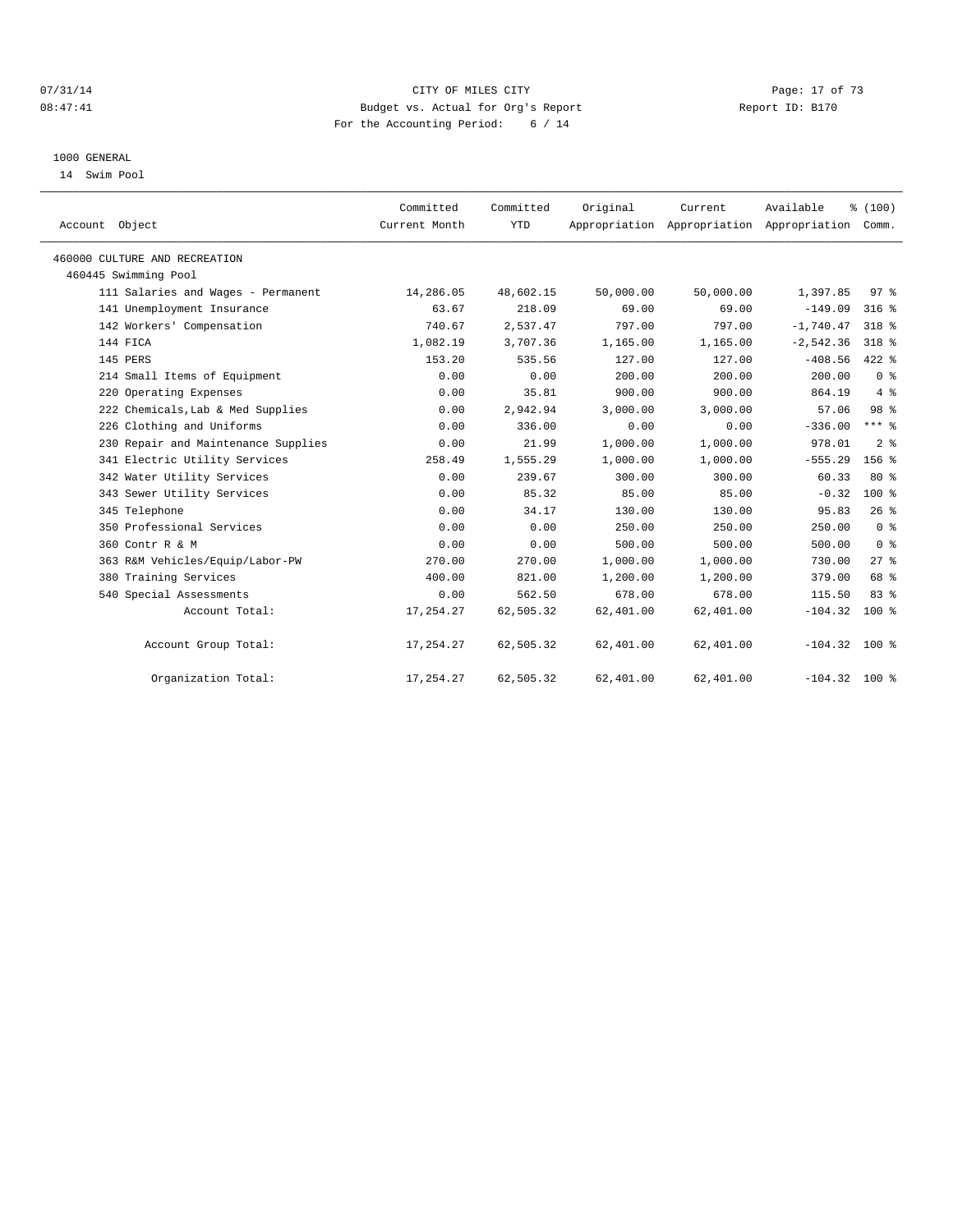CITY OF MILES CITY
Budget vs. Actual for Org's Report
For the Accounting Period: 6 / 14

Report ID: B170

07/31/14
08:47:41

1000 GENERAL
14 Swim Pool

| Account Object | Committed Current Month | Committed YTD | Original Appropriation | Current Appropriation | Available Appropriation | % (100) Comm. |
|---|---|---|---|---|---|---|
| 460000 CULTURE AND RECREATION | | | | | | |
| 460445 Swimming Pool | | | | | | |
| 111 Salaries and Wages - Permanent | 14,286.05 | 48,602.15 | 50,000.00 | 50,000.00 | 1,397.85 | 97 % |
| 141 Unemployment Insurance | 63.67 | 218.09 | 69.00 | 69.00 | -149.09 | 316 % |
| 142 Workers' Compensation | 740.67 | 2,537.47 | 797.00 | 797.00 | -1,740.47 | 318 % |
| 144 FICA | 1,082.19 | 3,707.36 | 1,165.00 | 1,165.00 | -2,542.36 | 318 % |
| 145 PERS | 153.20 | 535.56 | 127.00 | 127.00 | -408.56 | 422 % |
| 214 Small Items of Equipment | 0.00 | 0.00 | 200.00 | 200.00 | 200.00 | 0 % |
| 220 Operating Expenses | 0.00 | 35.81 | 900.00 | 900.00 | 864.19 | 4 % |
| 222 Chemicals,Lab & Med Supplies | 0.00 | 2,942.94 | 3,000.00 | 3,000.00 | 57.06 | 98 % |
| 226 Clothing and Uniforms | 0.00 | 336.00 | 0.00 | 0.00 | -336.00 | *** % |
| 230 Repair and Maintenance Supplies | 0.00 | 21.99 | 1,000.00 | 1,000.00 | 978.01 | 2 % |
| 341 Electric Utility Services | 258.49 | 1,555.29 | 1,000.00 | 1,000.00 | -555.29 | 156 % |
| 342 Water Utility Services | 0.00 | 239.67 | 300.00 | 300.00 | 60.33 | 80 % |
| 343 Sewer Utility Services | 0.00 | 85.32 | 85.00 | 85.00 | -0.32 | 100 % |
| 345 Telephone | 0.00 | 34.17 | 130.00 | 130.00 | 95.83 | 26 % |
| 350 Professional Services | 0.00 | 0.00 | 250.00 | 250.00 | 250.00 | 0 % |
| 360 Contr R & M | 0.00 | 0.00 | 500.00 | 500.00 | 500.00 | 0 % |
| 363 R&M Vehicles/Equip/Labor-PW | 270.00 | 270.00 | 1,000.00 | 1,000.00 | 730.00 | 27 % |
| 380 Training Services | 400.00 | 821.00 | 1,200.00 | 1,200.00 | 379.00 | 68 % |
| 540 Special Assessments | 0.00 | 562.50 | 678.00 | 678.00 | 115.50 | 83 % |
| Account Total: | 17,254.27 | 62,505.32 | 62,401.00 | 62,401.00 | -104.32 | 100 % |
| Account Group Total: | 17,254.27 | 62,505.32 | 62,401.00 | 62,401.00 | -104.32 | 100 % |
| Organization Total: | 17,254.27 | 62,505.32 | 62,401.00 | 62,401.00 | -104.32 | 100 % |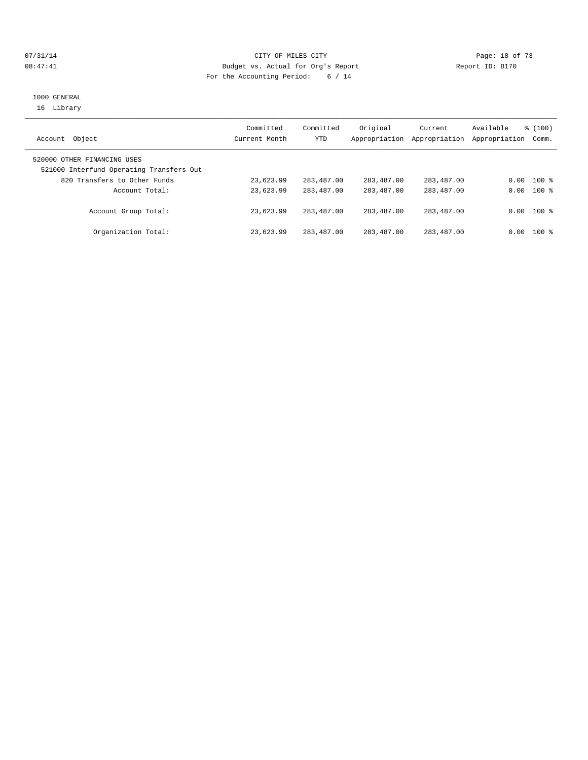07/31/14 CITY OF MILES CITY
08:47:41 Budget vs. Actual for Org's Report Report ID: B170
For the Accounting Period: 6 / 14

1000 GENERAL
16 Library

| Account Object | Committed Current Month | Committed YTD | Original Appropriation | Current Appropriation | Available Appropriation | % (100) Comm. |
|---|---|---|---|---|---|---|
| 520000 OTHER FINANCING USES | | | | | | |
| 521000 Interfund Operating Transfers Out | | | | | | |
| 820 Transfers to Other Funds | 23,623.99 | 283,487.00 | 283,487.00 | 283,487.00 | 0.00 | 100 % |
| Account Total: | 23,623.99 | 283,487.00 | 283,487.00 | 283,487.00 | 0.00 | 100 % |
| Account Group Total: | 23,623.99 | 283,487.00 | 283,487.00 | 283,487.00 | 0.00 | 100 % |
| Organization Total: | 23,623.99 | 283,487.00 | 283,487.00 | 283,487.00 | 0.00 | 100 % |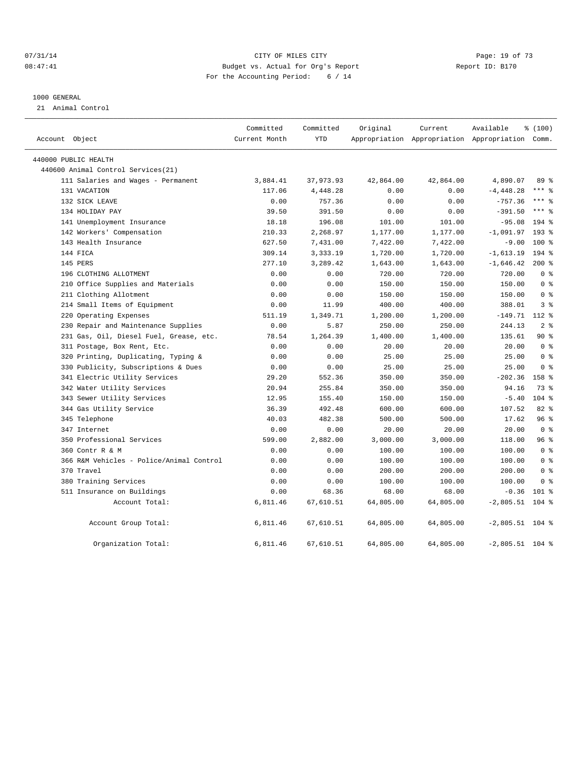CITY OF MILES CITY
Budget vs. Actual for Org's Report
For the Accounting Period: 6 / 14

1000 GENERAL

21 Animal Control

| Account Object | Committed Current Month | Committed YTD | Original Appropriation | Current Appropriation | Available Appropriation | % (100) Comm. |
|---|---|---|---|---|---|---|
| 440000 PUBLIC HEALTH | | | | | | |
| 440600 Animal Control Services(21) | | | | | | |
| 111 Salaries and Wages - Permanent | 3,884.41 | 37,973.93 | 42,864.00 | 42,864.00 | 4,890.07 | 89 % |
| 131 VACATION | 117.06 | 4,448.28 | 0.00 | 0.00 | -4,448.28 | *** % |
| 132 SICK LEAVE | 0.00 | 757.36 | 0.00 | 0.00 | -757.36 | *** % |
| 134 HOLIDAY PAY | 39.50 | 391.50 | 0.00 | 0.00 | -391.50 | *** % |
| 141 Unemployment Insurance | 18.18 | 196.08 | 101.00 | 101.00 | -95.08 | 194 % |
| 142 Workers' Compensation | 210.33 | 2,268.97 | 1,177.00 | 1,177.00 | -1,091.97 | 193 % |
| 143 Health Insurance | 627.50 | 7,431.00 | 7,422.00 | 7,422.00 | -9.00 | 100 % |
| 144 FICA | 309.14 | 3,333.19 | 1,720.00 | 1,720.00 | -1,613.19 | 194 % |
| 145 PERS | 277.10 | 3,289.42 | 1,643.00 | 1,643.00 | -1,646.42 | 200 % |
| 196 CLOTHING ALLOTMENT | 0.00 | 0.00 | 720.00 | 720.00 | 720.00 | 0 % |
| 210 Office Supplies and Materials | 0.00 | 0.00 | 150.00 | 150.00 | 150.00 | 0 % |
| 211 Clothing Allotment | 0.00 | 0.00 | 150.00 | 150.00 | 150.00 | 0 % |
| 214 Small Items of Equipment | 0.00 | 11.99 | 400.00 | 400.00 | 388.01 | 3 % |
| 220 Operating Expenses | 511.19 | 1,349.71 | 1,200.00 | 1,200.00 | -149.71 | 112 % |
| 230 Repair and Maintenance Supplies | 0.00 | 5.87 | 250.00 | 250.00 | 244.13 | 2 % |
| 231 Gas, Oil, Diesel Fuel, Grease, etc. | 78.54 | 1,264.39 | 1,400.00 | 1,400.00 | 135.61 | 90 % |
| 311 Postage, Box Rent, Etc. | 0.00 | 0.00 | 20.00 | 20.00 | 20.00 | 0 % |
| 320 Printing, Duplicating, Typing & | 0.00 | 0.00 | 25.00 | 25.00 | 25.00 | 0 % |
| 330 Publicity, Subscriptions & Dues | 0.00 | 0.00 | 25.00 | 25.00 | 25.00 | 0 % |
| 341 Electric Utility Services | 29.20 | 552.36 | 350.00 | 350.00 | -202.36 | 158 % |
| 342 Water Utility Services | 20.94 | 255.84 | 350.00 | 350.00 | 94.16 | 73 % |
| 343 Sewer Utility Services | 12.95 | 155.40 | 150.00 | 150.00 | -5.40 | 104 % |
| 344 Gas Utility Service | 36.39 | 492.48 | 600.00 | 600.00 | 107.52 | 82 % |
| 345 Telephone | 40.03 | 482.38 | 500.00 | 500.00 | 17.62 | 96 % |
| 347 Internet | 0.00 | 0.00 | 20.00 | 20.00 | 20.00 | 0 % |
| 350 Professional Services | 599.00 | 2,882.00 | 3,000.00 | 3,000.00 | 118.00 | 96 % |
| 360 Contr R & M | 0.00 | 0.00 | 100.00 | 100.00 | 100.00 | 0 % |
| 366 R&M Vehicles - Police/Animal Control | 0.00 | 0.00 | 100.00 | 100.00 | 100.00 | 0 % |
| 370 Travel | 0.00 | 0.00 | 200.00 | 200.00 | 200.00 | 0 % |
| 380 Training Services | 0.00 | 0.00 | 100.00 | 100.00 | 100.00 | 0 % |
| 511 Insurance on Buildings | 0.00 | 68.36 | 68.00 | 68.00 | -0.36 | 101 % |
| Account Total: | 6,811.46 | 67,610.51 | 64,805.00 | 64,805.00 | -2,805.51 | 104 % |
| Account Group Total: | 6,811.46 | 67,610.51 | 64,805.00 | 64,805.00 | -2,805.51 | 104 % |
| Organization Total: | 6,811.46 | 67,610.51 | 64,805.00 | 64,805.00 | -2,805.51 | 104 % |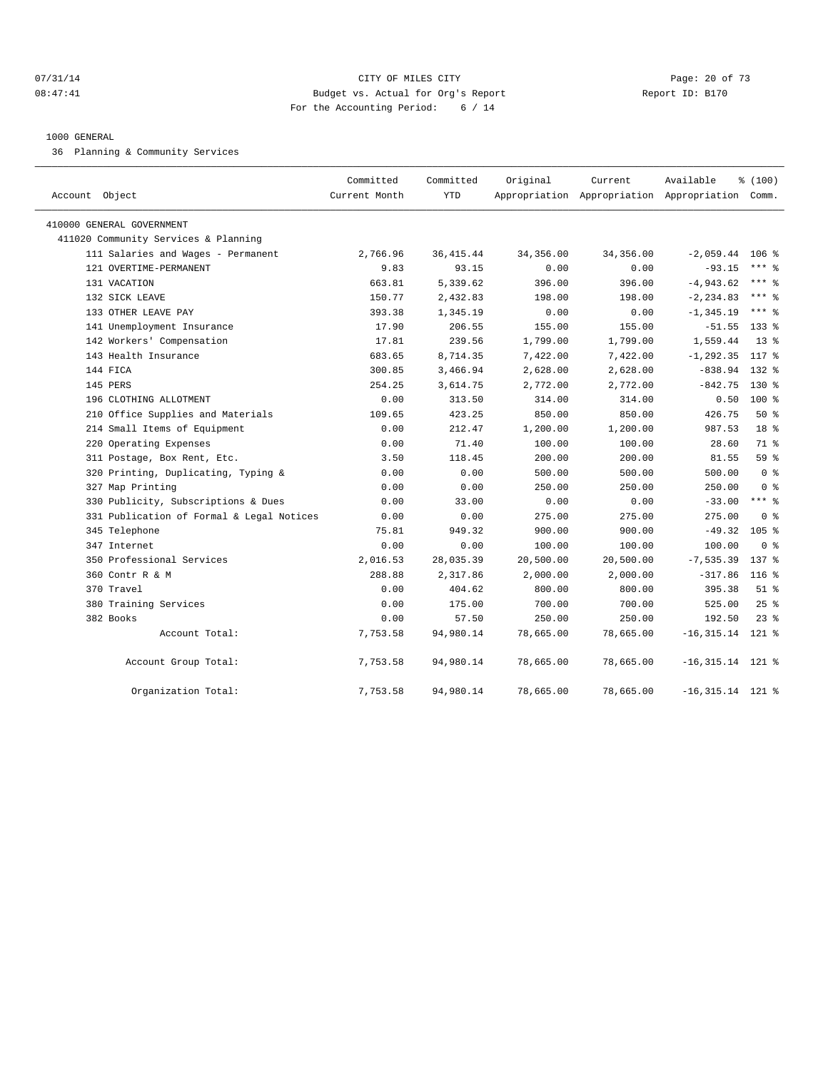CITY OF MILES CITY
Budget vs. Actual for Org's Report
For the Accounting Period: 6 / 14

1000 GENERAL

36 Planning & Community Services

| Account Object | Committed Current Month | Committed YTD | Original Appropriation | Current Appropriation | Available Appropriation | % (100) Comm. |
|---|---|---|---|---|---|---|
| 410000 GENERAL GOVERNMENT | | | | | | |
| 411020 Community Services & Planning | | | | | | |
| 111 Salaries and Wages - Permanent | 2,766.96 | 36,415.44 | 34,356.00 | 34,356.00 | -2,059.44 | 106 % |
| 121 OVERTIME-PERMANENT | 9.83 | 93.15 | 0.00 | 0.00 | -93.15 | *** % |
| 131 VACATION | 663.81 | 5,339.62 | 396.00 | 396.00 | -4,943.62 | *** % |
| 132 SICK LEAVE | 150.77 | 2,432.83 | 198.00 | 198.00 | -2,234.83 | *** % |
| 133 OTHER LEAVE PAY | 393.38 | 1,345.19 | 0.00 | 0.00 | -1,345.19 | *** % |
| 141 Unemployment Insurance | 17.90 | 206.55 | 155.00 | 155.00 | -51.55 | 133 % |
| 142 Workers' Compensation | 17.81 | 239.56 | 1,799.00 | 1,799.00 | 1,559.44 | 13 % |
| 143 Health Insurance | 683.65 | 8,714.35 | 7,422.00 | 7,422.00 | -1,292.35 | 117 % |
| 144 FICA | 300.85 | 3,466.94 | 2,628.00 | 2,628.00 | -838.94 | 132 % |
| 145 PERS | 254.25 | 3,614.75 | 2,772.00 | 2,772.00 | -842.75 | 130 % |
| 196 CLOTHING ALLOTMENT | 0.00 | 313.50 | 314.00 | 314.00 | 0.50 | 100 % |
| 210 Office Supplies and Materials | 109.65 | 423.25 | 850.00 | 850.00 | 426.75 | 50 % |
| 214 Small Items of Equipment | 0.00 | 212.47 | 1,200.00 | 1,200.00 | 987.53 | 18 % |
| 220 Operating Expenses | 0.00 | 71.40 | 100.00 | 100.00 | 28.60 | 71 % |
| 311 Postage, Box Rent, Etc. | 3.50 | 118.45 | 200.00 | 200.00 | 81.55 | 59 % |
| 320 Printing, Duplicating, Typing & | 0.00 | 0.00 | 500.00 | 500.00 | 500.00 | 0 % |
| 327 Map Printing | 0.00 | 0.00 | 250.00 | 250.00 | 250.00 | 0 % |
| 330 Publicity, Subscriptions & Dues | 0.00 | 33.00 | 0.00 | 0.00 | -33.00 | *** % |
| 331 Publication of Formal & Legal Notices | 0.00 | 0.00 | 275.00 | 275.00 | 275.00 | 0 % |
| 345 Telephone | 75.81 | 949.32 | 900.00 | 900.00 | -49.32 | 105 % |
| 347 Internet | 0.00 | 0.00 | 100.00 | 100.00 | 100.00 | 0 % |
| 350 Professional Services | 2,016.53 | 28,035.39 | 20,500.00 | 20,500.00 | -7,535.39 | 137 % |
| 360 Contr R & M | 288.88 | 2,317.86 | 2,000.00 | 2,000.00 | -317.86 | 116 % |
| 370 Travel | 0.00 | 404.62 | 800.00 | 800.00 | 395.38 | 51 % |
| 380 Training Services | 0.00 | 175.00 | 700.00 | 700.00 | 525.00 | 25 % |
| 382 Books | 0.00 | 57.50 | 250.00 | 250.00 | 192.50 | 23 % |
| Account Total: | 7,753.58 | 94,980.14 | 78,665.00 | 78,665.00 | -16,315.14 | 121 % |
| Account Group Total: | 7,753.58 | 94,980.14 | 78,665.00 | 78,665.00 | -16,315.14 | 121 % |
| Organization Total: | 7,753.58 | 94,980.14 | 78,665.00 | 78,665.00 | -16,315.14 | 121 % |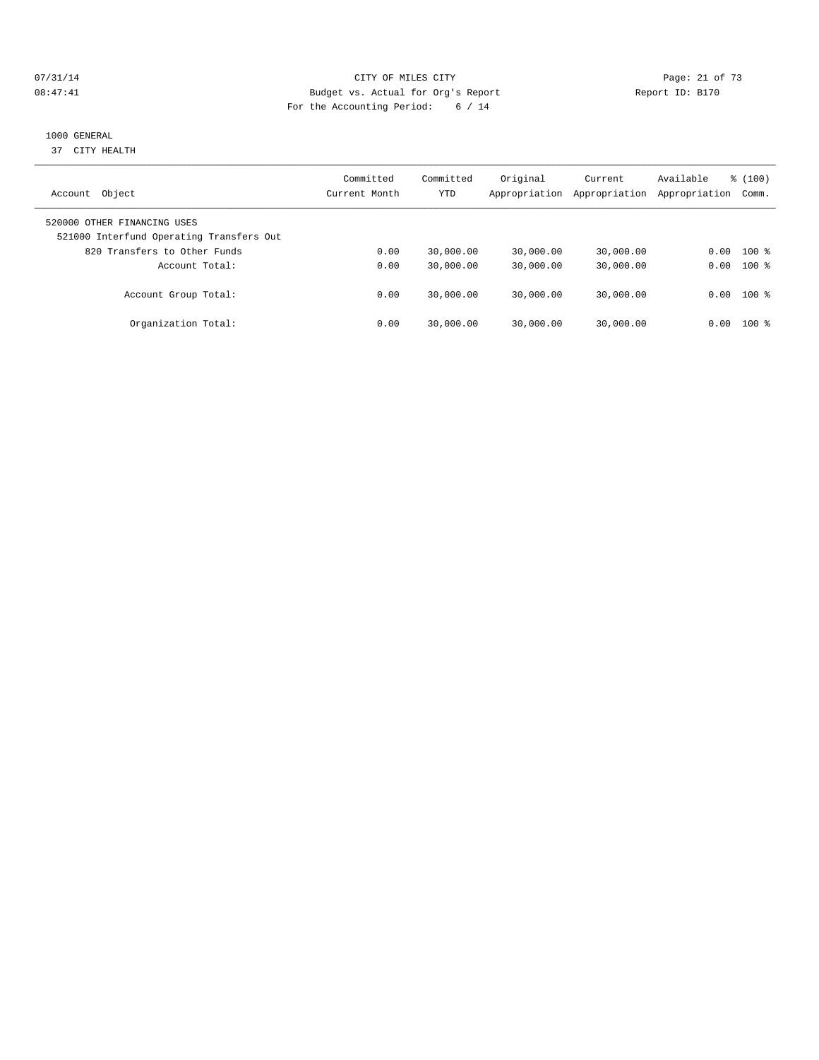CITY OF MILES CITY
Budget vs. Actual for Org's Report
For the Accounting Period: 6 / 14

07/31/14
08:47:41

Report ID: B170

1000 GENERAL
37 CITY HEALTH

| Account Object | Committed Current Month | Committed YTD | Original Appropriation | Current Appropriation | Available Appropriation | % (100) Comm. |
|---|---|---|---|---|---|---|
| 520000 OTHER FINANCING USES | | | | | | |
| 521000 Interfund Operating Transfers Out | | | | | | |
| 820 Transfers to Other Funds | 0.00 | 30,000.00 | 30,000.00 | 30,000.00 | 0.00 | 100 % |
| Account Total: | 0.00 | 30,000.00 | 30,000.00 | 30,000.00 | 0.00 | 100 % |
| Account Group Total: | 0.00 | 30,000.00 | 30,000.00 | 30,000.00 | 0.00 | 100 % |
| Organization Total: | 0.00 | 30,000.00 | 30,000.00 | 30,000.00 | 0.00 | 100 % |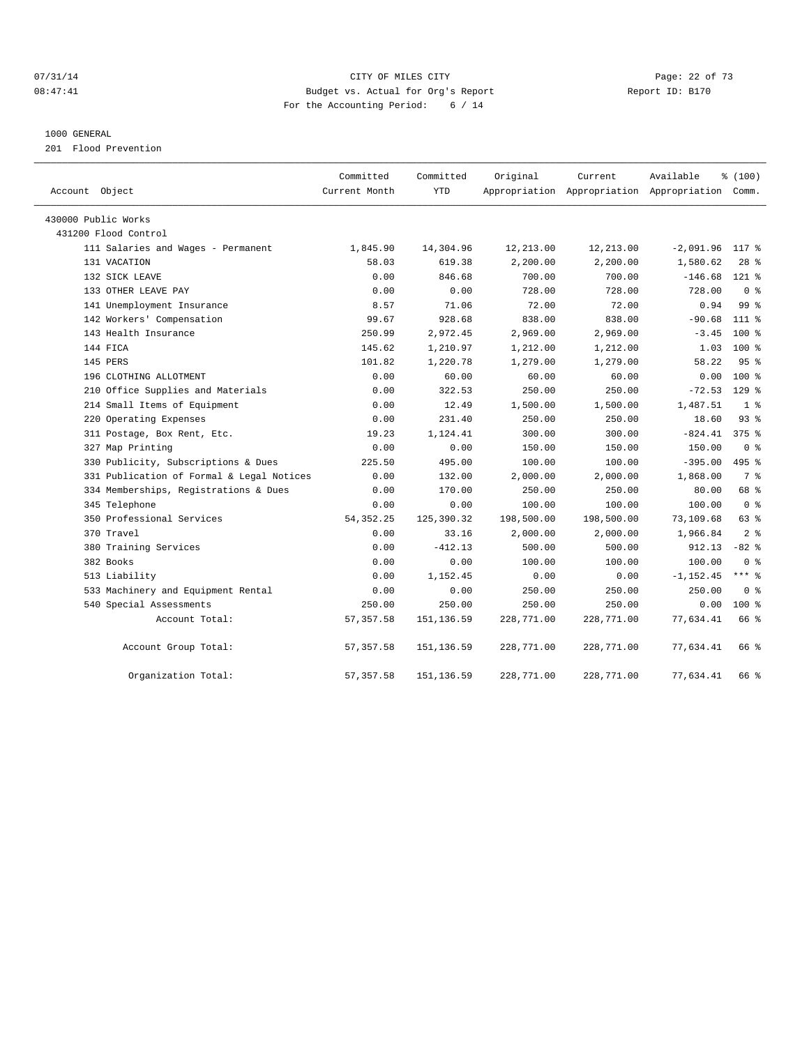07/31/14 CITY OF MILES CITY
08:47:41 Budget vs. Actual for Org's Report Report ID: B170
For the Accounting Period: 6 / 14

1000 GENERAL
201 Flood Prevention

| Account Object | Committed Current Month | Committed YTD | Original Appropriation | Current Appropriation | Available Appropriation | % (100) Comm. |
|---|---|---|---|---|---|---|
| 430000 Public Works | | | | | | |
| 431200 Flood Control | | | | | | |
| 111 Salaries and Wages - Permanent | 1,845.90 | 14,304.96 | 12,213.00 | 12,213.00 | -2,091.96 | 117 % |
| 131 VACATION | 58.03 | 619.38 | 2,200.00 | 2,200.00 | 1,580.62 | 28 % |
| 132 SICK LEAVE | 0.00 | 846.68 | 700.00 | 700.00 | -146.68 | 121 % |
| 133 OTHER LEAVE PAY | 0.00 | 0.00 | 728.00 | 728.00 | 728.00 | 0 % |
| 141 Unemployment Insurance | 8.57 | 71.06 | 72.00 | 72.00 | 0.94 | 99 % |
| 142 Workers' Compensation | 99.67 | 928.68 | 838.00 | 838.00 | -90.68 | 111 % |
| 143 Health Insurance | 250.99 | 2,972.45 | 2,969.00 | 2,969.00 | -3.45 | 100 % |
| 144 FICA | 145.62 | 1,210.97 | 1,212.00 | 1,212.00 | 1.03 | 100 % |
| 145 PERS | 101.82 | 1,220.78 | 1,279.00 | 1,279.00 | 58.22 | 95 % |
| 196 CLOTHING ALLOTMENT | 0.00 | 60.00 | 60.00 | 60.00 | 0.00 | 100 % |
| 210 Office Supplies and Materials | 0.00 | 322.53 | 250.00 | 250.00 | -72.53 | 129 % |
| 214 Small Items of Equipment | 0.00 | 12.49 | 1,500.00 | 1,500.00 | 1,487.51 | 1 % |
| 220 Operating Expenses | 0.00 | 231.40 | 250.00 | 250.00 | 18.60 | 93 % |
| 311 Postage, Box Rent, Etc. | 19.23 | 1,124.41 | 300.00 | 300.00 | -824.41 | 375 % |
| 327 Map Printing | 0.00 | 0.00 | 150.00 | 150.00 | 150.00 | 0 % |
| 330 Publicity, Subscriptions & Dues | 225.50 | 495.00 | 100.00 | 100.00 | -395.00 | 495 % |
| 331 Publication of Formal & Legal Notices | 0.00 | 132.00 | 2,000.00 | 2,000.00 | 1,868.00 | 7 % |
| 334 Memberships, Registrations & Dues | 0.00 | 170.00 | 250.00 | 250.00 | 80.00 | 68 % |
| 345 Telephone | 0.00 | 0.00 | 100.00 | 100.00 | 100.00 | 0 % |
| 350 Professional Services | 54,352.25 | 125,390.32 | 198,500.00 | 198,500.00 | 73,109.68 | 63 % |
| 370 Travel | 0.00 | 33.16 | 2,000.00 | 2,000.00 | 1,966.84 | 2 % |
| 380 Training Services | 0.00 | -412.13 | 500.00 | 500.00 | 912.13 | -82 % |
| 382 Books | 0.00 | 0.00 | 100.00 | 100.00 | 100.00 | 0 % |
| 513 Liability | 0.00 | 1,152.45 | 0.00 | 0.00 | -1,152.45 | *** % |
| 533 Machinery and Equipment Rental | 0.00 | 0.00 | 250.00 | 250.00 | 250.00 | 0 % |
| 540 Special Assessments | 250.00 | 250.00 | 250.00 | 250.00 | 0.00 | 100 % |
| Account Total: | 57,357.58 | 151,136.59 | 228,771.00 | 228,771.00 | 77,634.41 | 66 % |
| Account Group Total: | 57,357.58 | 151,136.59 | 228,771.00 | 228,771.00 | 77,634.41 | 66 % |
| Organization Total: | 57,357.58 | 151,136.59 | 228,771.00 | 228,771.00 | 77,634.41 | 66 % |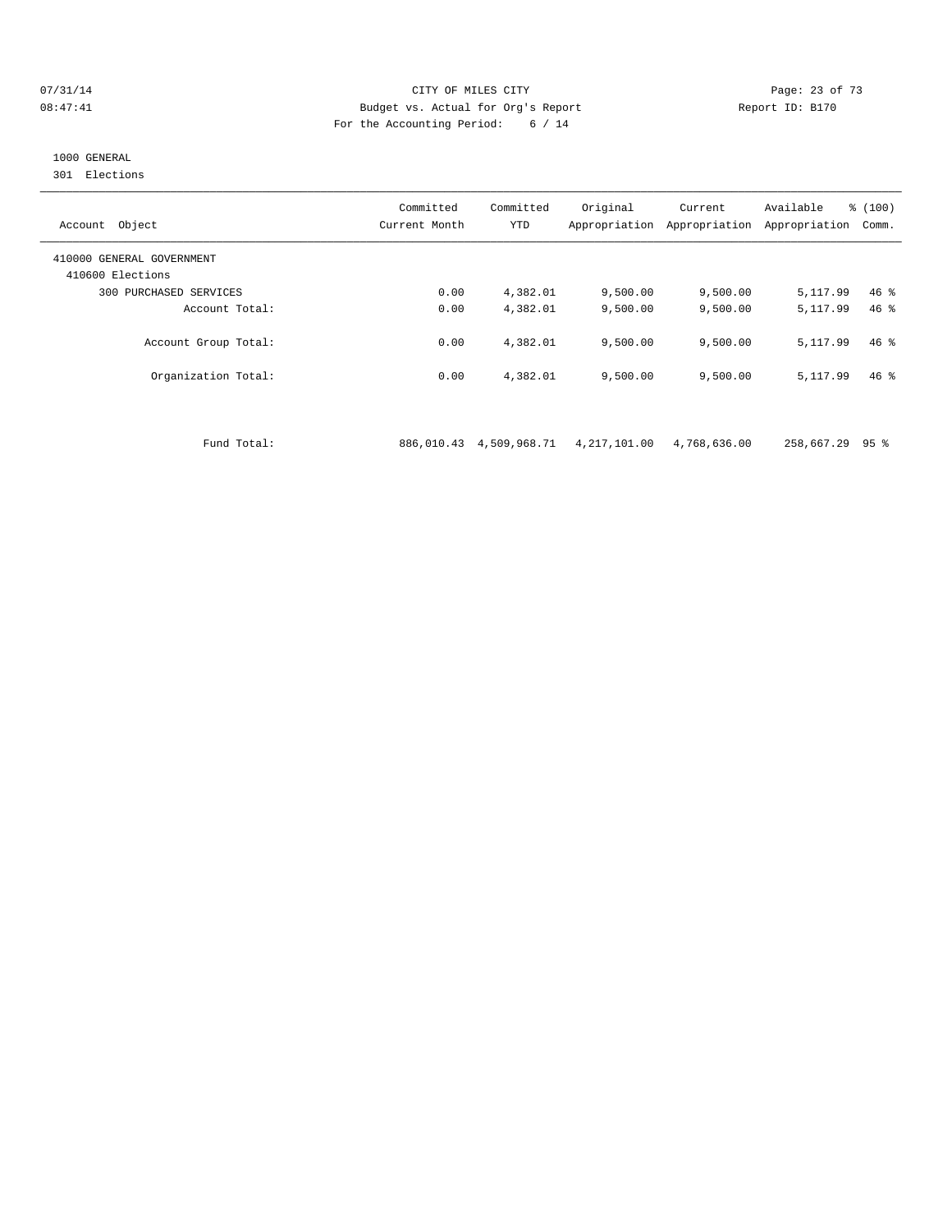CITY OF MILES CITY
Budget vs. Actual for Org's Report
For the Accounting Period: 6 / 14

07/31/14
08:47:41

Report ID: B170

1000 GENERAL
301 Elections

| Account Object | Committed Current Month | Committed YTD | Original Appropriation | Current Appropriation | Available Appropriation | % (100) Comm. |
|---|---|---|---|---|---|---|
| 410000 GENERAL GOVERNMENT | | | | | | |
| 410600 Elections | | | | | | |
| 300 PURCHASED SERVICES | 0.00 | 4,382.01 | 9,500.00 | 9,500.00 | 5,117.99 | 46 % |
| Account Total: | 0.00 | 4,382.01 | 9,500.00 | 9,500.00 | 5,117.99 | 46 % |
| Account Group Total: | 0.00 | 4,382.01 | 9,500.00 | 9,500.00 | 5,117.99 | 46 % |
| Organization Total: | 0.00 | 4,382.01 | 9,500.00 | 9,500.00 | 5,117.99 | 46 % |
| Fund Total: | 886,010.43 | 4,509,968.71 | 4,217,101.00 | 4,768,636.00 | 258,667.29 | 95 % |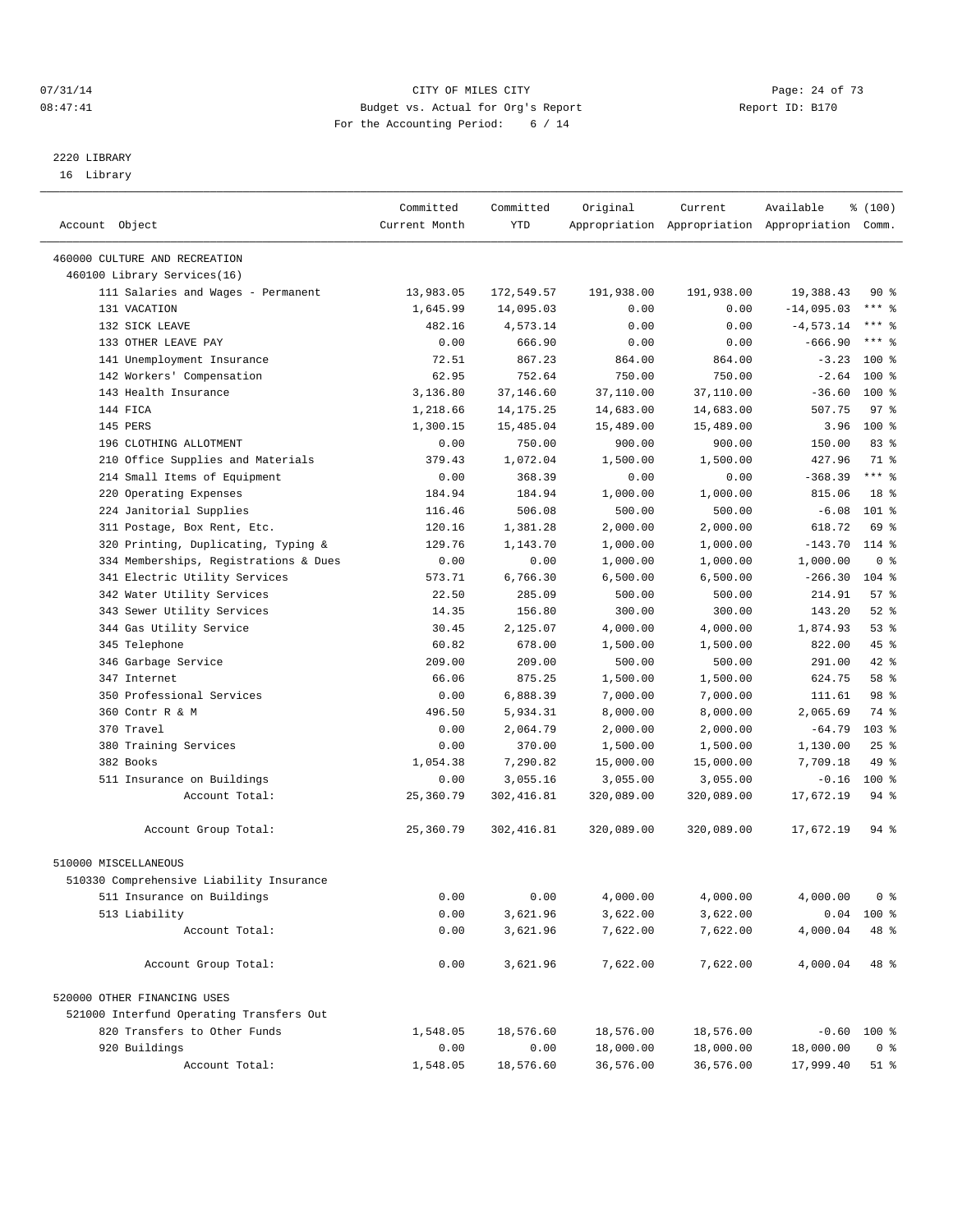CITY OF MILES CITY
Budget vs. Actual for Org's Report
For the Accounting Period: 6 / 14

07/31/14 08:47:41 Report ID: B170

2220 LIBRARY
16 Library

| Account Object | Committed Current Month | Committed YTD | Original Appropriation | Current Appropriation | Available Appropriation | % (100) Comm. |
|---|---|---|---|---|---|---|
| 460000 CULTURE AND RECREATION | | | | | | |
| 460100 Library Services(16) | | | | | | |
| 111 Salaries and Wages - Permanent | 13,983.05 | 172,549.57 | 191,938.00 | 191,938.00 | 19,388.43 | 90 % |
| 131 VACATION | 1,645.99 | 14,095.03 | 0.00 | 0.00 | -14,095.03 | *** % |
| 132 SICK LEAVE | 482.16 | 4,573.14 | 0.00 | 0.00 | -4,573.14 | *** % |
| 133 OTHER LEAVE PAY | 0.00 | 666.90 | 0.00 | 0.00 | -666.90 | *** % |
| 141 Unemployment Insurance | 72.51 | 867.23 | 864.00 | 864.00 | -3.23 | 100 % |
| 142 Workers' Compensation | 62.95 | 752.64 | 750.00 | 750.00 | -2.64 | 100 % |
| 143 Health Insurance | 3,136.80 | 37,146.60 | 37,110.00 | 37,110.00 | -36.60 | 100 % |
| 144 FICA | 1,218.66 | 14,175.25 | 14,683.00 | 14,683.00 | 507.75 | 97 % |
| 145 PERS | 1,300.15 | 15,485.04 | 15,489.00 | 15,489.00 | 3.96 | 100 % |
| 196 CLOTHING ALLOTMENT | 0.00 | 750.00 | 900.00 | 900.00 | 150.00 | 83 % |
| 210 Office Supplies and Materials | 379.43 | 1,072.04 | 1,500.00 | 1,500.00 | 427.96 | 71 % |
| 214 Small Items of Equipment | 0.00 | 368.39 | 0.00 | 0.00 | -368.39 | *** % |
| 220 Operating Expenses | 184.94 | 184.94 | 1,000.00 | 1,000.00 | 815.06 | 18 % |
| 224 Janitorial Supplies | 116.46 | 506.08 | 500.00 | 500.00 | -6.08 | 101 % |
| 311 Postage, Box Rent, Etc. | 120.16 | 1,381.28 | 2,000.00 | 2,000.00 | 618.72 | 69 % |
| 320 Printing, Duplicating, Typing & | 129.76 | 1,143.70 | 1,000.00 | 1,000.00 | -143.70 | 114 % |
| 334 Memberships, Registrations & Dues | 0.00 | 0.00 | 1,000.00 | 1,000.00 | 1,000.00 | 0 % |
| 341 Electric Utility Services | 573.71 | 6,766.30 | 6,500.00 | 6,500.00 | -266.30 | 104 % |
| 342 Water Utility Services | 22.50 | 285.09 | 500.00 | 500.00 | 214.91 | 57 % |
| 343 Sewer Utility Services | 14.35 | 156.80 | 300.00 | 300.00 | 143.20 | 52 % |
| 344 Gas Utility Service | 30.45 | 2,125.07 | 4,000.00 | 4,000.00 | 1,874.93 | 53 % |
| 345 Telephone | 60.82 | 678.00 | 1,500.00 | 1,500.00 | 822.00 | 45 % |
| 346 Garbage Service | 209.00 | 209.00 | 500.00 | 500.00 | 291.00 | 42 % |
| 347 Internet | 66.06 | 875.25 | 1,500.00 | 1,500.00 | 624.75 | 58 % |
| 350 Professional Services | 0.00 | 6,888.39 | 7,000.00 | 7,000.00 | 111.61 | 98 % |
| 360 Contr R & M | 496.50 | 5,934.31 | 8,000.00 | 8,000.00 | 2,065.69 | 74 % |
| 370 Travel | 0.00 | 2,064.79 | 2,000.00 | 2,000.00 | -64.79 | 103 % |
| 380 Training Services | 0.00 | 370.00 | 1,500.00 | 1,500.00 | 1,130.00 | 25 % |
| 382 Books | 1,054.38 | 7,290.82 | 15,000.00 | 15,000.00 | 7,709.18 | 49 % |
| 511 Insurance on Buildings | 0.00 | 3,055.16 | 3,055.00 | 3,055.00 | -0.16 | 100 % |
| Account Total: | 25,360.79 | 302,416.81 | 320,089.00 | 320,089.00 | 17,672.19 | 94 % |
| Account Group Total: | 25,360.79 | 302,416.81 | 320,089.00 | 320,089.00 | 17,672.19 | 94 % |
| 510000 MISCELLANEOUS | | | | | | |
| 510330 Comprehensive Liability Insurance | | | | | | |
| 511 Insurance on Buildings | 0.00 | 0.00 | 4,000.00 | 4,000.00 | 4,000.00 | 0 % |
| 513 Liability | 0.00 | 3,621.96 | 3,622.00 | 3,622.00 | 0.04 | 100 % |
| Account Total: | 0.00 | 3,621.96 | 7,622.00 | 7,622.00 | 4,000.04 | 48 % |
| Account Group Total: | 0.00 | 3,621.96 | 7,622.00 | 7,622.00 | 4,000.04 | 48 % |
| 520000 OTHER FINANCING USES | | | | | | |
| 521000 Interfund Operating Transfers Out | | | | | | |
| 820 Transfers to Other Funds | 1,548.05 | 18,576.60 | 18,576.00 | 18,576.00 | -0.60 | 100 % |
| 920 Buildings | 0.00 | 0.00 | 18,000.00 | 18,000.00 | 18,000.00 | 0 % |
| Account Total: | 1,548.05 | 18,576.60 | 36,576.00 | 36,576.00 | 17,999.40 | 51 % |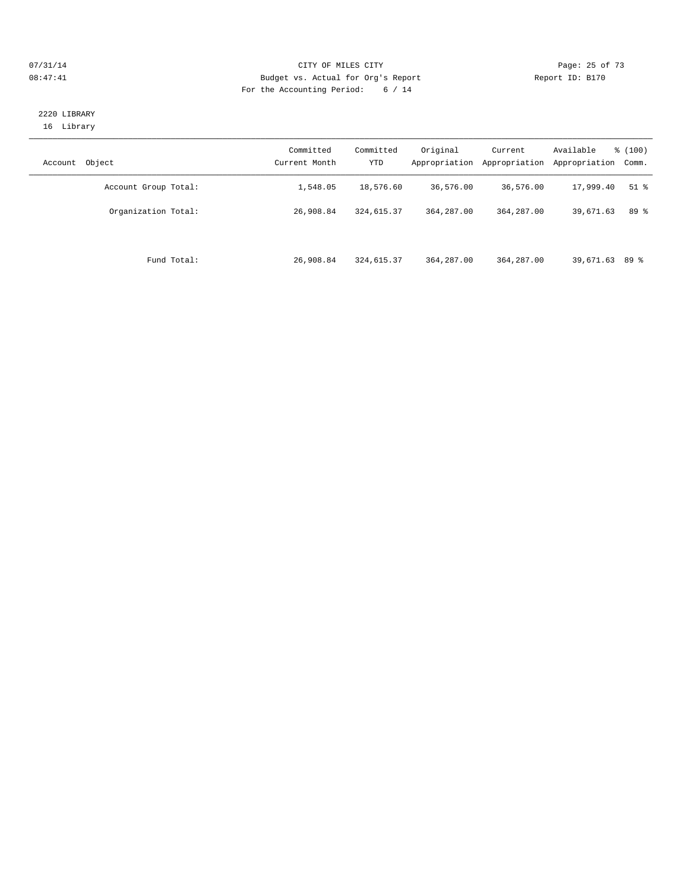CITY OF MILES CITY
Budget vs. Actual for Org's Report
For the Accounting Period: 6 / 14

07/31/14
08:47:41

Report ID: B170

2220 LIBRARY
16 Library

| Account Object | Committed Current Month | Committed YTD | Original Appropriation | Current Appropriation | Available Appropriation | % (100) Comm. |
|---|---|---|---|---|---|---|
| Account Group Total: | 1,548.05 | 18,576.60 | 36,576.00 | 36,576.00 | 17,999.40 | 51 % |
| Organization Total: | 26,908.84 | 324,615.37 | 364,287.00 | 364,287.00 | 39,671.63 | 89 % |
| Fund Total: | 26,908.84 | 324,615.37 | 364,287.00 | 364,287.00 | 39,671.63 | 89 % |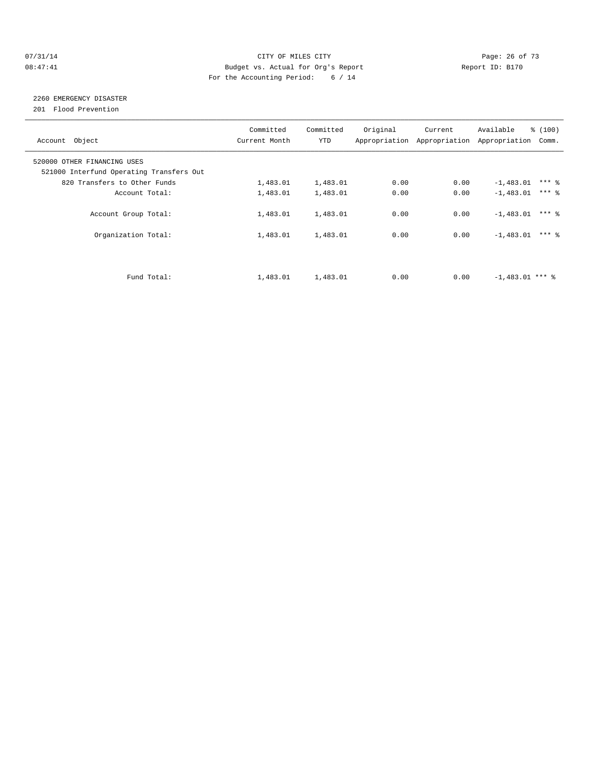CITY OF MILES CITY
Budget vs. Actual for Org's Report
For the Accounting Period: 6 / 14

07/31/14
08:47:41

Report ID: B170

## 2260 EMERGENCY DISASTER

201 Flood Prevention

| Account Object | Committed Current Month | Committed YTD | Original Appropriation | Current Appropriation | Available Appropriation | % (100) Comm. |
|---|---|---|---|---|---|---|
| 520000 OTHER FINANCING USES | | | | | | |
| 521000 Interfund Operating Transfers Out | | | | | | |
| 820 Transfers to Other Funds | 1,483.01 | 1,483.01 | 0.00 | 0.00 | -1,483.01 | *** % |
| Account Total: | 1,483.01 | 1,483.01 | 0.00 | 0.00 | -1,483.01 | *** % |
| Account Group Total: | 1,483.01 | 1,483.01 | 0.00 | 0.00 | -1,483.01 | *** % |
| Organization Total: | 1,483.01 | 1,483.01 | 0.00 | 0.00 | -1,483.01 | *** % |
| Fund Total: | 1,483.01 | 1,483.01 | 0.00 | 0.00 | -1,483.01 | *** % |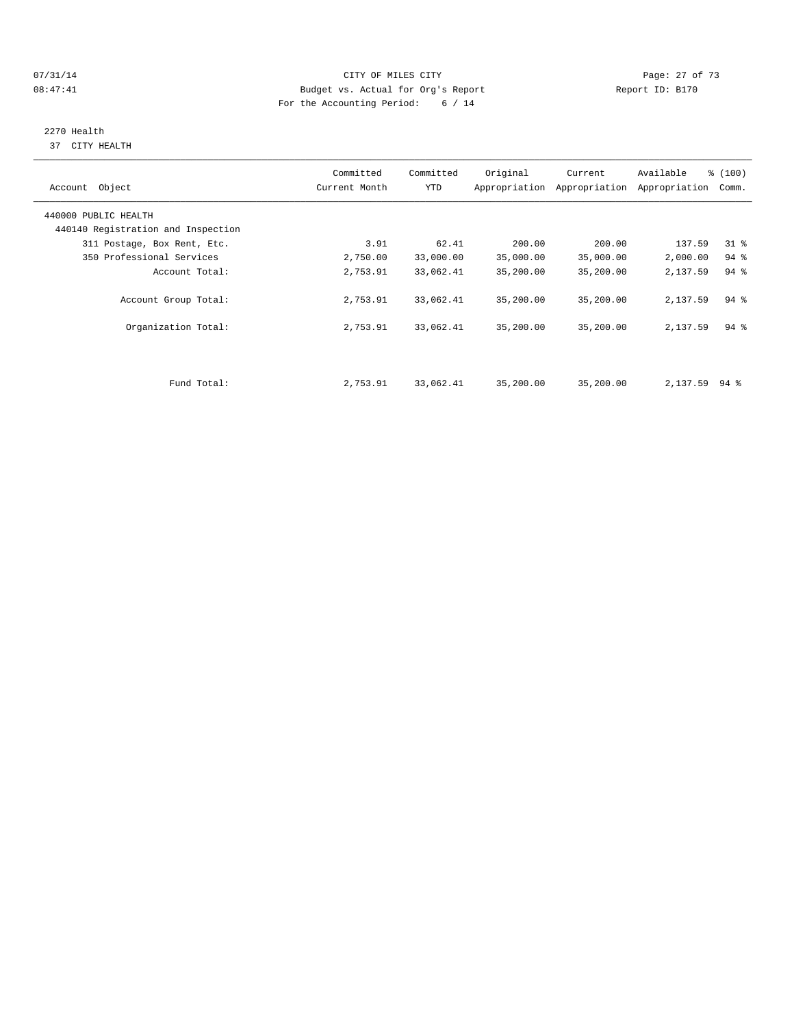CITY OF MILES CITY
Budget vs. Actual for Org's Report
For the Accounting Period: 6 / 14

07/31/14
08:47:41

Report ID: B170

2270 Health
37 CITY HEALTH

| Account Object | Committed Current Month | Committed YTD | Original Appropriation | Current Appropriation | Available Appropriation | % (100) Comm. |
|---|---|---|---|---|---|---|
| 440000 PUBLIC HEALTH | | | | | | |
| 440140 Registration and Inspection | | | | | | |
| 311 Postage, Box Rent, Etc. | 3.91 | 62.41 | 200.00 | 200.00 | 137.59 | 31 % |
| 350 Professional Services | 2,750.00 | 33,000.00 | 35,000.00 | 35,000.00 | 2,000.00 | 94 % |
| Account Total: | 2,753.91 | 33,062.41 | 35,200.00 | 35,200.00 | 2,137.59 | 94 % |
| Account Group Total: | 2,753.91 | 33,062.41 | 35,200.00 | 35,200.00 | 2,137.59 | 94 % |
| Organization Total: | 2,753.91 | 33,062.41 | 35,200.00 | 35,200.00 | 2,137.59 | 94 % |
| Fund Total: | 2,753.91 | 33,062.41 | 35,200.00 | 35,200.00 | 2,137.59 | 94 % |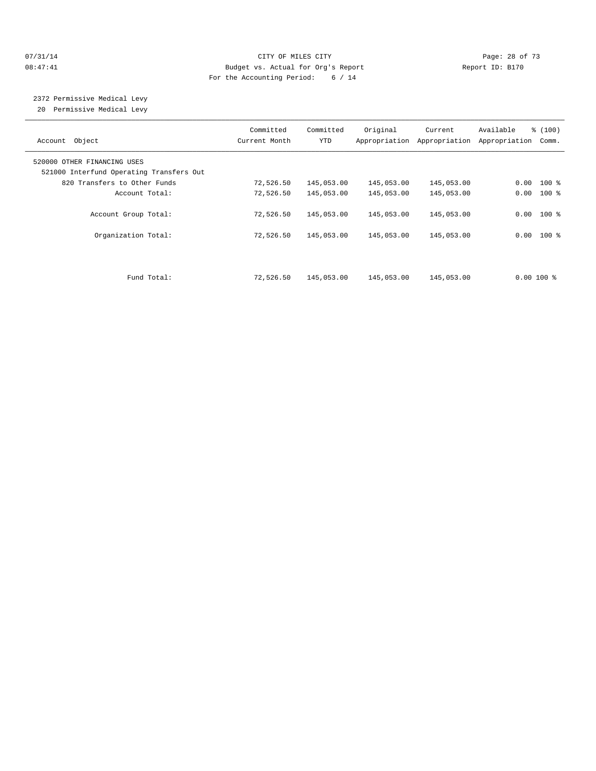CITY OF MILES CITY
Budget vs. Actual for Org's Report
For the Accounting Period: 6 / 14

07/31/14 08:47:41 Report ID: B170

2372 Permissive Medical Levy
20 Permissive Medical Levy

| Account Object | Committed Current Month | Committed YTD | Original Appropriation | Current Appropriation | Available Appropriation | % (100) Comm. |
|---|---|---|---|---|---|---|
| 520000 OTHER FINANCING USES | | | | | | |
| 521000 Interfund Operating Transfers Out | | | | | | |
| 820 Transfers to Other Funds | 72,526.50 | 145,053.00 | 145,053.00 | 145,053.00 | 0.00 | 100 % |
| Account Total: | 72,526.50 | 145,053.00 | 145,053.00 | 145,053.00 | 0.00 | 100 % |
| Account Group Total: | 72,526.50 | 145,053.00 | 145,053.00 | 145,053.00 | 0.00 | 100 % |
| Organization Total: | 72,526.50 | 145,053.00 | 145,053.00 | 145,053.00 | 0.00 | 100 % |
| Fund Total: | 72,526.50 | 145,053.00 | 145,053.00 | 145,053.00 | 0.00 | 100 % |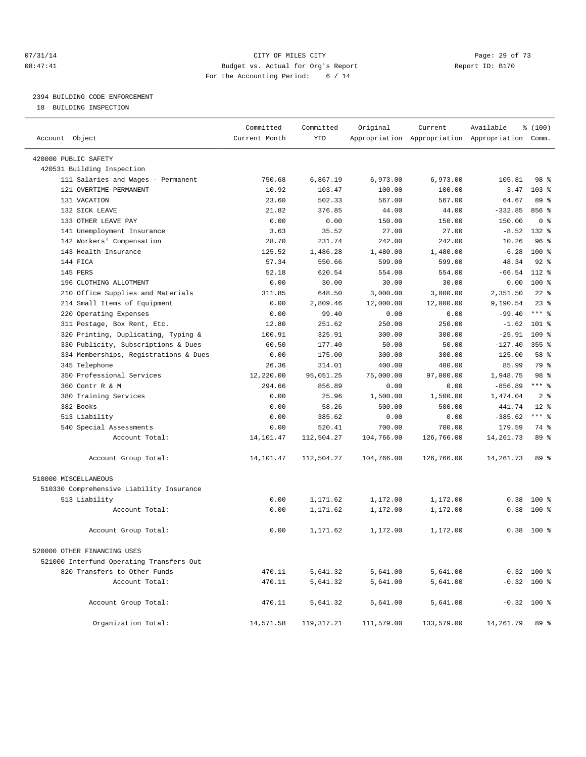CITY OF MILES CITY
Budget vs. Actual for Org's Report
For the Accounting Period: 6 / 14

07/31/14
08:47:41

Report ID: B170

## 2394 BUILDING CODE ENFORCEMENT

18 BUILDING INSPECTION

| Account Object | Committed Current Month | Committed YTD | Original Appropriation | Current Appropriation | Available Appropriation | % (100) Comm. |
|---|---|---|---|---|---|---|
| 420000 PUBLIC SAFETY | | | | | | |
| 420531 Building Inspection | | | | | | |
| 111 Salaries and Wages - Permanent | 750.68 | 6,867.19 | 6,973.00 | 6,973.00 | 105.81 | 98 % |
| 121 OVERTIME-PERMANENT | 10.92 | 103.47 | 100.00 | 100.00 | -3.47 | 103 % |
| 131 VACATION | 23.60 | 502.33 | 567.00 | 567.00 | 64.67 | 89 % |
| 132 SICK LEAVE | 21.82 | 376.85 | 44.00 | 44.00 | -332.85 | 856 % |
| 133 OTHER LEAVE PAY | 0.00 | 0.00 | 150.00 | 150.00 | 150.00 | 0 % |
| 141 Unemployment Insurance | 3.63 | 35.52 | 27.00 | 27.00 | -8.52 | 132 % |
| 142 Workers' Compensation | 28.70 | 231.74 | 242.00 | 242.00 | 10.26 | 96 % |
| 143 Health Insurance | 125.52 | 1,486.28 | 1,480.00 | 1,480.00 | -6.28 | 100 % |
| 144 FICA | 57.34 | 550.66 | 599.00 | 599.00 | 48.34 | 92 % |
| 145 PERS | 52.18 | 620.54 | 554.00 | 554.00 | -66.54 | 112 % |
| 196 CLOTHING ALLOTMENT | 0.00 | 30.00 | 30.00 | 30.00 | 0.00 | 100 % |
| 210 Office Supplies and Materials | 311.85 | 648.50 | 3,000.00 | 3,000.00 | 2,351.50 | 22 % |
| 214 Small Items of Equipment | 0.00 | 2,809.46 | 12,000.00 | 12,000.00 | 9,190.54 | 23 % |
| 220 Operating Expenses | 0.00 | 99.40 | 0.00 | 0.00 | -99.40 | *** % |
| 311 Postage, Box Rent, Etc. | 12.80 | 251.62 | 250.00 | 250.00 | -1.62 | 101 % |
| 320 Printing, Duplicating, Typing & | 100.91 | 325.91 | 300.00 | 300.00 | -25.91 | 109 % |
| 330 Publicity, Subscriptions & Dues | 60.50 | 177.40 | 50.00 | 50.00 | -127.40 | 355 % |
| 334 Memberships, Registrations & Dues | 0.00 | 175.00 | 300.00 | 300.00 | 125.00 | 58 % |
| 345 Telephone | 26.36 | 314.01 | 400.00 | 400.00 | 85.99 | 79 % |
| 350 Professional Services | 12,220.00 | 95,051.25 | 75,000.00 | 97,000.00 | 1,948.75 | 98 % |
| 360 Contr R & M | 294.66 | 856.89 | 0.00 | 0.00 | -856.89 | *** % |
| 380 Training Services | 0.00 | 25.96 | 1,500.00 | 1,500.00 | 1,474.04 | 2 % |
| 382 Books | 0.00 | 58.26 | 500.00 | 500.00 | 441.74 | 12 % |
| 513 Liability | 0.00 | 385.62 | 0.00 | 0.00 | -385.62 | *** % |
| 540 Special Assessments | 0.00 | 520.41 | 700.00 | 700.00 | 179.59 | 74 % |
| Account Total: | 14,101.47 | 112,504.27 | 104,766.00 | 126,766.00 | 14,261.73 | 89 % |
| Account Group Total: | 14,101.47 | 112,504.27 | 104,766.00 | 126,766.00 | 14,261.73 | 89 % |
| 510000 MISCELLANEOUS | | | | | | |
| 510330 Comprehensive Liability Insurance | | | | | | |
| 513 Liability | 0.00 | 1,171.62 | 1,172.00 | 1,172.00 | 0.38 | 100 % |
| Account Total: | 0.00 | 1,171.62 | 1,172.00 | 1,172.00 | 0.38 | 100 % |
| Account Group Total: | 0.00 | 1,171.62 | 1,172.00 | 1,172.00 | 0.38 | 100 % |
| 520000 OTHER FINANCING USES | | | | | | |
| 521000 Interfund Operating Transfers Out | | | | | | |
| 820 Transfers to Other Funds | 470.11 | 5,641.32 | 5,641.00 | 5,641.00 | -0.32 | 100 % |
| Account Total: | 470.11 | 5,641.32 | 5,641.00 | 5,641.00 | -0.32 | 100 % |
| Account Group Total: | 470.11 | 5,641.32 | 5,641.00 | 5,641.00 | -0.32 | 100 % |
| Organization Total: | 14,571.58 | 119,317.21 | 111,579.00 | 133,579.00 | 14,261.79 | 89 % |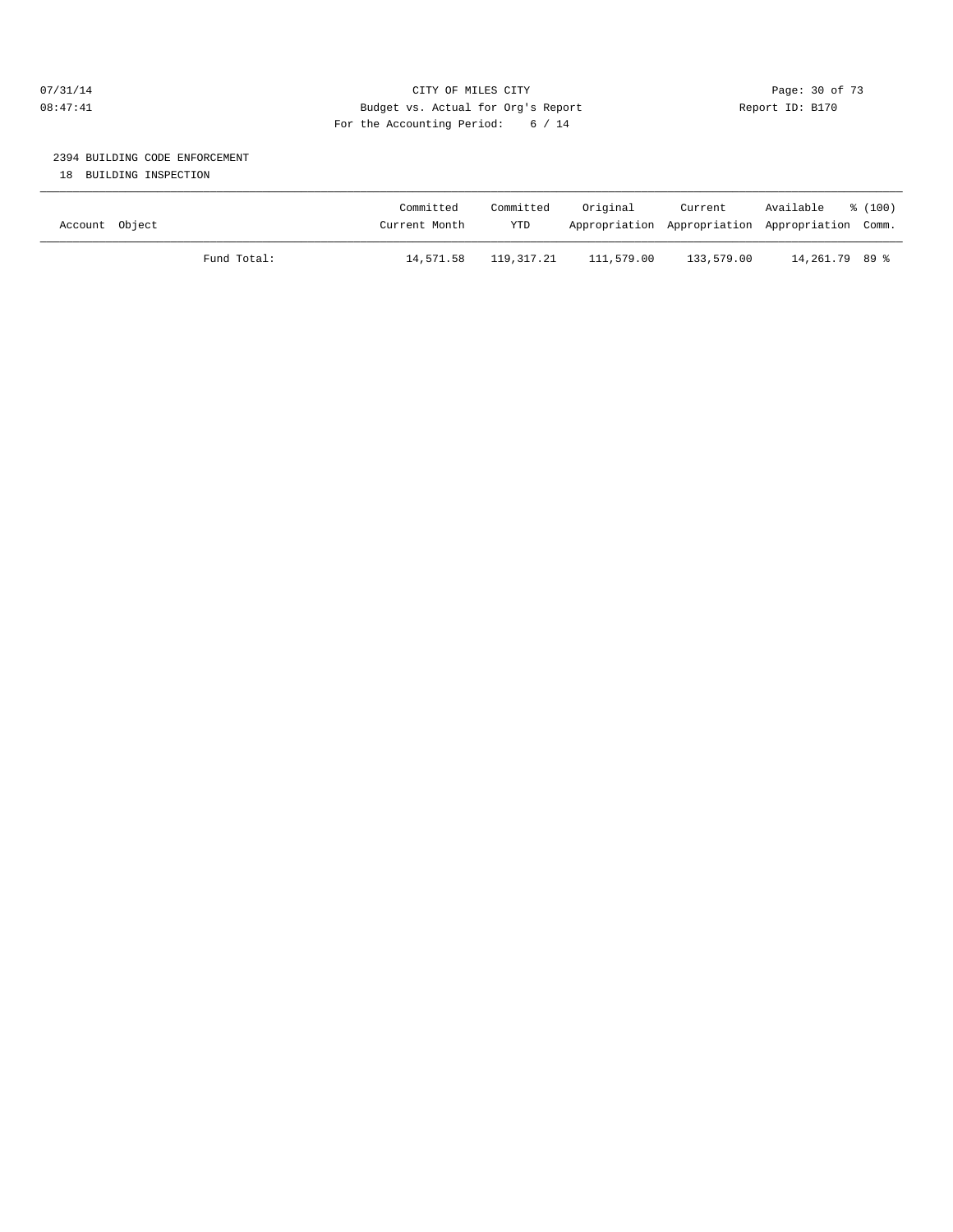CITY OF MILES CITY

Budget vs. Actual for Org's Report

For the Accounting Period: 6 / 14

07/31/14 08:47:41 — Report ID: B170

## 2394 BUILDING CODE ENFORCEMENT

18 BUILDING INSPECTION

| Account Object | Committed Current Month | Committed YTD | Original Appropriation | Current Appropriation | Available Appropriation | % (100) Comm. |
|---|---|---|---|---|---|---|
| Fund Total: | 14,571.58 | 119,317.21 | 111,579.00 | 133,579.00 | 14,261.79 | 89 % |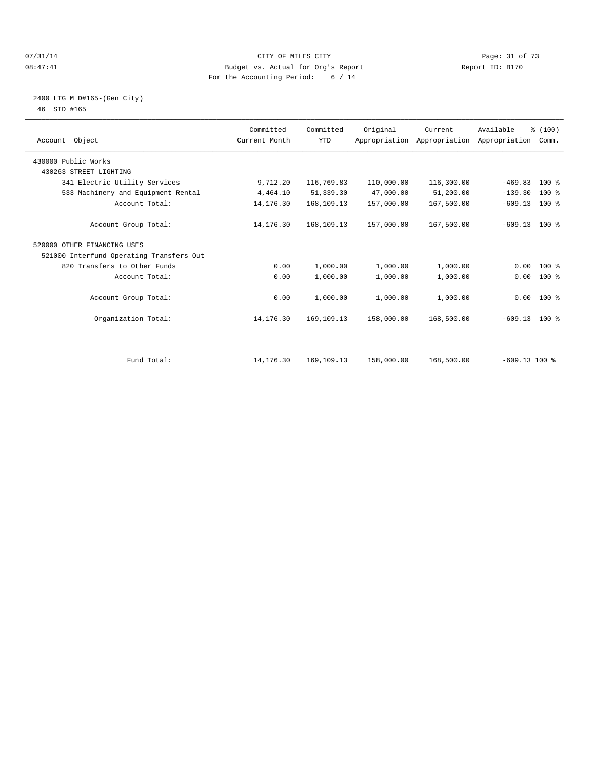CITY OF MILES CITY

Budget vs. Actual for Org's Report

For the Accounting Period: 6 / 14

07/31/14 08:47:41 Report ID: B170

2400 LTG M D#165-(Gen City)

46 SID #165

| Account Object | Committed Current Month | Committed YTD | Original Appropriation | Current Appropriation | Available Appropriation | % (100) Comm. |
|---|---|---|---|---|---|---|
| 430000 Public Works | | | | | | |
| 430263 STREET LIGHTING | | | | | | |
| 341 Electric Utility Services | 9,712.20 | 116,769.83 | 110,000.00 | 116,300.00 | -469.83 | 100 % |
| 533 Machinery and Equipment Rental | 4,464.10 | 51,339.30 | 47,000.00 | 51,200.00 | -139.30 | 100 % |
| Account Total: | 14,176.30 | 168,109.13 | 157,000.00 | 167,500.00 | -609.13 | 100 % |
| Account Group Total: | 14,176.30 | 168,109.13 | 157,000.00 | 167,500.00 | -609.13 | 100 % |
| 520000 OTHER FINANCING USES | | | | | | |
| 521000 Interfund Operating Transfers Out | | | | | | |
| 820 Transfers to Other Funds | 0.00 | 1,000.00 | 1,000.00 | 1,000.00 | 0.00 | 100 % |
| Account Total: | 0.00 | 1,000.00 | 1,000.00 | 1,000.00 | 0.00 | 100 % |
| Account Group Total: | 0.00 | 1,000.00 | 1,000.00 | 1,000.00 | 0.00 | 100 % |
| Organization Total: | 14,176.30 | 169,109.13 | 158,000.00 | 168,500.00 | -609.13 | 100 % |
| Fund Total: | 14,176.30 | 169,109.13 | 158,000.00 | 168,500.00 | -609.13 | 100 % |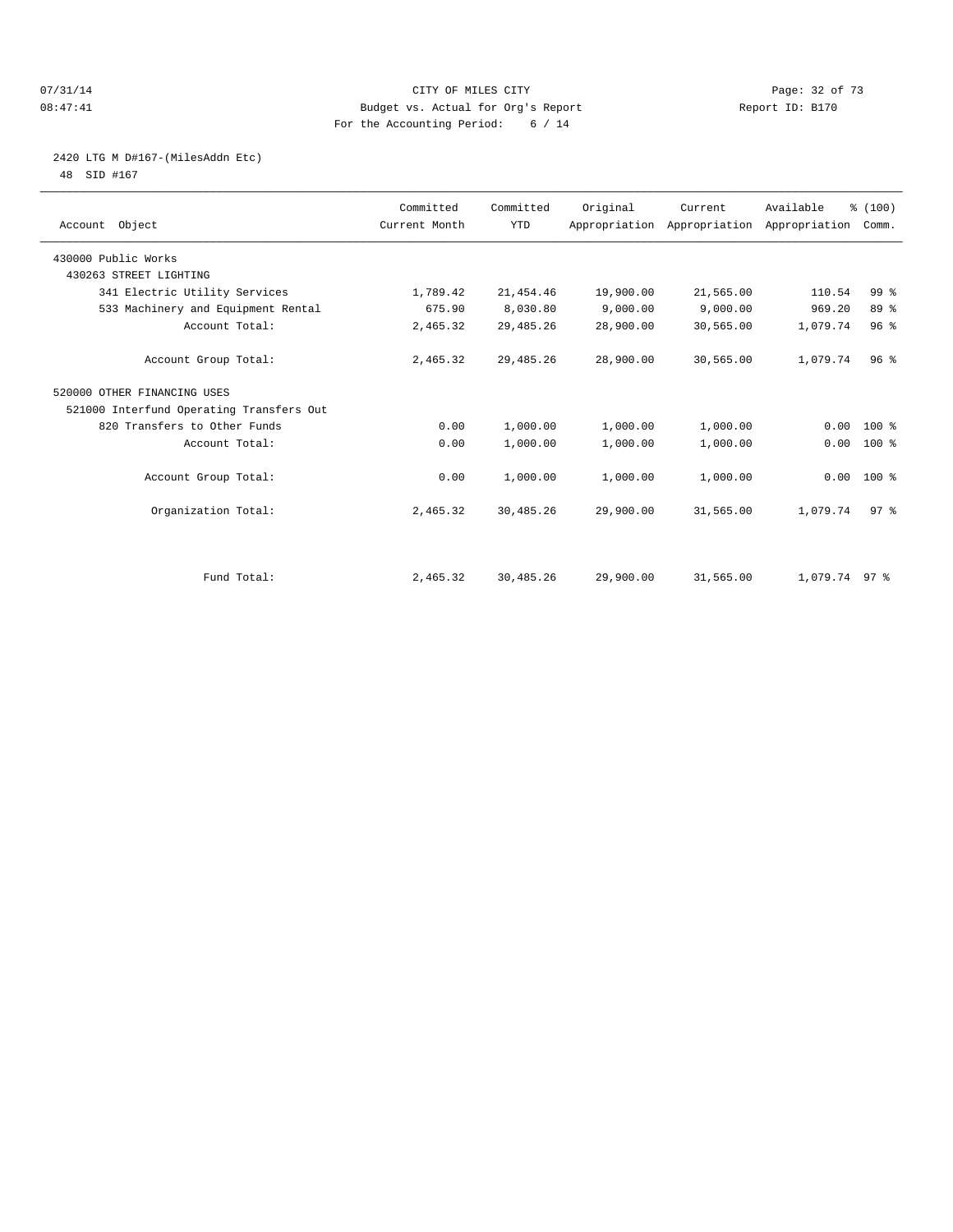CITY OF MILES CITY
Budget vs. Actual for Org's Report
For the Accounting Period: 6 / 14

Report ID: B170

07/31/14
08:47:41

2420 LTG M D#167-(MilesAddn Etc)
48 SID #167

| Account Object | Committed Current Month | Committed YTD | Original Appropriation | Current Appropriation | Available Appropriation | % (100) Comm. |
|---|---|---|---|---|---|---|
| 430000 Public Works | | | | | | |
| 430263 STREET LIGHTING | | | | | | |
| 341 Electric Utility Services | 1,789.42 | 21,454.46 | 19,900.00 | 21,565.00 | 110.54 | 99 % |
| 533 Machinery and Equipment Rental | 675.90 | 8,030.80 | 9,000.00 | 9,000.00 | 969.20 | 89 % |
| Account Total: | 2,465.32 | 29,485.26 | 28,900.00 | 30,565.00 | 1,079.74 | 96 % |
| Account Group Total: | 2,465.32 | 29,485.26 | 28,900.00 | 30,565.00 | 1,079.74 | 96 % |
| 520000 OTHER FINANCING USES | | | | | | |
| 521000 Interfund Operating Transfers Out | | | | | | |
| 820 Transfers to Other Funds | 0.00 | 1,000.00 | 1,000.00 | 1,000.00 | 0.00 | 100 % |
| Account Total: | 0.00 | 1,000.00 | 1,000.00 | 1,000.00 | 0.00 | 100 % |
| Account Group Total: | 0.00 | 1,000.00 | 1,000.00 | 1,000.00 | 0.00 | 100 % |
| Organization Total: | 2,465.32 | 30,485.26 | 29,900.00 | 31,565.00 | 1,079.74 | 97 % |
| Fund Total: | 2,465.32 | 30,485.26 | 29,900.00 | 31,565.00 | 1,079.74 | 97 % |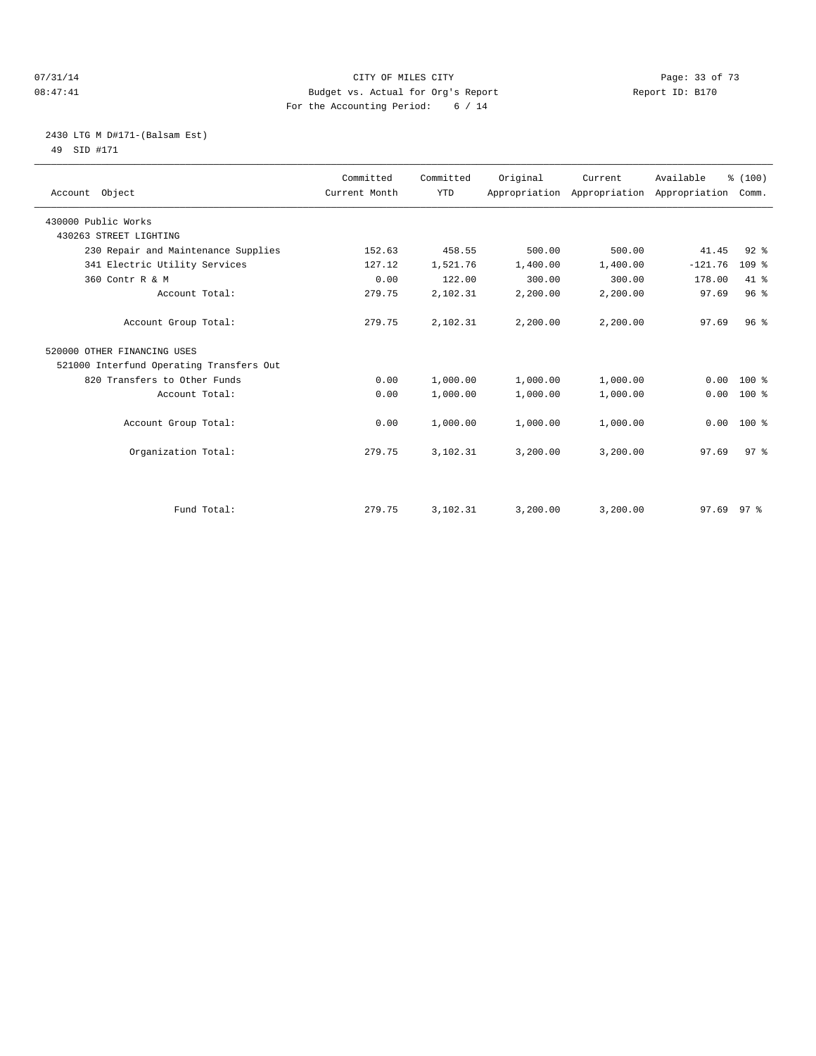CITY OF MILES CITY
Budget vs. Actual for Org's Report
For the Accounting Period: 6 / 14

07/31/14
08:47:41

Report ID: B170

2430 LTG M D#171-(Balsam Est)
49 SID #171

| Account Object | Committed Current Month | Committed YTD | Original Appropriation | Current Appropriation | Available Appropriation | % (100) Comm. |
|---|---|---|---|---|---|---|
| 430000 Public Works | | | | | | |
| 430263 STREET LIGHTING | | | | | | |
| 230 Repair and Maintenance Supplies | 152.63 | 458.55 | 500.00 | 500.00 | 41.45 | 92 % |
| 341 Electric Utility Services | 127.12 | 1,521.76 | 1,400.00 | 1,400.00 | -121.76 | 109 % |
| 360 Contr R & M | 0.00 | 122.00 | 300.00 | 300.00 | 178.00 | 41 % |
| Account Total: | 279.75 | 2,102.31 | 2,200.00 | 2,200.00 | 97.69 | 96 % |
| Account Group Total: | 279.75 | 2,102.31 | 2,200.00 | 2,200.00 | 97.69 | 96 % |
| 520000 OTHER FINANCING USES | | | | | | |
| 521000 Interfund Operating Transfers Out | | | | | | |
| 820 Transfers to Other Funds | 0.00 | 1,000.00 | 1,000.00 | 1,000.00 | 0.00 | 100 % |
| Account Total: | 0.00 | 1,000.00 | 1,000.00 | 1,000.00 | 0.00 | 100 % |
| Account Group Total: | 0.00 | 1,000.00 | 1,000.00 | 1,000.00 | 0.00 | 100 % |
| Organization Total: | 279.75 | 3,102.31 | 3,200.00 | 3,200.00 | 97.69 | 97 % |
| Fund Total: | 279.75 | 3,102.31 | 3,200.00 | 3,200.00 | 97.69 | 97 % |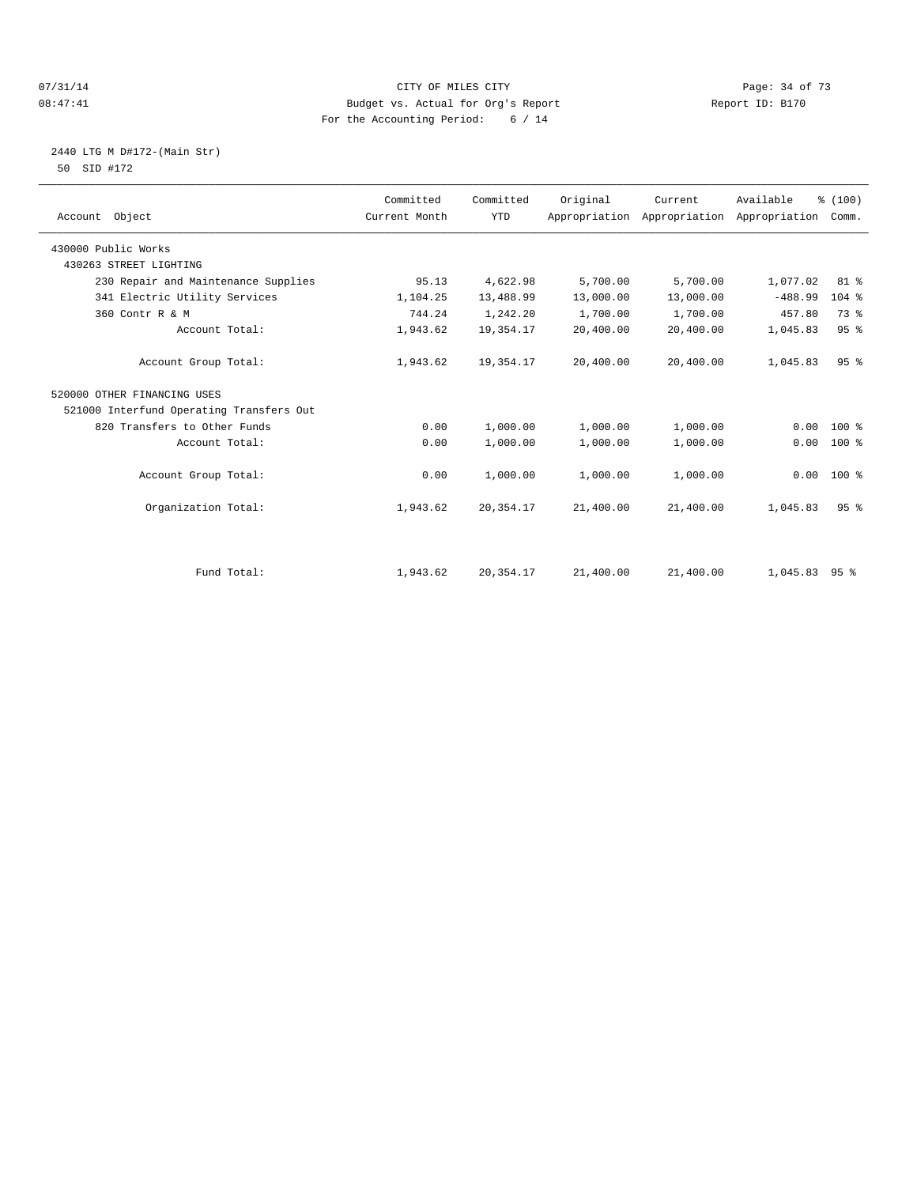CITY OF MILES CITY
Budget vs. Actual for Org's Report
For the Accounting Period: 6 / 14

Report ID: B170

07/31/14
08:47:41

2440 LTG M D#172-(Main Str)
50 SID #172

| Account Object | Committed Current Month | Committed YTD | Original Appropriation | Current Appropriation | Available Appropriation | % (100) Comm. |
|---|---|---|---|---|---|---|
| 430000 Public Works | | | | | | |
| 430263 STREET LIGHTING | | | | | | |
| 230 Repair and Maintenance Supplies | 95.13 | 4,622.98 | 5,700.00 | 5,700.00 | 1,077.02 | 81 % |
| 341 Electric Utility Services | 1,104.25 | 13,488.99 | 13,000.00 | 13,000.00 | -488.99 | 104 % |
| 360 Contr R & M | 744.24 | 1,242.20 | 1,700.00 | 1,700.00 | 457.80 | 73 % |
| Account Total: | 1,943.62 | 19,354.17 | 20,400.00 | 20,400.00 | 1,045.83 | 95 % |
| Account Group Total: | 1,943.62 | 19,354.17 | 20,400.00 | 20,400.00 | 1,045.83 | 95 % |
| 520000 OTHER FINANCING USES | | | | | | |
| 521000 Interfund Operating Transfers Out | | | | | | |
| 820 Transfers to Other Funds | 0.00 | 1,000.00 | 1,000.00 | 1,000.00 | 0.00 | 100 % |
| Account Total: | 0.00 | 1,000.00 | 1,000.00 | 1,000.00 | 0.00 | 100 % |
| Account Group Total: | 0.00 | 1,000.00 | 1,000.00 | 1,000.00 | 0.00 | 100 % |
| Organization Total: | 1,943.62 | 20,354.17 | 21,400.00 | 21,400.00 | 1,045.83 | 95 % |
| Fund Total: | 1,943.62 | 20,354.17 | 21,400.00 | 21,400.00 | 1,045.83 | 95 % |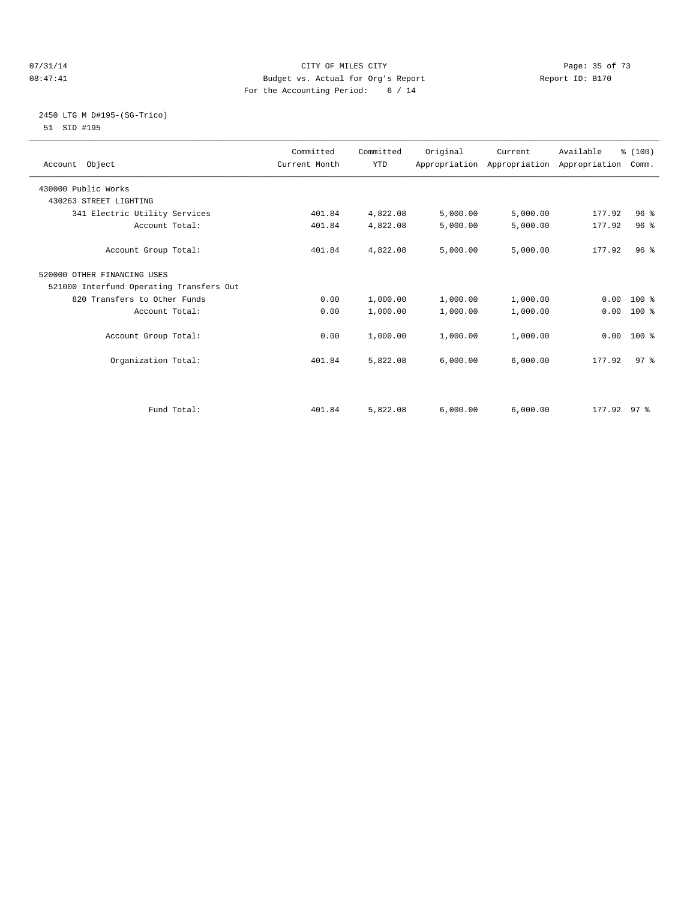CITY OF MILES CITY
Budget vs. Actual for Org's Report
For the Accounting Period: 6 / 14

07/31/14
08:47:41

Report ID: B170

2450 LTG M D#195-(SG-Trico)
51 SID #195

| Account Object | Committed Current Month | Committed YTD | Original Appropriation | Current Appropriation | Available Appropriation | % (100) Comm. |
|---|---|---|---|---|---|---|
| 430000 Public Works | | | | | | |
| 430263 STREET LIGHTING | | | | | | |
| 341 Electric Utility Services | 401.84 | 4,822.08 | 5,000.00 | 5,000.00 | 177.92 | 96 % |
| Account Total: | 401.84 | 4,822.08 | 5,000.00 | 5,000.00 | 177.92 | 96 % |
| Account Group Total: | 401.84 | 4,822.08 | 5,000.00 | 5,000.00 | 177.92 | 96 % |
| 520000 OTHER FINANCING USES | | | | | | |
| 521000 Interfund Operating Transfers Out | | | | | | |
| 820 Transfers to Other Funds | 0.00 | 1,000.00 | 1,000.00 | 1,000.00 | 0.00 | 100 % |
| Account Total: | 0.00 | 1,000.00 | 1,000.00 | 1,000.00 | 0.00 | 100 % |
| Account Group Total: | 0.00 | 1,000.00 | 1,000.00 | 1,000.00 | 0.00 | 100 % |
| Organization Total: | 401.84 | 5,822.08 | 6,000.00 | 6,000.00 | 177.92 | 97 % |
| Fund Total: | 401.84 | 5,822.08 | 6,000.00 | 6,000.00 | 177.92 | 97 % |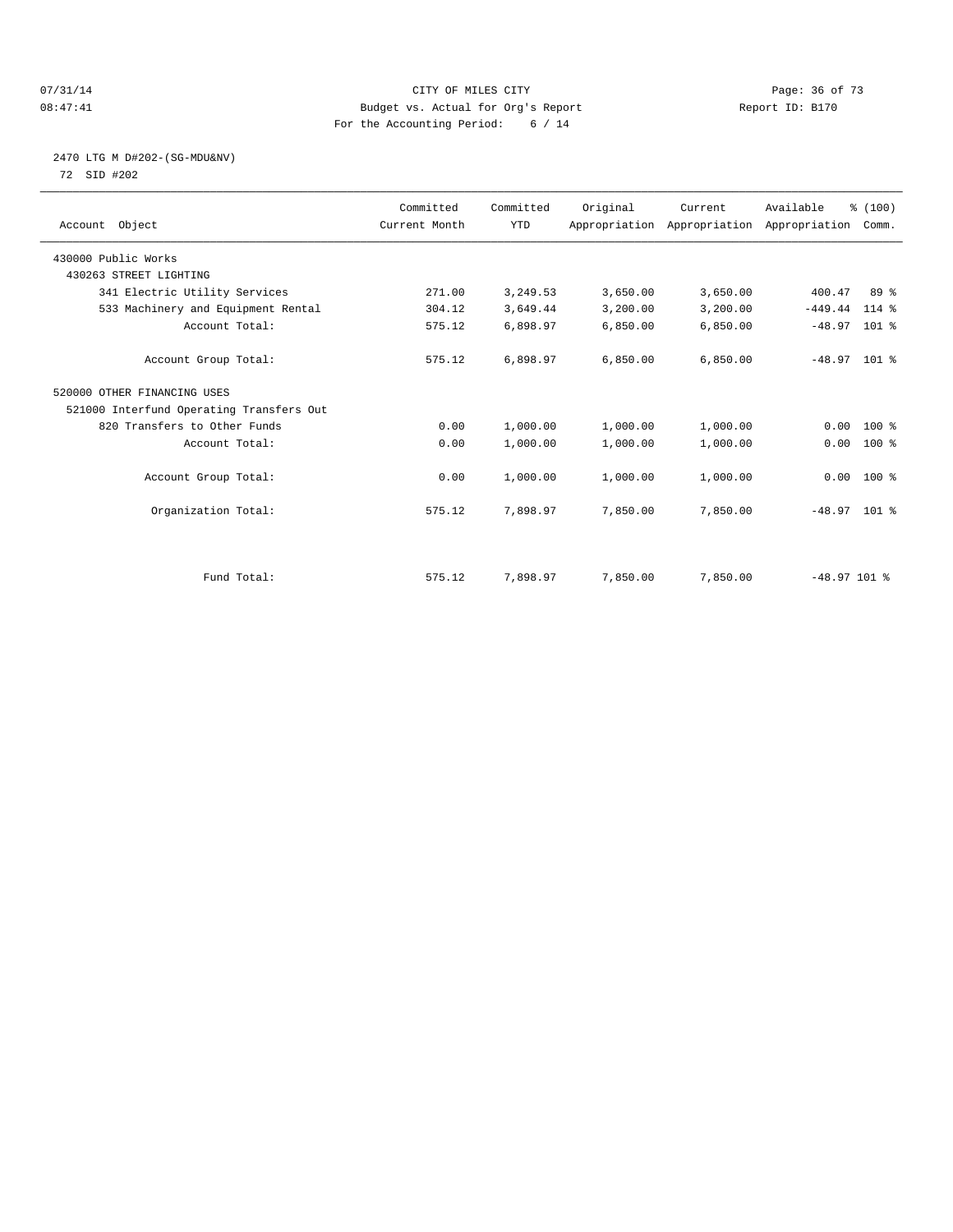07/31/14 CITY OF MILES CITY
08:47:41 Budget vs. Actual for Org's Report Report ID: B170
For the Accounting Period: 6 / 14

2470 LTG M D#202-(SG-MDU&NV)
72 SID #202

| Account Object | Committed Current Month | Committed YTD | Original Appropriation | Current Appropriation | Available Appropriation | % (100) Comm. |
|---|---|---|---|---|---|---|
| 430000 Public Works | | | | | | |
| 430263 STREET LIGHTING | | | | | | |
| 341 Electric Utility Services | 271.00 | 3,249.53 | 3,650.00 | 3,650.00 | 400.47 | 89 % |
| 533 Machinery and Equipment Rental | 304.12 | 3,649.44 | 3,200.00 | 3,200.00 | -449.44 | 114 % |
| Account Total: | 575.12 | 6,898.97 | 6,850.00 | 6,850.00 | -48.97 | 101 % |
| Account Group Total: | 575.12 | 6,898.97 | 6,850.00 | 6,850.00 | -48.97 | 101 % |
| 520000 OTHER FINANCING USES | | | | | | |
| 521000 Interfund Operating Transfers Out | | | | | | |
| 820 Transfers to Other Funds | 0.00 | 1,000.00 | 1,000.00 | 1,000.00 | 0.00 | 100 % |
| Account Total: | 0.00 | 1,000.00 | 1,000.00 | 1,000.00 | 0.00 | 100 % |
| Account Group Total: | 0.00 | 1,000.00 | 1,000.00 | 1,000.00 | 0.00 | 100 % |
| Organization Total: | 575.12 | 7,898.97 | 7,850.00 | 7,850.00 | -48.97 | 101 % |
| Fund Total: | 575.12 | 7,898.97 | 7,850.00 | 7,850.00 | -48.97 | 101 % |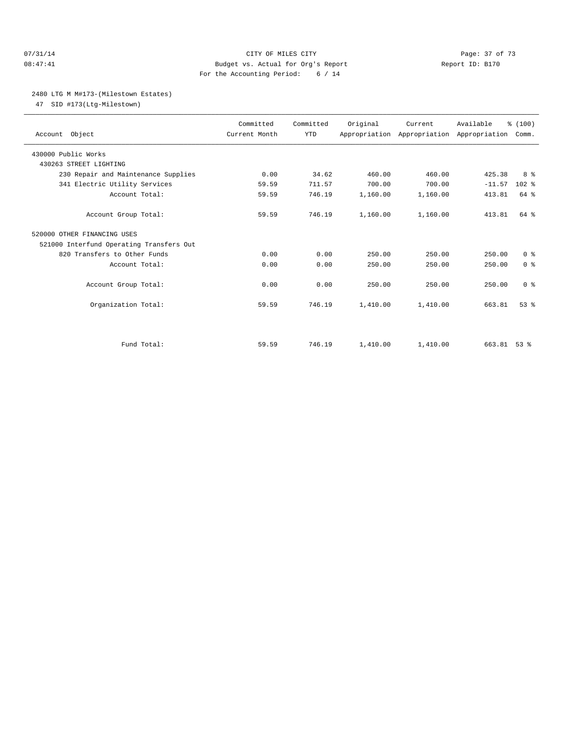CITY OF MILES CITY
Budget vs. Actual for Org's Report
For the Accounting Period: 6 / 14

07/31/14
08:47:41

Report ID: B170

## 2480 LTG M M#173-(Milestown Estates)

47 SID #173(Ltg-Milestown)

| Account Object | Committed Current Month | Committed YTD | Original Appropriation | Current Appropriation | Available Appropriation | % (100) Comm. |
|---|---|---|---|---|---|---|
| 430000 Public Works | | | | | | |
| 430263 STREET LIGHTING | | | | | | |
| 230 Repair and Maintenance Supplies | 0.00 | 34.62 | 460.00 | 460.00 | 425.38 | 8 % |
| 341 Electric Utility Services | 59.59 | 711.57 | 700.00 | 700.00 | -11.57 | 102 % |
| Account Total: | 59.59 | 746.19 | 1,160.00 | 1,160.00 | 413.81 | 64 % |
| Account Group Total: | 59.59 | 746.19 | 1,160.00 | 1,160.00 | 413.81 | 64 % |
| 520000 OTHER FINANCING USES | | | | | | |
| 521000 Interfund Operating Transfers Out | | | | | | |
| 820 Transfers to Other Funds | 0.00 | 0.00 | 250.00 | 250.00 | 250.00 | 0 % |
| Account Total: | 0.00 | 0.00 | 250.00 | 250.00 | 250.00 | 0 % |
| Account Group Total: | 0.00 | 0.00 | 250.00 | 250.00 | 250.00 | 0 % |
| Organization Total: | 59.59 | 746.19 | 1,410.00 | 1,410.00 | 663.81 | 53 % |
| Fund Total: | 59.59 | 746.19 | 1,410.00 | 1,410.00 | 663.81 | 53 % |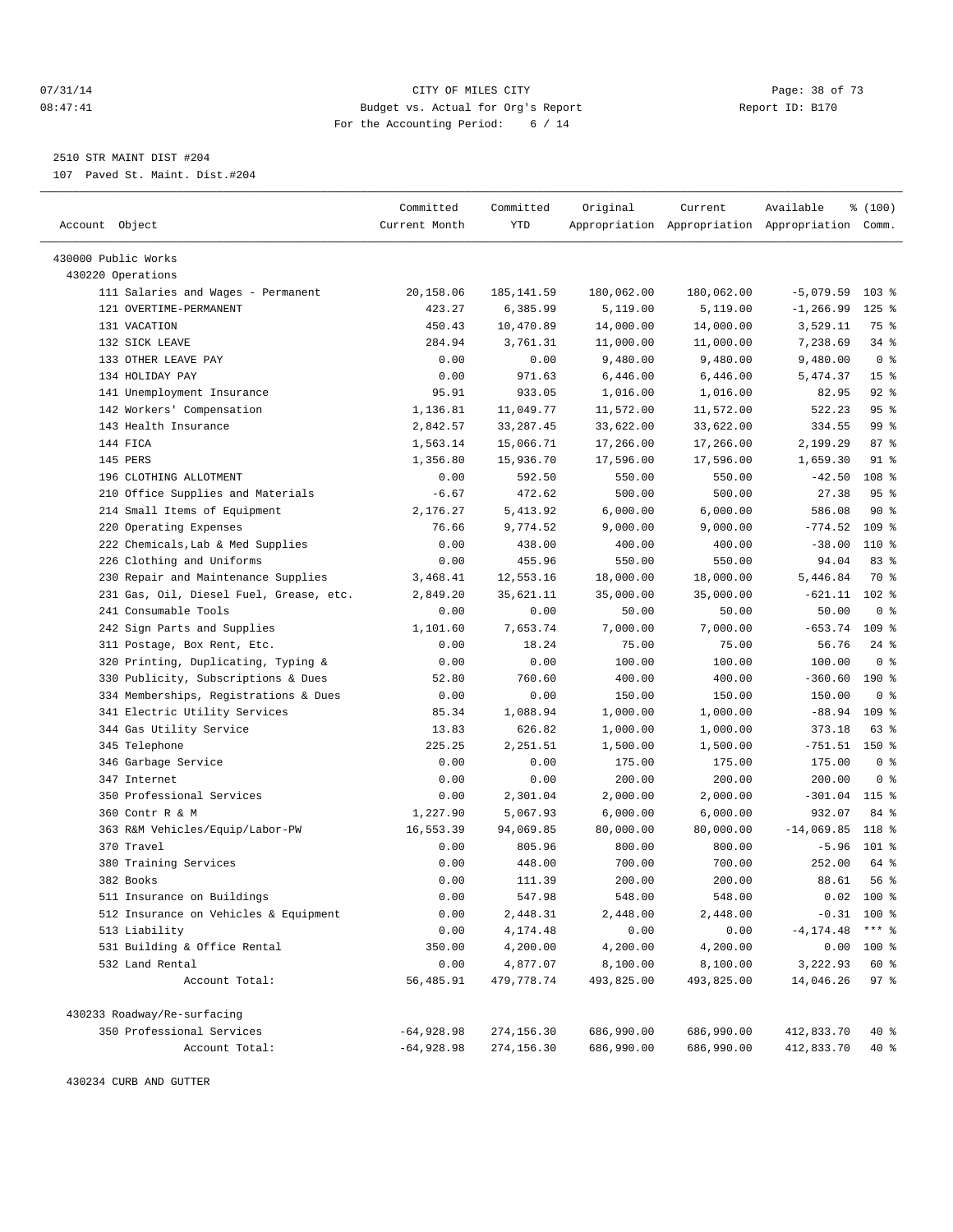07/31/14 CITY OF MILES CITY
08:47:41 Budget vs. Actual for Org's Report Report ID: B170
For the Accounting Period: 6 / 14

2510 STR MAINT DIST #204
107 Paved St. Maint. Dist.#204

| Account Object | Committed Current Month | Committed YTD | Original Appropriation | Current Appropriation | Available Appropriation | % (100) Comm. |
|---|---|---|---|---|---|---|
| 430000 Public Works | | | | | | |
| 430220 Operations | | | | | | |
| 111 Salaries and Wages - Permanent | 20,158.06 | 185,141.59 | 180,062.00 | 180,062.00 | -5,079.59 | 103 % |
| 121 OVERTIME-PERMANENT | 423.27 | 6,385.99 | 5,119.00 | 5,119.00 | -1,266.99 | 125 % |
| 131 VACATION | 450.43 | 10,470.89 | 14,000.00 | 14,000.00 | 3,529.11 | 75 % |
| 132 SICK LEAVE | 284.94 | 3,761.31 | 11,000.00 | 11,000.00 | 7,238.69 | 34 % |
| 133 OTHER LEAVE PAY | 0.00 | 0.00 | 9,480.00 | 9,480.00 | 9,480.00 | 0 % |
| 134 HOLIDAY PAY | 0.00 | 971.63 | 6,446.00 | 6,446.00 | 5,474.37 | 15 % |
| 141 Unemployment Insurance | 95.91 | 933.05 | 1,016.00 | 1,016.00 | 82.95 | 92 % |
| 142 Workers' Compensation | 1,136.81 | 11,049.77 | 11,572.00 | 11,572.00 | 522.23 | 95 % |
| 143 Health Insurance | 2,842.57 | 33,287.45 | 33,622.00 | 33,622.00 | 334.55 | 99 % |
| 144 FICA | 1,563.14 | 15,066.71 | 17,266.00 | 17,266.00 | 2,199.29 | 87 % |
| 145 PERS | 1,356.80 | 15,936.70 | 17,596.00 | 17,596.00 | 1,659.30 | 91 % |
| 196 CLOTHING ALLOTMENT | 0.00 | 592.50 | 550.00 | 550.00 | -42.50 | 108 % |
| 210 Office Supplies and Materials | -6.67 | 472.62 | 500.00 | 500.00 | 27.38 | 95 % |
| 214 Small Items of Equipment | 2,176.27 | 5,413.92 | 6,000.00 | 6,000.00 | 586.08 | 90 % |
| 220 Operating Expenses | 76.66 | 9,774.52 | 9,000.00 | 9,000.00 | -774.52 | 109 % |
| 222 Chemicals,Lab & Med Supplies | 0.00 | 438.00 | 400.00 | 400.00 | -38.00 | 110 % |
| 226 Clothing and Uniforms | 0.00 | 455.96 | 550.00 | 550.00 | 94.04 | 83 % |
| 230 Repair and Maintenance Supplies | 3,468.41 | 12,553.16 | 18,000.00 | 18,000.00 | 5,446.84 | 70 % |
| 231 Gas, Oil, Diesel Fuel, Grease, etc. | 2,849.20 | 35,621.11 | 35,000.00 | 35,000.00 | -621.11 | 102 % |
| 241 Consumable Tools | 0.00 | 0.00 | 50.00 | 50.00 | 50.00 | 0 % |
| 242 Sign Parts and Supplies | 1,101.60 | 7,653.74 | 7,000.00 | 7,000.00 | -653.74 | 109 % |
| 311 Postage, Box Rent, Etc. | 0.00 | 18.24 | 75.00 | 75.00 | 56.76 | 24 % |
| 320 Printing, Duplicating, Typing & | 0.00 | 0.00 | 100.00 | 100.00 | 100.00 | 0 % |
| 330 Publicity, Subscriptions & Dues | 52.80 | 760.60 | 400.00 | 400.00 | -360.60 | 190 % |
| 334 Memberships, Registrations & Dues | 0.00 | 0.00 | 150.00 | 150.00 | 150.00 | 0 % |
| 341 Electric Utility Services | 85.34 | 1,088.94 | 1,000.00 | 1,000.00 | -88.94 | 109 % |
| 344 Gas Utility Service | 13.83 | 626.82 | 1,000.00 | 1,000.00 | 373.18 | 63 % |
| 345 Telephone | 225.25 | 2,251.51 | 1,500.00 | 1,500.00 | -751.51 | 150 % |
| 346 Garbage Service | 0.00 | 0.00 | 175.00 | 175.00 | 175.00 | 0 % |
| 347 Internet | 0.00 | 0.00 | 200.00 | 200.00 | 200.00 | 0 % |
| 350 Professional Services | 0.00 | 2,301.04 | 2,000.00 | 2,000.00 | -301.04 | 115 % |
| 360 Contr R & M | 1,227.90 | 5,067.93 | 6,000.00 | 6,000.00 | 932.07 | 84 % |
| 363 R&M Vehicles/Equip/Labor-PW | 16,553.39 | 94,069.85 | 80,000.00 | 80,000.00 | -14,069.85 | 118 % |
| 370 Travel | 0.00 | 805.96 | 800.00 | 800.00 | -5.96 | 101 % |
| 380 Training Services | 0.00 | 448.00 | 700.00 | 700.00 | 252.00 | 64 % |
| 382 Books | 0.00 | 111.39 | 200.00 | 200.00 | 88.61 | 56 % |
| 511 Insurance on Buildings | 0.00 | 547.98 | 548.00 | 548.00 | 0.02 | 100 % |
| 512 Insurance on Vehicles & Equipment | 0.00 | 2,448.31 | 2,448.00 | 2,448.00 | -0.31 | 100 % |
| 513 Liability | 0.00 | 4,174.48 | 0.00 | 0.00 | -4,174.48 | *** % |
| 531 Building & Office Rental | 350.00 | 4,200.00 | 4,200.00 | 4,200.00 | 0.00 | 100 % |
| 532 Land Rental | 0.00 | 4,877.07 | 8,100.00 | 8,100.00 | 3,222.93 | 60 % |
| Account Total: | 56,485.91 | 479,778.74 | 493,825.00 | 493,825.00 | 14,046.26 | 97 % |
| 430233 Roadway/Re-surfacing | | | | | | |
| 350 Professional Services | -64,928.98 | 274,156.30 | 686,990.00 | 686,990.00 | 412,833.70 | 40 % |
| Account Total: | -64,928.98 | 274,156.30 | 686,990.00 | 686,990.00 | 412,833.70 | 40 % |
| 430234 CURB AND GUTTER | | | | | | |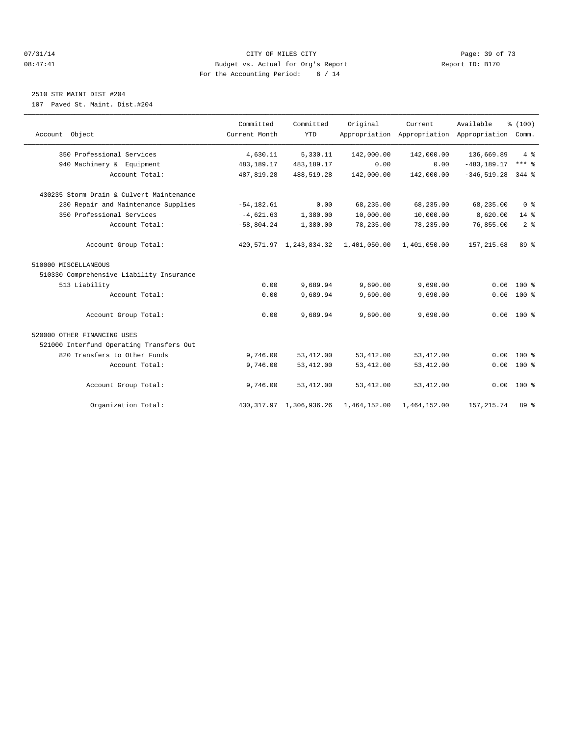CITY OF MILES CITY
Budget vs. Actual for Org's Report
For the Accounting Period: 6 / 14

Report ID: B170

07/31/14 08:47:41

## 2510 STR MAINT DIST #204

107 Paved St. Maint. Dist.#204

| Account Object | Committed Current Month | Committed YTD | Original Appropriation | Current Appropriation | Available Appropriation | % (100) Comm. |
|---|---|---|---|---|---|---|
| 350 Professional Services | 4,630.11 | 5,330.11 | 142,000.00 | 142,000.00 | 136,669.89 | 4 % |
| 940 Machinery & Equipment | 483,189.17 | 483,189.17 | 0.00 | 0.00 | -483,189.17 | *** % |
| Account Total: | 487,819.28 | 488,519.28 | 142,000.00 | 142,000.00 | -346,519.28 | 344 % |
| 430235 Storm Drain & Culvert Maintenance | | | | | | |
| 230 Repair and Maintenance Supplies | -54,182.61 | 0.00 | 68,235.00 | 68,235.00 | 68,235.00 | 0 % |
| 350 Professional Services | -4,621.63 | 1,380.00 | 10,000.00 | 10,000.00 | 8,620.00 | 14 % |
| Account Total: | -58,804.24 | 1,380.00 | 78,235.00 | 78,235.00 | 76,855.00 | 2 % |
| Account Group Total: | 420,571.97 | 1,243,834.32 | 1,401,050.00 | 1,401,050.00 | 157,215.68 | 89 % |
| 510000 MISCELLANEOUS | | | | | | |
| 510330 Comprehensive Liability Insurance | | | | | | |
| 513 Liability | 0.00 | 9,689.94 | 9,690.00 | 9,690.00 | 0.06 | 100 % |
| Account Total: | 0.00 | 9,689.94 | 9,690.00 | 9,690.00 | 0.06 | 100 % |
| Account Group Total: | 0.00 | 9,689.94 | 9,690.00 | 9,690.00 | 0.06 | 100 % |
| 520000 OTHER FINANCING USES | | | | | | |
| 521000 Interfund Operating Transfers Out | | | | | | |
| 820 Transfers to Other Funds | 9,746.00 | 53,412.00 | 53,412.00 | 53,412.00 | 0.00 | 100 % |
| Account Total: | 9,746.00 | 53,412.00 | 53,412.00 | 53,412.00 | 0.00 | 100 % |
| Account Group Total: | 9,746.00 | 53,412.00 | 53,412.00 | 53,412.00 | 0.00 | 100 % |
| Organization Total: | 430,317.97 | 1,306,936.26 | 1,464,152.00 | 1,464,152.00 | 157,215.74 | 89 % |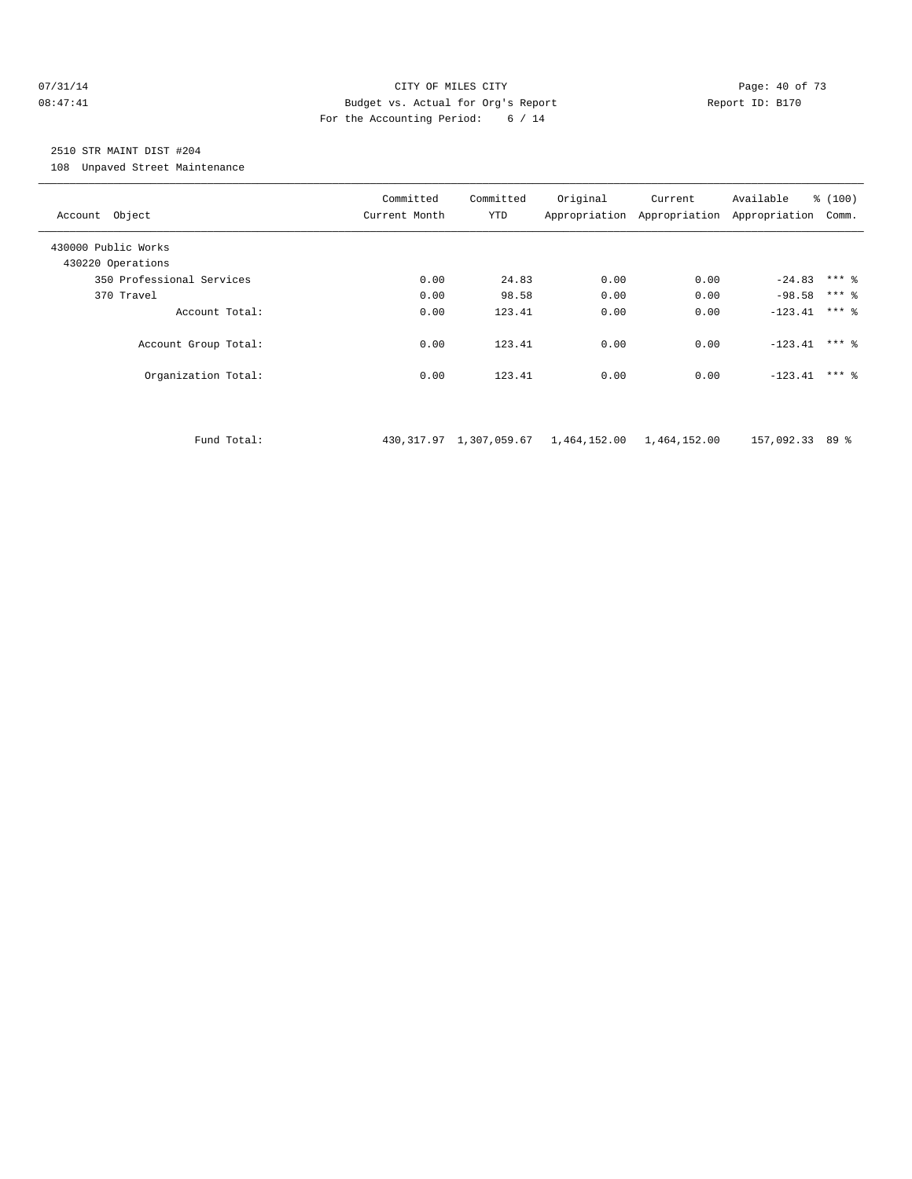CITY OF MILES CITY
Budget vs. Actual for Org's Report
For the Accounting Period: 6 / 14

07/31/14
08:47:41

Report ID: B170

2510 STR MAINT DIST #204
108 Unpaved Street Maintenance

| Account Object | Committed Current Month | Committed YTD | Original Appropriation | Current Appropriation | Available Appropriation | % (100) Comm. |
|---|---|---|---|---|---|---|
| 430000 Public Works | | | | | | |
| 430220 Operations | | | | | | |
| 350 Professional Services | 0.00 | 24.83 | 0.00 | 0.00 | -24.83 | *** % |
| 370 Travel | 0.00 | 98.58 | 0.00 | 0.00 | -98.58 | *** % |
| Account Total: | 0.00 | 123.41 | 0.00 | 0.00 | -123.41 | *** % |
| Account Group Total: | 0.00 | 123.41 | 0.00 | 0.00 | -123.41 | *** % |
| Organization Total: | 0.00 | 123.41 | 0.00 | 0.00 | -123.41 | *** % |
| Fund Total: | 430,317.97 | 1,307,059.67 | 1,464,152.00 | 1,464,152.00 | 157,092.33 | 89 % |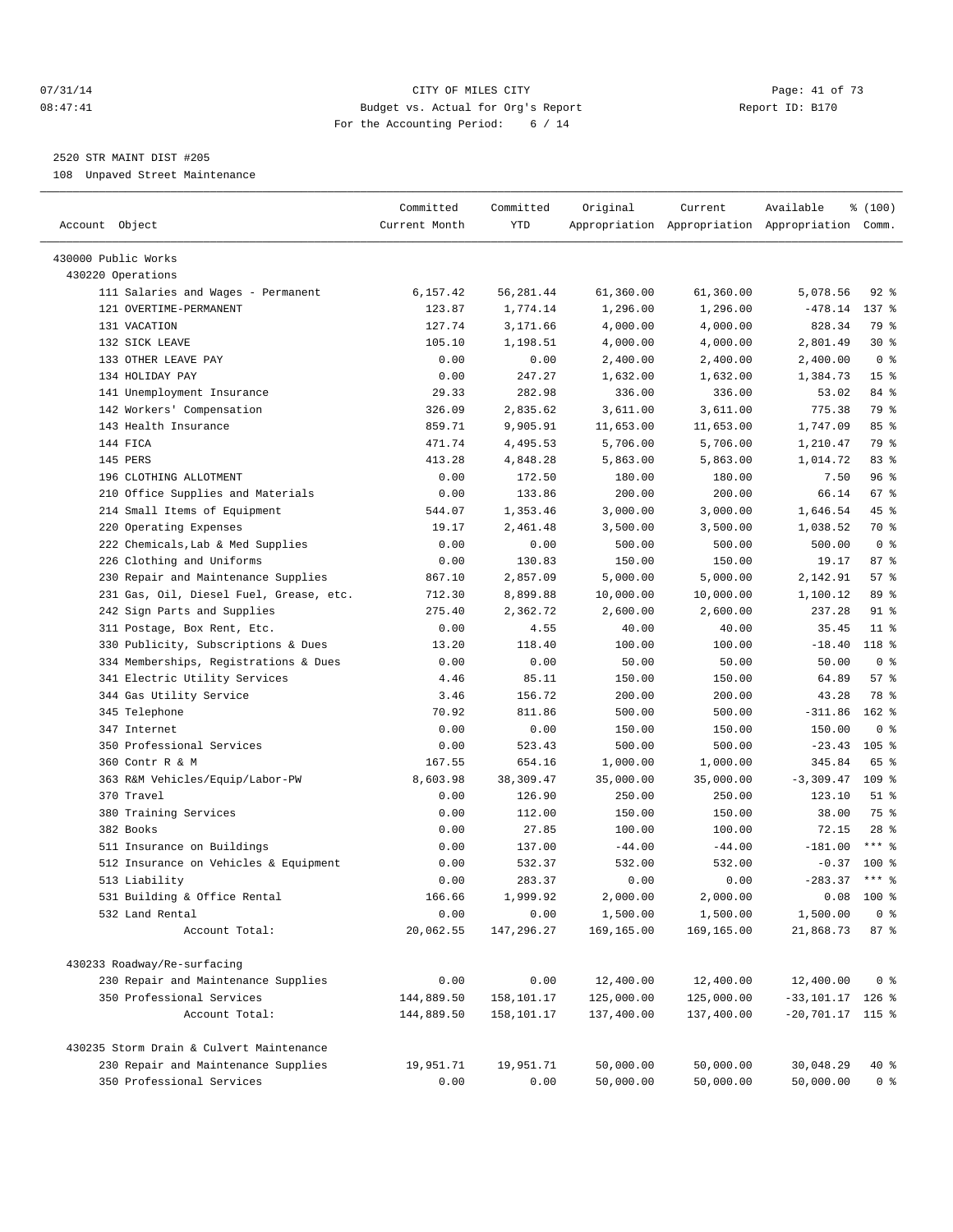07/31/14 CITY OF MILES CITY
08:47:41 Budget vs. Actual for Org's Report Report ID: B170
For the Accounting Period: 6 / 14

2520 STR MAINT DIST #205
108 Unpaved Street Maintenance

| Account Object | Committed Current Month | Committed YTD | Original Appropriation | Current Appropriation | Available Appropriation | % (100) Comm. |
|---|---|---|---|---|---|---|
| 430000 Public Works | | | | | | |
| 430220 Operations | | | | | | |
| 111 Salaries and Wages - Permanent | 6,157.42 | 56,281.44 | 61,360.00 | 61,360.00 | 5,078.56 | 92 % |
| 121 OVERTIME-PERMANENT | 123.87 | 1,774.14 | 1,296.00 | 1,296.00 | -478.14 | 137 % |
| 131 VACATION | 127.74 | 3,171.66 | 4,000.00 | 4,000.00 | 828.34 | 79 % |
| 132 SICK LEAVE | 105.10 | 1,198.51 | 4,000.00 | 4,000.00 | 2,801.49 | 30 % |
| 133 OTHER LEAVE PAY | 0.00 | 0.00 | 2,400.00 | 2,400.00 | 2,400.00 | 0 % |
| 134 HOLIDAY PAY | 0.00 | 247.27 | 1,632.00 | 1,632.00 | 1,384.73 | 15 % |
| 141 Unemployment Insurance | 29.33 | 282.98 | 336.00 | 336.00 | 53.02 | 84 % |
| 142 Workers' Compensation | 326.09 | 2,835.62 | 3,611.00 | 3,611.00 | 775.38 | 79 % |
| 143 Health Insurance | 859.71 | 9,905.91 | 11,653.00 | 11,653.00 | 1,747.09 | 85 % |
| 144 FICA | 471.74 | 4,495.53 | 5,706.00 | 5,706.00 | 1,210.47 | 79 % |
| 145 PERS | 413.28 | 4,848.28 | 5,863.00 | 5,863.00 | 1,014.72 | 83 % |
| 196 CLOTHING ALLOTMENT | 0.00 | 172.50 | 180.00 | 180.00 | 7.50 | 96 % |
| 210 Office Supplies and Materials | 0.00 | 133.86 | 200.00 | 200.00 | 66.14 | 67 % |
| 214 Small Items of Equipment | 544.07 | 1,353.46 | 3,000.00 | 3,000.00 | 1,646.54 | 45 % |
| 220 Operating Expenses | 19.17 | 2,461.48 | 3,500.00 | 3,500.00 | 1,038.52 | 70 % |
| 222 Chemicals,Lab & Med Supplies | 0.00 | 0.00 | 500.00 | 500.00 | 500.00 | 0 % |
| 226 Clothing and Uniforms | 0.00 | 130.83 | 150.00 | 150.00 | 19.17 | 87 % |
| 230 Repair and Maintenance Supplies | 867.10 | 2,857.09 | 5,000.00 | 5,000.00 | 2,142.91 | 57 % |
| 231 Gas, Oil, Diesel Fuel, Grease, etc. | 712.30 | 8,899.88 | 10,000.00 | 10,000.00 | 1,100.12 | 89 % |
| 242 Sign Parts and Supplies | 275.40 | 2,362.72 | 2,600.00 | 2,600.00 | 237.28 | 91 % |
| 311 Postage, Box Rent, Etc. | 0.00 | 4.55 | 40.00 | 40.00 | 35.45 | 11 % |
| 330 Publicity, Subscriptions & Dues | 13.20 | 118.40 | 100.00 | 100.00 | -18.40 | 118 % |
| 334 Memberships, Registrations & Dues | 0.00 | 0.00 | 50.00 | 50.00 | 50.00 | 0 % |
| 341 Electric Utility Services | 4.46 | 85.11 | 150.00 | 150.00 | 64.89 | 57 % |
| 344 Gas Utility Service | 3.46 | 156.72 | 200.00 | 200.00 | 43.28 | 78 % |
| 345 Telephone | 70.92 | 811.86 | 500.00 | 500.00 | -311.86 | 162 % |
| 347 Internet | 0.00 | 0.00 | 150.00 | 150.00 | 150.00 | 0 % |
| 350 Professional Services | 0.00 | 523.43 | 500.00 | 500.00 | -23.43 | 105 % |
| 360 Contr R & M | 167.55 | 654.16 | 1,000.00 | 1,000.00 | 345.84 | 65 % |
| 363 R&M Vehicles/Equip/Labor-PW | 8,603.98 | 38,309.47 | 35,000.00 | 35,000.00 | -3,309.47 | 109 % |
| 370 Travel | 0.00 | 126.90 | 250.00 | 250.00 | 123.10 | 51 % |
| 380 Training Services | 0.00 | 112.00 | 150.00 | 150.00 | 38.00 | 75 % |
| 382 Books | 0.00 | 27.85 | 100.00 | 100.00 | 72.15 | 28 % |
| 511 Insurance on Buildings | 0.00 | 137.00 | -44.00 | -44.00 | -181.00 | *** % |
| 512 Insurance on Vehicles & Equipment | 0.00 | 532.37 | 532.00 | 532.00 | -0.37 | 100 % |
| 513 Liability | 0.00 | 283.37 | 0.00 | 0.00 | -283.37 | *** % |
| 531 Building & Office Rental | 166.66 | 1,999.92 | 2,000.00 | 2,000.00 | 0.08 | 100 % |
| 532 Land Rental | 0.00 | 0.00 | 1,500.00 | 1,500.00 | 1,500.00 | 0 % |
| Account Total: | 20,062.55 | 147,296.27 | 169,165.00 | 169,165.00 | 21,868.73 | 87 % |
| 430233 Roadway/Re-surfacing | | | | | | |
| 230 Repair and Maintenance Supplies | 0.00 | 0.00 | 12,400.00 | 12,400.00 | 12,400.00 | 0 % |
| 350 Professional Services | 144,889.50 | 158,101.17 | 125,000.00 | 125,000.00 | -33,101.17 | 126 % |
| Account Total: | 144,889.50 | 158,101.17 | 137,400.00 | 137,400.00 | -20,701.17 | 115 % |
| 430235 Storm Drain & Culvert Maintenance | | | | | | |
| 230 Repair and Maintenance Supplies | 19,951.71 | 19,951.71 | 50,000.00 | 50,000.00 | 30,048.29 | 40 % |
| 350 Professional Services | 0.00 | 0.00 | 50,000.00 | 50,000.00 | 50,000.00 | 0 % |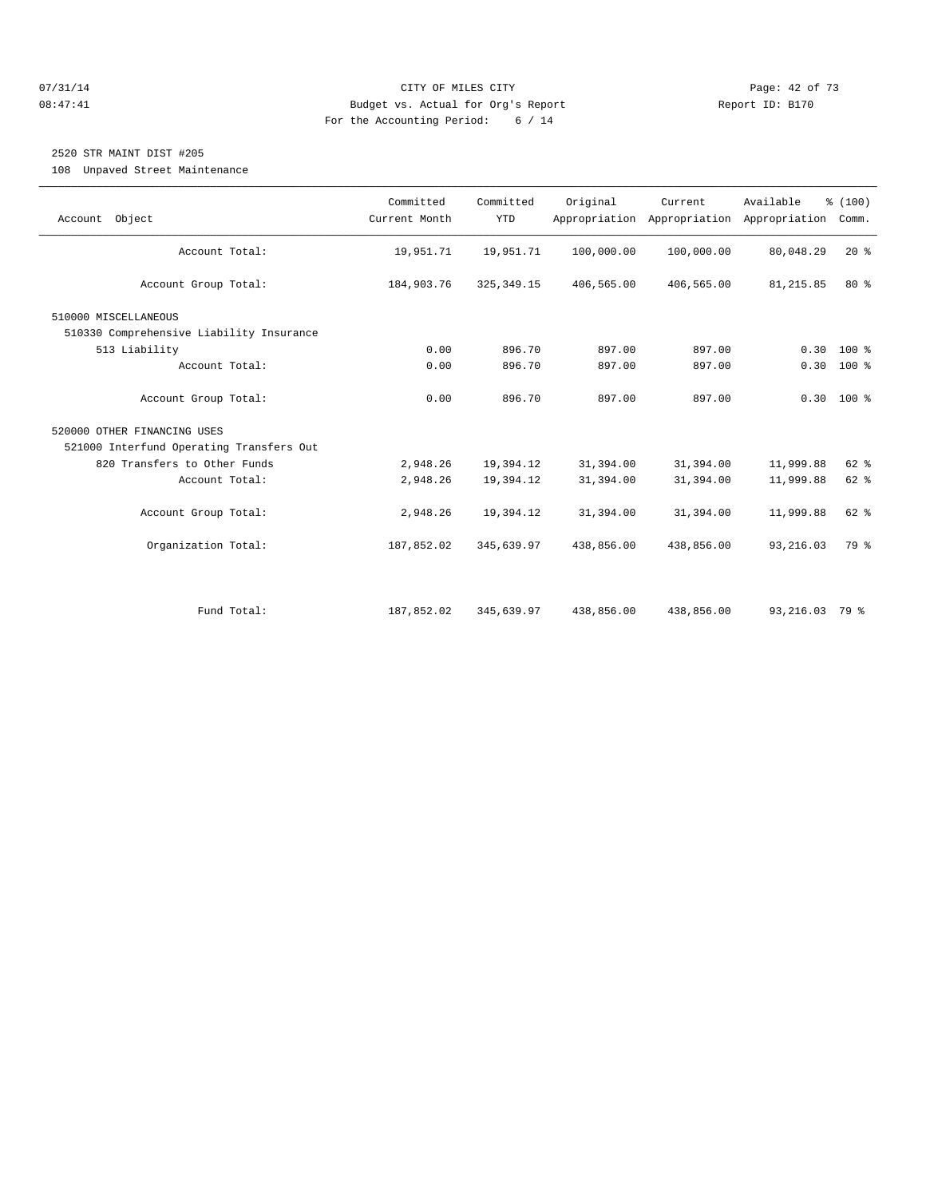CITY OF MILES CITY
Budget vs. Actual for Org's Report
For the Accounting Period: 6 / 14

## 2520 STR MAINT DIST #205

108 Unpaved Street Maintenance

| Account Object | Committed Current Month | Committed YTD | Original Appropriation | Current Appropriation | Available Appropriation | % (100) Comm. |
|---|---|---|---|---|---|---|
| Account Total: | 19,951.71 | 19,951.71 | 100,000.00 | 100,000.00 | 80,048.29 | 20 % |
| Account Group Total: | 184,903.76 | 325,349.15 | 406,565.00 | 406,565.00 | 81,215.85 | 80 % |
| 510000 MISCELLANEOUS | | | | | | |
| 510330 Comprehensive Liability Insurance | | | | | | |
| 513 Liability | 0.00 | 896.70 | 897.00 | 897.00 | 0.30 | 100 % |
| Account Total: | 0.00 | 896.70 | 897.00 | 897.00 | 0.30 | 100 % |
| Account Group Total: | 0.00 | 896.70 | 897.00 | 897.00 | 0.30 | 100 % |
| 520000 OTHER FINANCING USES | | | | | | |
| 521000 Interfund Operating Transfers Out | | | | | | |
| 820 Transfers to Other Funds | 2,948.26 | 19,394.12 | 31,394.00 | 31,394.00 | 11,999.88 | 62 % |
| Account Total: | 2,948.26 | 19,394.12 | 31,394.00 | 31,394.00 | 11,999.88 | 62 % |
| Account Group Total: | 2,948.26 | 19,394.12 | 31,394.00 | 31,394.00 | 11,999.88 | 62 % |
| Organization Total: | 187,852.02 | 345,639.97 | 438,856.00 | 438,856.00 | 93,216.03 | 79 % |
| Fund Total: | 187,852.02 | 345,639.97 | 438,856.00 | 438,856.00 | 93,216.03 | 79 % |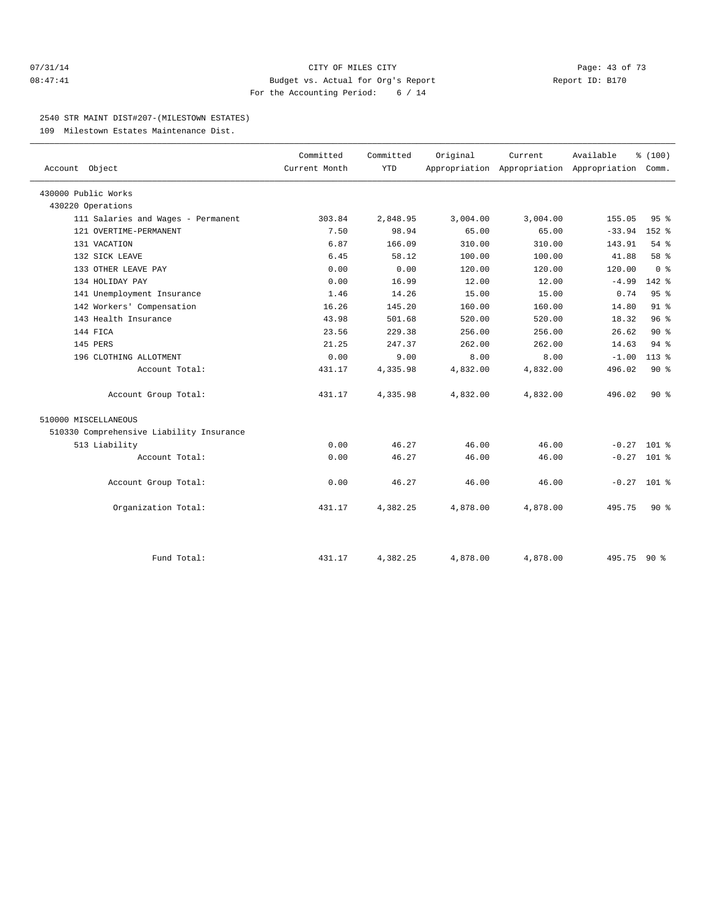CITY OF MILES CITY
Budget vs. Actual for Org's Report
For the Accounting Period: 6 / 14

Report ID: B170

## 2540 STR MAINT DIST#207-(MILESTOWN ESTATES)

109 Milestown Estates Maintenance Dist.

| Account Object | Committed Current Month | Committed YTD | Original Appropriation | Current Appropriation | Available Appropriation | % (100) Comm. |
|---|---|---|---|---|---|---|
| 430000 Public Works | | | | | | |
| 430220 Operations | | | | | | |
| 111 Salaries and Wages - Permanent | 303.84 | 2,848.95 | 3,004.00 | 3,004.00 | 155.05 | 95 % |
| 121 OVERTIME-PERMANENT | 7.50 | 98.94 | 65.00 | 65.00 | -33.94 | 152 % |
| 131 VACATION | 6.87 | 166.09 | 310.00 | 310.00 | 143.91 | 54 % |
| 132 SICK LEAVE | 6.45 | 58.12 | 100.00 | 100.00 | 41.88 | 58 % |
| 133 OTHER LEAVE PAY | 0.00 | 0.00 | 120.00 | 120.00 | 120.00 | 0 % |
| 134 HOLIDAY PAY | 0.00 | 16.99 | 12.00 | 12.00 | -4.99 | 142 % |
| 141 Unemployment Insurance | 1.46 | 14.26 | 15.00 | 15.00 | 0.74 | 95 % |
| 142 Workers' Compensation | 16.26 | 145.20 | 160.00 | 160.00 | 14.80 | 91 % |
| 143 Health Insurance | 43.98 | 501.68 | 520.00 | 520.00 | 18.32 | 96 % |
| 144 FICA | 23.56 | 229.38 | 256.00 | 256.00 | 26.62 | 90 % |
| 145 PERS | 21.25 | 247.37 | 262.00 | 262.00 | 14.63 | 94 % |
| 196 CLOTHING ALLOTMENT | 0.00 | 9.00 | 8.00 | 8.00 | -1.00 | 113 % |
| Account Total: | 431.17 | 4,335.98 | 4,832.00 | 4,832.00 | 496.02 | 90 % |
| Account Group Total: | 431.17 | 4,335.98 | 4,832.00 | 4,832.00 | 496.02 | 90 % |
| 510000 MISCELLANEOUS | | | | | | |
| 510330 Comprehensive Liability Insurance | | | | | | |
| 513 Liability | 0.00 | 46.27 | 46.00 | 46.00 | -0.27 | 101 % |
| Account Total: | 0.00 | 46.27 | 46.00 | 46.00 | -0.27 | 101 % |
| Account Group Total: | 0.00 | 46.27 | 46.00 | 46.00 | -0.27 | 101 % |
| Organization Total: | 431.17 | 4,382.25 | 4,878.00 | 4,878.00 | 495.75 | 90 % |
| Fund Total: | 431.17 | 4,382.25 | 4,878.00 | 4,878.00 | 495.75 | 90 % |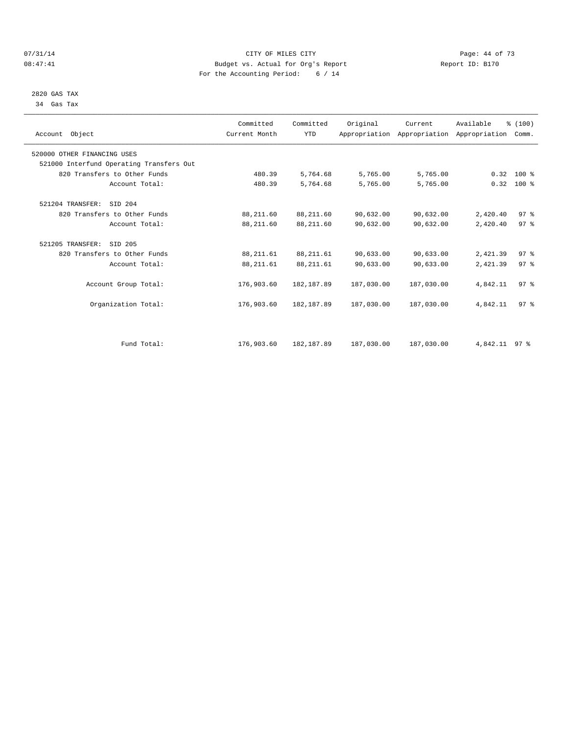CITY OF MILES CITY
Budget vs. Actual for Org's Report
For the Accounting Period: 6 / 14

07/31/14
08:47:41

Report ID: B170

2820 GAS TAX
34 Gas Tax

| Account Object | Committed Current Month | Committed YTD | Original Appropriation | Current Appropriation | Available Appropriation | % (100) Comm. |
|---|---|---|---|---|---|---|
| 520000 OTHER FINANCING USES | | | | | | |
| 521000 Interfund Operating Transfers Out | | | | | | |
| 820 Transfers to Other Funds | 480.39 | 5,764.68 | 5,765.00 | 5,765.00 | 0.32 | 100 % |
| Account Total: | 480.39 | 5,764.68 | 5,765.00 | 5,765.00 | 0.32 | 100 % |
| 521204 TRANSFER: SID 204 | | | | | | |
| 820 Transfers to Other Funds | 88,211.60 | 88,211.60 | 90,632.00 | 90,632.00 | 2,420.40 | 97 % |
| Account Total: | 88,211.60 | 88,211.60 | 90,632.00 | 90,632.00 | 2,420.40 | 97 % |
| 521205 TRANSFER: SID 205 | | | | | | |
| 820 Transfers to Other Funds | 88,211.61 | 88,211.61 | 90,633.00 | 90,633.00 | 2,421.39 | 97 % |
| Account Total: | 88,211.61 | 88,211.61 | 90,633.00 | 90,633.00 | 2,421.39 | 97 % |
| Account Group Total: | 176,903.60 | 182,187.89 | 187,030.00 | 187,030.00 | 4,842.11 | 97 % |
| Organization Total: | 176,903.60 | 182,187.89 | 187,030.00 | 187,030.00 | 4,842.11 | 97 % |
| Fund Total: | 176,903.60 | 182,187.89 | 187,030.00 | 187,030.00 | 4,842.11 | 97 % |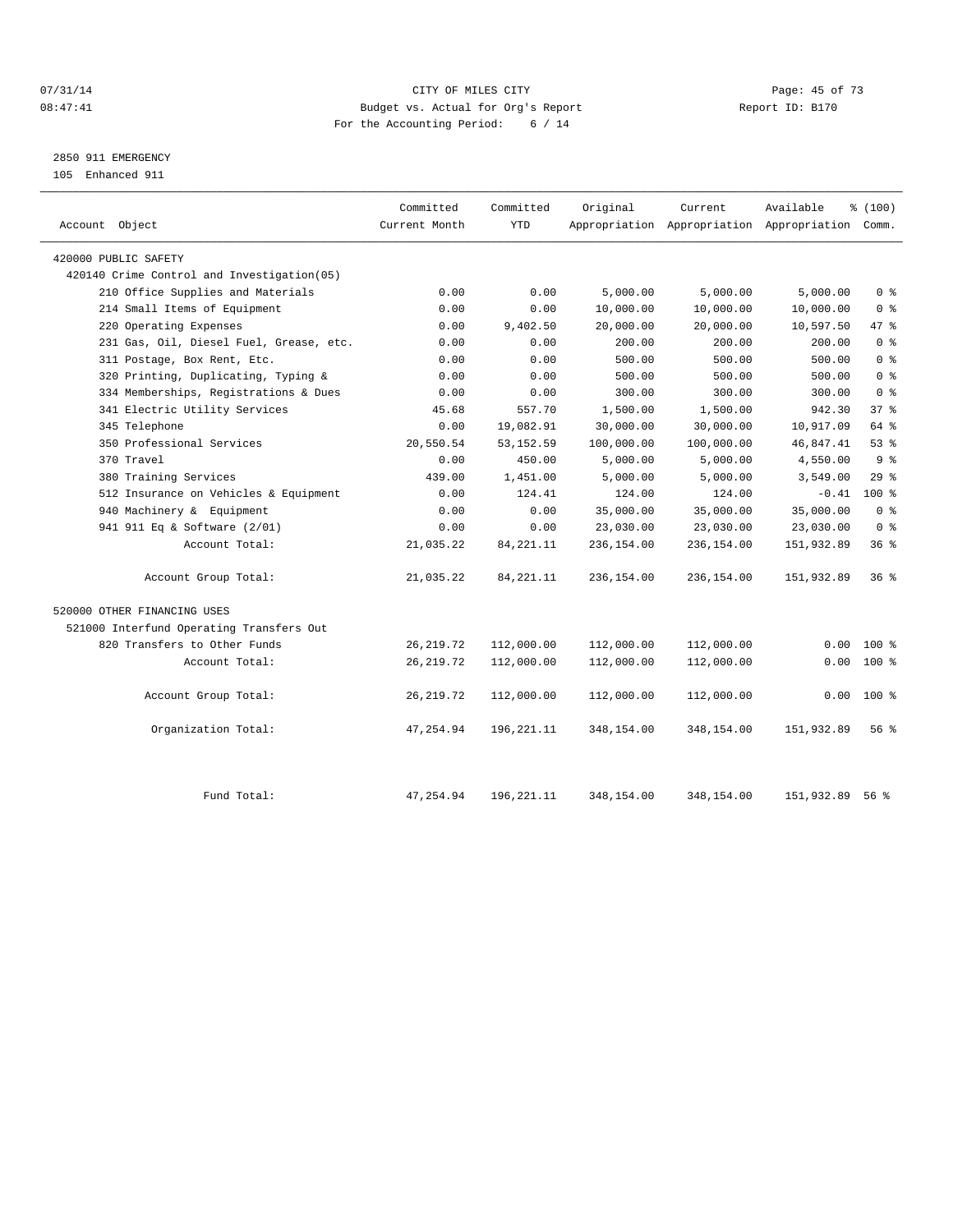07/31/14 CITY OF MILES CITY
08:47:41 Budget vs. Actual for Org's Report Report ID: B170
For the Accounting Period: 6 / 14

2850 911 EMERGENCY
105 Enhanced 911

| Account Object | Committed Current Month | Committed YTD | Original Appropriation | Current Appropriation | Available Appropriation | % (100) Comm. |
|---|---|---|---|---|---|---|
| 420000 PUBLIC SAFETY | | | | | | |
| 420140 Crime Control and Investigation(05) | | | | | | |
| 210 Office Supplies and Materials | 0.00 | 0.00 | 5,000.00 | 5,000.00 | 5,000.00 | 0 % |
| 214 Small Items of Equipment | 0.00 | 0.00 | 10,000.00 | 10,000.00 | 10,000.00 | 0 % |
| 220 Operating Expenses | 0.00 | 9,402.50 | 20,000.00 | 20,000.00 | 10,597.50 | 47 % |
| 231 Gas, Oil, Diesel Fuel, Grease, etc. | 0.00 | 0.00 | 200.00 | 200.00 | 200.00 | 0 % |
| 311 Postage, Box Rent, Etc. | 0.00 | 0.00 | 500.00 | 500.00 | 500.00 | 0 % |
| 320 Printing, Duplicating, Typing & | 0.00 | 0.00 | 500.00 | 500.00 | 500.00 | 0 % |
| 334 Memberships, Registrations & Dues | 0.00 | 0.00 | 300.00 | 300.00 | 300.00 | 0 % |
| 341 Electric Utility Services | 45.68 | 557.70 | 1,500.00 | 1,500.00 | 942.30 | 37 % |
| 345 Telephone | 0.00 | 19,082.91 | 30,000.00 | 30,000.00 | 10,917.09 | 64 % |
| 350 Professional Services | 20,550.54 | 53,152.59 | 100,000.00 | 100,000.00 | 46,847.41 | 53 % |
| 370 Travel | 0.00 | 450.00 | 5,000.00 | 5,000.00 | 4,550.00 | 9 % |
| 380 Training Services | 439.00 | 1,451.00 | 5,000.00 | 5,000.00 | 3,549.00 | 29 % |
| 512 Insurance on Vehicles & Equipment | 0.00 | 124.41 | 124.00 | 124.00 | -0.41 | 100 % |
| 940 Machinery & Equipment | 0.00 | 0.00 | 35,000.00 | 35,000.00 | 35,000.00 | 0 % |
| 941 911 Eq & Software (2/01) | 0.00 | 0.00 | 23,030.00 | 23,030.00 | 23,030.00 | 0 % |
| Account Total: | 21,035.22 | 84,221.11 | 236,154.00 | 236,154.00 | 151,932.89 | 36 % |
| Account Group Total: | 21,035.22 | 84,221.11 | 236,154.00 | 236,154.00 | 151,932.89 | 36 % |
| 520000 OTHER FINANCING USES | | | | | | |
| 521000 Interfund Operating Transfers Out | | | | | | |
| 820 Transfers to Other Funds | 26,219.72 | 112,000.00 | 112,000.00 | 112,000.00 | 0.00 | 100 % |
| Account Total: | 26,219.72 | 112,000.00 | 112,000.00 | 112,000.00 | 0.00 | 100 % |
| Account Group Total: | 26,219.72 | 112,000.00 | 112,000.00 | 112,000.00 | 0.00 | 100 % |
| Organization Total: | 47,254.94 | 196,221.11 | 348,154.00 | 348,154.00 | 151,932.89 | 56 % |
| Fund Total: | 47,254.94 | 196,221.11 | 348,154.00 | 348,154.00 | 151,932.89 | 56 % |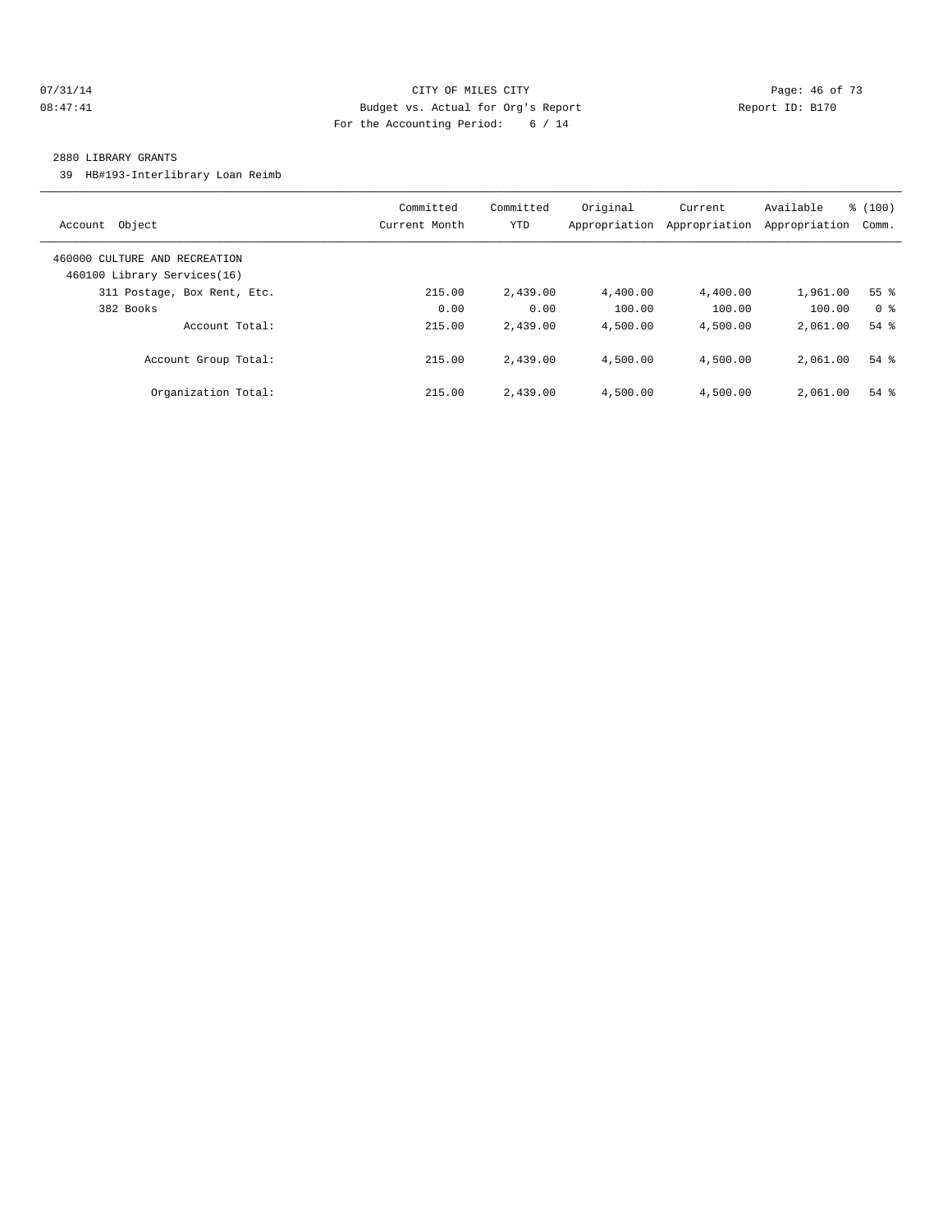CITY OF MILES CITY
Budget vs. Actual for Org's Report
For the Accounting Period: 6 / 14

07/31/14
08:47:41

Report ID: B170

## 2880 LIBRARY GRANTS

39 HB#193-Interlibrary Loan Reimb

| Account Object | Committed Current Month | Committed YTD | Original Appropriation | Current Appropriation | Available Appropriation | % (100) Comm. |
|---|---|---|---|---|---|---|
| 460000 CULTURE AND RECREATION | | | | | | |
| 460100 Library Services(16) | | | | | | |
| 311 Postage, Box Rent, Etc. | 215.00 | 2,439.00 | 4,400.00 | 4,400.00 | 1,961.00 | 55 % |
| 382 Books | 0.00 | 0.00 | 100.00 | 100.00 | 100.00 | 0 % |
| Account Total: | 215.00 | 2,439.00 | 4,500.00 | 4,500.00 | 2,061.00 | 54 % |
| Account Group Total: | 215.00 | 2,439.00 | 4,500.00 | 4,500.00 | 2,061.00 | 54 % |
| Organization Total: | 215.00 | 2,439.00 | 4,500.00 | 4,500.00 | 2,061.00 | 54 % |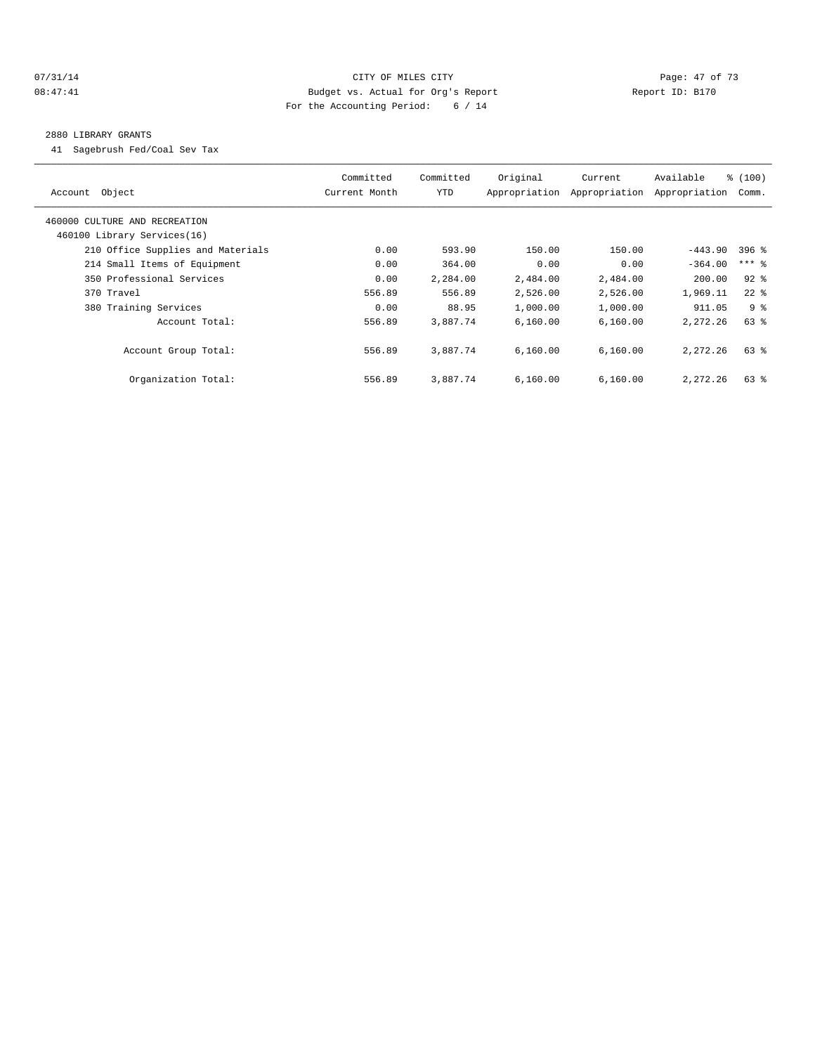CITY OF MILES CITY

Budget vs. Actual for Org's Report

For the Accounting Period: 6 / 14

07/31/14 08:47:41 Report ID: B170

## 2880 LIBRARY GRANTS

41 Sagebrush Fed/Coal Sev Tax

| Account Object | Committed Current Month | Committed YTD | Original Appropriation | Current Appropriation | Available Appropriation | % (100) Comm. |
|---|---|---|---|---|---|---|
| 460000 CULTURE AND RECREATION | | | | | | |
| 460100 Library Services(16) | | | | | | |
| 210 Office Supplies and Materials | 0.00 | 593.90 | 150.00 | 150.00 | -443.90 | 396 % |
| 214 Small Items of Equipment | 0.00 | 364.00 | 0.00 | 0.00 | -364.00 | *** % |
| 350 Professional Services | 0.00 | 2,284.00 | 2,484.00 | 2,484.00 | 200.00 | 92 % |
| 370 Travel | 556.89 | 556.89 | 2,526.00 | 2,526.00 | 1,969.11 | 22 % |
| 380 Training Services | 0.00 | 88.95 | 1,000.00 | 1,000.00 | 911.05 | 9 % |
| Account Total: | 556.89 | 3,887.74 | 6,160.00 | 6,160.00 | 2,272.26 | 63 % |
| Account Group Total: | 556.89 | 3,887.74 | 6,160.00 | 6,160.00 | 2,272.26 | 63 % |
| Organization Total: | 556.89 | 3,887.74 | 6,160.00 | 6,160.00 | 2,272.26 | 63 % |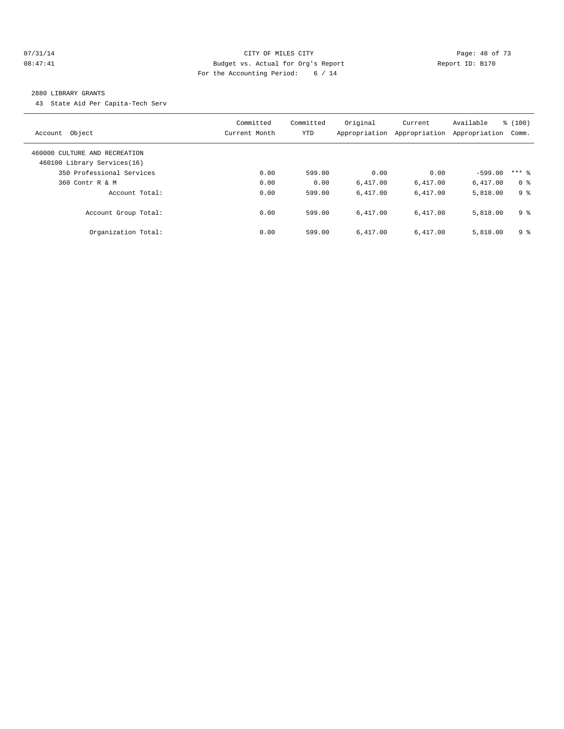CITY OF MILES CITY
Budget vs. Actual for Org's Report
For the Accounting Period: 6 / 14

07/31/14
08:47:41

Report ID: B170

## 2880 LIBRARY GRANTS

43 State Aid Per Capita-Tech Serv

| Account Object | Committed Current Month | Committed YTD | Original Appropriation | Current Appropriation | Available Appropriation | % (100) Comm. |
|---|---|---|---|---|---|---|
| 460000 CULTURE AND RECREATION | | | | | | |
| 460100 Library Services(16) | | | | | | |
| 350 Professional Services | 0.00 | 599.00 | 0.00 | 0.00 | -599.00 | *** % |
| 360 Contr R & M | 0.00 | 0.00 | 6,417.00 | 6,417.00 | 6,417.00 | 0 % |
| Account Total: | 0.00 | 599.00 | 6,417.00 | 6,417.00 | 5,818.00 | 9 % |
| Account Group Total: | 0.00 | 599.00 | 6,417.00 | 6,417.00 | 5,818.00 | 9 % |
| Organization Total: | 0.00 | 599.00 | 6,417.00 | 6,417.00 | 5,818.00 | 9 % |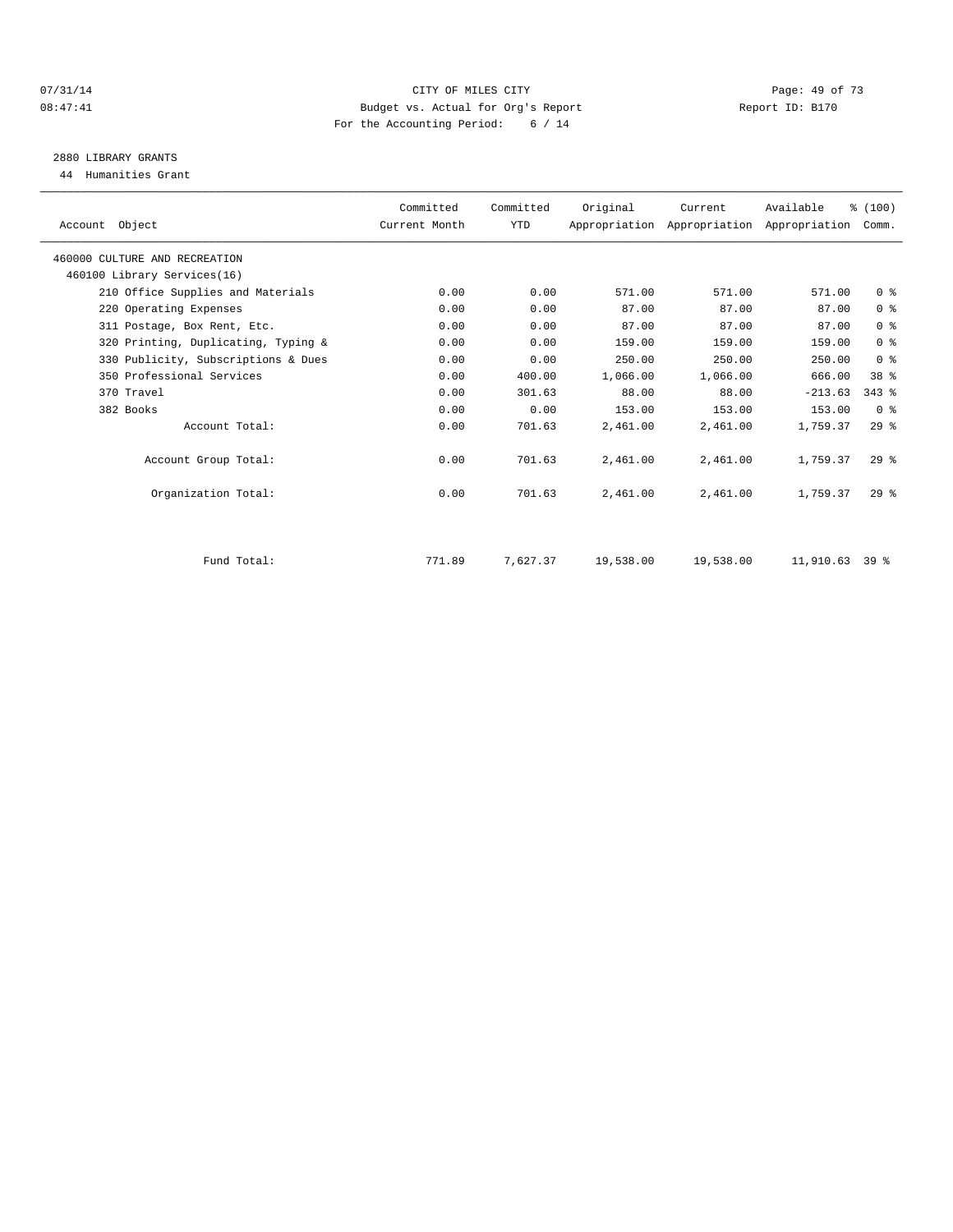CITY OF MILES CITY
Budget vs. Actual for Org's Report
For the Accounting Period: 6 / 14

07/31/14
08:47:41

Report ID: B170

## 2880 LIBRARY GRANTS

44 Humanities Grant

| Account Object | Committed Current Month | Committed YTD | Original Appropriation | Current Appropriation | Available Appropriation | % (100) Comm. |
|---|---|---|---|---|---|---|
| 460000 CULTURE AND RECREATION | | | | | | |
| 460100 Library Services(16) | | | | | | |
| 210 Office Supplies and Materials | 0.00 | 0.00 | 571.00 | 571.00 | 571.00 | 0 % |
| 220 Operating Expenses | 0.00 | 0.00 | 87.00 | 87.00 | 87.00 | 0 % |
| 311 Postage, Box Rent, Etc. | 0.00 | 0.00 | 87.00 | 87.00 | 87.00 | 0 % |
| 320 Printing, Duplicating, Typing & | 0.00 | 0.00 | 159.00 | 159.00 | 159.00 | 0 % |
| 330 Publicity, Subscriptions & Dues | 0.00 | 0.00 | 250.00 | 250.00 | 250.00 | 0 % |
| 350 Professional Services | 0.00 | 400.00 | 1,066.00 | 1,066.00 | 666.00 | 38 % |
| 370 Travel | 0.00 | 301.63 | 88.00 | 88.00 | -213.63 | 343 % |
| 382 Books | 0.00 | 0.00 | 153.00 | 153.00 | 153.00 | 0 % |
| Account Total: | 0.00 | 701.63 | 2,461.00 | 2,461.00 | 1,759.37 | 29 % |
| Account Group Total: | 0.00 | 701.63 | 2,461.00 | 2,461.00 | 1,759.37 | 29 % |
| Organization Total: | 0.00 | 701.63 | 2,461.00 | 2,461.00 | 1,759.37 | 29 % |
| Fund Total: | 771.89 | 7,627.37 | 19,538.00 | 19,538.00 | 11,910.63 | 39 % |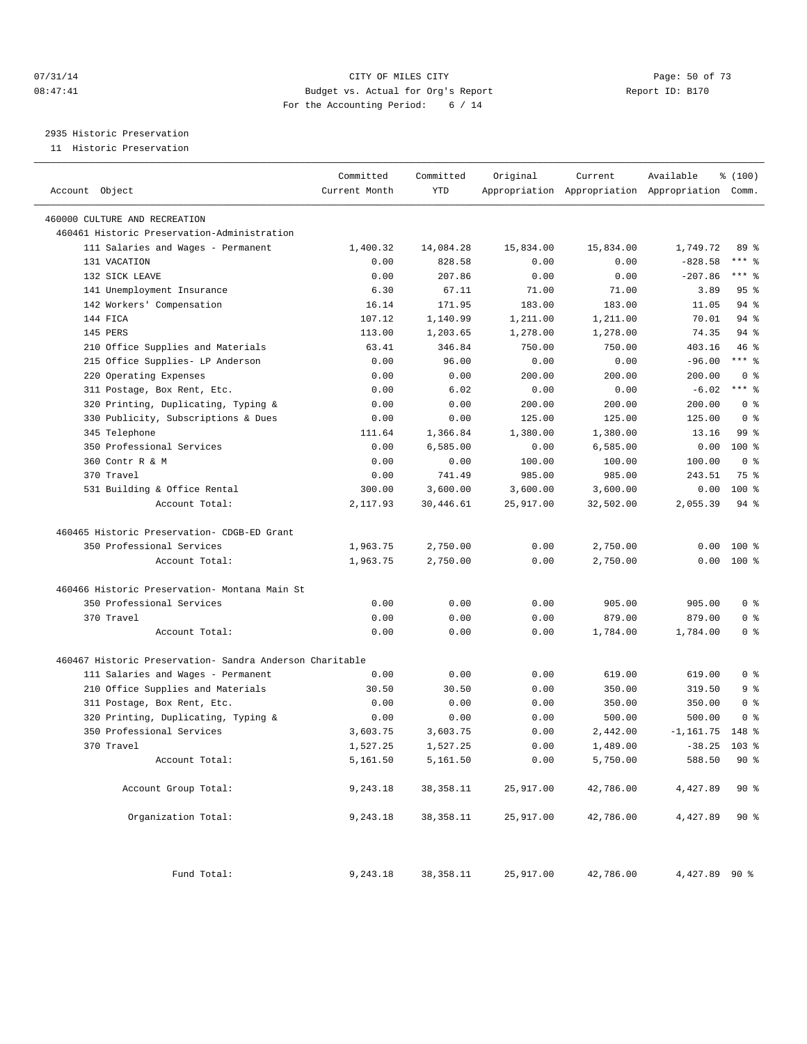CITY OF MILES CITY
Budget vs. Actual for Org's Report
For the Accounting Period: 6 / 14

Report ID: B170

2935 Historic Preservation
11 Historic Preservation

| Account Object | Committed Current Month | Committed YTD | Original Appropriation | Current Appropriation | Available Appropriation | % (100) Comm. |
|---|---|---|---|---|---|---|
| 460000 CULTURE AND RECREATION | | | | | | |
| 460461 Historic Preservation-Administration | | | | | | |
| 111 Salaries and Wages - Permanent | 1,400.32 | 14,084.28 | 15,834.00 | 15,834.00 | 1,749.72 | 89 % |
| 131 VACATION | 0.00 | 828.58 | 0.00 | 0.00 | -828.58 | *** % |
| 132 SICK LEAVE | 0.00 | 207.86 | 0.00 | 0.00 | -207.86 | *** % |
| 141 Unemployment Insurance | 6.30 | 67.11 | 71.00 | 71.00 | 3.89 | 95 % |
| 142 Workers' Compensation | 16.14 | 171.95 | 183.00 | 183.00 | 11.05 | 94 % |
| 144 FICA | 107.12 | 1,140.99 | 1,211.00 | 1,211.00 | 70.01 | 94 % |
| 145 PERS | 113.00 | 1,203.65 | 1,278.00 | 1,278.00 | 74.35 | 94 % |
| 210 Office Supplies and Materials | 63.41 | 346.84 | 750.00 | 750.00 | 403.16 | 46 % |
| 215 Office Supplies- LP Anderson | 0.00 | 96.00 | 0.00 | 0.00 | -96.00 | *** % |
| 220 Operating Expenses | 0.00 | 0.00 | 200.00 | 200.00 | 200.00 | 0 % |
| 311 Postage, Box Rent, Etc. | 0.00 | 6.02 | 0.00 | 0.00 | -6.02 | *** % |
| 320 Printing, Duplicating, Typing & | 0.00 | 0.00 | 200.00 | 200.00 | 200.00 | 0 % |
| 330 Publicity, Subscriptions & Dues | 0.00 | 0.00 | 125.00 | 125.00 | 125.00 | 0 % |
| 345 Telephone | 111.64 | 1,366.84 | 1,380.00 | 1,380.00 | 13.16 | 99 % |
| 350 Professional Services | 0.00 | 6,585.00 | 0.00 | 6,585.00 | 0.00 | 100 % |
| 360 Contr R & M | 0.00 | 0.00 | 100.00 | 100.00 | 100.00 | 0 % |
| 370 Travel | 0.00 | 741.49 | 985.00 | 985.00 | 243.51 | 75 % |
| 531 Building & Office Rental | 300.00 | 3,600.00 | 3,600.00 | 3,600.00 | 0.00 | 100 % |
| Account Total: | 2,117.93 | 30,446.61 | 25,917.00 | 32,502.00 | 2,055.39 | 94 % |
| 460465 Historic Preservation- CDGB-ED Grant | | | | | | |
| 350 Professional Services | 1,963.75 | 2,750.00 | 0.00 | 2,750.00 | 0.00 | 100 % |
| Account Total: | 1,963.75 | 2,750.00 | 0.00 | 2,750.00 | 0.00 | 100 % |
| 460466 Historic Preservation- Montana Main St | | | | | | |
| 350 Professional Services | 0.00 | 0.00 | 0.00 | 905.00 | 905.00 | 0 % |
| 370 Travel | 0.00 | 0.00 | 0.00 | 879.00 | 879.00 | 0 % |
| Account Total: | 0.00 | 0.00 | 0.00 | 1,784.00 | 1,784.00 | 0 % |
| 460467 Historic Preservation- Sandra Anderson Charitable | | | | | | |
| 111 Salaries and Wages - Permanent | 0.00 | 0.00 | 0.00 | 619.00 | 619.00 | 0 % |
| 210 Office Supplies and Materials | 30.50 | 30.50 | 0.00 | 350.00 | 319.50 | 9 % |
| 311 Postage, Box Rent, Etc. | 0.00 | 0.00 | 0.00 | 350.00 | 350.00 | 0 % |
| 320 Printing, Duplicating, Typing & | 0.00 | 0.00 | 0.00 | 500.00 | 500.00 | 0 % |
| 350 Professional Services | 3,603.75 | 3,603.75 | 0.00 | 2,442.00 | -1,161.75 | 148 % |
| 370 Travel | 1,527.25 | 1,527.25 | 0.00 | 1,489.00 | -38.25 | 103 % |
| Account Total: | 5,161.50 | 5,161.50 | 0.00 | 5,750.00 | 588.50 | 90 % |
| Account Group Total: | 9,243.18 | 38,358.11 | 25,917.00 | 42,786.00 | 4,427.89 | 90 % |
| Organization Total: | 9,243.18 | 38,358.11 | 25,917.00 | 42,786.00 | 4,427.89 | 90 % |
| Fund Total: | 9,243.18 | 38,358.11 | 25,917.00 | 42,786.00 | 4,427.89 | 90 % |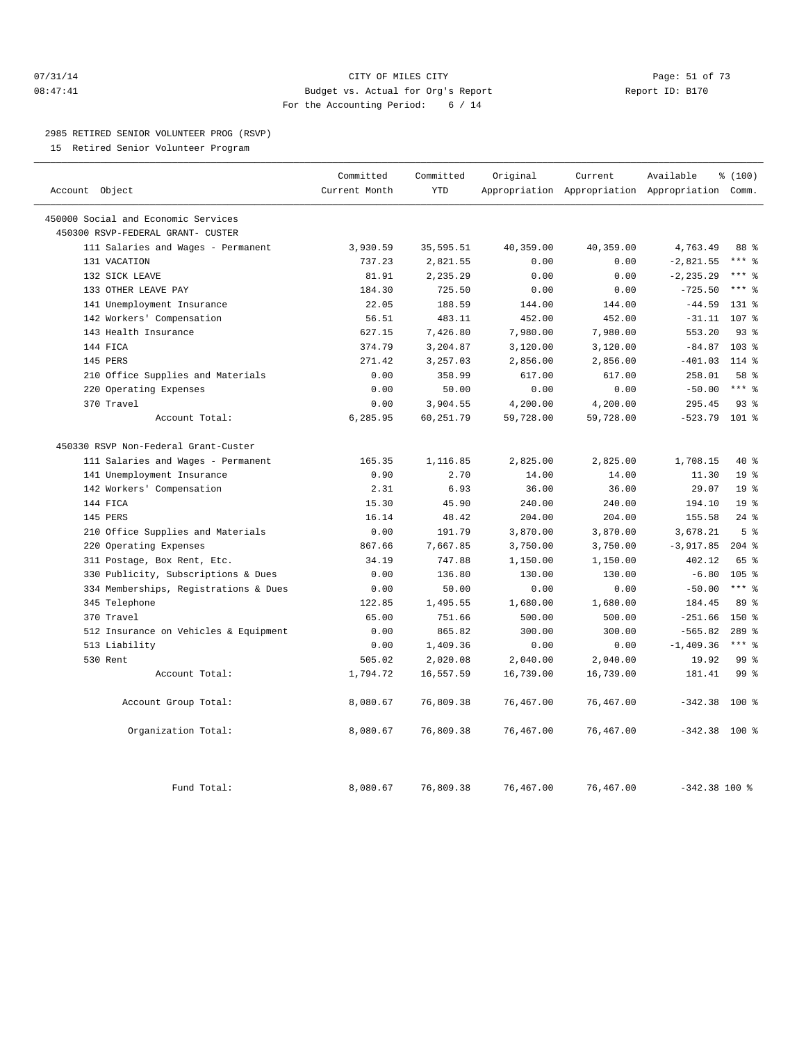CITY OF MILES CITY
Budget vs. Actual for Org's Report
For the Accounting Period: 6 / 14

## 2985 RETIRED SENIOR VOLUNTEER PROG (RSVP)

15 Retired Senior Volunteer Program

| Account Object | Committed Current Month | Committed YTD | Original Appropriation | Current Appropriation | Available Appropriation | % (100) Comm. |
|---|---|---|---|---|---|---|
| 450000 Social and Economic Services | | | | | | |
| 450300 RSVP-FEDERAL GRANT- CUSTER | | | | | | |
| 111 Salaries and Wages - Permanent | 3,930.59 | 35,595.51 | 40,359.00 | 40,359.00 | 4,763.49 | 88 % |
| 131 VACATION | 737.23 | 2,821.55 | 0.00 | 0.00 | -2,821.55 | *** % |
| 132 SICK LEAVE | 81.91 | 2,235.29 | 0.00 | 0.00 | -2,235.29 | *** % |
| 133 OTHER LEAVE PAY | 184.30 | 725.50 | 0.00 | 0.00 | -725.50 | *** % |
| 141 Unemployment Insurance | 22.05 | 188.59 | 144.00 | 144.00 | -44.59 | 131 % |
| 142 Workers' Compensation | 56.51 | 483.11 | 452.00 | 452.00 | -31.11 | 107 % |
| 143 Health Insurance | 627.15 | 7,426.80 | 7,980.00 | 7,980.00 | 553.20 | 93 % |
| 144 FICA | 374.79 | 3,204.87 | 3,120.00 | 3,120.00 | -84.87 | 103 % |
| 145 PERS | 271.42 | 3,257.03 | 2,856.00 | 2,856.00 | -401.03 | 114 % |
| 210 Office Supplies and Materials | 0.00 | 358.99 | 617.00 | 617.00 | 258.01 | 58 % |
| 220 Operating Expenses | 0.00 | 50.00 | 0.00 | 0.00 | -50.00 | *** % |
| 370 Travel | 0.00 | 3,904.55 | 4,200.00 | 4,200.00 | 295.45 | 93 % |
| Account Total: | 6,285.95 | 60,251.79 | 59,728.00 | 59,728.00 | -523.79 | 101 % |
| 450330 RSVP Non-Federal Grant-Custer | | | | | | |
| 111 Salaries and Wages - Permanent | 165.35 | 1,116.85 | 2,825.00 | 2,825.00 | 1,708.15 | 40 % |
| 141 Unemployment Insurance | 0.90 | 2.70 | 14.00 | 14.00 | 11.30 | 19 % |
| 142 Workers' Compensation | 2.31 | 6.93 | 36.00 | 36.00 | 29.07 | 19 % |
| 144 FICA | 15.30 | 45.90 | 240.00 | 240.00 | 194.10 | 19 % |
| 145 PERS | 16.14 | 48.42 | 204.00 | 204.00 | 155.58 | 24 % |
| 210 Office Supplies and Materials | 0.00 | 191.79 | 3,870.00 | 3,870.00 | 3,678.21 | 5 % |
| 220 Operating Expenses | 867.66 | 7,667.85 | 3,750.00 | 3,750.00 | -3,917.85 | 204 % |
| 311 Postage, Box Rent, Etc. | 34.19 | 747.88 | 1,150.00 | 1,150.00 | 402.12 | 65 % |
| 330 Publicity, Subscriptions & Dues | 0.00 | 136.80 | 130.00 | 130.00 | -6.80 | 105 % |
| 334 Memberships, Registrations & Dues | 0.00 | 50.00 | 0.00 | 0.00 | -50.00 | *** % |
| 345 Telephone | 122.85 | 1,495.55 | 1,680.00 | 1,680.00 | 184.45 | 89 % |
| 370 Travel | 65.00 | 751.66 | 500.00 | 500.00 | -251.66 | 150 % |
| 512 Insurance on Vehicles & Equipment | 0.00 | 865.82 | 300.00 | 300.00 | -565.82 | 289 % |
| 513 Liability | 0.00 | 1,409.36 | 0.00 | 0.00 | -1,409.36 | *** % |
| 530 Rent | 505.02 | 2,020.08 | 2,040.00 | 2,040.00 | 19.92 | 99 % |
| Account Total: | 1,794.72 | 16,557.59 | 16,739.00 | 16,739.00 | 181.41 | 99 % |
| Account Group Total: | 8,080.67 | 76,809.38 | 76,467.00 | 76,467.00 | -342.38 | 100 % |
| Organization Total: | 8,080.67 | 76,809.38 | 76,467.00 | 76,467.00 | -342.38 | 100 % |
| Fund Total: | 8,080.67 | 76,809.38 | 76,467.00 | 76,467.00 | -342.38 | 100 % |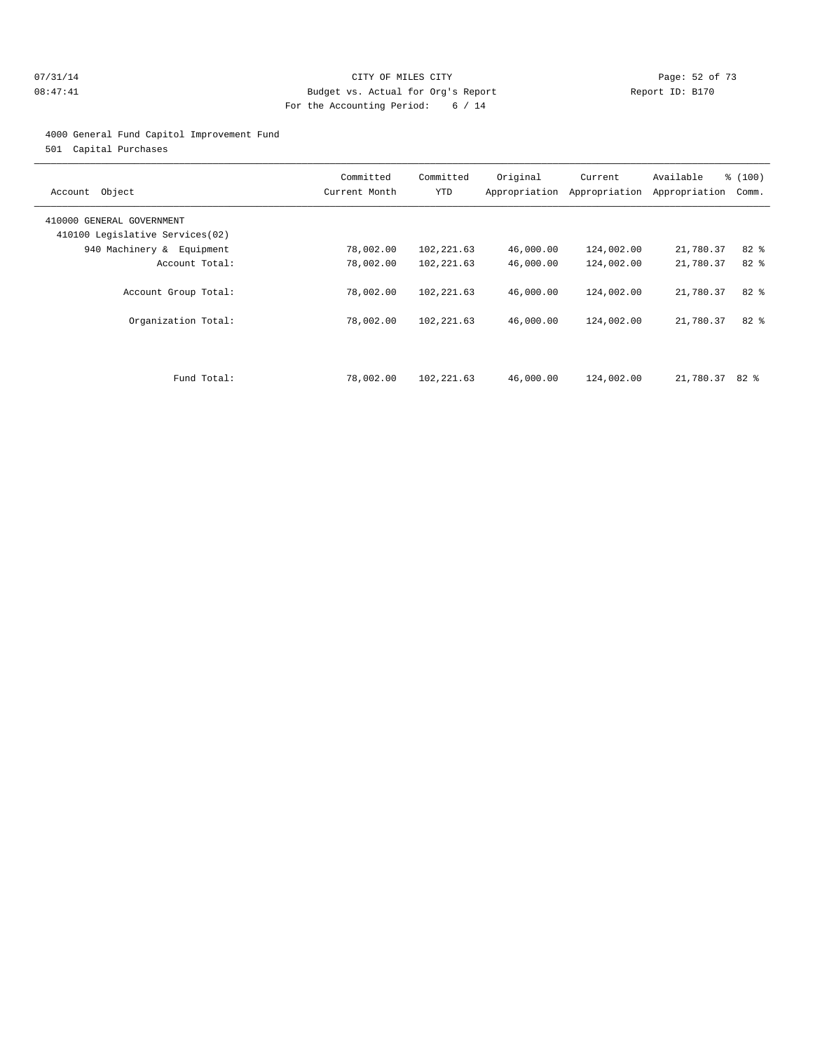CITY OF MILES CITY
Budget vs. Actual for Org's Report
For the Accounting Period: 6 / 14

4000 General Fund Capitol Improvement Fund
501 Capital Purchases

| Account Object | Committed Current Month | Committed YTD | Original Appropriation | Current Appropriation | Available Appropriation | % (100) Comm. |
|---|---|---|---|---|---|---|
| 410000 GENERAL GOVERNMENT | | | | | | |
| 410100 Legislative Services(02) | | | | | | |
| 940 Machinery & Equipment | 78,002.00 | 102,221.63 | 46,000.00 | 124,002.00 | 21,780.37 | 82 % |
| Account Total: | 78,002.00 | 102,221.63 | 46,000.00 | 124,002.00 | 21,780.37 | 82 % |
| Account Group Total: | 78,002.00 | 102,221.63 | 46,000.00 | 124,002.00 | 21,780.37 | 82 % |
| Organization Total: | 78,002.00 | 102,221.63 | 46,000.00 | 124,002.00 | 21,780.37 | 82 % |
| Fund Total: | 78,002.00 | 102,221.63 | 46,000.00 | 124,002.00 | 21,780.37 | 82 % |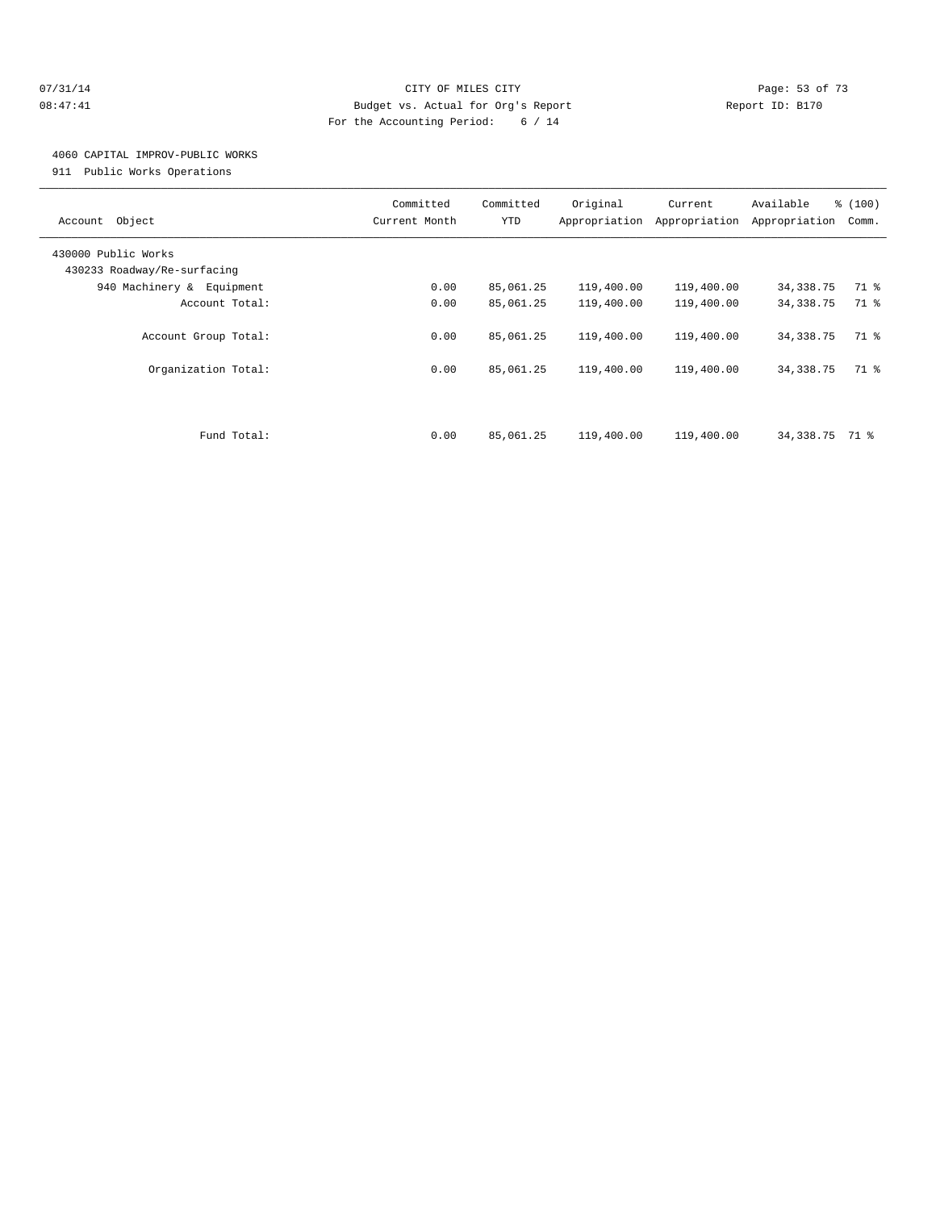07/31/14 CITY OF MILES CITY
08:47:41 Budget vs. Actual for Org's Report Report ID: B170
For the Accounting Period: 6 / 14

4060 CAPITAL IMPROV-PUBLIC WORKS
911 Public Works Operations

| Account Object | Committed Current Month | Committed YTD | Original Appropriation | Current Appropriation | Available Appropriation | % (100) Comm. |
|---|---|---|---|---|---|---|
| 430000 Public Works | | | | | | |
| 430233 Roadway/Re-surfacing | | | | | | |
| 940 Machinery & Equipment | 0.00 | 85,061.25 | 119,400.00 | 119,400.00 | 34,338.75 | 71 % |
| Account Total: | 0.00 | 85,061.25 | 119,400.00 | 119,400.00 | 34,338.75 | 71 % |
| Account Group Total: | 0.00 | 85,061.25 | 119,400.00 | 119,400.00 | 34,338.75 | 71 % |
| Organization Total: | 0.00 | 85,061.25 | 119,400.00 | 119,400.00 | 34,338.75 | 71 % |
| Fund Total: | 0.00 | 85,061.25 | 119,400.00 | 119,400.00 | 34,338.75 | 71 % |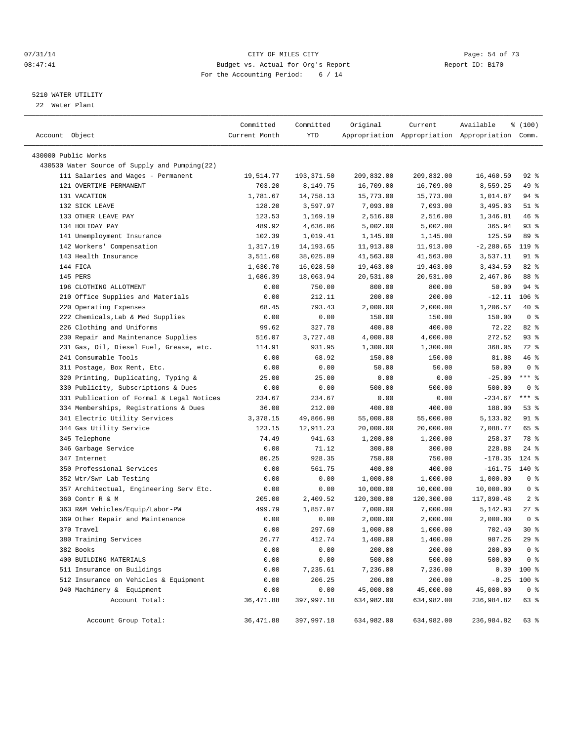07/31/14 CITY OF MILES CITY
08:47:41 Budget vs. Actual for Org's Report Report ID: B170
For the Accounting Period: 6 / 14

5210 WATER UTILITY
22 Water Plant

| Account Object | Committed Current Month | Committed YTD | Original Appropriation | Current Appropriation | Available Appropriation | % (100) Comm. |
|---|---|---|---|---|---|---|
| 430000 Public Works | | | | | | |
| 430530 Water Source of Supply and Pumping(22) | | | | | | |
| 111 Salaries and Wages - Permanent | 19,514.77 | 193,371.50 | 209,832.00 | 209,832.00 | 16,460.50 | 92 % |
| 121 OVERTIME-PERMANENT | 703.20 | 8,149.75 | 16,709.00 | 16,709.00 | 8,559.25 | 49 % |
| 131 VACATION | 1,781.67 | 14,758.13 | 15,773.00 | 15,773.00 | 1,014.87 | 94 % |
| 132 SICK LEAVE | 128.20 | 3,597.97 | 7,093.00 | 7,093.00 | 3,495.03 | 51 % |
| 133 OTHER LEAVE PAY | 123.53 | 1,169.19 | 2,516.00 | 2,516.00 | 1,346.81 | 46 % |
| 134 HOLIDAY PAY | 489.92 | 4,636.06 | 5,002.00 | 5,002.00 | 365.94 | 93 % |
| 141 Unemployment Insurance | 102.39 | 1,019.41 | 1,145.00 | 1,145.00 | 125.59 | 89 % |
| 142 Workers' Compensation | 1,317.19 | 14,193.65 | 11,913.00 | 11,913.00 | -2,280.65 | 119 % |
| 143 Health Insurance | 3,511.60 | 38,025.89 | 41,563.00 | 41,563.00 | 3,537.11 | 91 % |
| 144 FICA | 1,630.70 | 16,028.50 | 19,463.00 | 19,463.00 | 3,434.50 | 82 % |
| 145 PERS | 1,686.39 | 18,063.94 | 20,531.00 | 20,531.00 | 2,467.06 | 88 % |
| 196 CLOTHING ALLOTMENT | 0.00 | 750.00 | 800.00 | 800.00 | 50.00 | 94 % |
| 210 Office Supplies and Materials | 0.00 | 212.11 | 200.00 | 200.00 | -12.11 | 106 % |
| 220 Operating Expenses | 68.45 | 793.43 | 2,000.00 | 2,000.00 | 1,206.57 | 40 % |
| 222 Chemicals,Lab & Med Supplies | 0.00 | 0.00 | 150.00 | 150.00 | 150.00 | 0 % |
| 226 Clothing and Uniforms | 99.62 | 327.78 | 400.00 | 400.00 | 72.22 | 82 % |
| 230 Repair and Maintenance Supplies | 516.07 | 3,727.48 | 4,000.00 | 4,000.00 | 272.52 | 93 % |
| 231 Gas, Oil, Diesel Fuel, Grease, etc. | 114.91 | 931.95 | 1,300.00 | 1,300.00 | 368.05 | 72 % |
| 241 Consumable Tools | 0.00 | 68.92 | 150.00 | 150.00 | 81.08 | 46 % |
| 311 Postage, Box Rent, Etc. | 0.00 | 0.00 | 50.00 | 50.00 | 50.00 | 0 % |
| 320 Printing, Duplicating, Typing & | 25.00 | 25.00 | 0.00 | 0.00 | -25.00 | *** % |
| 330 Publicity, Subscriptions & Dues | 0.00 | 0.00 | 500.00 | 500.00 | 500.00 | 0 % |
| 331 Publication of Formal & Legal Notices | 234.67 | 234.67 | 0.00 | 0.00 | -234.67 | *** % |
| 334 Memberships, Registrations & Dues | 36.00 | 212.00 | 400.00 | 400.00 | 188.00 | 53 % |
| 341 Electric Utility Services | 3,378.15 | 49,866.98 | 55,000.00 | 55,000.00 | 5,133.02 | 91 % |
| 344 Gas Utility Service | 123.15 | 12,911.23 | 20,000.00 | 20,000.00 | 7,088.77 | 65 % |
| 345 Telephone | 74.49 | 941.63 | 1,200.00 | 1,200.00 | 258.37 | 78 % |
| 346 Garbage Service | 0.00 | 71.12 | 300.00 | 300.00 | 228.88 | 24 % |
| 347 Internet | 80.25 | 928.35 | 750.00 | 750.00 | -178.35 | 124 % |
| 350 Professional Services | 0.00 | 561.75 | 400.00 | 400.00 | -161.75 | 140 % |
| 352 Wtr/Swr Lab Testing | 0.00 | 0.00 | 1,000.00 | 1,000.00 | 1,000.00 | 0 % |
| 357 Architectual, Engineering Serv Etc. | 0.00 | 0.00 | 10,000.00 | 10,000.00 | 10,000.00 | 0 % |
| 360 Contr R & M | 205.00 | 2,409.52 | 120,300.00 | 120,300.00 | 117,890.48 | 2 % |
| 363 R&M Vehicles/Equip/Labor-PW | 499.79 | 1,857.07 | 7,000.00 | 7,000.00 | 5,142.93 | 27 % |
| 369 Other Repair and Maintenance | 0.00 | 0.00 | 2,000.00 | 2,000.00 | 2,000.00 | 0 % |
| 370 Travel | 0.00 | 297.60 | 1,000.00 | 1,000.00 | 702.40 | 30 % |
| 380 Training Services | 26.77 | 412.74 | 1,400.00 | 1,400.00 | 987.26 | 29 % |
| 382 Books | 0.00 | 0.00 | 200.00 | 200.00 | 200.00 | 0 % |
| 400 BUILDING MATERIALS | 0.00 | 0.00 | 500.00 | 500.00 | 500.00 | 0 % |
| 511 Insurance on Buildings | 0.00 | 7,235.61 | 7,236.00 | 7,236.00 | 0.39 | 100 % |
| 512 Insurance on Vehicles & Equipment | 0.00 | 206.25 | 206.00 | 206.00 | -0.25 | 100 % |
| 940 Machinery & Equipment | 0.00 | 0.00 | 45,000.00 | 45,000.00 | 45,000.00 | 0 % |
| Account Total: | 36,471.88 | 397,997.18 | 634,982.00 | 634,982.00 | 236,984.82 | 63 % |
| Account Group Total: | 36,471.88 | 397,997.18 | 634,982.00 | 634,982.00 | 236,984.82 | 63 % |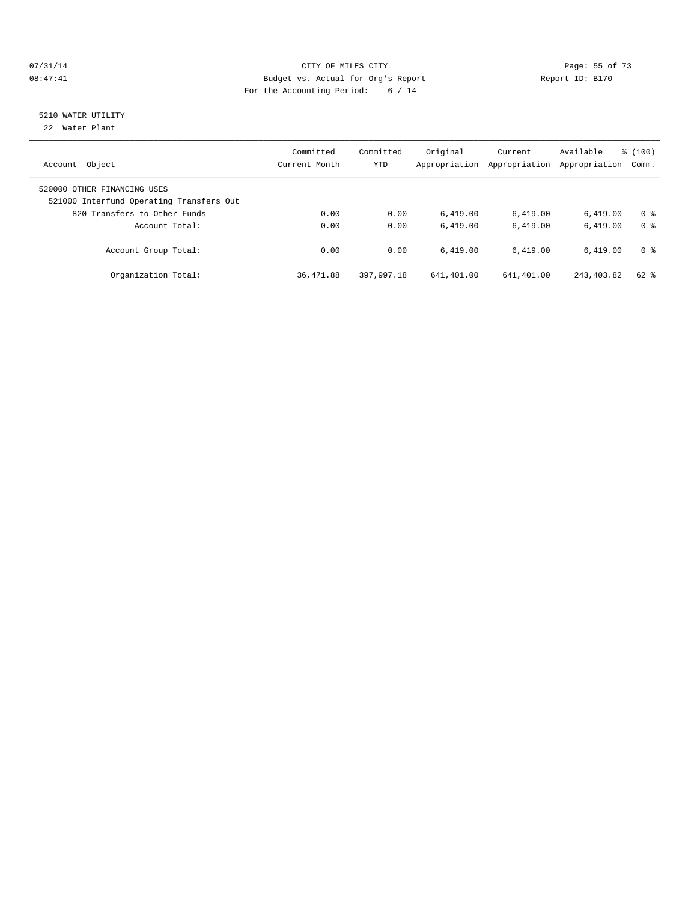07/31/14 CITY OF MILES CITY Page: 55 of 73
08:47:41 Budget vs. Actual for Org's Report Report ID: B170
For the Accounting Period: 6 / 14

5210 WATER UTILITY
22 Water Plant

| Account Object | Committed Current Month | Committed YTD | Original Appropriation | Current Appropriation | Available Appropriation | % (100) Comm. |
|---|---|---|---|---|---|---|
| 520000 OTHER FINANCING USES | | | | | | |
| 521000 Interfund Operating Transfers Out | | | | | | |
| 820 Transfers to Other Funds | 0.00 | 0.00 | 6,419.00 | 6,419.00 | 6,419.00 | 0 % |
| Account Total: | 0.00 | 0.00 | 6,419.00 | 6,419.00 | 6,419.00 | 0 % |
| Account Group Total: | 0.00 | 0.00 | 6,419.00 | 6,419.00 | 6,419.00 | 0 % |
| Organization Total: | 36,471.88 | 397,997.18 | 641,401.00 | 641,401.00 | 243,403.82 | 62 % |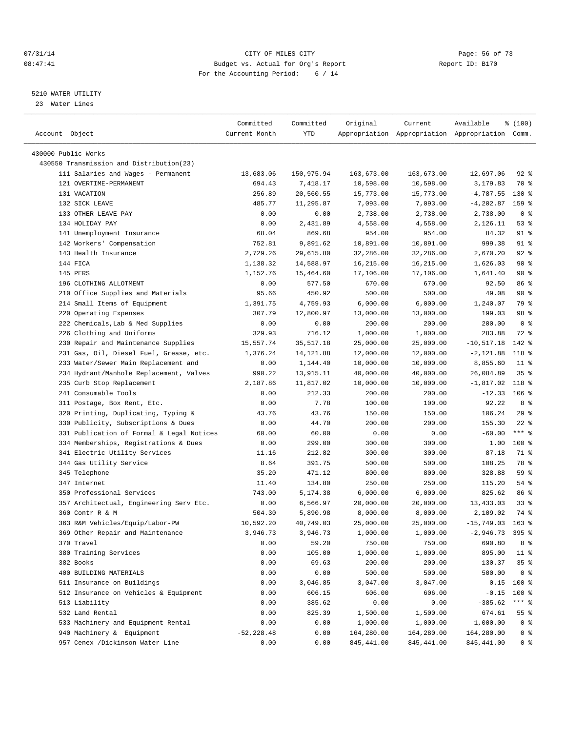07/31/14 CITY OF MILES CITY
08:47:41 Budget vs. Actual for Org's Report Report ID: B170
For the Accounting Period: 6 / 14

5210 WATER UTILITY
23 Water Lines

| Account Object | Committed Current Month | Committed YTD | Original Appropriation | Current Appropriation | Available Appropriation | % (100) Comm. |
|---|---|---|---|---|---|---|
| 430000 Public Works | | | | | | |
| 430550 Transmission and Distribution(23) | | | | | | |
| 111 Salaries and Wages - Permanent | 13,683.06 | 150,975.94 | 163,673.00 | 163,673.00 | 12,697.06 | 92 % |
| 121 OVERTIME-PERMANENT | 694.43 | 7,418.17 | 10,598.00 | 10,598.00 | 3,179.83 | 70 % |
| 131 VACATION | 256.89 | 20,560.55 | 15,773.00 | 15,773.00 | -4,787.55 | 130 % |
| 132 SICK LEAVE | 485.77 | 11,295.87 | 7,093.00 | 7,093.00 | -4,202.87 | 159 % |
| 133 OTHER LEAVE PAY | 0.00 | 0.00 | 2,738.00 | 2,738.00 | 2,738.00 | 0 % |
| 134 HOLIDAY PAY | 0.00 | 2,431.89 | 4,558.00 | 4,558.00 | 2,126.11 | 53 % |
| 141 Unemployment Insurance | 68.04 | 869.68 | 954.00 | 954.00 | 84.32 | 91 % |
| 142 Workers' Compensation | 752.81 | 9,891.62 | 10,891.00 | 10,891.00 | 999.38 | 91 % |
| 143 Health Insurance | 2,729.26 | 29,615.80 | 32,286.00 | 32,286.00 | 2,670.20 | 92 % |
| 144 FICA | 1,138.32 | 14,588.97 | 16,215.00 | 16,215.00 | 1,626.03 | 90 % |
| 145 PERS | 1,152.76 | 15,464.60 | 17,106.00 | 17,106.00 | 1,641.40 | 90 % |
| 196 CLOTHING ALLOTMENT | 0.00 | 577.50 | 670.00 | 670.00 | 92.50 | 86 % |
| 210 Office Supplies and Materials | 95.66 | 450.92 | 500.00 | 500.00 | 49.08 | 90 % |
| 214 Small Items of Equipment | 1,391.75 | 4,759.93 | 6,000.00 | 6,000.00 | 1,240.07 | 79 % |
| 220 Operating Expenses | 307.79 | 12,800.97 | 13,000.00 | 13,000.00 | 199.03 | 98 % |
| 222 Chemicals,Lab & Med Supplies | 0.00 | 0.00 | 200.00 | 200.00 | 200.00 | 0 % |
| 226 Clothing and Uniforms | 329.93 | 716.12 | 1,000.00 | 1,000.00 | 283.88 | 72 % |
| 230 Repair and Maintenance Supplies | 15,557.74 | 35,517.18 | 25,000.00 | 25,000.00 | -10,517.18 | 142 % |
| 231 Gas, Oil, Diesel Fuel, Grease, etc. | 1,376.24 | 14,121.88 | 12,000.00 | 12,000.00 | -2,121.88 | 118 % |
| 233 Water/Sewer Main Replacement and | 0.00 | 1,144.40 | 10,000.00 | 10,000.00 | 8,855.60 | 11 % |
| 234 Hydrant/Manhole Replacement, Valves | 990.22 | 13,915.11 | 40,000.00 | 40,000.00 | 26,084.89 | 35 % |
| 235 Curb Stop Replacement | 2,187.86 | 11,817.02 | 10,000.00 | 10,000.00 | -1,817.02 | 118 % |
| 241 Consumable Tools | 0.00 | 212.33 | 200.00 | 200.00 | -12.33 | 106 % |
| 311 Postage, Box Rent, Etc. | 0.00 | 7.78 | 100.00 | 100.00 | 92.22 | 8 % |
| 320 Printing, Duplicating, Typing & | 43.76 | 43.76 | 150.00 | 150.00 | 106.24 | 29 % |
| 330 Publicity, Subscriptions & Dues | 0.00 | 44.70 | 200.00 | 200.00 | 155.30 | 22 % |
| 331 Publication of Formal & Legal Notices | 60.00 | 60.00 | 0.00 | 0.00 | -60.00 | *** % |
| 334 Memberships, Registrations & Dues | 0.00 | 299.00 | 300.00 | 300.00 | 1.00 | 100 % |
| 341 Electric Utility Services | 11.16 | 212.82 | 300.00 | 300.00 | 87.18 | 71 % |
| 344 Gas Utility Service | 8.64 | 391.75 | 500.00 | 500.00 | 108.25 | 78 % |
| 345 Telephone | 35.20 | 471.12 | 800.00 | 800.00 | 328.88 | 59 % |
| 347 Internet | 11.40 | 134.80 | 250.00 | 250.00 | 115.20 | 54 % |
| 350 Professional Services | 743.00 | 5,174.38 | 6,000.00 | 6,000.00 | 825.62 | 86 % |
| 357 Architectual, Engineering Serv Etc. | 0.00 | 6,566.97 | 20,000.00 | 20,000.00 | 13,433.03 | 33 % |
| 360 Contr R & M | 504.30 | 5,890.98 | 8,000.00 | 8,000.00 | 2,109.02 | 74 % |
| 363 R&M Vehicles/Equip/Labor-PW | 10,592.20 | 40,749.03 | 25,000.00 | 25,000.00 | -15,749.03 | 163 % |
| 369 Other Repair and Maintenance | 3,946.73 | 3,946.73 | 1,000.00 | 1,000.00 | -2,946.73 | 395 % |
| 370 Travel | 0.00 | 59.20 | 750.00 | 750.00 | 690.80 | 8 % |
| 380 Training Services | 0.00 | 105.00 | 1,000.00 | 1,000.00 | 895.00 | 11 % |
| 382 Books | 0.00 | 69.63 | 200.00 | 200.00 | 130.37 | 35 % |
| 400 BUILDING MATERIALS | 0.00 | 0.00 | 500.00 | 500.00 | 500.00 | 0 % |
| 511 Insurance on Buildings | 0.00 | 3,046.85 | 3,047.00 | 3,047.00 | 0.15 | 100 % |
| 512 Insurance on Vehicles & Equipment | 0.00 | 606.15 | 606.00 | 606.00 | -0.15 | 100 % |
| 513 Liability | 0.00 | 385.62 | 0.00 | 0.00 | -385.62 | *** % |
| 532 Land Rental | 0.00 | 825.39 | 1,500.00 | 1,500.00 | 674.61 | 55 % |
| 533 Machinery and Equipment Rental | 0.00 | 0.00 | 1,000.00 | 1,000.00 | 1,000.00 | 0 % |
| 940 Machinery & Equipment | -52,228.48 | 0.00 | 164,280.00 | 164,280.00 | 164,280.00 | 0 % |
| 957 Cenex /Dickinson Water Line | 0.00 | 0.00 | 845,441.00 | 845,441.00 | 845,441.00 | 0 % |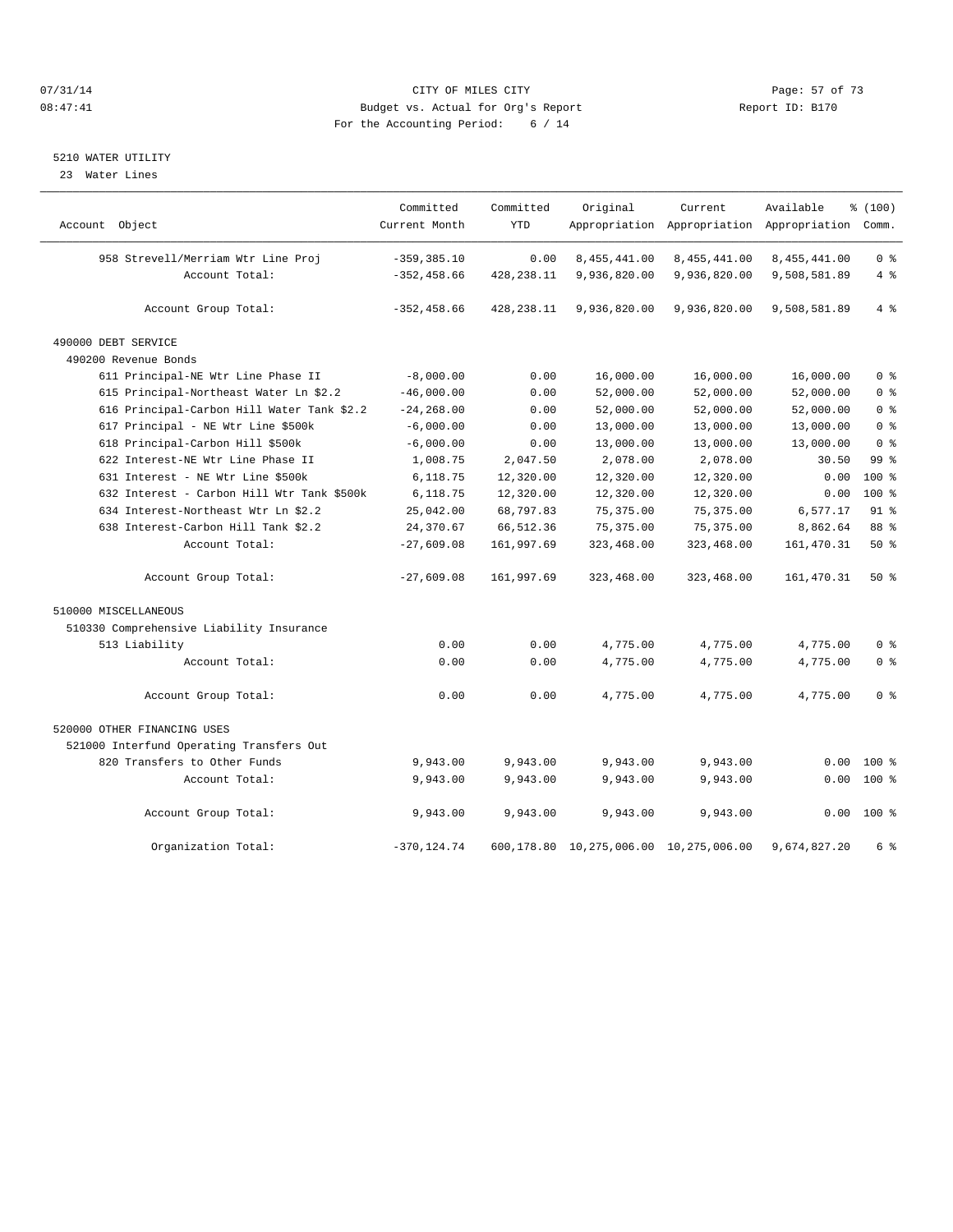07/31/14 CITY OF MILES CITY
08:47:41 Budget vs. Actual for Org's Report Report ID: B170
For the Accounting Period: 6 / 14

5210 WATER UTILITY
23 Water Lines

| Account Object | Committed Current Month | Committed YTD | Original Appropriation | Current Appropriation | Available Appropriation | % (100) Comm. |
|---|---|---|---|---|---|---|
| 958 Strevell/Merriam Wtr Line Proj | -359,385.10 | 0.00 | 8,455,441.00 | 8,455,441.00 | 8,455,441.00 | 0 % |
| Account Total: | -352,458.66 | 428,238.11 | 9,936,820.00 | 9,936,820.00 | 9,508,581.89 | 4 % |
| Account Group Total: | -352,458.66 | 428,238.11 | 9,936,820.00 | 9,936,820.00 | 9,508,581.89 | 4 % |
| 490000 DEBT SERVICE | | | | | | |
| 490200 Revenue Bonds | | | | | | |
| 611 Principal-NE Wtr Line Phase II | -8,000.00 | 0.00 | 16,000.00 | 16,000.00 | 16,000.00 | 0 % |
| 615 Principal-Northeast Water Ln $2.2 | -46,000.00 | 0.00 | 52,000.00 | 52,000.00 | 52,000.00 | 0 % |
| 616 Principal-Carbon Hill Water Tank $2.2 | -24,268.00 | 0.00 | 52,000.00 | 52,000.00 | 52,000.00 | 0 % |
| 617 Principal - NE Wtr Line $500k | -6,000.00 | 0.00 | 13,000.00 | 13,000.00 | 13,000.00 | 0 % |
| 618 Principal-Carbon Hill $500k | -6,000.00 | 0.00 | 13,000.00 | 13,000.00 | 13,000.00 | 0 % |
| 622 Interest-NE Wtr Line Phase II | 1,008.75 | 2,047.50 | 2,078.00 | 2,078.00 | 30.50 | 99 % |
| 631 Interest - NE Wtr Line $500k | 6,118.75 | 12,320.00 | 12,320.00 | 12,320.00 | 0.00 | 100 % |
| 632 Interest - Carbon Hill Wtr Tank $500k | 6,118.75 | 12,320.00 | 12,320.00 | 12,320.00 | 0.00 | 100 % |
| 634 Interest-Northeast Wtr Ln $2.2 | 25,042.00 | 68,797.83 | 75,375.00 | 75,375.00 | 6,577.17 | 91 % |
| 638 Interest-Carbon Hill Tank $2.2 | 24,370.67 | 66,512.36 | 75,375.00 | 75,375.00 | 8,862.64 | 88 % |
| Account Total: | -27,609.08 | 161,997.69 | 323,468.00 | 323,468.00 | 161,470.31 | 50 % |
| Account Group Total: | -27,609.08 | 161,997.69 | 323,468.00 | 323,468.00 | 161,470.31 | 50 % |
| 510000 MISCELLANEOUS | | | | | | |
| 510330 Comprehensive Liability Insurance | | | | | | |
| 513 Liability | 0.00 | 0.00 | 4,775.00 | 4,775.00 | 4,775.00 | 0 % |
| Account Total: | 0.00 | 0.00 | 4,775.00 | 4,775.00 | 4,775.00 | 0 % |
| Account Group Total: | 0.00 | 0.00 | 4,775.00 | 4,775.00 | 4,775.00 | 0 % |
| 520000 OTHER FINANCING USES | | | | | | |
| 521000 Interfund Operating Transfers Out | | | | | | |
| 820 Transfers to Other Funds | 9,943.00 | 9,943.00 | 9,943.00 | 9,943.00 | 0.00 | 100 % |
| Account Total: | 9,943.00 | 9,943.00 | 9,943.00 | 9,943.00 | 0.00 | 100 % |
| Account Group Total: | 9,943.00 | 9,943.00 | 9,943.00 | 9,943.00 | 0.00 | 100 % |
| Organization Total: | -370,124.74 | 600,178.80 | 10,275,006.00 | 10,275,006.00 | 9,674,827.20 | 6 % |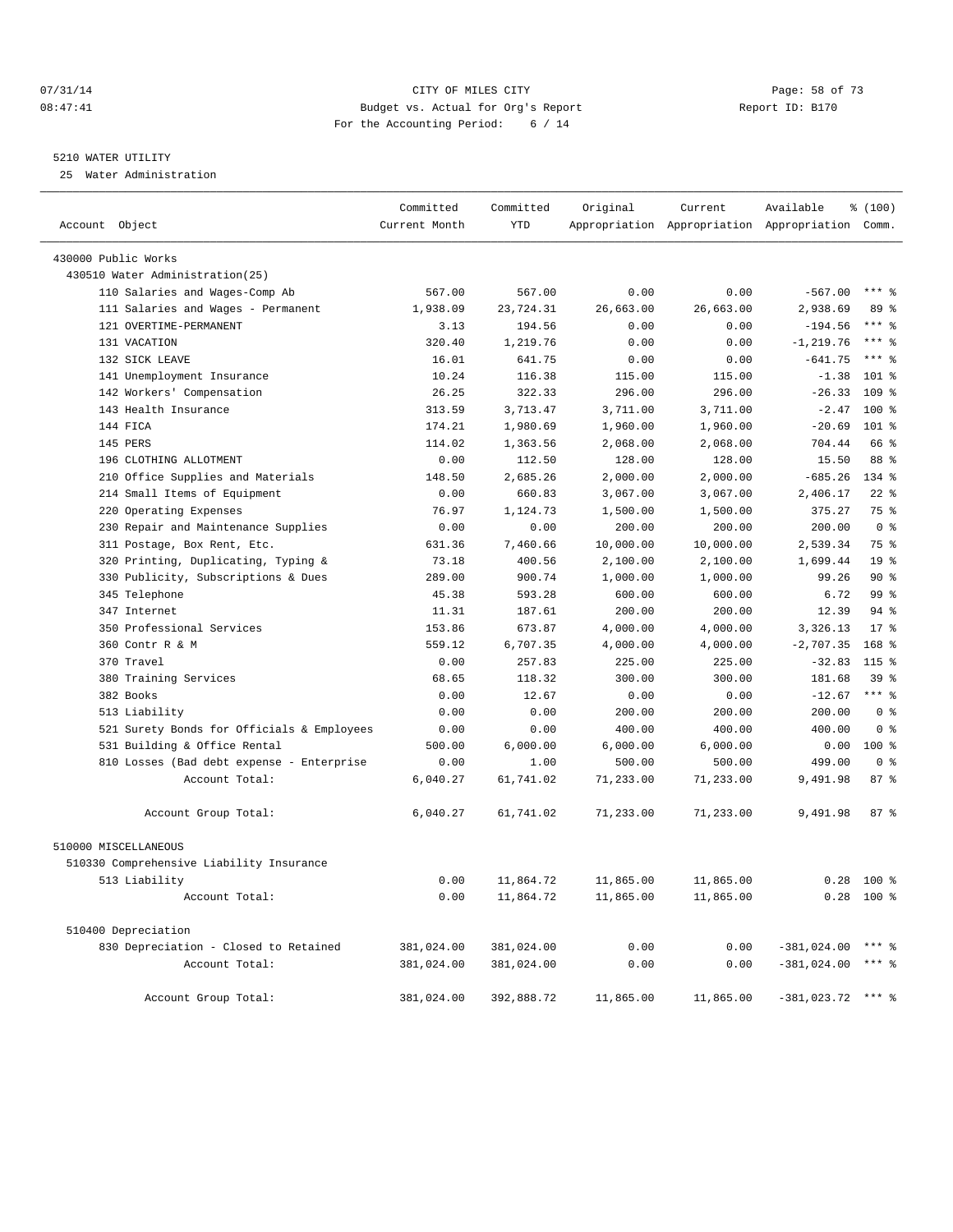CITY OF MILES CITY
Budget vs. Actual for Org's Report
For the Accounting Period: 6 / 14

07/31/14 08:47:41 Report ID: B170

5210 WATER UTILITY
25 Water Administration

| Account Object | Committed Current Month | Committed YTD | Original Appropriation | Current Appropriation | Available Appropriation | % (100) Comm. |
|---|---|---|---|---|---|---|
| 430000 Public Works | | | | | | |
| 430510 Water Administration(25) | | | | | | |
| 110 Salaries and Wages-Comp Ab | 567.00 | 567.00 | 0.00 | 0.00 | -567.00 | *** % |
| 111 Salaries and Wages - Permanent | 1,938.09 | 23,724.31 | 26,663.00 | 26,663.00 | 2,938.69 | 89 % |
| 121 OVERTIME-PERMANENT | 3.13 | 194.56 | 0.00 | 0.00 | -194.56 | *** % |
| 131 VACATION | 320.40 | 1,219.76 | 0.00 | 0.00 | -1,219.76 | *** % |
| 132 SICK LEAVE | 16.01 | 641.75 | 0.00 | 0.00 | -641.75 | *** % |
| 141 Unemployment Insurance | 10.24 | 116.38 | 115.00 | 115.00 | -1.38 | 101 % |
| 142 Workers' Compensation | 26.25 | 322.33 | 296.00 | 296.00 | -26.33 | 109 % |
| 143 Health Insurance | 313.59 | 3,713.47 | 3,711.00 | 3,711.00 | -2.47 | 100 % |
| 144 FICA | 174.21 | 1,980.69 | 1,960.00 | 1,960.00 | -20.69 | 101 % |
| 145 PERS | 114.02 | 1,363.56 | 2,068.00 | 2,068.00 | 704.44 | 66 % |
| 196 CLOTHING ALLOTMENT | 0.00 | 112.50 | 128.00 | 128.00 | 15.50 | 88 % |
| 210 Office Supplies and Materials | 148.50 | 2,685.26 | 2,000.00 | 2,000.00 | -685.26 | 134 % |
| 214 Small Items of Equipment | 0.00 | 660.83 | 3,067.00 | 3,067.00 | 2,406.17 | 22 % |
| 220 Operating Expenses | 76.97 | 1,124.73 | 1,500.00 | 1,500.00 | 375.27 | 75 % |
| 230 Repair and Maintenance Supplies | 0.00 | 0.00 | 200.00 | 200.00 | 200.00 | 0 % |
| 311 Postage, Box Rent, Etc. | 631.36 | 7,460.66 | 10,000.00 | 10,000.00 | 2,539.34 | 75 % |
| 320 Printing, Duplicating, Typing & | 73.18 | 400.56 | 2,100.00 | 2,100.00 | 1,699.44 | 19 % |
| 330 Publicity, Subscriptions & Dues | 289.00 | 900.74 | 1,000.00 | 1,000.00 | 99.26 | 90 % |
| 345 Telephone | 45.38 | 593.28 | 600.00 | 600.00 | 6.72 | 99 % |
| 347 Internet | 11.31 | 187.61 | 200.00 | 200.00 | 12.39 | 94 % |
| 350 Professional Services | 153.86 | 673.87 | 4,000.00 | 4,000.00 | 3,326.13 | 17 % |
| 360 Contr R & M | 559.12 | 6,707.35 | 4,000.00 | 4,000.00 | -2,707.35 | 168 % |
| 370 Travel | 0.00 | 257.83 | 225.00 | 225.00 | -32.83 | 115 % |
| 380 Training Services | 68.65 | 118.32 | 300.00 | 300.00 | 181.68 | 39 % |
| 382 Books | 0.00 | 12.67 | 0.00 | 0.00 | -12.67 | *** % |
| 513 Liability | 0.00 | 0.00 | 200.00 | 200.00 | 200.00 | 0 % |
| 521 Surety Bonds for Officials & Employees | 0.00 | 0.00 | 400.00 | 400.00 | 400.00 | 0 % |
| 531 Building & Office Rental | 500.00 | 6,000.00 | 6,000.00 | 6,000.00 | 0.00 | 100 % |
| 810 Losses (Bad debt expense - Enterprise | 0.00 | 1.00 | 500.00 | 500.00 | 499.00 | 0 % |
| Account Total: | 6,040.27 | 61,741.02 | 71,233.00 | 71,233.00 | 9,491.98 | 87 % |
| Account Group Total: | 6,040.27 | 61,741.02 | 71,233.00 | 71,233.00 | 9,491.98 | 87 % |
| 510000 MISCELLANEOUS | | | | | | |
| 510330 Comprehensive Liability Insurance | | | | | | |
| 513 Liability | 0.00 | 11,864.72 | 11,865.00 | 11,865.00 | 0.28 | 100 % |
| Account Total: | 0.00 | 11,864.72 | 11,865.00 | 11,865.00 | 0.28 | 100 % |
| 510400 Depreciation | | | | | | |
| 830 Depreciation - Closed to Retained | 381,024.00 | 381,024.00 | 0.00 | 0.00 | -381,024.00 | *** % |
| Account Total: | 381,024.00 | 381,024.00 | 0.00 | 0.00 | -381,024.00 | *** % |
| Account Group Total: | 381,024.00 | 392,888.72 | 11,865.00 | 11,865.00 | -381,023.72 | *** % |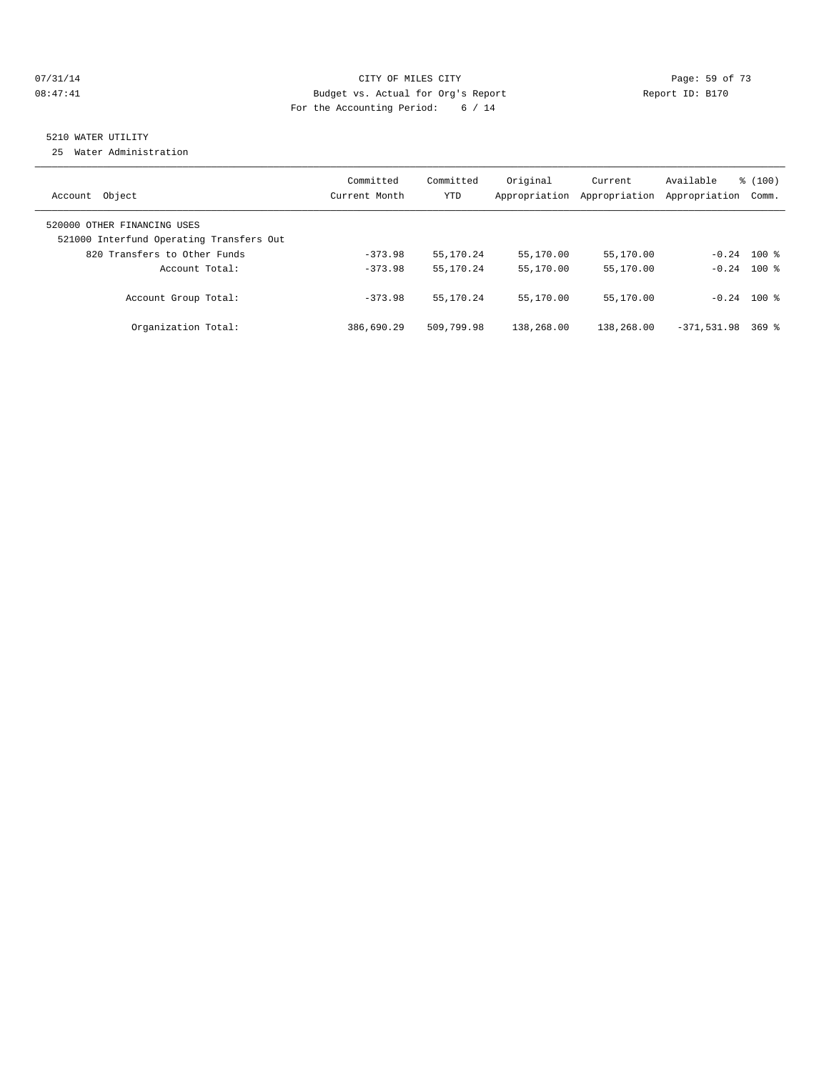07/31/14 CITY OF MILES CITY
08:47:41 Budget vs. Actual for Org's Report Report ID: B170
For the Accounting Period: 6 / 14

5210 WATER UTILITY

25 Water Administration

| Account Object | Committed Current Month | Committed YTD | Original Appropriation | Current Appropriation | Available Appropriation | % (100) Comm. |
|---|---|---|---|---|---|---|
| 520000 OTHER FINANCING USES | | | | | | |
| 521000 Interfund Operating Transfers Out | | | | | | |
| 820 Transfers to Other Funds | -373.98 | 55,170.24 | 55,170.00 | 55,170.00 | -0.24 | 100 % |
| Account Total: | -373.98 | 55,170.24 | 55,170.00 | 55,170.00 | -0.24 | 100 % |
| Account Group Total: | -373.98 | 55,170.24 | 55,170.00 | 55,170.00 | -0.24 | 100 % |
| Organization Total: | 386,690.29 | 509,799.98 | 138,268.00 | 138,268.00 | -371,531.98 | 369 % |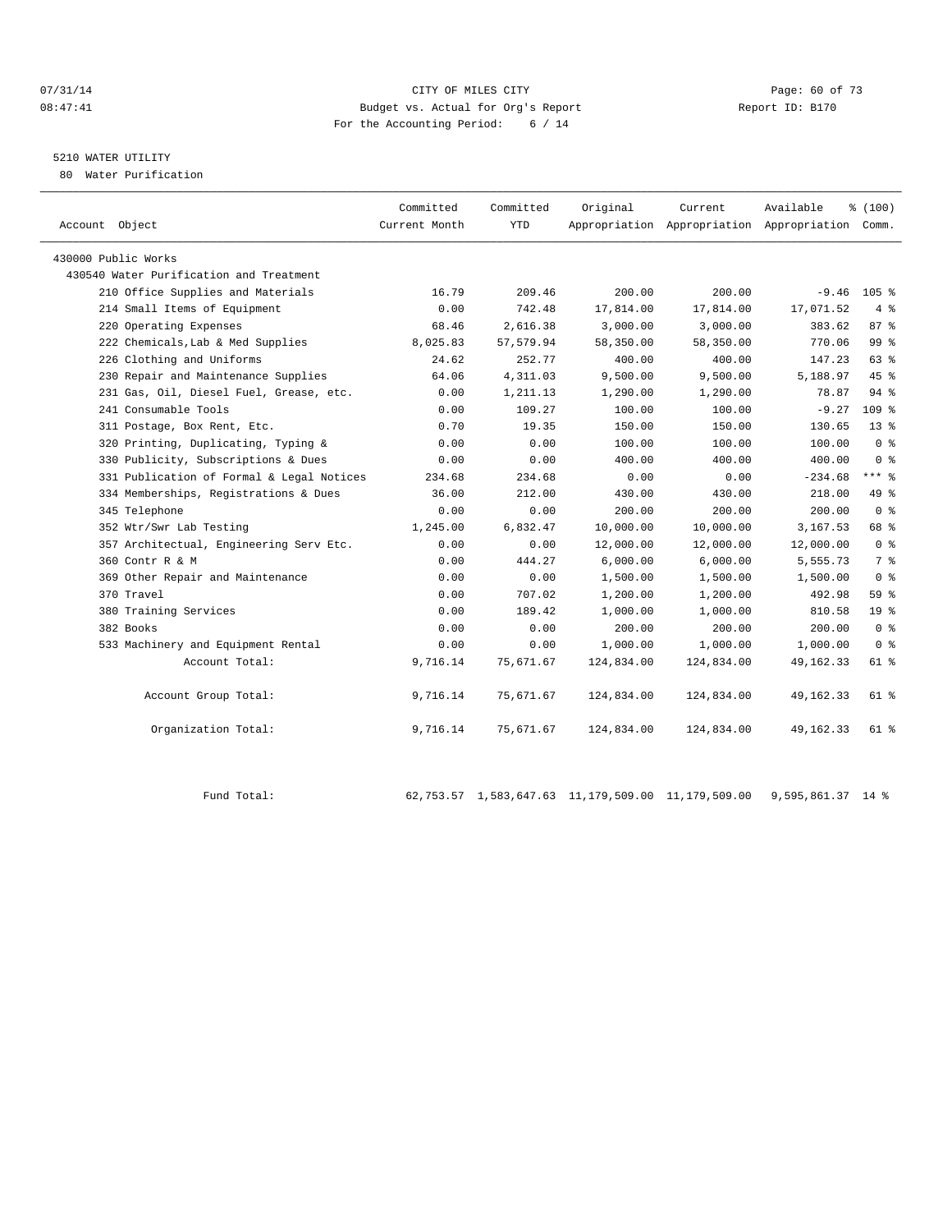CITY OF MILES CITY
Budget vs. Actual for Org's Report
For the Accounting Period: 6 / 14

07/31/14
08:47:41

Report ID: B170

5210 WATER UTILITY
80 Water Purification

| Account Object | Committed Current Month | Committed YTD | Original Appropriation | Current Appropriation | Available Appropriation | % (100) Comm. |
|---|---|---|---|---|---|---|
| 430000 Public Works | | | | | | |
| 430540 Water Purification and Treatment | | | | | | |
| 210 Office Supplies and Materials | 16.79 | 209.46 | 200.00 | 200.00 | -9.46 | 105 % |
| 214 Small Items of Equipment | 0.00 | 742.48 | 17,814.00 | 17,814.00 | 17,071.52 | 4 % |
| 220 Operating Expenses | 68.46 | 2,616.38 | 3,000.00 | 3,000.00 | 383.62 | 87 % |
| 222 Chemicals, Lab & Med Supplies | 8,025.83 | 57,579.94 | 58,350.00 | 58,350.00 | 770.06 | 99 % |
| 226 Clothing and Uniforms | 24.62 | 252.77 | 400.00 | 400.00 | 147.23 | 63 % |
| 230 Repair and Maintenance Supplies | 64.06 | 4,311.03 | 9,500.00 | 9,500.00 | 5,188.97 | 45 % |
| 231 Gas, Oil, Diesel Fuel, Grease, etc. | 0.00 | 1,211.13 | 1,290.00 | 1,290.00 | 78.87 | 94 % |
| 241 Consumable Tools | 0.00 | 109.27 | 100.00 | 100.00 | -9.27 | 109 % |
| 311 Postage, Box Rent, Etc. | 0.70 | 19.35 | 150.00 | 150.00 | 130.65 | 13 % |
| 320 Printing, Duplicating, Typing & | 0.00 | 0.00 | 100.00 | 100.00 | 100.00 | 0 % |
| 330 Publicity, Subscriptions & Dues | 0.00 | 0.00 | 400.00 | 400.00 | 400.00 | 0 % |
| 331 Publication of Formal & Legal Notices | 234.68 | 234.68 | 0.00 | 0.00 | -234.68 | *** % |
| 334 Memberships, Registrations & Dues | 36.00 | 212.00 | 430.00 | 430.00 | 218.00 | 49 % |
| 345 Telephone | 0.00 | 0.00 | 200.00 | 200.00 | 200.00 | 0 % |
| 352 Wtr/Swr Lab Testing | 1,245.00 | 6,832.47 | 10,000.00 | 10,000.00 | 3,167.53 | 68 % |
| 357 Architectual, Engineering Serv Etc. | 0.00 | 0.00 | 12,000.00 | 12,000.00 | 12,000.00 | 0 % |
| 360 Contr R & M | 0.00 | 444.27 | 6,000.00 | 6,000.00 | 5,555.73 | 7 % |
| 369 Other Repair and Maintenance | 0.00 | 0.00 | 1,500.00 | 1,500.00 | 1,500.00 | 0 % |
| 370 Travel | 0.00 | 707.02 | 1,200.00 | 1,200.00 | 492.98 | 59 % |
| 380 Training Services | 0.00 | 189.42 | 1,000.00 | 1,000.00 | 810.58 | 19 % |
| 382 Books | 0.00 | 0.00 | 200.00 | 200.00 | 200.00 | 0 % |
| 533 Machinery and Equipment Rental | 0.00 | 0.00 | 1,000.00 | 1,000.00 | 1,000.00 | 0 % |
| Account Total: | 9,716.14 | 75,671.67 | 124,834.00 | 124,834.00 | 49,162.33 | 61 % |
| Account Group Total: | 9,716.14 | 75,671.67 | 124,834.00 | 124,834.00 | 49,162.33 | 61 % |
| Organization Total: | 9,716.14 | 75,671.67 | 124,834.00 | 124,834.00 | 49,162.33 | 61 % |
| Fund Total: | 62,753.57 | 1,583,647.63 | 11,179,509.00 | 11,179,509.00 | 9,595,861.37 | 14 % |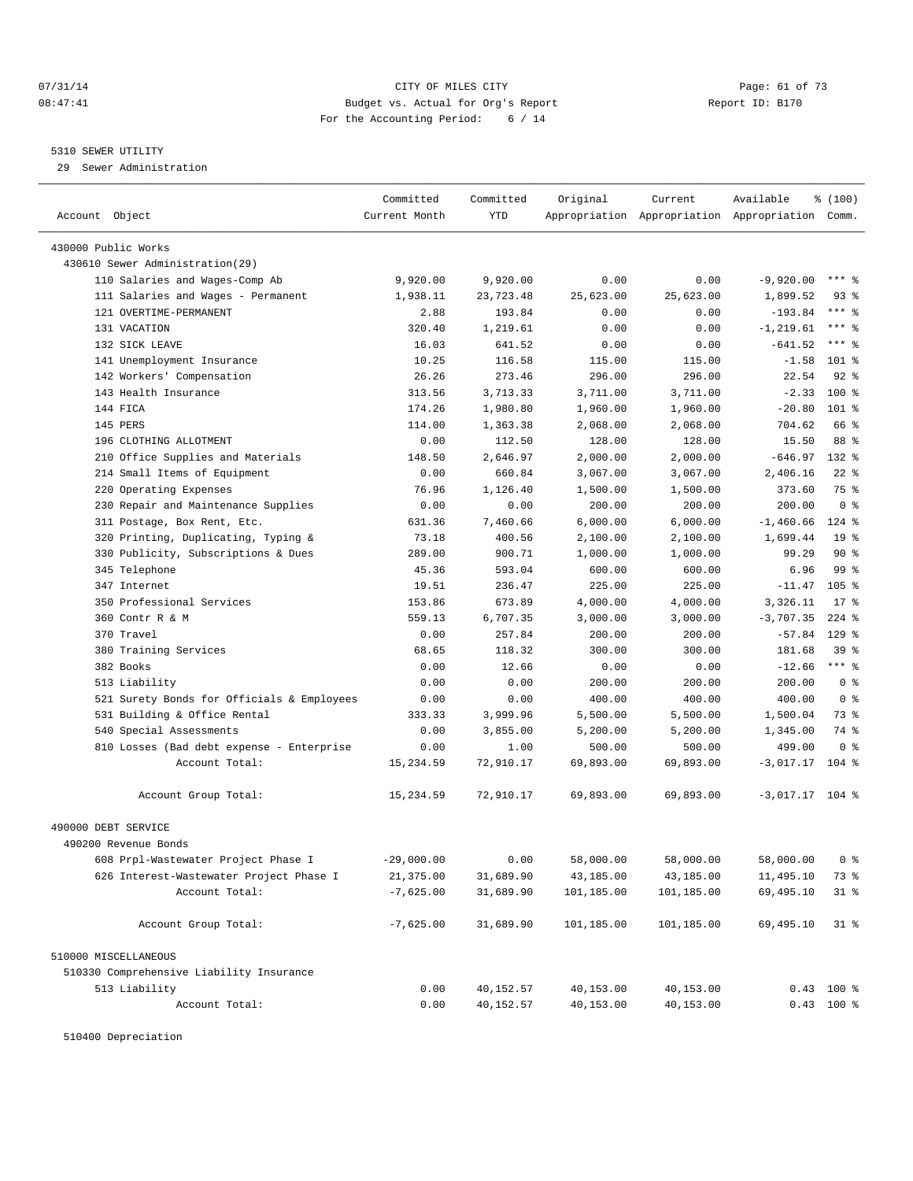CITY OF MILES CITY
Budget vs. Actual for Org's Report
For the Accounting Period: 6 / 14

07/31/14
08:47:41

Report ID: B170

5310 SEWER UTILITY
29 Sewer Administration

| Account Object | Committed Current Month | Committed YTD | Original Appropriation | Current Appropriation | Available Appropriation | % (100) Comm. |
|---|---|---|---|---|---|---|
| 430000 Public Works | | | | | | |
| 430610 Sewer Administration(29) | | | | | | |
| 110 Salaries and Wages-Comp Ab | 9,920.00 | 9,920.00 | 0.00 | 0.00 | -9,920.00 | *** % |
| 111 Salaries and Wages - Permanent | 1,938.11 | 23,723.48 | 25,623.00 | 25,623.00 | 1,899.52 | 93 % |
| 121 OVERTIME-PERMANENT | 2.88 | 193.84 | 0.00 | 0.00 | -193.84 | *** % |
| 131 VACATION | 320.40 | 1,219.61 | 0.00 | 0.00 | -1,219.61 | *** % |
| 132 SICK LEAVE | 16.03 | 641.52 | 0.00 | 0.00 | -641.52 | *** % |
| 141 Unemployment Insurance | 10.25 | 116.58 | 115.00 | 115.00 | -1.58 | 101 % |
| 142 Workers' Compensation | 26.26 | 273.46 | 296.00 | 296.00 | 22.54 | 92 % |
| 143 Health Insurance | 313.56 | 3,713.33 | 3,711.00 | 3,711.00 | -2.33 | 100 % |
| 144 FICA | 174.26 | 1,980.80 | 1,960.00 | 1,960.00 | -20.80 | 101 % |
| 145 PERS | 114.00 | 1,363.38 | 2,068.00 | 2,068.00 | 704.62 | 66 % |
| 196 CLOTHING ALLOTMENT | 0.00 | 112.50 | 128.00 | 128.00 | 15.50 | 88 % |
| 210 Office Supplies and Materials | 148.50 | 2,646.97 | 2,000.00 | 2,000.00 | -646.97 | 132 % |
| 214 Small Items of Equipment | 0.00 | 660.84 | 3,067.00 | 3,067.00 | 2,406.16 | 22 % |
| 220 Operating Expenses | 76.96 | 1,126.40 | 1,500.00 | 1,500.00 | 373.60 | 75 % |
| 230 Repair and Maintenance Supplies | 0.00 | 0.00 | 200.00 | 200.00 | 200.00 | 0 % |
| 311 Postage, Box Rent, Etc. | 631.36 | 7,460.66 | 6,000.00 | 6,000.00 | -1,460.66 | 124 % |
| 320 Printing, Duplicating, Typing & | 73.18 | 400.56 | 2,100.00 | 2,100.00 | 1,699.44 | 19 % |
| 330 Publicity, Subscriptions & Dues | 289.00 | 900.71 | 1,000.00 | 1,000.00 | 99.29 | 90 % |
| 345 Telephone | 45.36 | 593.04 | 600.00 | 600.00 | 6.96 | 99 % |
| 347 Internet | 19.51 | 236.47 | 225.00 | 225.00 | -11.47 | 105 % |
| 350 Professional Services | 153.86 | 673.89 | 4,000.00 | 4,000.00 | 3,326.11 | 17 % |
| 360 Contr R & M | 559.13 | 6,707.35 | 3,000.00 | 3,000.00 | -3,707.35 | 224 % |
| 370 Travel | 0.00 | 257.84 | 200.00 | 200.00 | -57.84 | 129 % |
| 380 Training Services | 68.65 | 118.32 | 300.00 | 300.00 | 181.68 | 39 % |
| 382 Books | 0.00 | 12.66 | 0.00 | 0.00 | -12.66 | *** % |
| 513 Liability | 0.00 | 0.00 | 200.00 | 200.00 | 200.00 | 0 % |
| 521 Surety Bonds for Officials & Employees | 0.00 | 0.00 | 400.00 | 400.00 | 400.00 | 0 % |
| 531 Building & Office Rental | 333.33 | 3,999.96 | 5,500.00 | 5,500.00 | 1,500.04 | 73 % |
| 540 Special Assessments | 0.00 | 3,855.00 | 5,200.00 | 5,200.00 | 1,345.00 | 74 % |
| 810 Losses (Bad debt expense - Enterprise | 0.00 | 1.00 | 500.00 | 500.00 | 499.00 | 0 % |
| Account Total: | 15,234.59 | 72,910.17 | 69,893.00 | 69,893.00 | -3,017.17 | 104 % |
| Account Group Total: | 15,234.59 | 72,910.17 | 69,893.00 | 69,893.00 | -3,017.17 | 104 % |
| 490000 DEBT SERVICE | | | | | | |
| 490200 Revenue Bonds | | | | | | |
| 608 Prpl-Wastewater Project Phase I | -29,000.00 | 0.00 | 58,000.00 | 58,000.00 | 58,000.00 | 0 % |
| 626 Interest-Wastewater Project Phase I | 21,375.00 | 31,689.90 | 43,185.00 | 43,185.00 | 11,495.10 | 73 % |
| Account Total: | -7,625.00 | 31,689.90 | 101,185.00 | 101,185.00 | 69,495.10 | 31 % |
| Account Group Total: | -7,625.00 | 31,689.90 | 101,185.00 | 101,185.00 | 69,495.10 | 31 % |
| 510000 MISCELLANEOUS | | | | | | |
| 510330 Comprehensive Liability Insurance | | | | | | |
| 513 Liability | 0.00 | 40,152.57 | 40,153.00 | 40,153.00 | 0.43 | 100 % |
| Account Total: | 0.00 | 40,152.57 | 40,153.00 | 40,153.00 | 0.43 | 100 % |
| 510400 Depreciation | | | | | | |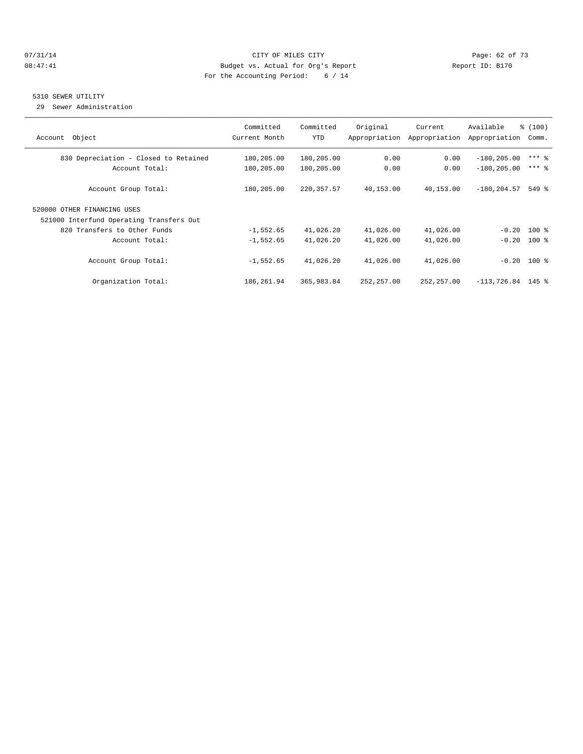CITY OF MILES CITY
Budget vs. Actual for Org's Report
For the Accounting Period: 6 / 14

5310 SEWER UTILITY

29 Sewer Administration

| Account Object | Committed Current Month | Committed YTD | Original Appropriation | Current Appropriation | Available Appropriation | % (100) Comm. |
|---|---|---|---|---|---|---|
| 830 Depreciation - Closed to Retained | 180,205.00 | 180,205.00 | 0.00 | 0.00 | -180,205.00 | *** % |
| Account Total: | 180,205.00 | 180,205.00 | 0.00 | 0.00 | -180,205.00 | *** % |
| Account Group Total: | 180,205.00 | 220,357.57 | 40,153.00 | 40,153.00 | -180,204.57 | 549 % |
| 520000 OTHER FINANCING USES | | | | | | |
| 521000 Interfund Operating Transfers Out | | | | | | |
| 820 Transfers to Other Funds | -1,552.65 | 41,026.20 | 41,026.00 | 41,026.00 | -0.20 | 100 % |
| Account Total: | -1,552.65 | 41,026.20 | 41,026.00 | 41,026.00 | -0.20 | 100 % |
| Account Group Total: | -1,552.65 | 41,026.20 | 41,026.00 | 41,026.00 | -0.20 | 100 % |
| Organization Total: | 186,261.94 | 365,983.84 | 252,257.00 | 252,257.00 | -113,726.84 | 145 % |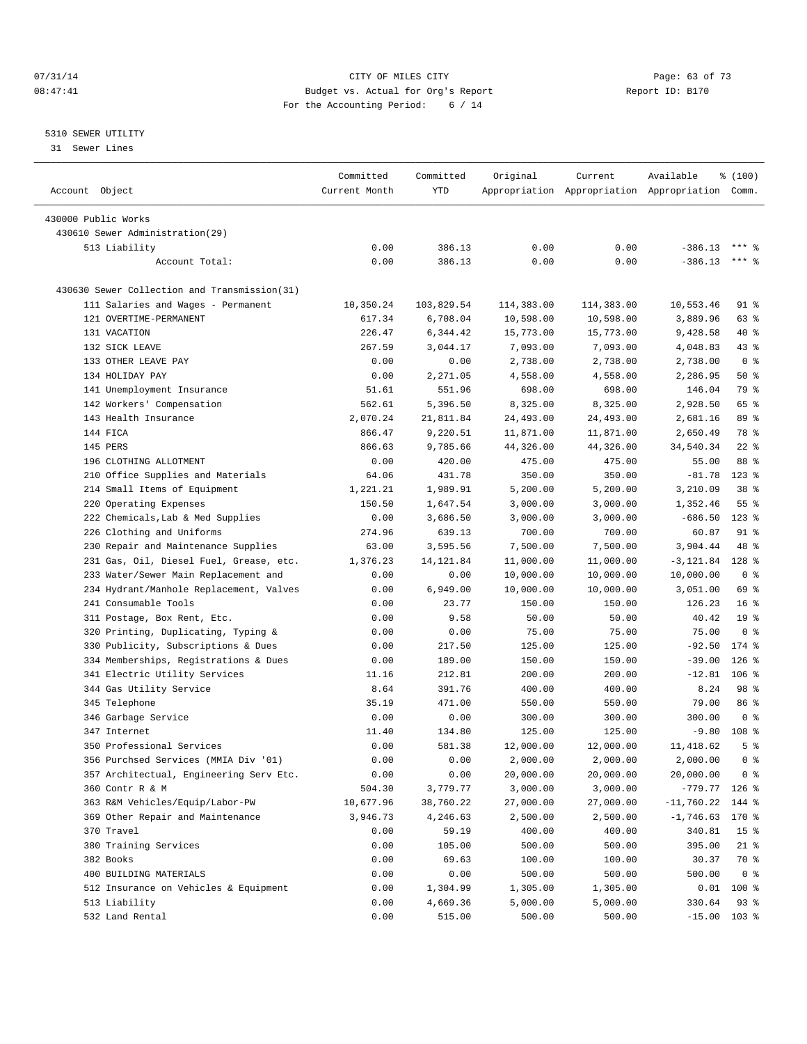CITY OF MILES CITY
Budget vs. Actual for Org's Report
For the Accounting Period: 6 / 14

07/31/14
08:47:41

Report ID: B170

5310 SEWER UTILITY
31 Sewer Lines

| Account Object | Committed Current Month | Committed YTD | Original Appropriation | Current Appropriation | Available Appropriation | % (100) Comm. |
|---|---|---|---|---|---|---|
| 430000 Public Works | | | | | | |
| 430610 Sewer Administration(29) | | | | | | |
| 513 Liability | 0.00 | 386.13 | 0.00 | 0.00 | -386.13 | *** % |
| Account Total: | 0.00 | 386.13 | 0.00 | 0.00 | -386.13 | *** % |
| 430630 Sewer Collection and Transmission(31) | | | | | | |
| 111 Salaries and Wages - Permanent | 10,350.24 | 103,829.54 | 114,383.00 | 114,383.00 | 10,553.46 | 91 % |
| 121 OVERTIME-PERMANENT | 617.34 | 6,708.04 | 10,598.00 | 10,598.00 | 3,889.96 | 63 % |
| 131 VACATION | 226.47 | 6,344.42 | 15,773.00 | 15,773.00 | 9,428.58 | 40 % |
| 132 SICK LEAVE | 267.59 | 3,044.17 | 7,093.00 | 7,093.00 | 4,048.83 | 43 % |
| 133 OTHER LEAVE PAY | 0.00 | 0.00 | 2,738.00 | 2,738.00 | 2,738.00 | 0 % |
| 134 HOLIDAY PAY | 0.00 | 2,271.05 | 4,558.00 | 4,558.00 | 2,286.95 | 50 % |
| 141 Unemployment Insurance | 51.61 | 551.96 | 698.00 | 698.00 | 146.04 | 79 % |
| 142 Workers' Compensation | 562.61 | 5,396.50 | 8,325.00 | 8,325.00 | 2,928.50 | 65 % |
| 143 Health Insurance | 2,070.24 | 21,811.84 | 24,493.00 | 24,493.00 | 2,681.16 | 89 % |
| 144 FICA | 866.47 | 9,220.51 | 11,871.00 | 11,871.00 | 2,650.49 | 78 % |
| 145 PERS | 866.63 | 9,785.66 | 44,326.00 | 44,326.00 | 34,540.34 | 22 % |
| 196 CLOTHING ALLOTMENT | 0.00 | 420.00 | 475.00 | 475.00 | 55.00 | 88 % |
| 210 Office Supplies and Materials | 64.06 | 431.78 | 350.00 | 350.00 | -81.78 | 123 % |
| 214 Small Items of Equipment | 1,221.21 | 1,989.91 | 5,200.00 | 5,200.00 | 3,210.09 | 38 % |
| 220 Operating Expenses | 150.50 | 1,647.54 | 3,000.00 | 3,000.00 | 1,352.46 | 55 % |
| 222 Chemicals,Lab & Med Supplies | 0.00 | 3,686.50 | 3,000.00 | 3,000.00 | -686.50 | 123 % |
| 226 Clothing and Uniforms | 274.96 | 639.13 | 700.00 | 700.00 | 60.87 | 91 % |
| 230 Repair and Maintenance Supplies | 63.00 | 3,595.56 | 7,500.00 | 7,500.00 | 3,904.44 | 48 % |
| 231 Gas, Oil, Diesel Fuel, Grease, etc. | 1,376.23 | 14,121.84 | 11,000.00 | 11,000.00 | -3,121.84 | 128 % |
| 233 Water/Sewer Main Replacement and | 0.00 | 0.00 | 10,000.00 | 10,000.00 | 10,000.00 | 0 % |
| 234 Hydrant/Manhole Replacement, Valves | 0.00 | 6,949.00 | 10,000.00 | 10,000.00 | 3,051.00 | 69 % |
| 241 Consumable Tools | 0.00 | 23.77 | 150.00 | 150.00 | 126.23 | 16 % |
| 311 Postage, Box Rent, Etc. | 0.00 | 9.58 | 50.00 | 50.00 | 40.42 | 19 % |
| 320 Printing, Duplicating, Typing & | 0.00 | 0.00 | 75.00 | 75.00 | 75.00 | 0 % |
| 330 Publicity, Subscriptions & Dues | 0.00 | 217.50 | 125.00 | 125.00 | -92.50 | 174 % |
| 334 Memberships, Registrations & Dues | 0.00 | 189.00 | 150.00 | 150.00 | -39.00 | 126 % |
| 341 Electric Utility Services | 11.16 | 212.81 | 200.00 | 200.00 | -12.81 | 106 % |
| 344 Gas Utility Service | 8.64 | 391.76 | 400.00 | 400.00 | 8.24 | 98 % |
| 345 Telephone | 35.19 | 471.00 | 550.00 | 550.00 | 79.00 | 86 % |
| 346 Garbage Service | 0.00 | 0.00 | 300.00 | 300.00 | 300.00 | 0 % |
| 347 Internet | 11.40 | 134.80 | 125.00 | 125.00 | -9.80 | 108 % |
| 350 Professional Services | 0.00 | 581.38 | 12,000.00 | 12,000.00 | 11,418.62 | 5 % |
| 356 Purchsed Services (MMIA Div '01) | 0.00 | 0.00 | 2,000.00 | 2,000.00 | 2,000.00 | 0 % |
| 357 Architectual, Engineering Serv Etc. | 0.00 | 0.00 | 20,000.00 | 20,000.00 | 20,000.00 | 0 % |
| 360 Contr R & M | 504.30 | 3,779.77 | 3,000.00 | 3,000.00 | -779.77 | 126 % |
| 363 R&M Vehicles/Equip/Labor-PW | 10,677.96 | 38,760.22 | 27,000.00 | 27,000.00 | -11,760.22 | 144 % |
| 369 Other Repair and Maintenance | 3,946.73 | 4,246.63 | 2,500.00 | 2,500.00 | -1,746.63 | 170 % |
| 370 Travel | 0.00 | 59.19 | 400.00 | 400.00 | 340.81 | 15 % |
| 380 Training Services | 0.00 | 105.00 | 500.00 | 500.00 | 395.00 | 21 % |
| 382 Books | 0.00 | 69.63 | 100.00 | 100.00 | 30.37 | 70 % |
| 400 BUILDING MATERIALS | 0.00 | 0.00 | 500.00 | 500.00 | 500.00 | 0 % |
| 512 Insurance on Vehicles & Equipment | 0.00 | 1,304.99 | 1,305.00 | 1,305.00 | 0.01 | 100 % |
| 513 Liability | 0.00 | 4,669.36 | 5,000.00 | 5,000.00 | 330.64 | 93 % |
| 532 Land Rental | 0.00 | 515.00 | 500.00 | 500.00 | -15.00 | 103 % |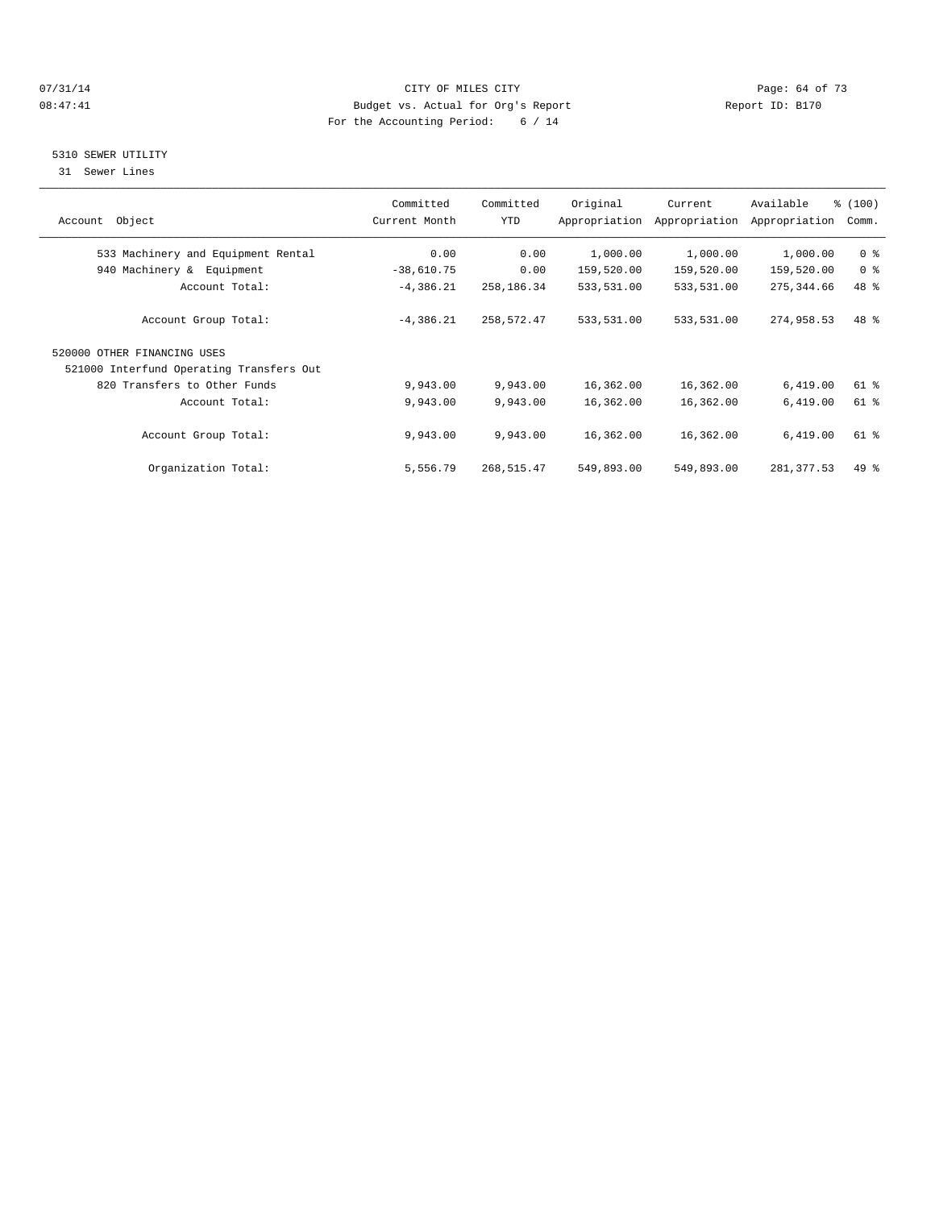CITY OF MILES CITY

Budget vs. Actual for Org's Report

For the Accounting Period: 6 / 14

07/31/14 08:47:41 Report ID: B170

## 5310 SEWER UTILITY

31 Sewer Lines

| Account Object | Committed Current Month | Committed YTD | Original Appropriation | Current Appropriation | Available Appropriation | % (100) Comm. |
|---|---|---|---|---|---|---|
| 533 Machinery and Equipment Rental | 0.00 | 0.00 | 1,000.00 | 1,000.00 | 1,000.00 | 0 % |
| 940 Machinery & Equipment | -38,610.75 | 0.00 | 159,520.00 | 159,520.00 | 159,520.00 | 0 % |
| Account Total: | -4,386.21 | 258,186.34 | 533,531.00 | 533,531.00 | 275,344.66 | 48 % |
| Account Group Total: | -4,386.21 | 258,572.47 | 533,531.00 | 533,531.00 | 274,958.53 | 48 % |
| 520000 OTHER FINANCING USES | | | | | | |
| 521000 Interfund Operating Transfers Out | | | | | | |
| 820 Transfers to Other Funds | 9,943.00 | 9,943.00 | 16,362.00 | 16,362.00 | 6,419.00 | 61 % |
| Account Total: | 9,943.00 | 9,943.00 | 16,362.00 | 16,362.00 | 6,419.00 | 61 % |
| Account Group Total: | 9,943.00 | 9,943.00 | 16,362.00 | 16,362.00 | 6,419.00 | 61 % |
| Organization Total: | 5,556.79 | 268,515.47 | 549,893.00 | 549,893.00 | 281,377.53 | 49 % |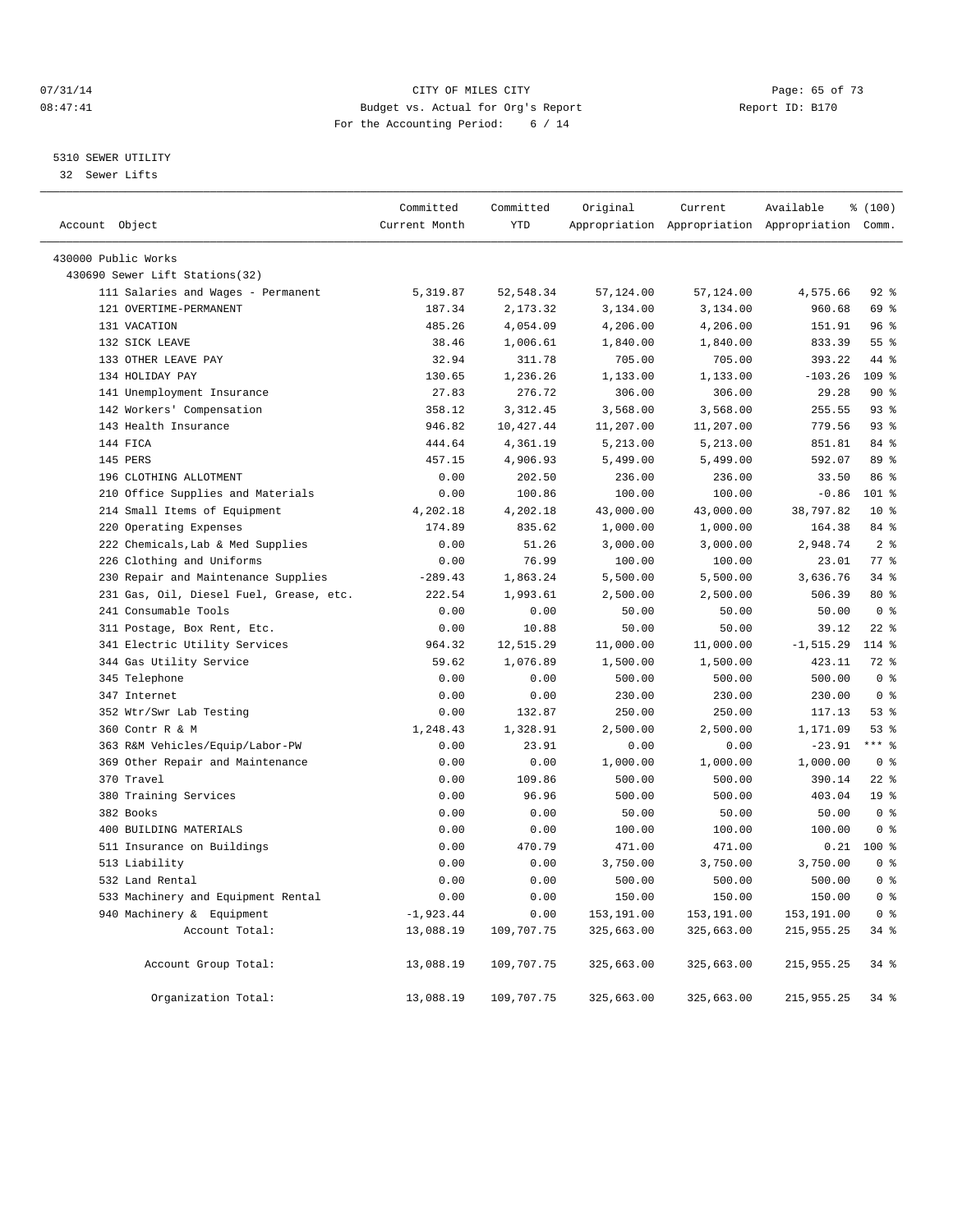07/31/14 CITY OF MILES CITY
08:47:41 Budget vs. Actual for Org's Report Report ID: B170
For the Accounting Period: 6 / 14

5310 SEWER UTILITY
32 Sewer Lifts

| Account Object | Committed Current Month | Committed YTD | Original Appropriation | Current Appropriation | Available Appropriation | % (100) Comm. |
|---|---|---|---|---|---|---|
| 430000 Public Works | | | | | | |
| 430690 Sewer Lift Stations(32) | | | | | | |
| 111 Salaries and Wages - Permanent | 5,319.87 | 52,548.34 | 57,124.00 | 57,124.00 | 4,575.66 | 92 % |
| 121 OVERTIME-PERMANENT | 187.34 | 2,173.32 | 3,134.00 | 3,134.00 | 960.68 | 69 % |
| 131 VACATION | 485.26 | 4,054.09 | 4,206.00 | 4,206.00 | 151.91 | 96 % |
| 132 SICK LEAVE | 38.46 | 1,006.61 | 1,840.00 | 1,840.00 | 833.39 | 55 % |
| 133 OTHER LEAVE PAY | 32.94 | 311.78 | 705.00 | 705.00 | 393.22 | 44 % |
| 134 HOLIDAY PAY | 130.65 | 1,236.26 | 1,133.00 | 1,133.00 | -103.26 | 109 % |
| 141 Unemployment Insurance | 27.83 | 276.72 | 306.00 | 306.00 | 29.28 | 90 % |
| 142 Workers' Compensation | 358.12 | 3,312.45 | 3,568.00 | 3,568.00 | 255.55 | 93 % |
| 143 Health Insurance | 946.82 | 10,427.44 | 11,207.00 | 11,207.00 | 779.56 | 93 % |
| 144 FICA | 444.64 | 4,361.19 | 5,213.00 | 5,213.00 | 851.81 | 84 % |
| 145 PERS | 457.15 | 4,906.93 | 5,499.00 | 5,499.00 | 592.07 | 89 % |
| 196 CLOTHING ALLOTMENT | 0.00 | 202.50 | 236.00 | 236.00 | 33.50 | 86 % |
| 210 Office Supplies and Materials | 0.00 | 100.86 | 100.00 | 100.00 | -0.86 | 101 % |
| 214 Small Items of Equipment | 4,202.18 | 4,202.18 | 43,000.00 | 43,000.00 | 38,797.82 | 10 % |
| 220 Operating Expenses | 174.89 | 835.62 | 1,000.00 | 1,000.00 | 164.38 | 84 % |
| 222 Chemicals,Lab & Med Supplies | 0.00 | 51.26 | 3,000.00 | 3,000.00 | 2,948.74 | 2 % |
| 226 Clothing and Uniforms | 0.00 | 76.99 | 100.00 | 100.00 | 23.01 | 77 % |
| 230 Repair and Maintenance Supplies | -289.43 | 1,863.24 | 5,500.00 | 5,500.00 | 3,636.76 | 34 % |
| 231 Gas, Oil, Diesel Fuel, Grease, etc. | 222.54 | 1,993.61 | 2,500.00 | 2,500.00 | 506.39 | 80 % |
| 241 Consumable Tools | 0.00 | 0.00 | 50.00 | 50.00 | 50.00 | 0 % |
| 311 Postage, Box Rent, Etc. | 0.00 | 10.88 | 50.00 | 50.00 | 39.12 | 22 % |
| 341 Electric Utility Services | 964.32 | 12,515.29 | 11,000.00 | 11,000.00 | -1,515.29 | 114 % |
| 344 Gas Utility Service | 59.62 | 1,076.89 | 1,500.00 | 1,500.00 | 423.11 | 72 % |
| 345 Telephone | 0.00 | 0.00 | 500.00 | 500.00 | 500.00 | 0 % |
| 347 Internet | 0.00 | 0.00 | 230.00 | 230.00 | 230.00 | 0 % |
| 352 Wtr/Swr Lab Testing | 0.00 | 132.87 | 250.00 | 250.00 | 117.13 | 53 % |
| 360 Contr R & M | 1,248.43 | 1,328.91 | 2,500.00 | 2,500.00 | 1,171.09 | 53 % |
| 363 R&M Vehicles/Equip/Labor-PW | 0.00 | 23.91 | 0.00 | 0.00 | -23.91 | *** % |
| 369 Other Repair and Maintenance | 0.00 | 0.00 | 1,000.00 | 1,000.00 | 1,000.00 | 0 % |
| 370 Travel | 0.00 | 109.86 | 500.00 | 500.00 | 390.14 | 22 % |
| 380 Training Services | 0.00 | 96.96 | 500.00 | 500.00 | 403.04 | 19 % |
| 382 Books | 0.00 | 0.00 | 50.00 | 50.00 | 50.00 | 0 % |
| 400 BUILDING MATERIALS | 0.00 | 0.00 | 100.00 | 100.00 | 100.00 | 0 % |
| 511 Insurance on Buildings | 0.00 | 470.79 | 471.00 | 471.00 | 0.21 | 100 % |
| 513 Liability | 0.00 | 0.00 | 3,750.00 | 3,750.00 | 3,750.00 | 0 % |
| 532 Land Rental | 0.00 | 0.00 | 500.00 | 500.00 | 500.00 | 0 % |
| 533 Machinery and Equipment Rental | 0.00 | 0.00 | 150.00 | 150.00 | 150.00 | 0 % |
| 940 Machinery & Equipment | -1,923.44 | 0.00 | 153,191.00 | 153,191.00 | 153,191.00 | 0 % |
| Account Total: | 13,088.19 | 109,707.75 | 325,663.00 | 325,663.00 | 215,955.25 | 34 % |
| Account Group Total: | 13,088.19 | 109,707.75 | 325,663.00 | 325,663.00 | 215,955.25 | 34 % |
| Organization Total: | 13,088.19 | 109,707.75 | 325,663.00 | 325,663.00 | 215,955.25 | 34 % |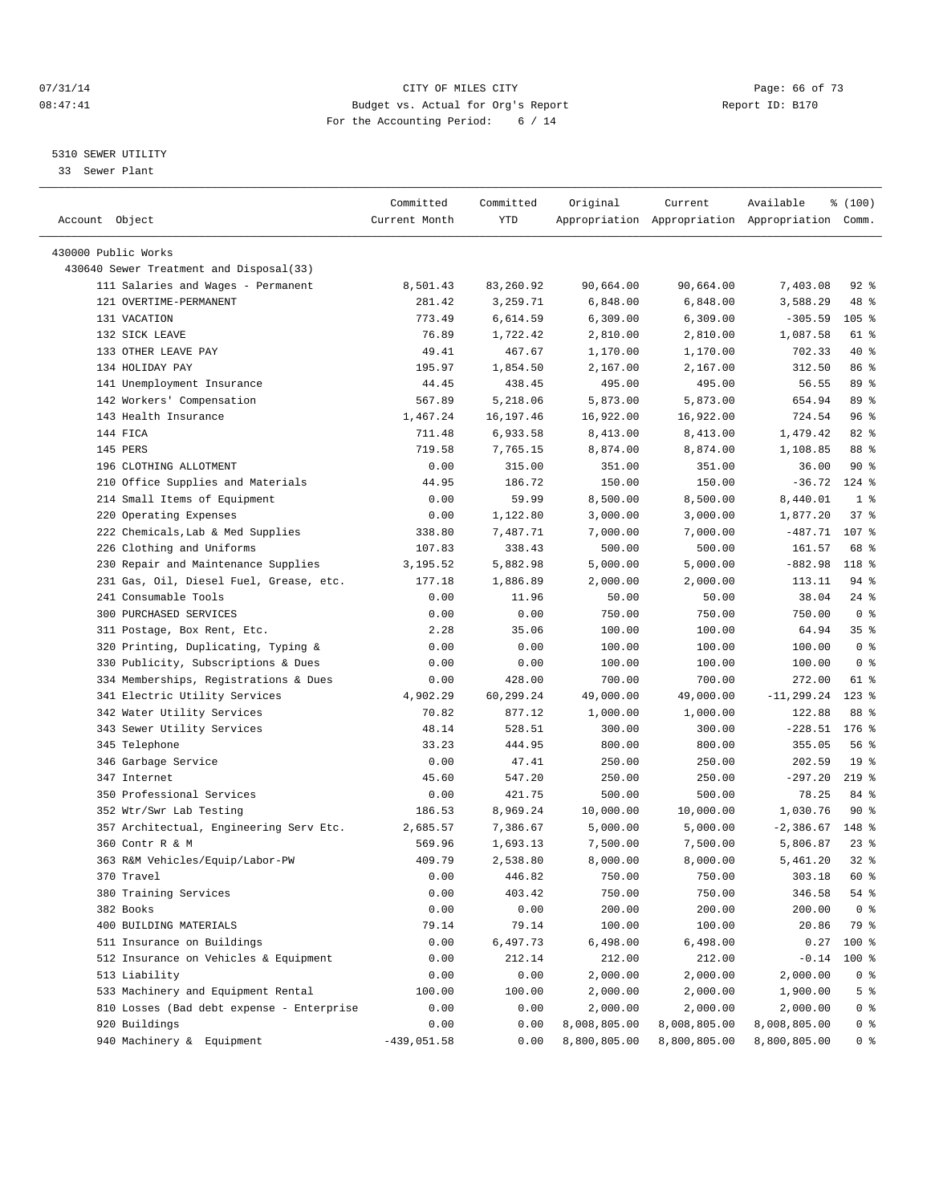CITY OF MILES CITY
Budget vs. Actual for Org's Report
For the Accounting Period: 6 / 14

07/31/14
08:47:41

Report ID: B170

5310 SEWER UTILITY
33 Sewer Plant

| Account Object | Committed Current Month | Committed YTD | Original Appropriation | Current Appropriation | Available Appropriation | % (100) Comm. |
|---|---|---|---|---|---|---|
| 430000 Public Works | | | | | | |
| 430640 Sewer Treatment and Disposal(33) | | | | | | |
| 111 Salaries and Wages - Permanent | 8,501.43 | 83,260.92 | 90,664.00 | 90,664.00 | 7,403.08 | 92 % |
| 121 OVERTIME-PERMANENT | 281.42 | 3,259.71 | 6,848.00 | 6,848.00 | 3,588.29 | 48 % |
| 131 VACATION | 773.49 | 6,614.59 | 6,309.00 | 6,309.00 | -305.59 | 105 % |
| 132 SICK LEAVE | 76.89 | 1,722.42 | 2,810.00 | 2,810.00 | 1,087.58 | 61 % |
| 133 OTHER LEAVE PAY | 49.41 | 467.67 | 1,170.00 | 1,170.00 | 702.33 | 40 % |
| 134 HOLIDAY PAY | 195.97 | 1,854.50 | 2,167.00 | 2,167.00 | 312.50 | 86 % |
| 141 Unemployment Insurance | 44.45 | 438.45 | 495.00 | 495.00 | 56.55 | 89 % |
| 142 Workers' Compensation | 567.89 | 5,218.06 | 5,873.00 | 5,873.00 | 654.94 | 89 % |
| 143 Health Insurance | 1,467.24 | 16,197.46 | 16,922.00 | 16,922.00 | 724.54 | 96 % |
| 144 FICA | 711.48 | 6,933.58 | 8,413.00 | 8,413.00 | 1,479.42 | 82 % |
| 145 PERS | 719.58 | 7,765.15 | 8,874.00 | 8,874.00 | 1,108.85 | 88 % |
| 196 CLOTHING ALLOTMENT | 0.00 | 315.00 | 351.00 | 351.00 | 36.00 | 90 % |
| 210 Office Supplies and Materials | 44.95 | 186.72 | 150.00 | 150.00 | -36.72 | 124 % |
| 214 Small Items of Equipment | 0.00 | 59.99 | 8,500.00 | 8,500.00 | 8,440.01 | 1 % |
| 220 Operating Expenses | 0.00 | 1,122.80 | 3,000.00 | 3,000.00 | 1,877.20 | 37 % |
| 222 Chemicals,Lab & Med Supplies | 338.80 | 7,487.71 | 7,000.00 | 7,000.00 | -487.71 | 107 % |
| 226 Clothing and Uniforms | 107.83 | 338.43 | 500.00 | 500.00 | 161.57 | 68 % |
| 230 Repair and Maintenance Supplies | 3,195.52 | 5,882.98 | 5,000.00 | 5,000.00 | -882.98 | 118 % |
| 231 Gas, Oil, Diesel Fuel, Grease, etc. | 177.18 | 1,886.89 | 2,000.00 | 2,000.00 | 113.11 | 94 % |
| 241 Consumable Tools | 0.00 | 11.96 | 50.00 | 50.00 | 38.04 | 24 % |
| 300 PURCHASED SERVICES | 0.00 | 0.00 | 750.00 | 750.00 | 750.00 | 0 % |
| 311 Postage, Box Rent, Etc. | 2.28 | 35.06 | 100.00 | 100.00 | 64.94 | 35 % |
| 320 Printing, Duplicating, Typing & | 0.00 | 0.00 | 100.00 | 100.00 | 100.00 | 0 % |
| 330 Publicity, Subscriptions & Dues | 0.00 | 0.00 | 100.00 | 100.00 | 100.00 | 0 % |
| 334 Memberships, Registrations & Dues | 0.00 | 428.00 | 700.00 | 700.00 | 272.00 | 61 % |
| 341 Electric Utility Services | 4,902.29 | 60,299.24 | 49,000.00 | 49,000.00 | -11,299.24 | 123 % |
| 342 Water Utility Services | 70.82 | 877.12 | 1,000.00 | 1,000.00 | 122.88 | 88 % |
| 343 Sewer Utility Services | 48.14 | 528.51 | 300.00 | 300.00 | -228.51 | 176 % |
| 345 Telephone | 33.23 | 444.95 | 800.00 | 800.00 | 355.05 | 56 % |
| 346 Garbage Service | 0.00 | 47.41 | 250.00 | 250.00 | 202.59 | 19 % |
| 347 Internet | 45.60 | 547.20 | 250.00 | 250.00 | -297.20 | 219 % |
| 350 Professional Services | 0.00 | 421.75 | 500.00 | 500.00 | 78.25 | 84 % |
| 352 Wtr/Swr Lab Testing | 186.53 | 8,969.24 | 10,000.00 | 10,000.00 | 1,030.76 | 90 % |
| 357 Architectual, Engineering Serv Etc. | 2,685.57 | 7,386.67 | 5,000.00 | 5,000.00 | -2,386.67 | 148 % |
| 360 Contr R & M | 569.96 | 1,693.13 | 7,500.00 | 7,500.00 | 5,806.87 | 23 % |
| 363 R&M Vehicles/Equip/Labor-PW | 409.79 | 2,538.80 | 8,000.00 | 8,000.00 | 5,461.20 | 32 % |
| 370 Travel | 0.00 | 446.82 | 750.00 | 750.00 | 303.18 | 60 % |
| 380 Training Services | 0.00 | 403.42 | 750.00 | 750.00 | 346.58 | 54 % |
| 382 Books | 0.00 | 0.00 | 200.00 | 200.00 | 200.00 | 0 % |
| 400 BUILDING MATERIALS | 79.14 | 79.14 | 100.00 | 100.00 | 20.86 | 79 % |
| 511 Insurance on Buildings | 0.00 | 6,497.73 | 6,498.00 | 6,498.00 | 0.27 | 100 % |
| 512 Insurance on Vehicles & Equipment | 0.00 | 212.14 | 212.00 | 212.00 | -0.14 | 100 % |
| 513 Liability | 0.00 | 0.00 | 2,000.00 | 2,000.00 | 2,000.00 | 0 % |
| 533 Machinery and Equipment Rental | 100.00 | 100.00 | 2,000.00 | 2,000.00 | 1,900.00 | 5 % |
| 810 Losses (Bad debt expense - Enterprise | 0.00 | 0.00 | 2,000.00 | 2,000.00 | 2,000.00 | 0 % |
| 920 Buildings | 0.00 | 0.00 | 8,008,805.00 | 8,008,805.00 | 8,008,805.00 | 0 % |
| 940 Machinery & Equipment | -439,051.58 | 0.00 | 8,800,805.00 | 8,800,805.00 | 8,800,805.00 | 0 % |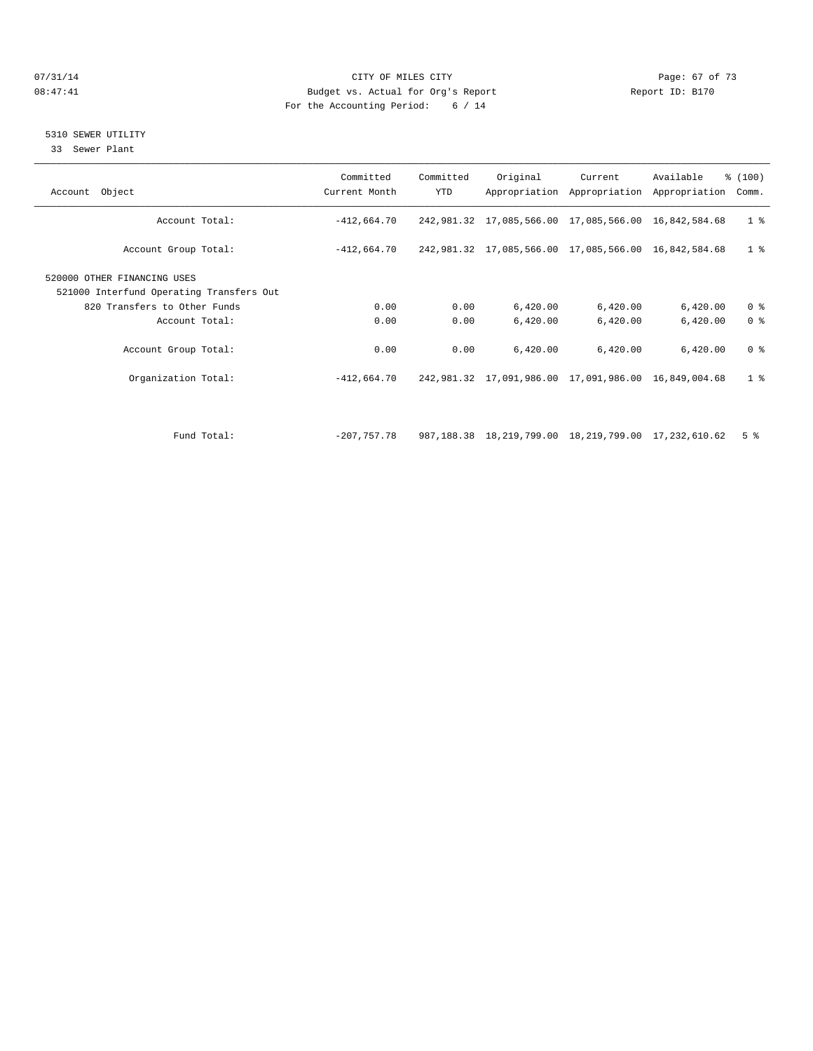CITY OF MILES CITY
Budget vs. Actual for Org's Report
For the Accounting Period: 6 / 14

07/31/14
08:47:41

Report ID: B170

## 5310 SEWER UTILITY

33 Sewer Plant

| Account Object | Committed Current Month | Committed YTD | Original Appropriation | Current Appropriation | Available Appropriation | % (100) Comm. |
|---|---|---|---|---|---|---|
| Account Total: | -412,664.70 | 242,981.32 | 17,085,566.00 | 17,085,566.00 | 16,842,584.68 | 1 % |
| Account Group Total: | -412,664.70 | 242,981.32 | 17,085,566.00 | 17,085,566.00 | 16,842,584.68 | 1 % |
| 520000 OTHER FINANCING USES | | | | | | |
| 521000 Interfund Operating Transfers Out | | | | | | |
| 820 Transfers to Other Funds | 0.00 | 0.00 | 6,420.00 | 6,420.00 | 6,420.00 | 0 % |
| Account Total: | 0.00 | 0.00 | 6,420.00 | 6,420.00 | 6,420.00 | 0 % |
| Account Group Total: | 0.00 | 0.00 | 6,420.00 | 6,420.00 | 6,420.00 | 0 % |
| Organization Total: | -412,664.70 | 242,981.32 | 17,091,986.00 | 17,091,986.00 | 16,849,004.68 | 1 % |
| Fund Total: | -207,757.78 | 987,188.38 | 18,219,799.00 | 18,219,799.00 | 17,232,610.62 | 5 % |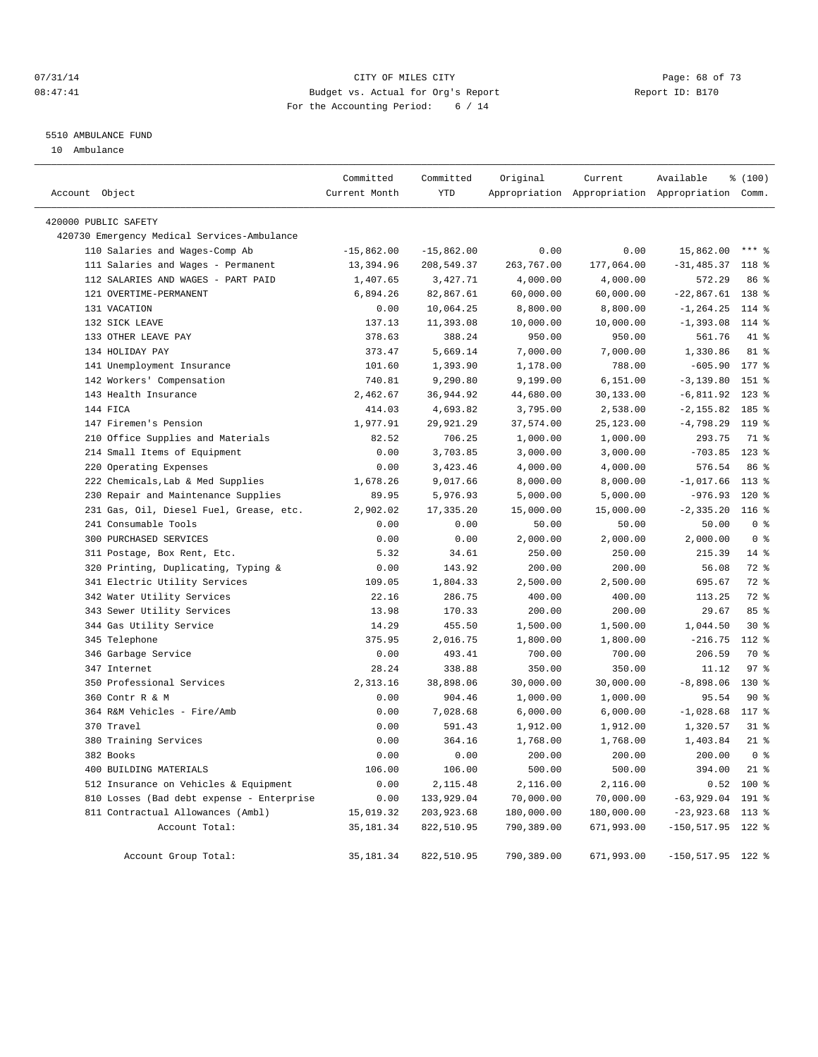07/31/14 CITY OF MILES CITY
08:47:41 Budget vs. Actual for Org's Report Report ID: B170
For the Accounting Period: 6 / 14

5510 AMBULANCE FUND

10 Ambulance

| Account Object | Committed Current Month | Committed YTD | Original Appropriation | Current Appropriation | Available Appropriation | % (100) Comm. |
|---|---|---|---|---|---|---|
| 420000 PUBLIC SAFETY | | | | | | |
| 420730 Emergency Medical Services-Ambulance | | | | | | |
| 110 Salaries and Wages-Comp Ab | -15,862.00 | -15,862.00 | 0.00 | 0.00 | 15,862.00 | *** % |
| 111 Salaries and Wages - Permanent | 13,394.96 | 208,549.37 | 263,767.00 | 177,064.00 | -31,485.37 | 118 % |
| 112 SALARIES AND WAGES - PART PAID | 1,407.65 | 3,427.71 | 4,000.00 | 4,000.00 | 572.29 | 86 % |
| 121 OVERTIME-PERMANENT | 6,894.26 | 82,867.61 | 60,000.00 | 60,000.00 | -22,867.61 | 138 % |
| 131 VACATION | 0.00 | 10,064.25 | 8,800.00 | 8,800.00 | -1,264.25 | 114 % |
| 132 SICK LEAVE | 137.13 | 11,393.08 | 10,000.00 | 10,000.00 | -1,393.08 | 114 % |
| 133 OTHER LEAVE PAY | 378.63 | 388.24 | 950.00 | 950.00 | 561.76 | 41 % |
| 134 HOLIDAY PAY | 373.47 | 5,669.14 | 7,000.00 | 7,000.00 | 1,330.86 | 81 % |
| 141 Unemployment Insurance | 101.60 | 1,393.90 | 1,178.00 | 788.00 | -605.90 | 177 % |
| 142 Workers' Compensation | 740.81 | 9,290.80 | 9,199.00 | 6,151.00 | -3,139.80 | 151 % |
| 143 Health Insurance | 2,462.67 | 36,944.92 | 44,680.00 | 30,133.00 | -6,811.92 | 123 % |
| 144 FICA | 414.03 | 4,693.82 | 3,795.00 | 2,538.00 | -2,155.82 | 185 % |
| 147 Firemen's Pension | 1,977.91 | 29,921.29 | 37,574.00 | 25,123.00 | -4,798.29 | 119 % |
| 210 Office Supplies and Materials | 82.52 | 706.25 | 1,000.00 | 1,000.00 | 293.75 | 71 % |
| 214 Small Items of Equipment | 0.00 | 3,703.85 | 3,000.00 | 3,000.00 | -703.85 | 123 % |
| 220 Operating Expenses | 0.00 | 3,423.46 | 4,000.00 | 4,000.00 | 576.54 | 86 % |
| 222 Chemicals,Lab & Med Supplies | 1,678.26 | 9,017.66 | 8,000.00 | 8,000.00 | -1,017.66 | 113 % |
| 230 Repair and Maintenance Supplies | 89.95 | 5,976.93 | 5,000.00 | 5,000.00 | -976.93 | 120 % |
| 231 Gas, Oil, Diesel Fuel, Grease, etc. | 2,902.02 | 17,335.20 | 15,000.00 | 15,000.00 | -2,335.20 | 116 % |
| 241 Consumable Tools | 0.00 | 0.00 | 50.00 | 50.00 | 50.00 | 0 % |
| 300 PURCHASED SERVICES | 0.00 | 0.00 | 2,000.00 | 2,000.00 | 2,000.00 | 0 % |
| 311 Postage, Box Rent, Etc. | 5.32 | 34.61 | 250.00 | 250.00 | 215.39 | 14 % |
| 320 Printing, Duplicating, Typing & | 0.00 | 143.92 | 200.00 | 200.00 | 56.08 | 72 % |
| 341 Electric Utility Services | 109.05 | 1,804.33 | 2,500.00 | 2,500.00 | 695.67 | 72 % |
| 342 Water Utility Services | 22.16 | 286.75 | 400.00 | 400.00 | 113.25 | 72 % |
| 343 Sewer Utility Services | 13.98 | 170.33 | 200.00 | 200.00 | 29.67 | 85 % |
| 344 Gas Utility Service | 14.29 | 455.50 | 1,500.00 | 1,500.00 | 1,044.50 | 30 % |
| 345 Telephone | 375.95 | 2,016.75 | 1,800.00 | 1,800.00 | -216.75 | 112 % |
| 346 Garbage Service | 0.00 | 493.41 | 700.00 | 700.00 | 206.59 | 70 % |
| 347 Internet | 28.24 | 338.88 | 350.00 | 350.00 | 11.12 | 97 % |
| 350 Professional Services | 2,313.16 | 38,898.06 | 30,000.00 | 30,000.00 | -8,898.06 | 130 % |
| 360 Contr R & M | 0.00 | 904.46 | 1,000.00 | 1,000.00 | 95.54 | 90 % |
| 364 R&M Vehicles - Fire/Amb | 0.00 | 7,028.68 | 6,000.00 | 6,000.00 | -1,028.68 | 117 % |
| 370 Travel | 0.00 | 591.43 | 1,912.00 | 1,912.00 | 1,320.57 | 31 % |
| 380 Training Services | 0.00 | 364.16 | 1,768.00 | 1,768.00 | 1,403.84 | 21 % |
| 382 Books | 0.00 | 0.00 | 200.00 | 200.00 | 200.00 | 0 % |
| 400 BUILDING MATERIALS | 106.00 | 106.00 | 500.00 | 500.00 | 394.00 | 21 % |
| 512 Insurance on Vehicles & Equipment | 0.00 | 2,115.48 | 2,116.00 | 2,116.00 | 0.52 | 100 % |
| 810 Losses (Bad debt expense - Enterprise | 0.00 | 133,929.04 | 70,000.00 | 70,000.00 | -63,929.04 | 191 % |
| 811 Contractual Allowances (Ambl) | 15,019.32 | 203,923.68 | 180,000.00 | 180,000.00 | -23,923.68 | 113 % |
| Account Total: | 35,181.34 | 822,510.95 | 790,389.00 | 671,993.00 | -150,517.95 | 122 % |
| Account Group Total: | 35,181.34 | 822,510.95 | 790,389.00 | 671,993.00 | -150,517.95 | 122 % |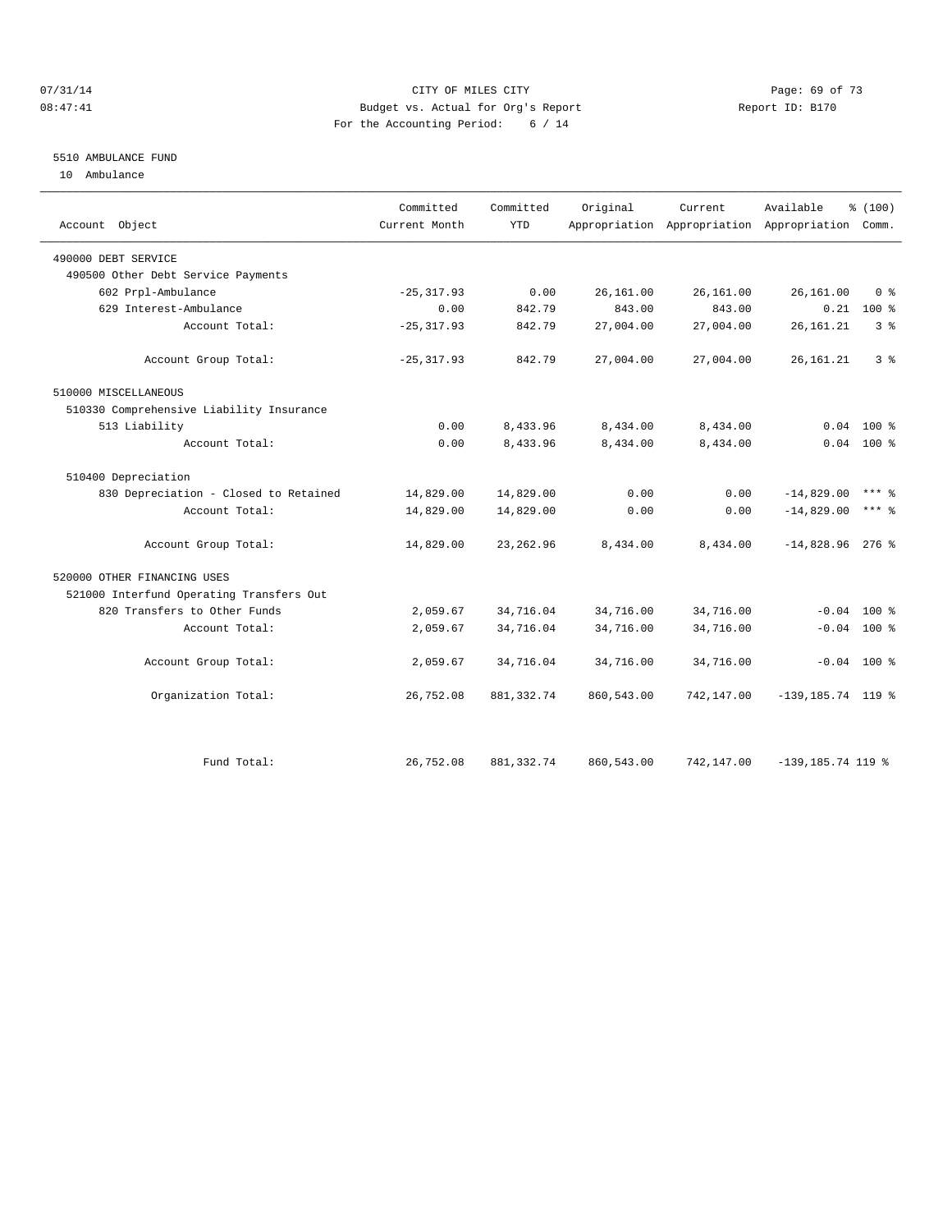CITY OF MILES CITY
Budget vs. Actual for Org's Report
For the Accounting Period: 6 / 14

07/31/14
08:47:41

Report ID: B170

# 5510 AMBULANCE FUND

10 Ambulance

| Account Object | Committed Current Month | Committed YTD | Original Appropriation | Current Appropriation | Available Appropriation | % (100) Comm. |
|---|---|---|---|---|---|---|
| 490000 DEBT SERVICE | | | | | | |
| 490500 Other Debt Service Payments | | | | | | |
| 602 Prpl-Ambulance | -25,317.93 | 0.00 | 26,161.00 | 26,161.00 | 26,161.00 | 0 % |
| 629 Interest-Ambulance | 0.00 | 842.79 | 843.00 | 843.00 | 0.21 | 100 % |
| Account Total: | -25,317.93 | 842.79 | 27,004.00 | 27,004.00 | 26,161.21 | 3 % |
| Account Group Total: | -25,317.93 | 842.79 | 27,004.00 | 27,004.00 | 26,161.21 | 3 % |
| 510000 MISCELLANEOUS | | | | | | |
| 510330 Comprehensive Liability Insurance | | | | | | |
| 513 Liability | 0.00 | 8,433.96 | 8,434.00 | 8,434.00 | 0.04 | 100 % |
| Account Total: | 0.00 | 8,433.96 | 8,434.00 | 8,434.00 | 0.04 | 100 % |
| 510400 Depreciation | | | | | | |
| 830 Depreciation - Closed to Retained | 14,829.00 | 14,829.00 | 0.00 | 0.00 | -14,829.00 | *** % |
| Account Total: | 14,829.00 | 14,829.00 | 0.00 | 0.00 | -14,829.00 | *** % |
| Account Group Total: | 14,829.00 | 23,262.96 | 8,434.00 | 8,434.00 | -14,828.96 | 276 % |
| 520000 OTHER FINANCING USES | | | | | | |
| 521000 Interfund Operating Transfers Out | | | | | | |
| 820 Transfers to Other Funds | 2,059.67 | 34,716.04 | 34,716.00 | 34,716.00 | -0.04 | 100 % |
| Account Total: | 2,059.67 | 34,716.04 | 34,716.00 | 34,716.00 | -0.04 | 100 % |
| Account Group Total: | 2,059.67 | 34,716.04 | 34,716.00 | 34,716.00 | -0.04 | 100 % |
| Organization Total: | 26,752.08 | 881,332.74 | 860,543.00 | 742,147.00 | -139,185.74 | 119 % |
| Fund Total: | 26,752.08 | 881,332.74 | 860,543.00 | 742,147.00 | -139,185.74 | 119 % |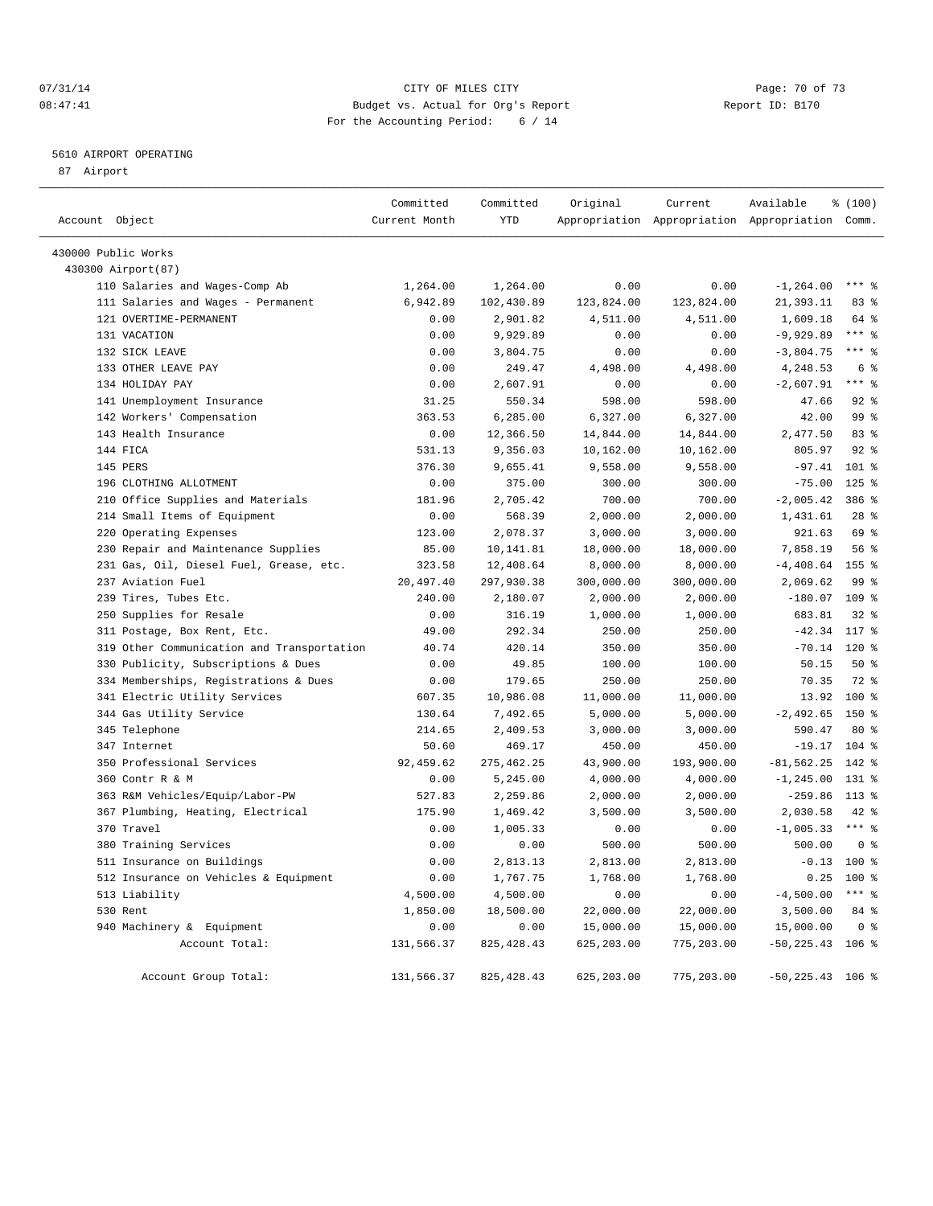CITY OF MILES CITY
Budget vs. Actual for Org's Report
For the Accounting Period: 6 / 14

5610 AIRPORT OPERATING

87 Airport

| Account Object | Committed Current Month | Committed YTD | Original Appropriation | Current Appropriation | Available Appropriation | % (100) Comm. |
|---|---|---|---|---|---|---|
| 430000 Public Works | | | | | | |
| 430300 Airport(87) | | | | | | |
| 110 Salaries and Wages-Comp Ab | 1,264.00 | 1,264.00 | 0.00 | 0.00 | -1,264.00 | *** % |
| 111 Salaries and Wages - Permanent | 6,942.89 | 102,430.89 | 123,824.00 | 123,824.00 | 21,393.11 | 83 % |
| 121 OVERTIME-PERMANENT | 0.00 | 2,901.82 | 4,511.00 | 4,511.00 | 1,609.18 | 64 % |
| 131 VACATION | 0.00 | 9,929.89 | 0.00 | 0.00 | -9,929.89 | *** % |
| 132 SICK LEAVE | 0.00 | 3,804.75 | 0.00 | 0.00 | -3,804.75 | *** % |
| 133 OTHER LEAVE PAY | 0.00 | 249.47 | 4,498.00 | 4,498.00 | 4,248.53 | 6 % |
| 134 HOLIDAY PAY | 0.00 | 2,607.91 | 0.00 | 0.00 | -2,607.91 | *** % |
| 141 Unemployment Insurance | 31.25 | 550.34 | 598.00 | 598.00 | 47.66 | 92 % |
| 142 Workers' Compensation | 363.53 | 6,285.00 | 6,327.00 | 6,327.00 | 42.00 | 99 % |
| 143 Health Insurance | 0.00 | 12,366.50 | 14,844.00 | 14,844.00 | 2,477.50 | 83 % |
| 144 FICA | 531.13 | 9,356.03 | 10,162.00 | 10,162.00 | 805.97 | 92 % |
| 145 PERS | 376.30 | 9,655.41 | 9,558.00 | 9,558.00 | -97.41 | 101 % |
| 196 CLOTHING ALLOTMENT | 0.00 | 375.00 | 300.00 | 300.00 | -75.00 | 125 % |
| 210 Office Supplies and Materials | 181.96 | 2,705.42 | 700.00 | 700.00 | -2,005.42 | 386 % |
| 214 Small Items of Equipment | 0.00 | 568.39 | 2,000.00 | 2,000.00 | 1,431.61 | 28 % |
| 220 Operating Expenses | 123.00 | 2,078.37 | 3,000.00 | 3,000.00 | 921.63 | 69 % |
| 230 Repair and Maintenance Supplies | 85.00 | 10,141.81 | 18,000.00 | 18,000.00 | 7,858.19 | 56 % |
| 231 Gas, Oil, Diesel Fuel, Grease, etc. | 323.58 | 12,408.64 | 8,000.00 | 8,000.00 | -4,408.64 | 155 % |
| 237 Aviation Fuel | 20,497.40 | 297,930.38 | 300,000.00 | 300,000.00 | 2,069.62 | 99 % |
| 239 Tires, Tubes Etc. | 240.00 | 2,180.07 | 2,000.00 | 2,000.00 | -180.07 | 109 % |
| 250 Supplies for Resale | 0.00 | 316.19 | 1,000.00 | 1,000.00 | 683.81 | 32 % |
| 311 Postage, Box Rent, Etc. | 49.00 | 292.34 | 250.00 | 250.00 | -42.34 | 117 % |
| 319 Other Communication and Transportation | 40.74 | 420.14 | 350.00 | 350.00 | -70.14 | 120 % |
| 330 Publicity, Subscriptions & Dues | 0.00 | 49.85 | 100.00 | 100.00 | 50.15 | 50 % |
| 334 Memberships, Registrations & Dues | 0.00 | 179.65 | 250.00 | 250.00 | 70.35 | 72 % |
| 341 Electric Utility Services | 607.35 | 10,986.08 | 11,000.00 | 11,000.00 | 13.92 | 100 % |
| 344 Gas Utility Service | 130.64 | 7,492.65 | 5,000.00 | 5,000.00 | -2,492.65 | 150 % |
| 345 Telephone | 214.65 | 2,409.53 | 3,000.00 | 3,000.00 | 590.47 | 80 % |
| 347 Internet | 50.60 | 469.17 | 450.00 | 450.00 | -19.17 | 104 % |
| 350 Professional Services | 92,459.62 | 275,462.25 | 43,900.00 | 193,900.00 | -81,562.25 | 142 % |
| 360 Contr R & M | 0.00 | 5,245.00 | 4,000.00 | 4,000.00 | -1,245.00 | 131 % |
| 363 R&M Vehicles/Equip/Labor-PW | 527.83 | 2,259.86 | 2,000.00 | 2,000.00 | -259.86 | 113 % |
| 367 Plumbing, Heating, Electrical | 175.90 | 1,469.42 | 3,500.00 | 3,500.00 | 2,030.58 | 42 % |
| 370 Travel | 0.00 | 1,005.33 | 0.00 | 0.00 | -1,005.33 | *** % |
| 380 Training Services | 0.00 | 0.00 | 500.00 | 500.00 | 500.00 | 0 % |
| 511 Insurance on Buildings | 0.00 | 2,813.13 | 2,813.00 | 2,813.00 | -0.13 | 100 % |
| 512 Insurance on Vehicles & Equipment | 0.00 | 1,767.75 | 1,768.00 | 1,768.00 | 0.25 | 100 % |
| 513 Liability | 4,500.00 | 4,500.00 | 0.00 | 0.00 | -4,500.00 | *** % |
| 530 Rent | 1,850.00 | 18,500.00 | 22,000.00 | 22,000.00 | 3,500.00 | 84 % |
| 940 Machinery & Equipment | 0.00 | 0.00 | 15,000.00 | 15,000.00 | 15,000.00 | 0 % |
| Account Total: | 131,566.37 | 825,428.43 | 625,203.00 | 775,203.00 | -50,225.43 | 106 % |
| Account Group Total: | 131,566.37 | 825,428.43 | 625,203.00 | 775,203.00 | -50,225.43 | 106 % |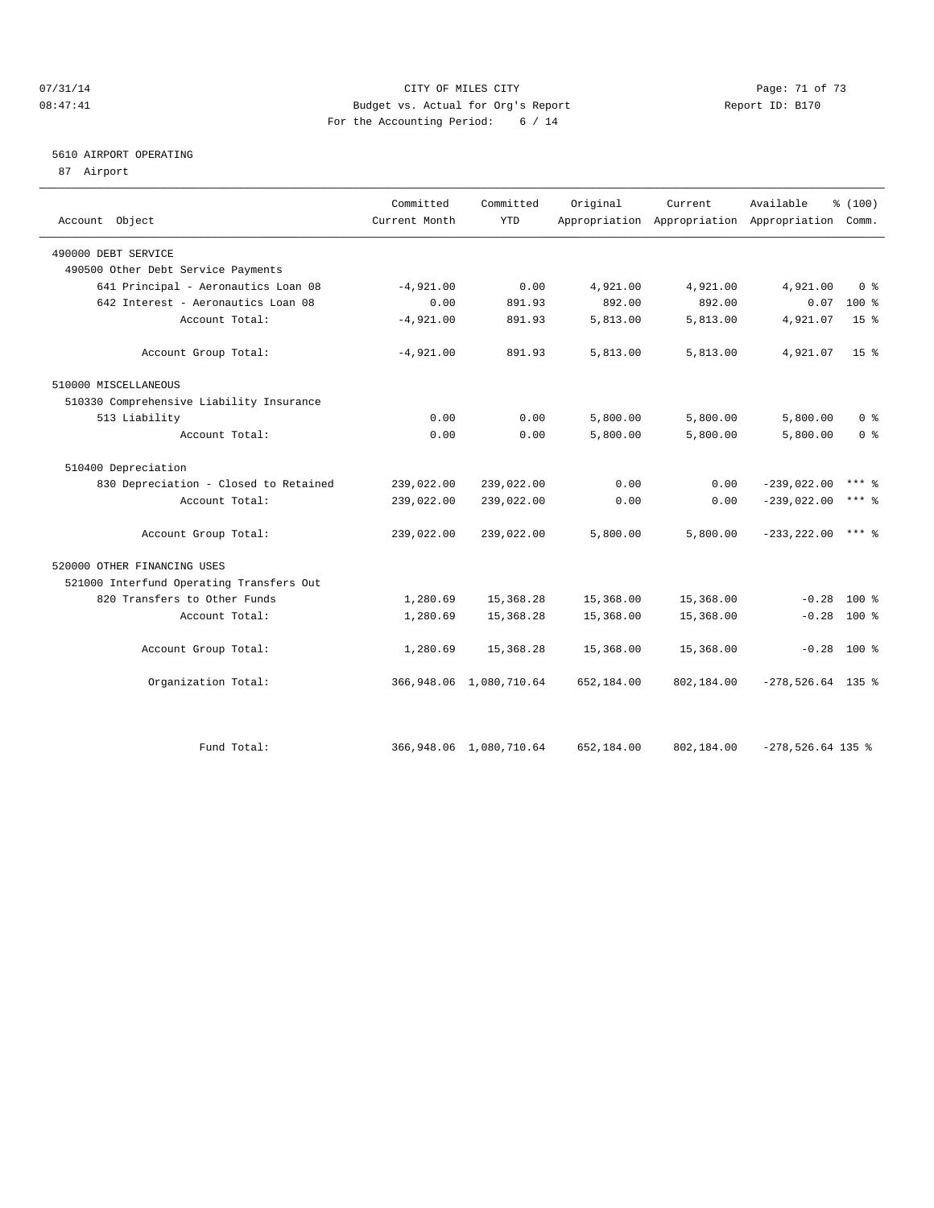CITY OF MILES CITY
Budget vs. Actual for Org's Report
For the Accounting Period: 6 / 14

07/31/14 08:47:41 Report ID: B170

5610 AIRPORT OPERATING
87 Airport

| Account Object | Committed Current Month | Committed YTD | Original Appropriation | Current Appropriation | Available Appropriation | % (100) Comm. |
|---|---|---|---|---|---|---|
| 490000 DEBT SERVICE | | | | | | |
| 490500 Other Debt Service Payments | | | | | | |
| 641 Principal - Aeronautics Loan 08 | -4,921.00 | 0.00 | 4,921.00 | 4,921.00 | 4,921.00 | 0 % |
| 642 Interest - Aeronautics Loan 08 | 0.00 | 891.93 | 892.00 | 892.00 | 0.07 | 100 % |
| Account Total: | -4,921.00 | 891.93 | 5,813.00 | 5,813.00 | 4,921.07 | 15 % |
| Account Group Total: | -4,921.00 | 891.93 | 5,813.00 | 5,813.00 | 4,921.07 | 15 % |
| 510000 MISCELLANEOUS | | | | | | |
| 510330 Comprehensive Liability Insurance | | | | | | |
| 513 Liability | 0.00 | 0.00 | 5,800.00 | 5,800.00 | 5,800.00 | 0 % |
| Account Total: | 0.00 | 0.00 | 5,800.00 | 5,800.00 | 5,800.00 | 0 % |
| 510400 Depreciation | | | | | | |
| 830 Depreciation - Closed to Retained | 239,022.00 | 239,022.00 | 0.00 | 0.00 | -239,022.00 | *** % |
| Account Total: | 239,022.00 | 239,022.00 | 0.00 | 0.00 | -239,022.00 | *** % |
| Account Group Total: | 239,022.00 | 239,022.00 | 5,800.00 | 5,800.00 | -233,222.00 | *** % |
| 520000 OTHER FINANCING USES | | | | | | |
| 521000 Interfund Operating Transfers Out | | | | | | |
| 820 Transfers to Other Funds | 1,280.69 | 15,368.28 | 15,368.00 | 15,368.00 | -0.28 | 100 % |
| Account Total: | 1,280.69 | 15,368.28 | 15,368.00 | 15,368.00 | -0.28 | 100 % |
| Account Group Total: | 1,280.69 | 15,368.28 | 15,368.00 | 15,368.00 | -0.28 | 100 % |
| Organization Total: | 366,948.06 | 1,080,710.64 | 652,184.00 | 802,184.00 | -278,526.64 | 135 % |
| Fund Total: | 366,948.06 | 1,080,710.64 | 652,184.00 | 802,184.00 | -278,526.64 | 135 % |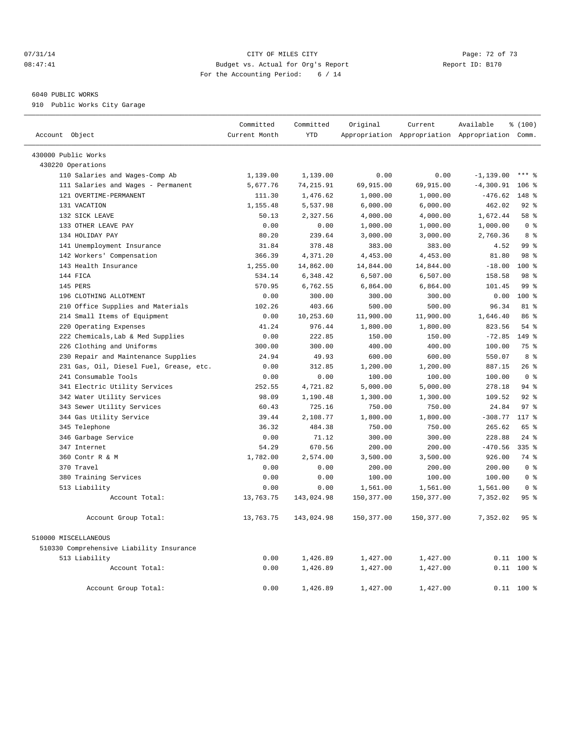CITY OF MILES CITY
Budget vs. Actual for Org's Report
For the Accounting Period: 6 / 14

07/31/14
08:47:41

Report ID: B170

6040 PUBLIC WORKS
910 Public Works City Garage

| Account Object | Committed Current Month | Committed YTD | Original Appropriation | Current Appropriation | Available Appropriation | % (100) Comm. |
|---|---|---|---|---|---|---|
| 430000 Public Works | | | | | | |
| 430220 Operations | | | | | | |
| 110 Salaries and Wages-Comp Ab | 1,139.00 | 1,139.00 | 0.00 | 0.00 | -1,139.00 | *** % |
| 111 Salaries and Wages - Permanent | 5,677.76 | 74,215.91 | 69,915.00 | 69,915.00 | -4,300.91 | 106 % |
| 121 OVERTIME-PERMANENT | 111.30 | 1,476.62 | 1,000.00 | 1,000.00 | -476.62 | 148 % |
| 131 VACATION | 1,155.48 | 5,537.98 | 6,000.00 | 6,000.00 | 462.02 | 92 % |
| 132 SICK LEAVE | 50.13 | 2,327.56 | 4,000.00 | 4,000.00 | 1,672.44 | 58 % |
| 133 OTHER LEAVE PAY | 0.00 | 0.00 | 1,000.00 | 1,000.00 | 1,000.00 | 0 % |
| 134 HOLIDAY PAY | 80.20 | 239.64 | 3,000.00 | 3,000.00 | 2,760.36 | 8 % |
| 141 Unemployment Insurance | 31.84 | 378.48 | 383.00 | 383.00 | 4.52 | 99 % |
| 142 Workers' Compensation | 366.39 | 4,371.20 | 4,453.00 | 4,453.00 | 81.80 | 98 % |
| 143 Health Insurance | 1,255.00 | 14,862.00 | 14,844.00 | 14,844.00 | -18.00 | 100 % |
| 144 FICA | 534.14 | 6,348.42 | 6,507.00 | 6,507.00 | 158.58 | 98 % |
| 145 PERS | 570.95 | 6,762.55 | 6,864.00 | 6,864.00 | 101.45 | 99 % |
| 196 CLOTHING ALLOTMENT | 0.00 | 300.00 | 300.00 | 300.00 | 0.00 | 100 % |
| 210 Office Supplies and Materials | 102.26 | 403.66 | 500.00 | 500.00 | 96.34 | 81 % |
| 214 Small Items of Equipment | 0.00 | 10,253.60 | 11,900.00 | 11,900.00 | 1,646.40 | 86 % |
| 220 Operating Expenses | 41.24 | 976.44 | 1,800.00 | 1,800.00 | 823.56 | 54 % |
| 222 Chemicals,Lab & Med Supplies | 0.00 | 222.85 | 150.00 | 150.00 | -72.85 | 149 % |
| 226 Clothing and Uniforms | 300.00 | 300.00 | 400.00 | 400.00 | 100.00 | 75 % |
| 230 Repair and Maintenance Supplies | 24.94 | 49.93 | 600.00 | 600.00 | 550.07 | 8 % |
| 231 Gas, Oil, Diesel Fuel, Grease, etc. | 0.00 | 312.85 | 1,200.00 | 1,200.00 | 887.15 | 26 % |
| 241 Consumable Tools | 0.00 | 0.00 | 100.00 | 100.00 | 100.00 | 0 % |
| 341 Electric Utility Services | 252.55 | 4,721.82 | 5,000.00 | 5,000.00 | 278.18 | 94 % |
| 342 Water Utility Services | 98.09 | 1,190.48 | 1,300.00 | 1,300.00 | 109.52 | 92 % |
| 343 Sewer Utility Services | 60.43 | 725.16 | 750.00 | 750.00 | 24.84 | 97 % |
| 344 Gas Utility Service | 39.44 | 2,108.77 | 1,800.00 | 1,800.00 | -308.77 | 117 % |
| 345 Telephone | 36.32 | 484.38 | 750.00 | 750.00 | 265.62 | 65 % |
| 346 Garbage Service | 0.00 | 71.12 | 300.00 | 300.00 | 228.88 | 24 % |
| 347 Internet | 54.29 | 670.56 | 200.00 | 200.00 | -470.56 | 335 % |
| 360 Contr R & M | 1,782.00 | 2,574.00 | 3,500.00 | 3,500.00 | 926.00 | 74 % |
| 370 Travel | 0.00 | 0.00 | 200.00 | 200.00 | 200.00 | 0 % |
| 380 Training Services | 0.00 | 0.00 | 100.00 | 100.00 | 100.00 | 0 % |
| 513 Liability | 0.00 | 0.00 | 1,561.00 | 1,561.00 | 1,561.00 | 0 % |
| Account Total: | 13,763.75 | 143,024.98 | 150,377.00 | 150,377.00 | 7,352.02 | 95 % |
| Account Group Total: | 13,763.75 | 143,024.98 | 150,377.00 | 150,377.00 | 7,352.02 | 95 % |
| 510000 MISCELLANEOUS | | | | | | |
| 510330 Comprehensive Liability Insurance | | | | | | |
| 513 Liability | 0.00 | 1,426.89 | 1,427.00 | 1,427.00 | 0.11 | 100 % |
| Account Total: | 0.00 | 1,426.89 | 1,427.00 | 1,427.00 | 0.11 | 100 % |
| Account Group Total: | 0.00 | 1,426.89 | 1,427.00 | 1,427.00 | 0.11 | 100 % |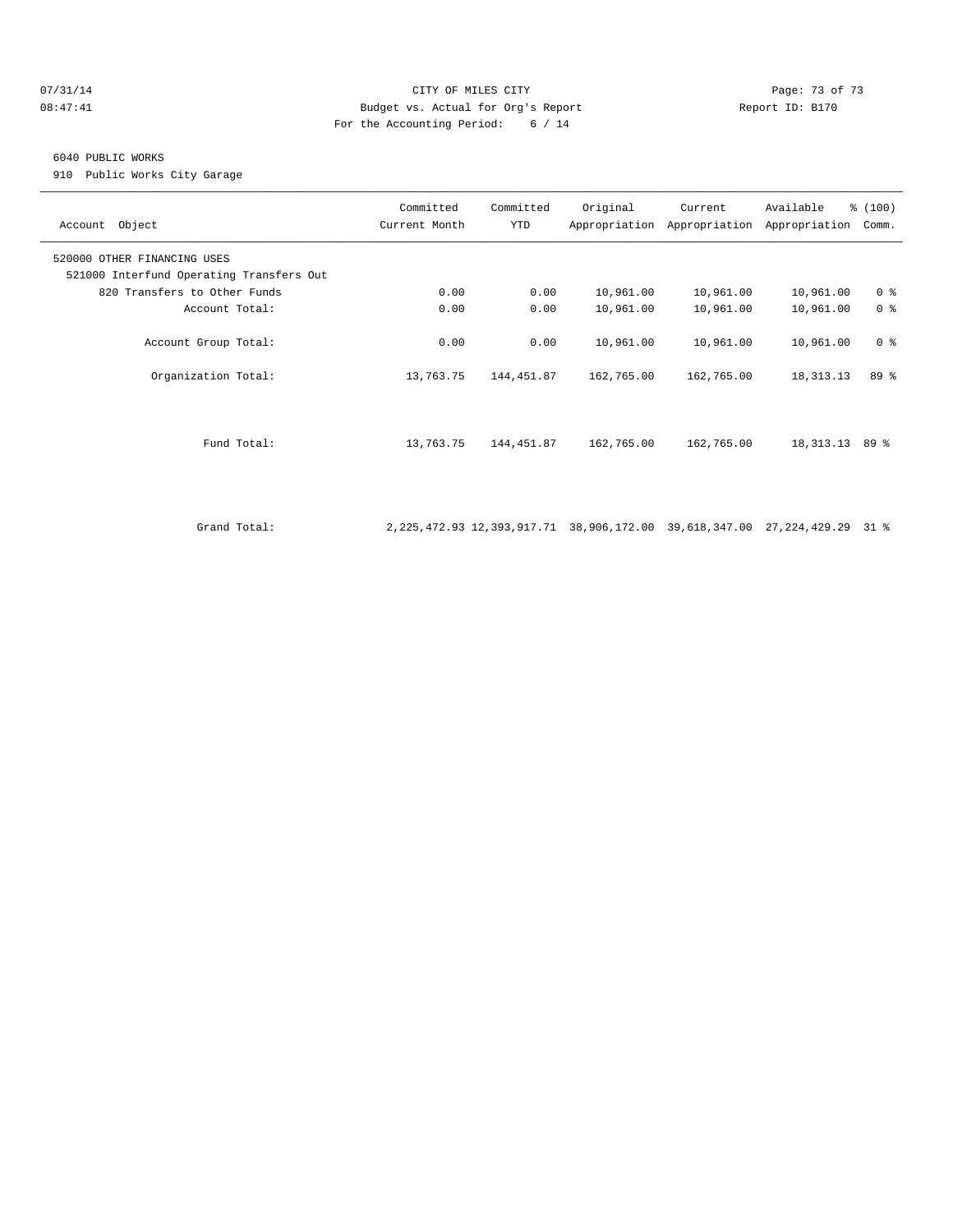07/31/14 CITY OF MILES CITY
08:47:41 Budget vs. Actual for Org's Report Report ID: B170
For the Accounting Period: 6 / 14

6040 PUBLIC WORKS
910 Public Works City Garage

| Account Object | Committed Current Month | Committed YTD | Original Appropriation | Current Appropriation | Available Appropriation | % (100) Comm. |
|---|---|---|---|---|---|---|
| 520000 OTHER FINANCING USES | | | | | | |
| 521000 Interfund Operating Transfers Out | | | | | | |
| 820 Transfers to Other Funds | 0.00 | 0.00 | 10,961.00 | 10,961.00 | 10,961.00 | 0 % |
| Account Total: | 0.00 | 0.00 | 10,961.00 | 10,961.00 | 10,961.00 | 0 % |
| Account Group Total: | 0.00 | 0.00 | 10,961.00 | 10,961.00 | 10,961.00 | 0 % |
| Organization Total: | 13,763.75 | 144,451.87 | 162,765.00 | 162,765.00 | 18,313.13 | 89 % |
| Fund Total: | 13,763.75 | 144,451.87 | 162,765.00 | 162,765.00 | 18,313.13 | 89 % |
| Grand Total: | 2,225,472.93 | 12,393,917.71 | 38,906,172.00 | 39,618,347.00 | 27,224,429.29 | 31 % |